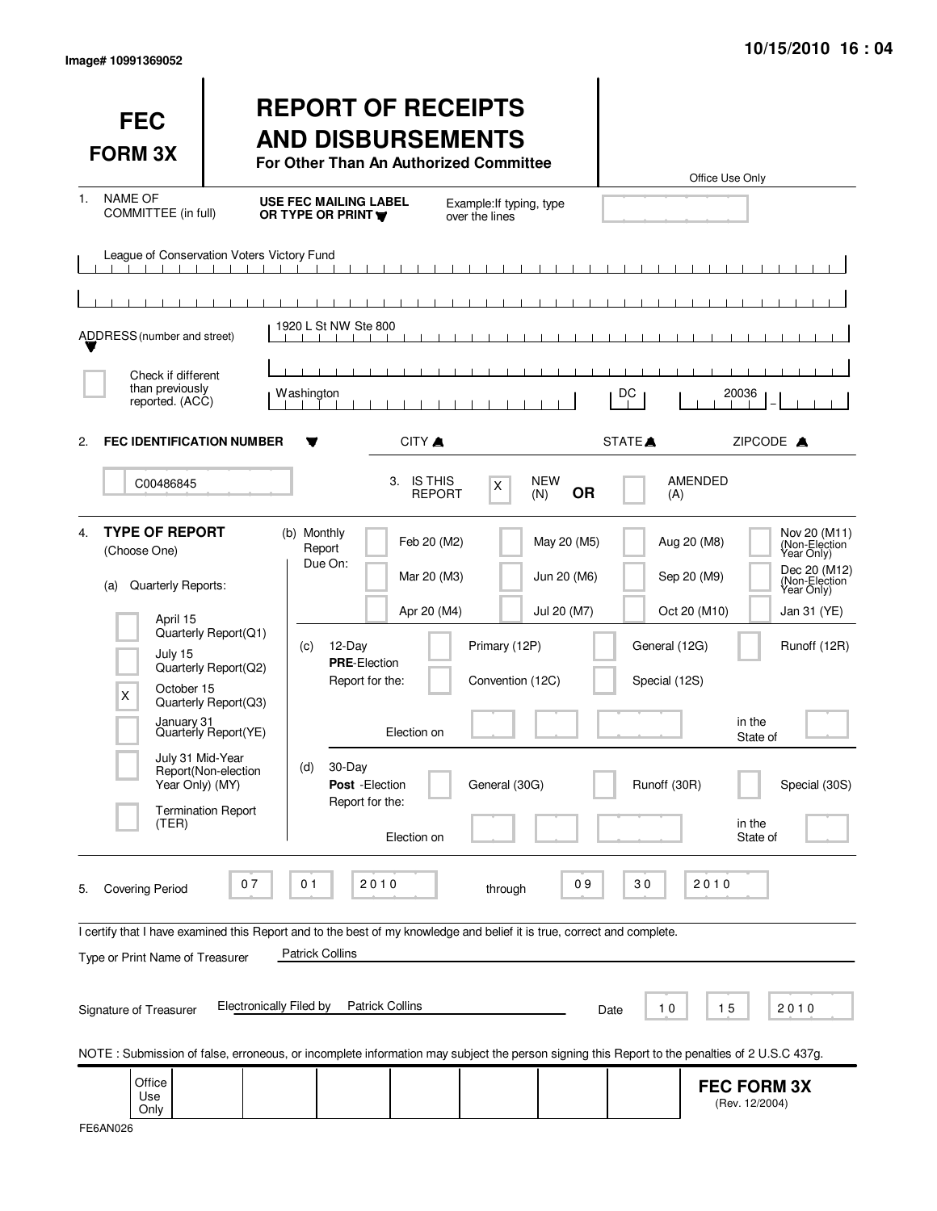Image# 10991369052

10/15/2010 16 : 04

# FEC FORM 3X

# REPORT OF RECEIPTS AND DISBURSEMENTS

**For Other Than An Authorized Committee**

Office Use Only

1. NAME OF COMMITTEE (in full) — **USE FEC MAILING LABEL OR TYPE OR PRINT** — Example: If typing, type over the lines

League of Conservation Voters Victory Fund

ADDRESS (number and street): 1920 L St NW Ste 800

☐ Check if different than previously reported. (ACC)

CITY: Washington — STATE: DC — ZIPCODE: 20036

2. **FEC IDENTIFICATION NUMBER**: C00486845

3. IS THIS REPORT: [X] NEW (N) **OR** [ ] AMENDED (A)

4. **TYPE OF REPORT** (Choose One)

(a) Quarterly Reports:

- [ ] April 15 Quarterly Report (Q1)
- [ ] July 15 Quarterly Report (Q2)
- [X] October 15 Quarterly Report (Q3)
- [ ] January 31 Quarterly Report (YE)
- [ ] July 31 Mid-Year Report (Non-election Year Only) (MY)
- [ ] Termination Report (TER)

(b) Monthly Report Due On:

- [ ] Feb 20 (M2)
- [ ] Mar 20 (M3)
- [ ] Apr 20 (M4)
- [ ] May 20 (M5)
- [ ] Jun 20 (M6)
- [ ] Jul 20 (M7)
- [ ] Aug 20 (M8)
- [ ] Sep 20 (M9)
- [ ] Oct 20 (M10)
- [ ] Nov 20 (M11) (Non-Election Year Only)
- [ ] Dec 20 (M12) (Non-Election Year Only)
- [ ] Jan 31 (YE)

(c) 12-Day **PRE**-Election Report for the:

- [ ] Primary (12P)
- [ ] General (12G)
- [ ] Runoff (12R)
- [ ] Convention (12C)
- [ ] Special (12S)

Election on ____ in the State of ____

(d) 30-Day **Post**-Election Report for the:

- [ ] General (30G)
- [ ] Runoff (30R)
- [ ] Special (30S)

Election on ____ in the State of ____

5. Covering Period 07 01 2010 through 09 30 2010

I certify that I have examined this Report and to the best of my knowledge and belief it is true, correct and complete.

Type or Print Name of Treasurer: Patrick Collins

Signature of Treasurer: Electronically Filed by Patrick Collins — Date: 10 15 2010

NOTE : Submission of false, erroneous, or incomplete information may subject the person signing this Report to the penalties of 2 U.S.C 437g.

Office Use Only

**FEC FORM 3X** (Rev. 12/2004)

FE6AN026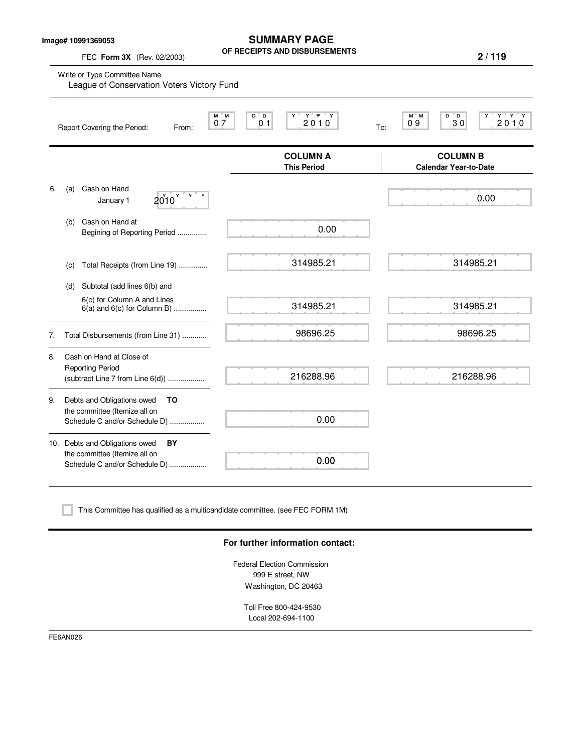Image# 10991369053

# SUMMARY PAGE
## OF RECEIPTS AND DISBURSEMENTS

FEC **Form 3X** (Rev. 02/2003)

Write or Type Committee Name
League of Conservation Voters Victory Fund

Report Covering the Period: From: 07 01 2010 To: 09 30 2010

| | COLUMN A This Period | COLUMN B Calendar Year-to-Date |
|---|---|---|
| 6. (a) Cash on Hand January 1 2010 | | 0.00 |
| (b) Cash on Hand at Begining of Reporting Period .............. | 0.00 | |
| (c) Total Receipts (from Line 19) .............. | 314985.21 | 314985.21 |
| (d) Subtotal (add lines 6(b) and 6(c) for Column A and Lines 6(a) and 6(c) for Column B) ................ | 314985.21 | 314985.21 |
| 7. Total Disbursements (from Line 31) ............ | 98696.25 | 98696.25 |
| 8. Cash on Hand at Close of Reporting Period (subtract Line 7 from Line 6(d)) .................. | 216288.96 | 216288.96 |
| 9. Debts and Obligations owed **TO** the committee (Itemize all on Schedule C and/or Schedule D) ................. | 0.00 | |
| 10. Debts and Obligations owed **BY** the committee (Itemize all on Schedule C and/or Schedule D) .................. | 0.00 | |

☐ This Committee has qualified as a multicandidate committee. (see FEC FORM 1M)

**For further information contact:**

Federal Election Commission
999 E street, NW
Washington, DC 20463

Toll Free 800-424-9530
Local 202-694-1100

FE6AN026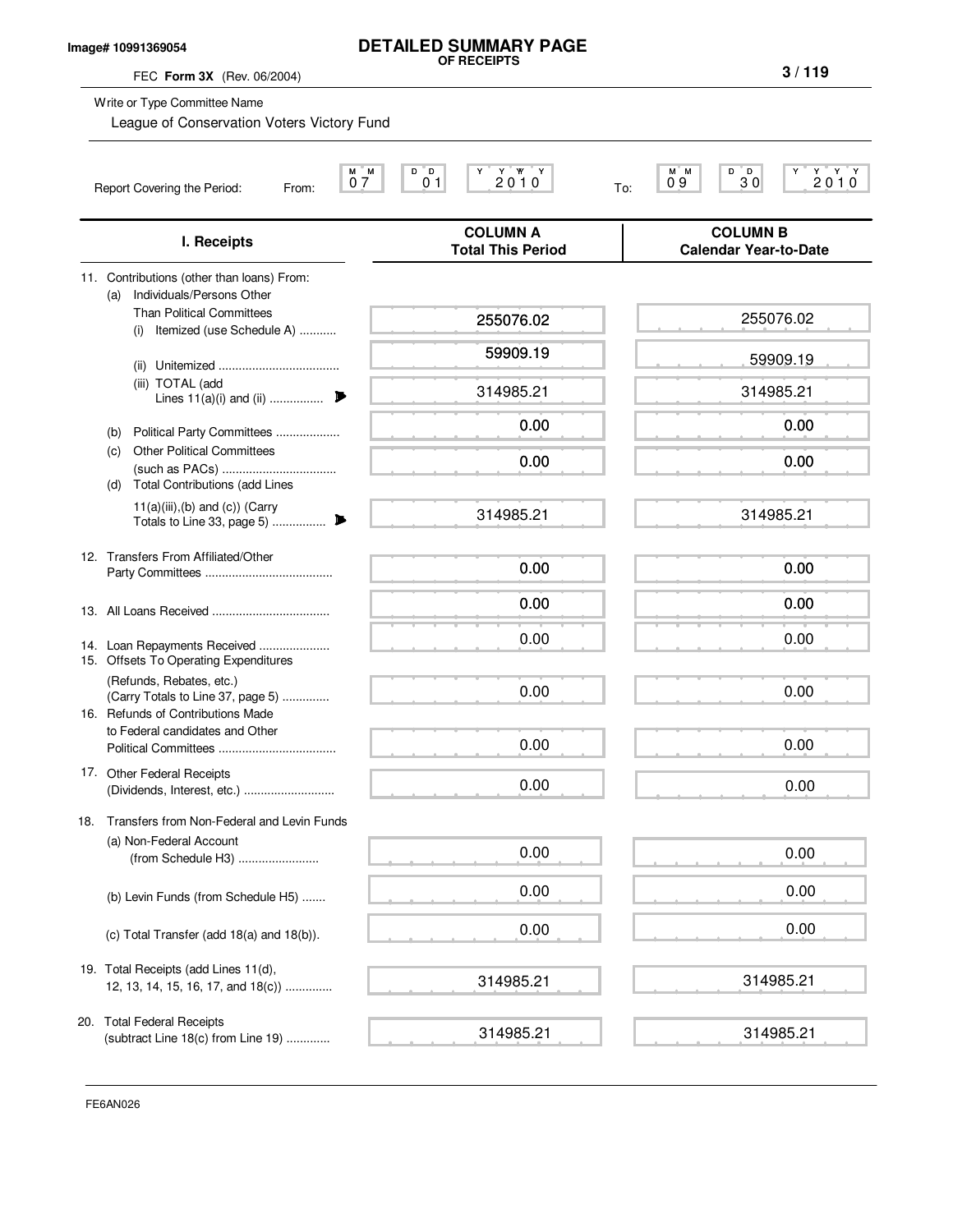Image# 10991369054

# DETAILED SUMMARY PAGE
**OF RECEIPTS**

FEC **Form 3X** (Rev. 06/2004)

Write or Type Committee Name

League of Conservation Voters Victory Fund

Report Covering the Period: From: 07 01 2010 To: 09 30 2010

| I. Receipts | COLUMN A Total This Period | COLUMN B Calendar Year-to-Date |
|---|---|---|
| 11. Contributions (other than loans) From: | | |
| (a) Individuals/Persons Other Than Political Committees | | |
| (i) Itemized (use Schedule A) | 255076.02 | 255076.02 |
| (ii) Unitemized | 59909.19 | 59909.19 |
| (iii) TOTAL (add Lines 11(a)(i) and (ii) | 314985.21 | 314985.21 |
| (b) Political Party Committees | 0.00 | 0.00 |
| (c) Other Political Committees (such as PACs) | 0.00 | 0.00 |
| (d) Total Contributions (add Lines 11(a)(iii),(b) and (c)) (Carry Totals to Line 33, page 5) | 314985.21 | 314985.21 |
| 12. Transfers From Affiliated/Other Party Committees | 0.00 | 0.00 |
| 13. All Loans Received | 0.00 | 0.00 |
| 14. Loan Repayments Received | 0.00 | 0.00 |
| 15. Offsets To Operating Expenditures (Refunds, Rebates, etc.) (Carry Totals to Line 37, page 5) | 0.00 | 0.00 |
| 16. Refunds of Contributions Made to Federal candidates and Other Political Committees | 0.00 | 0.00 |
| 17. Other Federal Receipts (Dividends, Interest, etc.) | 0.00 | 0.00 |
| 18. Transfers from Non-Federal and Levin Funds | | |
| (a) Non-Federal Account (from Schedule H3) | 0.00 | 0.00 |
| (b) Levin Funds (from Schedule H5) | 0.00 | 0.00 |
| (c) Total Transfer (add 18(a) and 18(b)). | 0.00 | 0.00 |
| 19. Total Receipts (add Lines 11(d), 12, 13, 14, 15, 16, 17, and 18(c)) | 314985.21 | 314985.21 |
| 20. Total Federal Receipts (subtract Line 18(c) from Line 19) | 314985.21 | 314985.21 |

FE6AN026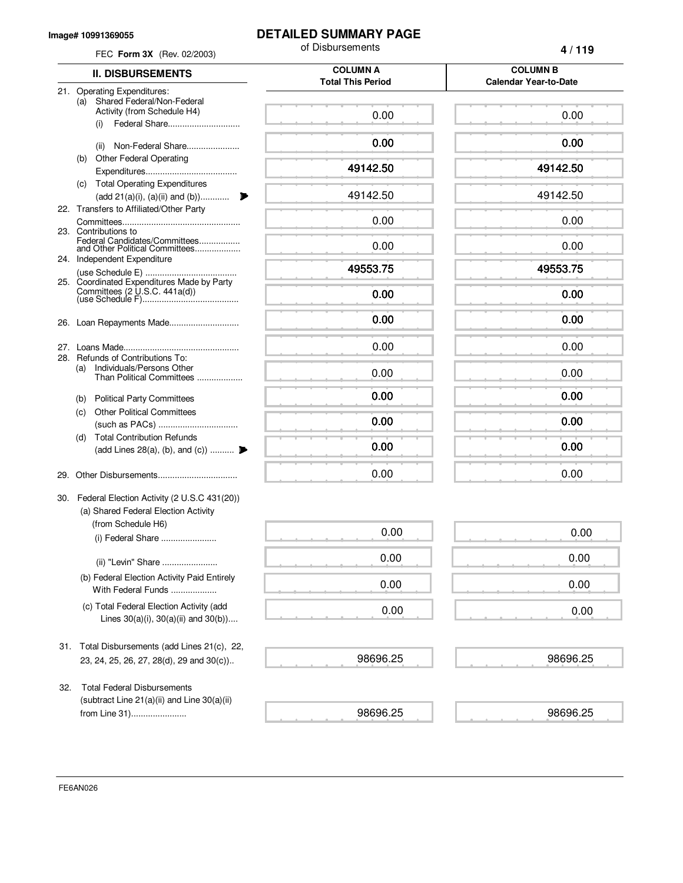Image# 10991369055

FEC **Form 3X** (Rev. 02/2003)

# DETAILED SUMMARY PAGE

of Disbursements

| II. DISBURSEMENTS | COLUMN A Total This Period | COLUMN B Calendar Year-to-Date |
|---|---|---|
| 21. Operating Expenditures: | | |
| (a) Shared Federal/Non-Federal Activity (from Schedule H4) | | |
| (i) Federal Share | 0.00 | 0.00 |
| (ii) Non-Federal Share | 0.00 | 0.00 |
| (b) Other Federal Operating Expenditures | 49142.50 | 49142.50 |
| (c) Total Operating Expenditures (add 21(a)(i), (a)(ii) and (b)) | 49142.50 | 49142.50 |
| 22. Transfers to Affiliated/Other Party Committees | 0.00 | 0.00 |
| 23. Contributions to Federal Candidates/Committees and Other Political Committees | 0.00 | 0.00 |
| 24. Independent Expenditure (use Schedule E) | 49553.75 | 49553.75 |
| 25. Coordinated Expenditures Made by Party Committees (2 U.S.C. 441a(d)) (use Schedule F) | 0.00 | 0.00 |
| 26. Loan Repayments Made | 0.00 | 0.00 |
| 27. Loans Made | 0.00 | 0.00 |
| 28. Refunds of Contributions To: | | |
| (a) Individuals/Persons Other Than Political Committees | 0.00 | 0.00 |
| (b) Political Party Committees | 0.00 | 0.00 |
| (c) Other Political Committees (such as PACs) | 0.00 | 0.00 |
| (d) Total Contribution Refunds (add Lines 28(a), (b), and (c)) | 0.00 | 0.00 |
| 29. Other Disbursements | 0.00 | 0.00 |
| 30. Federal Election Activity (2 U.S.C 431(20)) | | |
| (a) Shared Federal Election Activity (from Schedule H6) | | |
| (i) Federal Share | 0.00 | 0.00 |
| (ii) "Levin" Share | 0.00 | 0.00 |
| (b) Federal Election Activity Paid Entirely With Federal Funds | 0.00 | 0.00 |
| (c) Total Federal Election Activity (add Lines 30(a)(i), 30(a)(ii) and 30(b)) | 0.00 | 0.00 |
| 31. Total Disbursements (add Lines 21(c), 22, 23, 24, 25, 26, 27, 28(d), 29 and 30(c)) | 98696.25 | 98696.25 |
| 32. Total Federal Disbursements (subtract Line 21(a)(ii) and Line 30(a)(ii) from Line 31) | 98696.25 | 98696.25 |

FE6AN026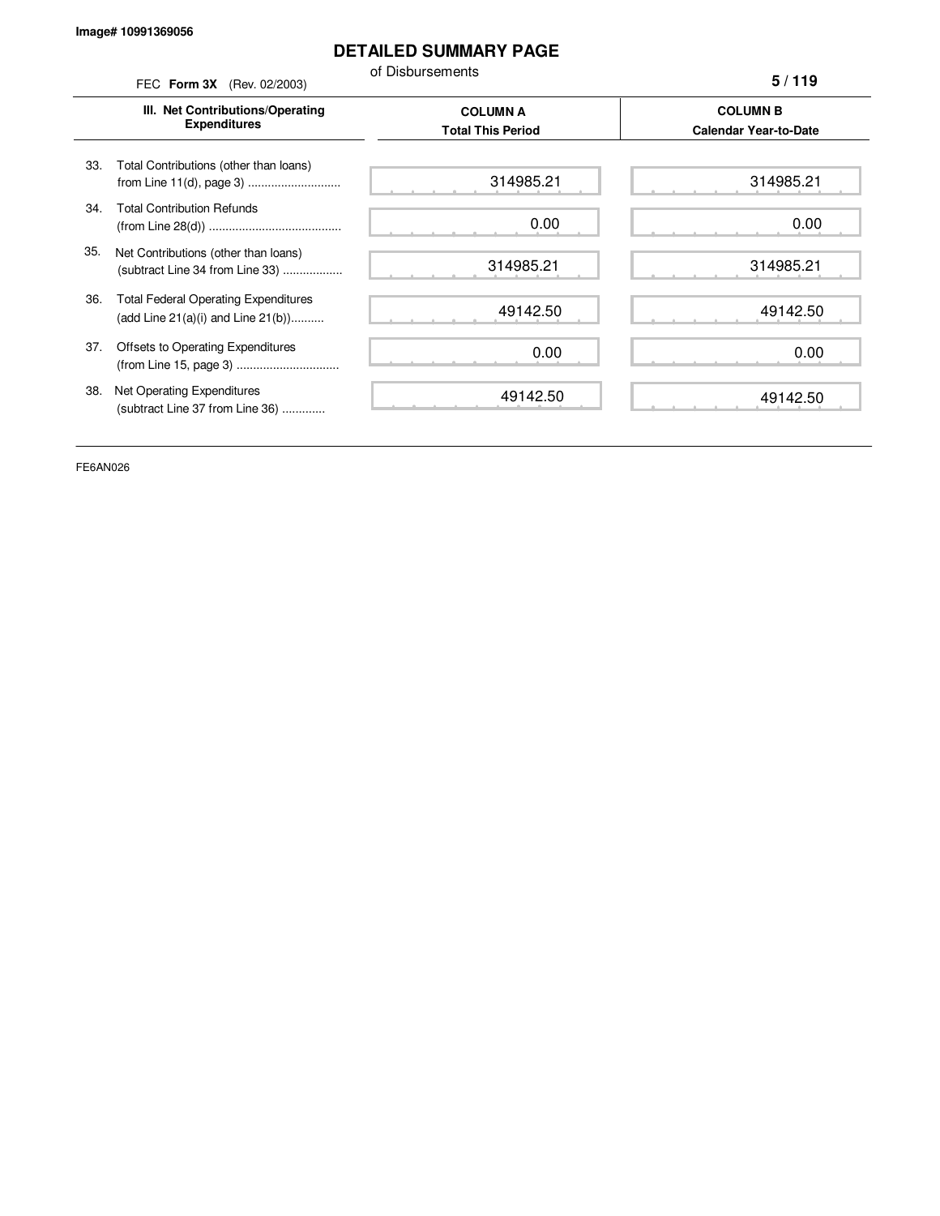Image# 10991369056

# DETAILED SUMMARY PAGE

of Disbursements

FEC **Form 3X** (Rev. 02/2003)

| III. Net Contributions/Operating Expenditures | COLUMN A Total This Period | COLUMN B Calendar Year-to-Date |
|---|---|---|
| 33. Total Contributions (other than loans) from Line 11(d), page 3 ............................ | 314985.21 | 314985.21 |
| 34. Total Contribution Refunds (from Line 28(d)) ........................................ | 0.00 | 0.00 |
| 35. Net Contributions (other than loans) (subtract Line 34 from Line 33) .................. | 314985.21 | 314985.21 |
| 36. Total Federal Operating Expenditures (add Line 21(a)(i) and Line 21(b)).......... | 49142.50 | 49142.50 |
| 37. Offsets to Operating Expenditures (from Line 15, page 3) ............................... | 0.00 | 0.00 |
| 38. Net Operating Expenditures (subtract Line 37 from Line 36) ............ | 49142.50 | 49142.50 |

FE6AN026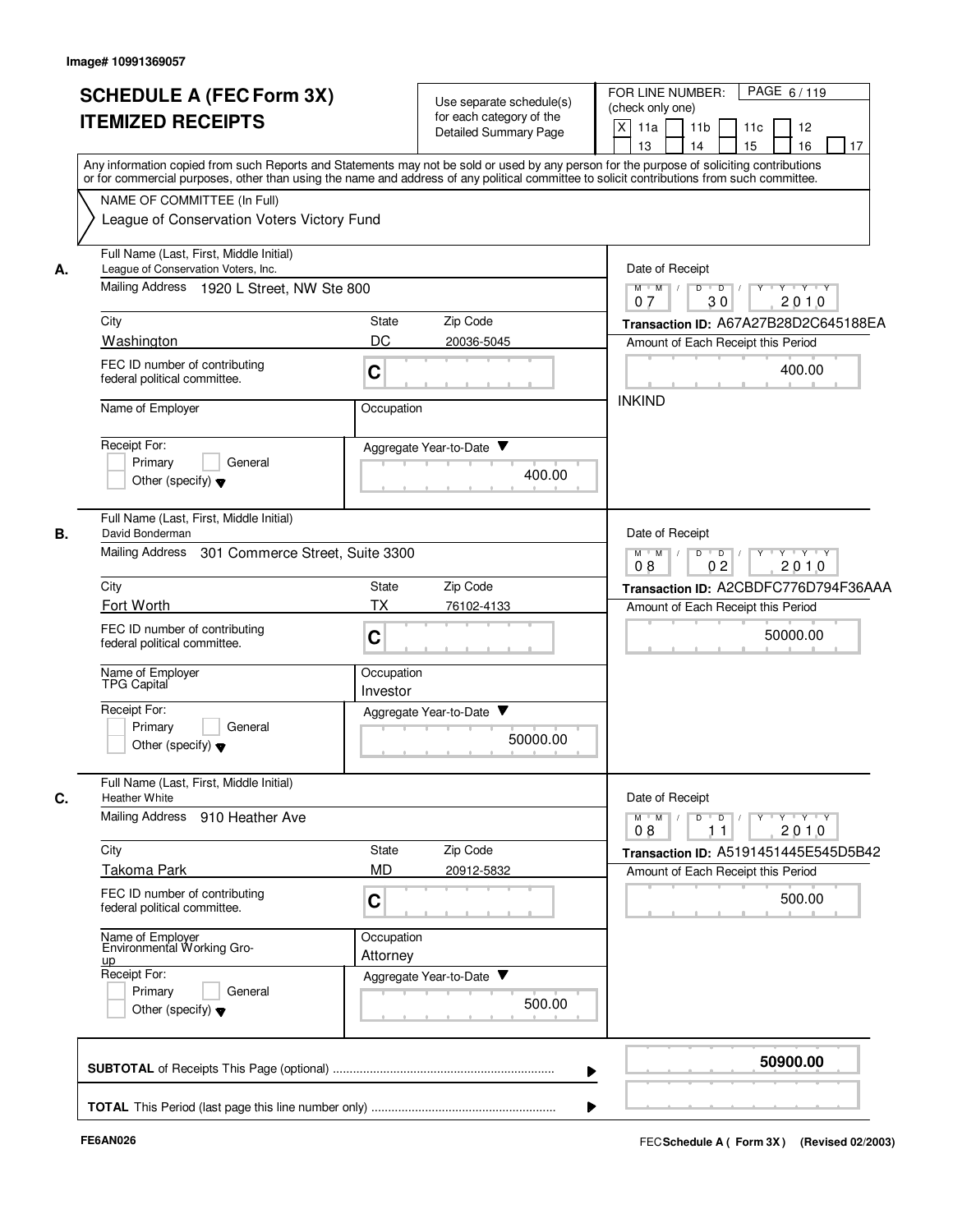Image# 10991369057

# SCHEDULE A (FEC Form 3X) ITEMIZED RECEIPTS

Use separate schedule(s) for each category of the Detailed Summary Page

FOR LINE NUMBER: (check only one)

[X] 11a [ ] 11b [ ] 11c [ ] 12 [ ] 13 [ ] 14 [ ] 15 [ ] 16 [ ] 17

PAGE 6 / 119

Any information copied from such Reports and Statements may not be sold or used by any person for the purpose of soliciting contributions or for commercial purposes, other than using the name and address of any political committee to solicit contributions from such committee.

NAME OF COMMITTEE (In Full)

League of Conservation Voters Victory Fund

---

**A.**

Full Name (Last, First, Middle Initial): League of Conservation Voters, Inc.

Mailing Address: 1920 L Street, NW Ste 800

City: Washington | State: DC | Zip Code: 20036-5045

FEC ID number of contributing federal political committee: C

Name of Employer:

Occupation:

Receipt For: [ ] Primary [ ] General [ ] Other (specify)

Aggregate Year-to-Date: 400.00

Date of Receipt: 07 / 30 / 2010

Transaction ID: A67A27B28D2C645188EA

Amount of Each Receipt this Period: 400.00

INKIND

---

**B.**

Full Name (Last, First, Middle Initial): David Bonderman

Mailing Address: 301 Commerce Street, Suite 3300

City: Fort Worth | State: TX | Zip Code: 76102-4133

FEC ID number of contributing federal political committee: C

Name of Employer: TPG Capital

Occupation: Investor

Receipt For: [ ] Primary [ ] General [ ] Other (specify)

Aggregate Year-to-Date: 50000.00

Date of Receipt: 08 / 02 / 2010

Transaction ID: A2CBDFC776D794F36AAA

Amount of Each Receipt this Period: 50000.00

---

**C.**

Full Name (Last, First, Middle Initial): Heather White

Mailing Address: 910 Heather Ave

City: Takoma Park | State: MD | Zip Code: 20912-5832

FEC ID number of contributing federal political committee: C

Name of Employer: Environmental Working Group

Occupation: Attorney

Receipt For: [ ] Primary [ ] General [ ] Other (specify)

Aggregate Year-to-Date: 500.00

Date of Receipt: 08 / 11 / 2010

Transaction ID: A5191451445E545D5B42

Amount of Each Receipt this Period: 500.00

---

**SUBTOTAL** of Receipts This Page (optional) ........ **50900.00**

**TOTAL** This Period (last page this line number only) ........

FE6AN026

FEC Schedule A ( Form 3X ) (Revised 02/2003)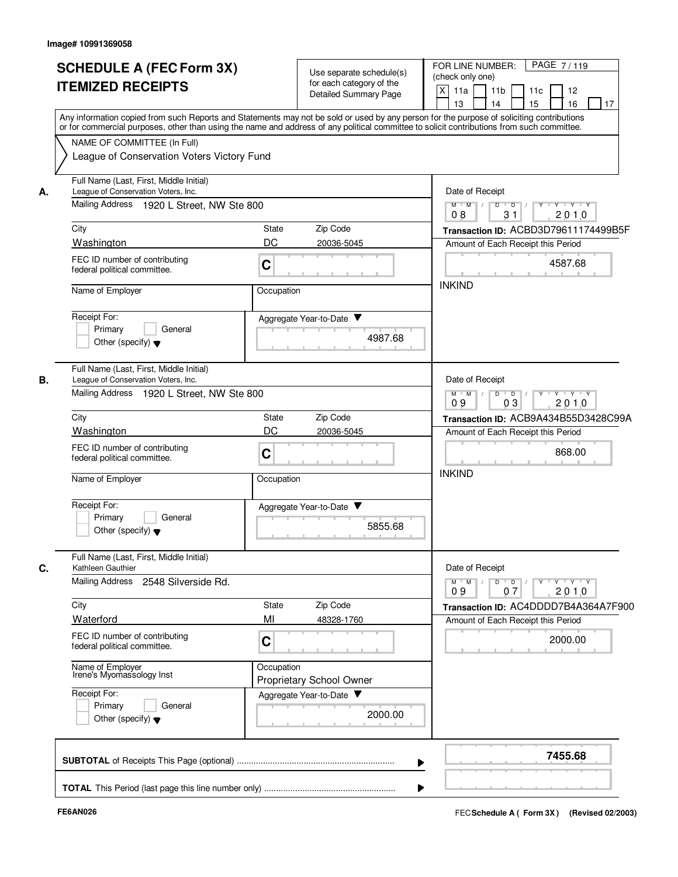Image# 10991369058

# SCHEDULE A (FEC Form 3X) ITEMIZED RECEIPTS

Use separate schedule(s) for each category of the Detailed Summary Page

FOR LINE NUMBER: (check only one)

[X] 11a [ ] 11b [ ] 11c [ ] 12 [ ] 13 [ ] 14 [ ] 15 [ ] 16 [ ] 17

PAGE 7 / 119

Any information copied from such Reports and Statements may not be sold or used by any person for the purpose of soliciting contributions or for commercial purposes, other than using the name and address of any political committee to solicit contributions from such committee.

NAME OF COMMITTEE (In Full)

League of Conservation Voters Victory Fund

## A.

**Full Name (Last, First, Middle Initial):** League of Conservation Voters, Inc.

**Mailing Address:** 1920 L Street, NW Ste 800

| City | State | Zip Code |
|---|---|---|
| Washington | DC | 20036-5045 |

FEC ID number of contributing federal political committee: C

Name of Employer:

Occupation:

Receipt For: [ ] Primary [ ] General [ ] Other (specify)

Aggregate Year-to-Date: 4987.68

Date of Receipt: 08 / 31 / 2010

Transaction ID: ACBD3D79611174499B5F

Amount of Each Receipt this Period: 4587.68

INKIND

## B.

**Full Name (Last, First, Middle Initial):** League of Conservation Voters, Inc.

**Mailing Address:** 1920 L Street, NW Ste 800

| City | State | Zip Code |
|---|---|---|
| Washington | DC | 20036-5045 |

FEC ID number of contributing federal political committee: C

Name of Employer:

Occupation:

Receipt For: [ ] Primary [ ] General [ ] Other (specify)

Aggregate Year-to-Date: 5855.68

Date of Receipt: 09 / 03 / 2010

Transaction ID: ACB9A434B55D3428C99A

Amount of Each Receipt this Period: 868.00

INKIND

## C.

**Full Name (Last, First, Middle Initial):** Kathleen Gauthier

**Mailing Address:** 2548 Silverside Rd.

| City | State | Zip Code |
|---|---|---|
| Waterford | MI | 48328-1760 |

FEC ID number of contributing federal political committee: C

Name of Employer: Irene's Myomassology Inst

Occupation: Proprietary School Owner

Receipt For: [ ] Primary [ ] General [ ] Other (specify)

Aggregate Year-to-Date: 2000.00

Date of Receipt: 09 / 07 / 2010

Transaction ID: AC4DDDD7B4A364A7F900

Amount of Each Receipt this Period: 2000.00

---

**SUBTOTAL** of Receipts This Page (optional): **7455.68**

**TOTAL** This Period (last page this line number only):

FE6AN026

FEC Schedule A ( Form 3X ) (Revised 02/2003)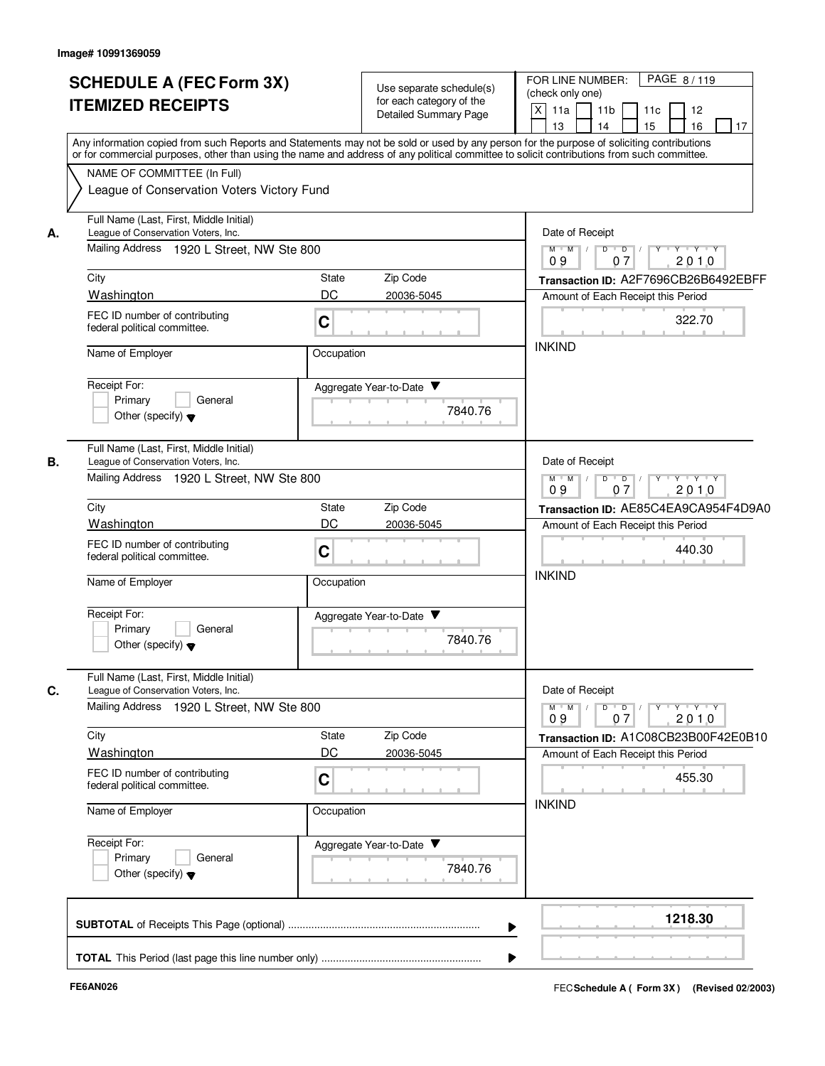Image# 10991369059

# SCHEDULE A (FEC Form 3X) ITEMIZED RECEIPTS

Use separate schedule(s) for each category of the Detailed Summary Page

FOR LINE NUMBER: (check only one)

PAGE 8 / 119

[X] 11a [ ] 11b [ ] 11c [ ] 12 [ ] 13 [ ] 14 [ ] 15 [ ] 16 [ ] 17

Any information copied from such Reports and Statements may not be sold or used by any person for the purpose of soliciting contributions or for commercial purposes, other than using the name and address of any political committee to solicit contributions from such committee.

NAME OF COMMITTEE (In Full)
League of Conservation Voters Victory Fund

**A.**

Full Name (Last, First, Middle Initial): League of Conservation Voters, Inc.
Mailing Address: 1920 L Street, NW Ste 800
City: Washington | State: DC | Zip Code: 20036-5045
FEC ID number of contributing federal political committee: C
Name of Employer:
Occupation:
Receipt For: [ ] Primary [ ] General [ ] Other (specify)
Aggregate Year-to-Date: 7840.76

Date of Receipt: 09 / 07 / 2010
Transaction ID: A2F7696CB26B6492EBFF
Amount of Each Receipt this Period: 322.70
INKIND

**B.**

Full Name (Last, First, Middle Initial): League of Conservation Voters, Inc.
Mailing Address: 1920 L Street, NW Ste 800
City: Washington | State: DC | Zip Code: 20036-5045
FEC ID number of contributing federal political committee: C
Name of Employer:
Occupation:
Receipt For: [ ] Primary [ ] General [ ] Other (specify)
Aggregate Year-to-Date: 7840.76

Date of Receipt: 09 / 07 / 2010
Transaction ID: AE85C4EA9CA954F4D9A0
Amount of Each Receipt this Period: 440.30
INKIND

**C.**

Full Name (Last, First, Middle Initial): League of Conservation Voters, Inc.
Mailing Address: 1920 L Street, NW Ste 800
City: Washington | State: DC | Zip Code: 20036-5045
FEC ID number of contributing federal political committee: C
Name of Employer:
Occupation:
Receipt For: [ ] Primary [ ] General [ ] Other (specify)
Aggregate Year-to-Date: 7840.76

Date of Receipt: 09 / 07 / 2010
Transaction ID: A1C08CB23B00F42E0B10
Amount of Each Receipt this Period: 455.30
INKIND

**SUBTOTAL** of Receipts This Page (optional): **1218.30**

**TOTAL** This Period (last page this line number only):

FE6AN026

FEC **Schedule A ( Form 3X )** (Revised 02/2003)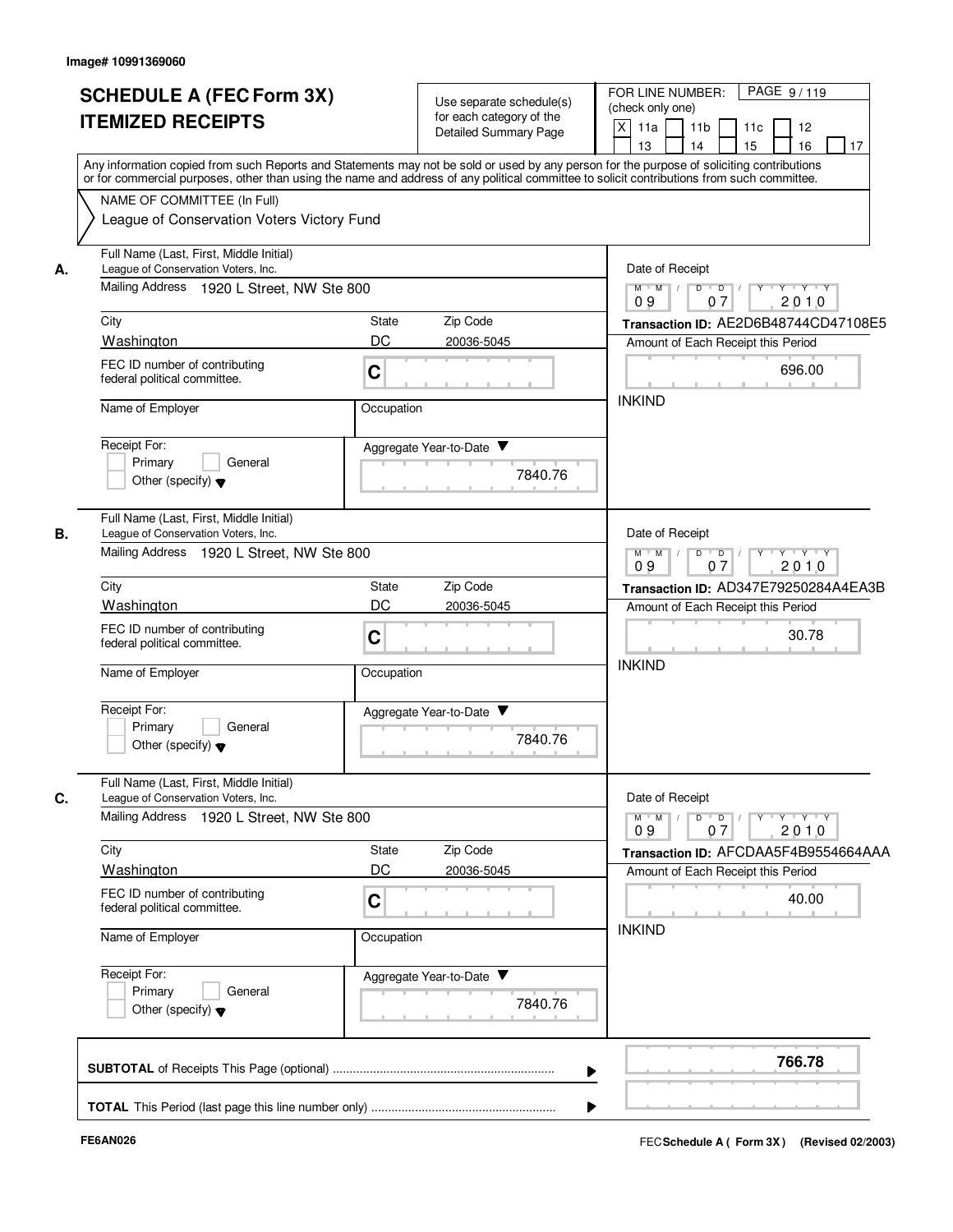Image# 10991369060

# SCHEDULE A (FEC Form 3X) ITEMIZED RECEIPTS

Use separate schedule(s) for each category of the Detailed Summary Page

FOR LINE NUMBER: (check only one)
[X] 11a [ ] 11b [ ] 11c [ ] 12 [ ] 13 [ ] 14 [ ] 15 [ ] 16 [ ] 17

PAGE 9 / 119

Any information copied from such Reports and Statements may not be sold or used by any person for the purpose of soliciting contributions or for commercial purposes, other than using the name and address of any political committee to solicit contributions from such committee.

NAME OF COMMITTEE (In Full)
League of Conservation Voters Victory Fund

**A.** Full Name (Last, First, Middle Initial): League of Conservation Voters, Inc.
Mailing Address: 1920 L Street, NW Ste 800
City: Washington | State: DC | Zip Code: 20036-5045
FEC ID number of contributing federal political committee: C
Name of Employer:
Occupation:
Receipt For: [ ] Primary [ ] General [ ] Other (specify)
Aggregate Year-to-Date: 7840.76
Date of Receipt: 09 / 07 / 2010
Transaction ID: AE2D6B48744CD47108E5
Amount of Each Receipt this Period: 696.00
INKIND

**B.** Full Name (Last, First, Middle Initial): League of Conservation Voters, Inc.
Mailing Address: 1920 L Street, NW Ste 800
City: Washington | State: DC | Zip Code: 20036-5045
FEC ID number of contributing federal political committee: C
Name of Employer:
Occupation:
Receipt For: [ ] Primary [ ] General [ ] Other (specify)
Aggregate Year-to-Date: 7840.76
Date of Receipt: 09 / 07 / 2010
Transaction ID: AD347E79250284A4EA3B
Amount of Each Receipt this Period: 30.78
INKIND

**C.** Full Name (Last, First, Middle Initial): League of Conservation Voters, Inc.
Mailing Address: 1920 L Street, NW Ste 800
City: Washington | State: DC | Zip Code: 20036-5045
FEC ID number of contributing federal political committee: C
Name of Employer:
Occupation:
Receipt For: [ ] Primary [ ] General [ ] Other (specify)
Aggregate Year-to-Date: 7840.76
Date of Receipt: 09 / 07 / 2010
Transaction ID: AFCDAA5F4B9554664AAA
Amount of Each Receipt this Period: 40.00
INKIND

**SUBTOTAL** of Receipts This Page (optional) ........ **766.78**

**TOTAL** This Period (last page this line number only) ........

FE6AN026

FEC **Schedule A ( Form 3X )** (Revised 02/2003)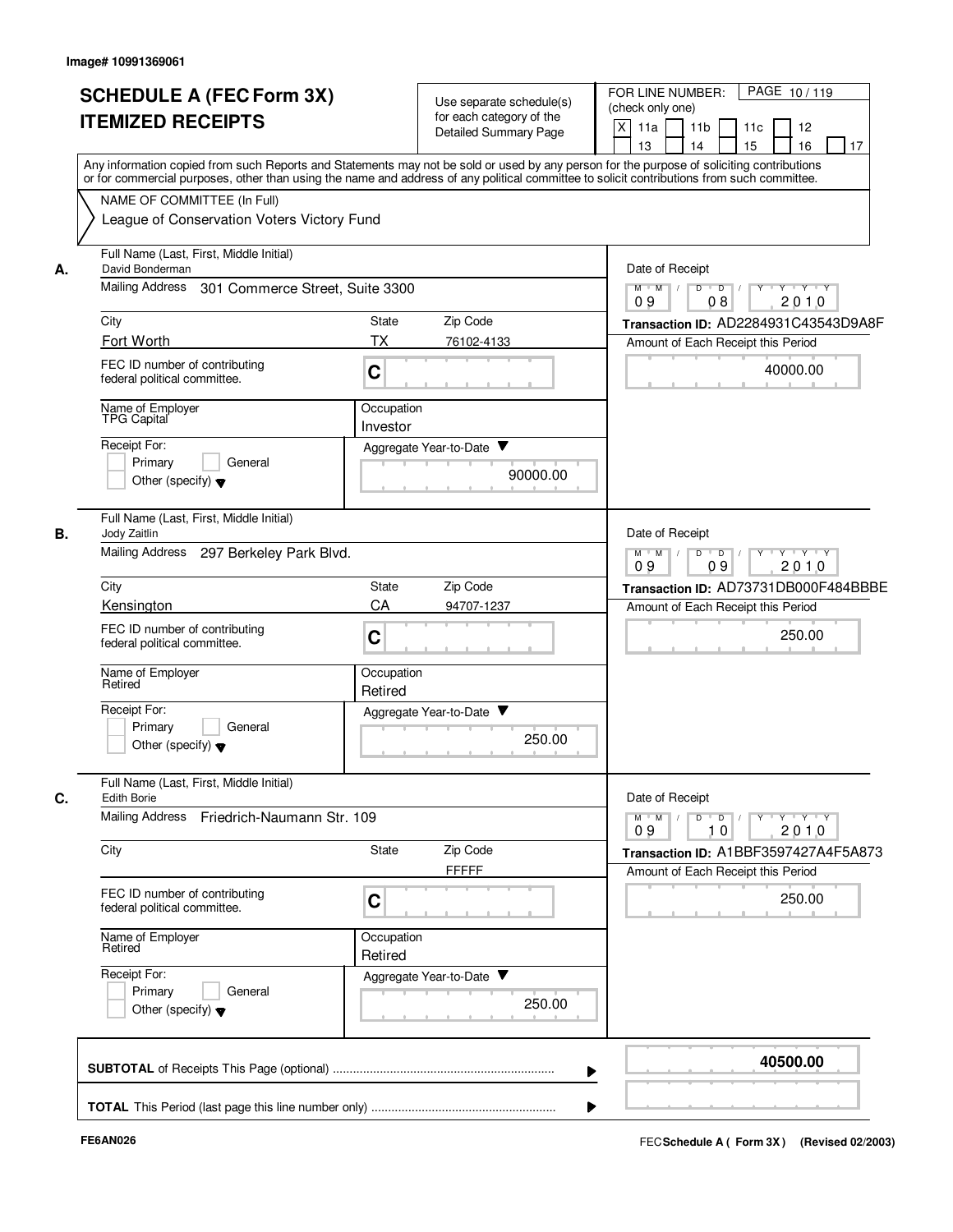Image# 10991369061

# SCHEDULE A (FEC Form 3X) ITEMIZED RECEIPTS

Use separate schedule(s) for each category of the Detailed Summary Page

FOR LINE NUMBER: (check only one)

- [x] 11a
- [ ] 11b
- [ ] 11c
- [ ] 12
- [ ] 13
- [ ] 14
- [ ] 15
- [ ] 16
- [ ] 17

PAGE 10 / 119

Any information copied from such Reports and Statements may not be sold or used by any person for the purpose of soliciting contributions or for commercial purposes, other than using the name and address of any political committee to solicit contributions from such committee.

NAME OF COMMITTEE (In Full)
League of Conservation Voters Victory Fund

## A.

**Full Name (Last, First, Middle Initial):** David Bonderman

**Mailing Address:** 301 Commerce Street, Suite 3300

**City:** Fort Worth | **State:** TX | **Zip Code:** 76102-4133

**FEC ID number of contributing federal political committee.** C

**Name of Employer:** TPG Capital

**Occupation:** Investor

**Receipt For:** Primary / General / Other (specify)

**Date of Receipt:** 09 / 08 / 2010

**Transaction ID:** AD2284931C43543D9A8F

**Amount of Each Receipt this Period:** 40000.00

**Aggregate Year-to-Date:** 90000.00

## B.

**Full Name (Last, First, Middle Initial):** Jody Zaitlin

**Mailing Address:** 297 Berkeley Park Blvd.

**City:** Kensington | **State:** CA | **Zip Code:** 94707-1237

**FEC ID number of contributing federal political committee.** C

**Name of Employer:** Retired

**Occupation:** Retired

**Receipt For:** Primary / General / Other (specify)

**Date of Receipt:** 09 / 09 / 2010

**Transaction ID:** AD73731DB000F484BBBE

**Amount of Each Receipt this Period:** 250.00

**Aggregate Year-to-Date:** 250.00

## C.

**Full Name (Last, First, Middle Initial):** Edith Borie

**Mailing Address:** Friedrich-Naumann Str. 109

**City:** | **State:** | **Zip Code:** FFFFF

**FEC ID number of contributing federal political committee.** C

**Name of Employer:** Retired

**Occupation:** Retired

**Receipt For:** Primary / General / Other (specify)

**Date of Receipt:** 09 / 10 / 2010

**Transaction ID:** A1BBF3597427A4F5A873

**Amount of Each Receipt this Period:** 250.00

**Aggregate Year-to-Date:** 250.00

---

**SUBTOTAL** of Receipts This Page (optional) ........ **40500.00**

**TOTAL** This Period (last page this line number only) ........

FE6AN026

FEC **Schedule A ( Form 3X )** (Revised 02/2003)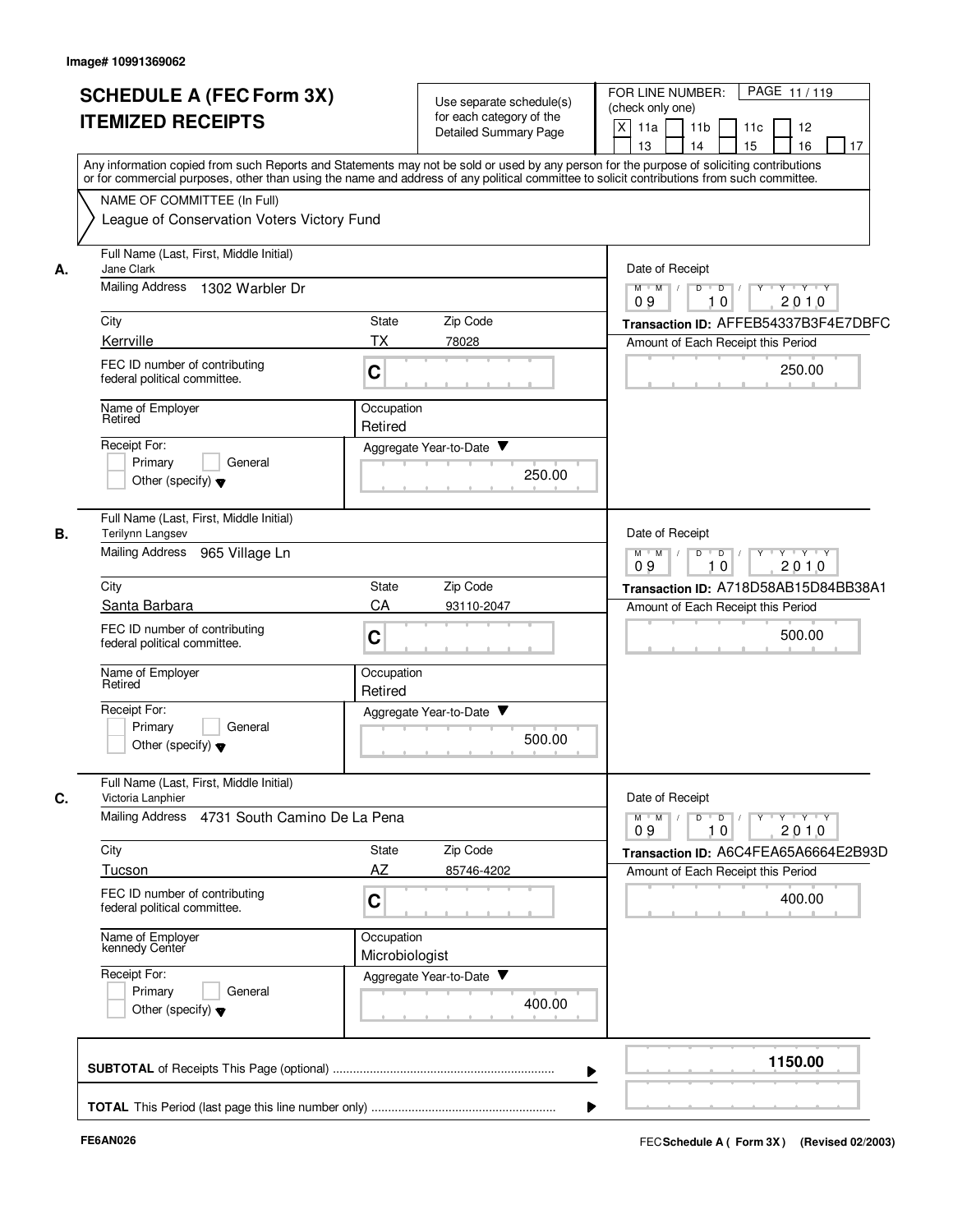Image# 10991369062

# SCHEDULE A (FEC Form 3X)
# ITEMIZED RECEIPTS

Use separate schedule(s) for each category of the Detailed Summary Page

FOR LINE NUMBER: (check only one)
[X] 11a [ ] 11b [ ] 11c [ ] 12 [ ] 13 [ ] 14 [ ] 15 [ ] 16 [ ] 17

Any information copied from such Reports and Statements may not be sold or used by any person for the purpose of soliciting contributions or for commercial purposes, other than using the name and address of any political committee to solicit contributions from such committee.

NAME OF COMMITTEE (In Full)
League of Conservation Voters Victory Fund

## A.

| Field | Value |
|---|---|
| Full Name (Last, First, Middle Initial) | Jane Clark |
| Mailing Address | 1302 Warbler Dr |
| City | Kerrville |
| State | TX |
| Zip Code | 78028 |
| FEC ID number of contributing federal political committee. | C |
| Name of Employer | Retired |
| Occupation | Retired |
| Receipt For: | Primary / General / Other (specify) |
| Aggregate Year-to-Date | 250.00 |
| Date of Receipt | 09 10 2010 |
| Transaction ID | AFFEB54337B3F4E7DBFC |
| Amount of Each Receipt this Period | 250.00 |

## B.

| Field | Value |
|---|---|
| Full Name (Last, First, Middle Initial) | Terilynn Langsev |
| Mailing Address | 965 Village Ln |
| City | Santa Barbara |
| State | CA |
| Zip Code | 93110-2047 |
| FEC ID number of contributing federal political committee. | C |
| Name of Employer | Retired |
| Occupation | Retired |
| Receipt For: | Primary / General / Other (specify) |
| Aggregate Year-to-Date | 500.00 |
| Date of Receipt | 09 10 2010 |
| Transaction ID | A718D58AB15D84BB38A1 |
| Amount of Each Receipt this Period | 500.00 |

## C.

| Field | Value |
|---|---|
| Full Name (Last, First, Middle Initial) | Victoria Lanphier |
| Mailing Address | 4731 South Camino De La Pena |
| City | Tucson |
| State | AZ |
| Zip Code | 85746-4202 |
| FEC ID number of contributing federal political committee. | C |
| Name of Employer | kennedy Center |
| Occupation | Microbiologist |
| Receipt For: | Primary / General / Other (specify) |
| Aggregate Year-to-Date | 400.00 |
| Date of Receipt | 09 10 2010 |
| Transaction ID | A6C4FEA65A6664E2B93D |
| Amount of Each Receipt this Period | 400.00 |

**SUBTOTAL** of Receipts This Page (optional) ........ 1150.00

**TOTAL** This Period (last page this line number only) ........

FE6AN026

FEC **Schedule A ( Form 3X)** (Revised 02/2003)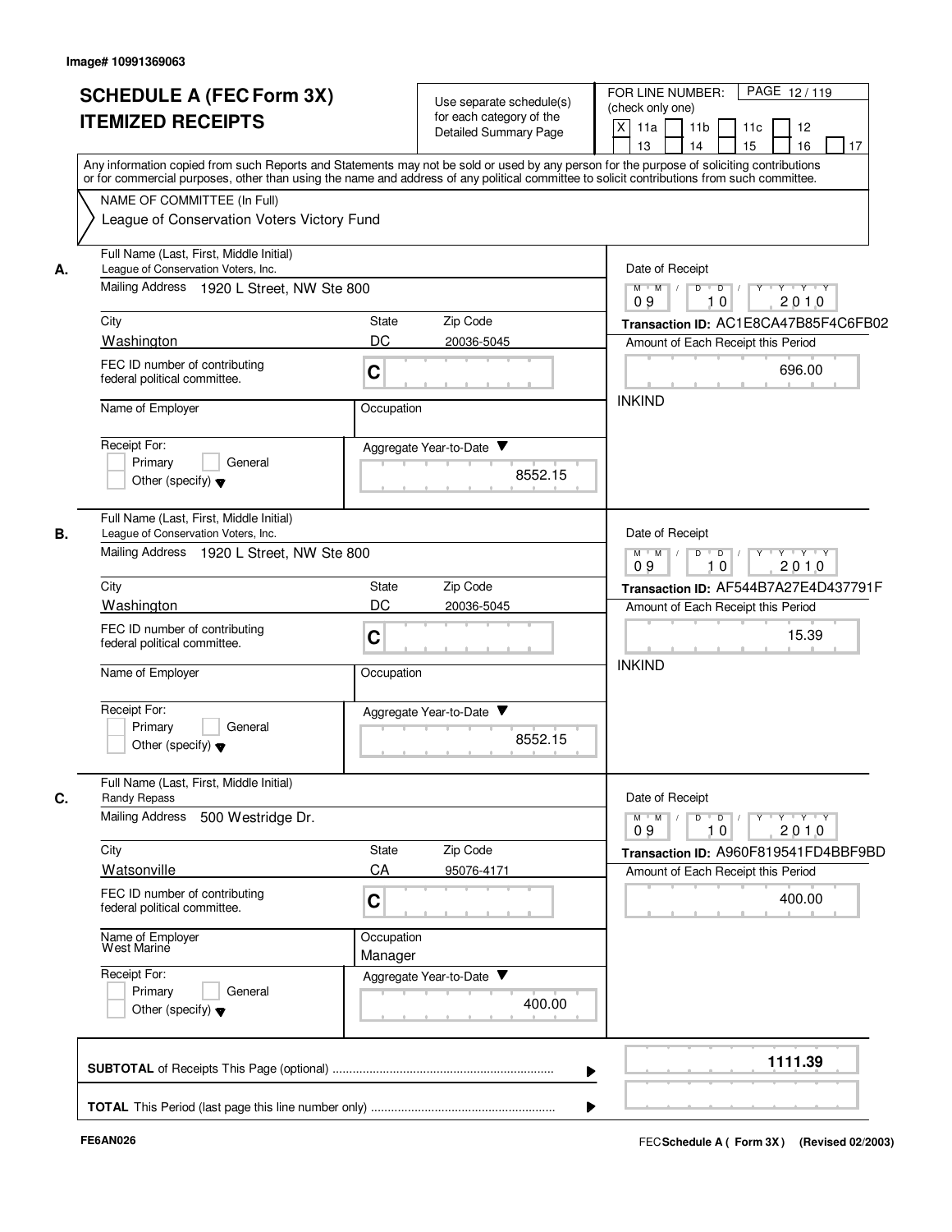Image# 10991369063

# SCHEDULE A (FEC Form 3X) ITEMIZED RECEIPTS

Use separate schedule(s) for each category of the Detailed Summary Page

FOR LINE NUMBER: (check only one)

[X] 11a [ ] 11b [ ] 11c [ ] 12 [ ] 13 [ ] 14 [ ] 15 [ ] 16 [ ] 17

PAGE 12 / 119

Any information copied from such Reports and Statements may not be sold or used by any person for the purpose of soliciting contributions or for commercial purposes, other than using the name and address of any political committee to solicit contributions from such committee.

NAME OF COMMITTEE (In Full)
League of Conservation Voters Victory Fund

## A.

Full Name (Last, First, Middle Initial): League of Conservation Voters, Inc.

Mailing Address: 1920 L Street, NW Ste 800

City: Washington | State: DC | Zip Code: 20036-5045

FEC ID number of contributing federal political committee: C

Name of Employer:

Occupation:

Receipt For: [ ] Primary [ ] General [ ] Other (specify)

Aggregate Year-to-Date: 8552.15

Date of Receipt: 09 10 2010

Transaction ID: AC1E8CA47B85F4C6FB02

Amount of Each Receipt this Period: 696.00

INKIND

## B.

Full Name (Last, First, Middle Initial): League of Conservation Voters, Inc.

Mailing Address: 1920 L Street, NW Ste 800

City: Washington | State: DC | Zip Code: 20036-5045

FEC ID number of contributing federal political committee: C

Name of Employer:

Occupation:

Receipt For: [ ] Primary [ ] General [ ] Other (specify)

Aggregate Year-to-Date: 8552.15

Date of Receipt: 09 10 2010

Transaction ID: AF544B7A27E4D437791F

Amount of Each Receipt this Period: 15.39

INKIND

## C.

Full Name (Last, First, Middle Initial): Randy Repass

Mailing Address: 500 Westridge Dr.

City: Watsonville | State: CA | Zip Code: 95076-4171

FEC ID number of contributing federal political committee: C

Name of Employer: West Marine

Occupation: Manager

Receipt For: [ ] Primary [ ] General [ ] Other (specify)

Aggregate Year-to-Date: 400.00

Date of Receipt: 09 10 2010

Transaction ID: A960F819541FD4BBF9BD

Amount of Each Receipt this Period: 400.00

---

**SUBTOTAL** of Receipts This Page (optional): **1111.39**

**TOTAL** This Period (last page this line number only):

FE6AN026

FEC **Schedule A ( Form 3X)** (Revised 02/2003)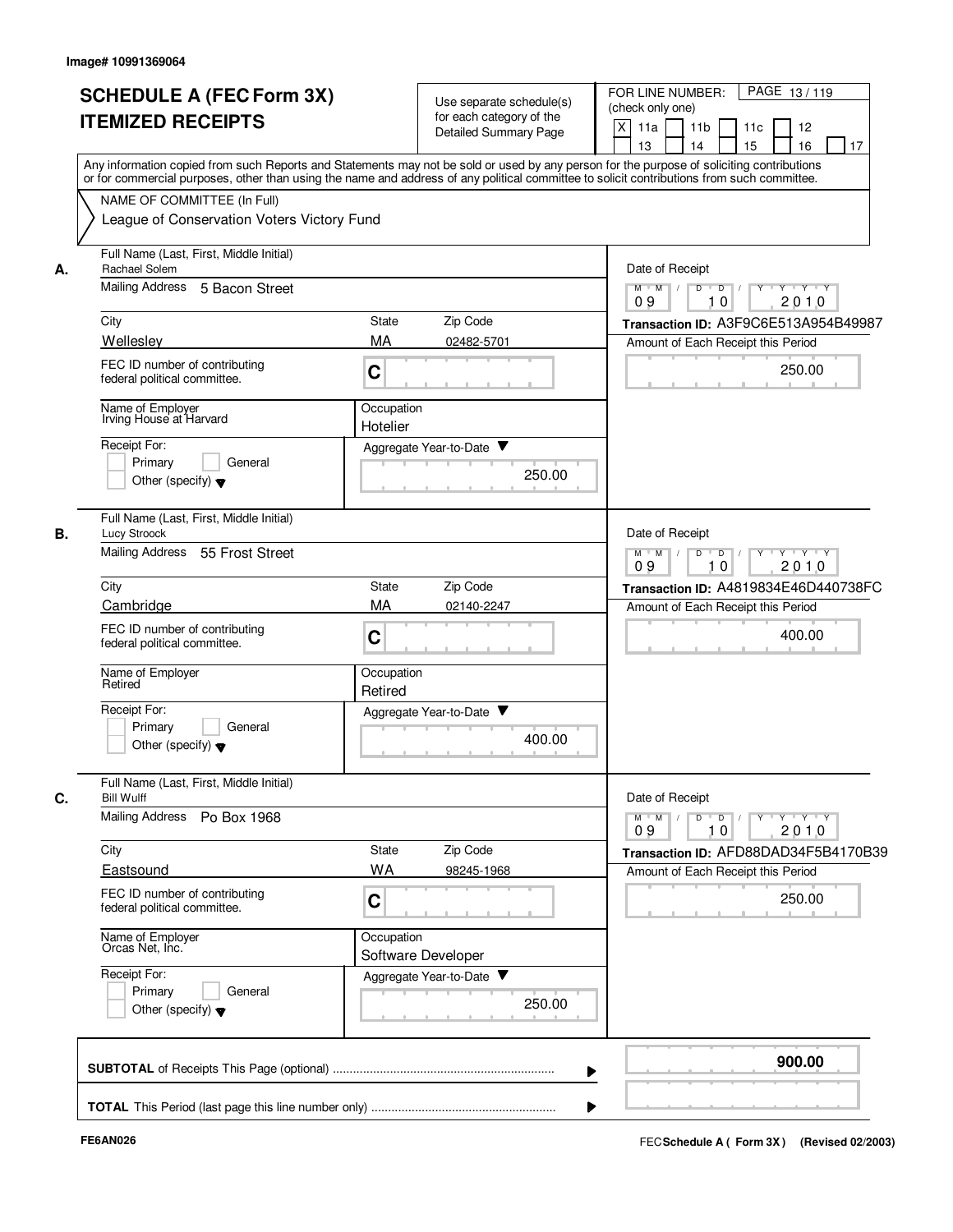Image# 10991369064

# SCHEDULE A (FEC Form 3X)
# ITEMIZED RECEIPTS

Use separate schedule(s) for each category of the Detailed Summary Page

FOR LINE NUMBER: (check only one)

[X] 11a [ ] 11b [ ] 11c [ ] 12 [ ] 13 [ ] 14 [ ] 15 [ ] 16 [ ] 17

Any information copied from such Reports and Statements may not be sold or used by any person for the purpose of soliciting contributions or for commercial purposes, other than using the name and address of any political committee to solicit contributions from such committee.

NAME OF COMMITTEE (In Full)
League of Conservation Voters Victory Fund

---

**A.** Full Name (Last, First, Middle Initial): Rachael Solem

Mailing Address: 5 Bacon Street

City: Wellesley | State: MA | Zip Code: 02482-5701

FEC ID number of contributing federal political committee: C

Name of Employer: Irving House at Harvard | Occupation: Hotelier

Receipt For: [ ] Primary [ ] General [ ] Other (specify)

Aggregate Year-to-Date: 250.00

Date of Receipt: 09 10 2010

Transaction ID: A3F9C6E513A954B49987

Amount of Each Receipt this Period: 250.00

---

**B.** Full Name (Last, First, Middle Initial): Lucy Stroock

Mailing Address: 55 Frost Street

City: Cambridge | State: MA | Zip Code: 02140-2247

FEC ID number of contributing federal political committee: C

Name of Employer: Retired | Occupation: Retired

Receipt For: [ ] Primary [ ] General [ ] Other (specify)

Aggregate Year-to-Date: 400.00

Date of Receipt: 09 10 2010

Transaction ID: A4819834E46D440738FC

Amount of Each Receipt this Period: 400.00

---

**C.** Full Name (Last, First, Middle Initial): Bill Wulff

Mailing Address: Po Box 1968

City: Eastsound | State: WA | Zip Code: 98245-1968

FEC ID number of contributing federal political committee: C

Name of Employer: Orcas Net, Inc. | Occupation: Software Developer

Receipt For: [ ] Primary [ ] General [ ] Other (specify)

Aggregate Year-to-Date: 250.00

Date of Receipt: 09 10 2010

Transaction ID: AFD88DAD34F5B4170B39

Amount of Each Receipt this Period: 250.00

---

**SUBTOTAL** of Receipts This Page (optional): **900.00**

**TOTAL** This Period (last page this line number only):

FE6AN026

FEC Schedule A ( Form 3X ) (Revised 02/2003)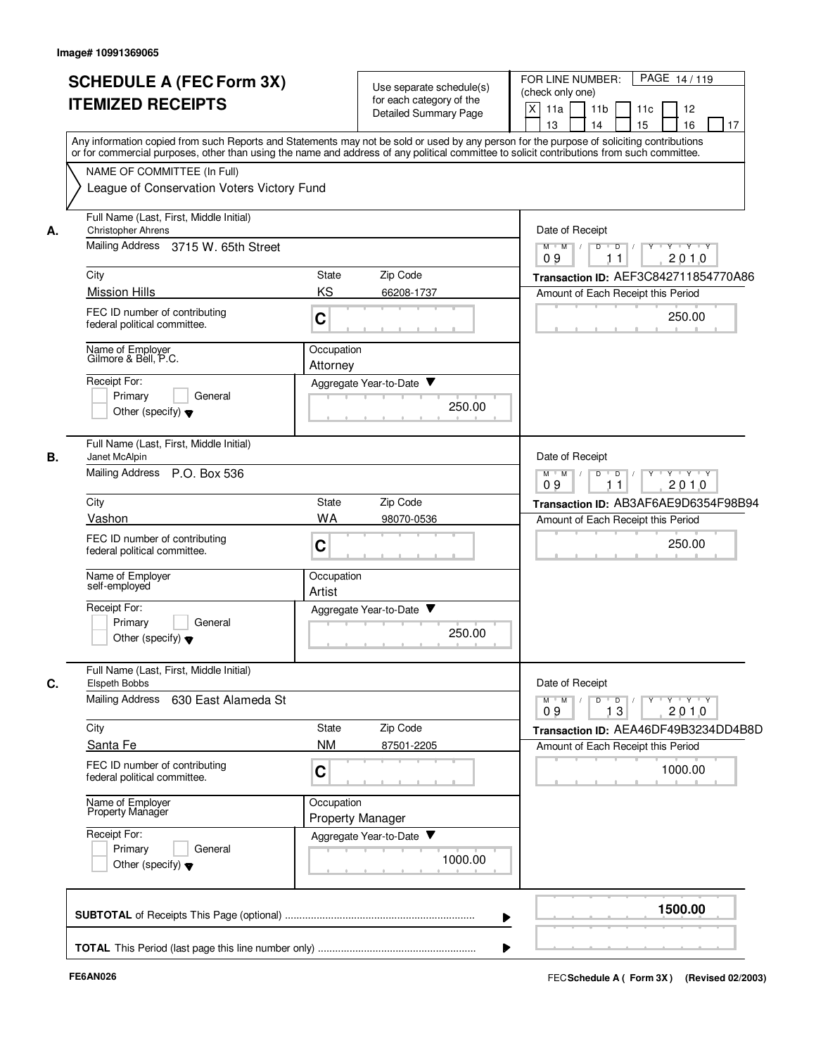Image# 10991369065

# SCHEDULE A (FEC Form 3X) ITEMIZED RECEIPTS

Use separate schedule(s) for each category of the Detailed Summary Page

FOR LINE NUMBER: (check only one)

[X] 11a [ ] 11b [ ] 11c [ ] 12 [ ] 13 [ ] 14 [ ] 15 [ ] 16 [ ] 17

PAGE 14 / 119

Any information copied from such Reports and Statements may not be sold or used by any person for the purpose of soliciting contributions or for commercial purposes, other than using the name and address of any political committee to solicit contributions from such committee.

NAME OF COMMITTEE (In Full)
League of Conservation Voters Victory Fund

**A.** Full Name (Last, First, Middle Initial): Christopher Ahrens

Mailing Address: 3715 W. 65th Street

City: Mission Hills | State: KS | Zip Code: 66208-1737

FEC ID number of contributing federal political committee: C

Name of Employer: Gilmore & Bell, P.C.

Occupation: Attorney

Receipt For: [ ] Primary [ ] General [ ] Other (specify)

Aggregate Year-to-Date: 250.00

Date of Receipt: 09 11 2010

Transaction ID: AEF3C842711854770A86

Amount of Each Receipt this Period: 250.00

**B.** Full Name (Last, First, Middle Initial): Janet McAlpin

Mailing Address: P.O. Box 536

City: Vashon | State: WA | Zip Code: 98070-0536

FEC ID number of contributing federal political committee: C

Name of Employer: self-employed

Occupation: Artist

Receipt For: [ ] Primary [ ] General [ ] Other (specify)

Aggregate Year-to-Date: 250.00

Date of Receipt: 09 11 2010

Transaction ID: AB3AF6AE9D6354F98B94

Amount of Each Receipt this Period: 250.00

**C.** Full Name (Last, First, Middle Initial): Elspeth Bobbs

Mailing Address: 630 East Alameda St

City: Santa Fe | State: NM | Zip Code: 87501-2205

FEC ID number of contributing federal political committee: C

Name of Employer: Property Manager

Occupation: Property Manager

Receipt For: [ ] Primary [ ] General [ ] Other (specify)

Aggregate Year-to-Date: 1000.00

Date of Receipt: 09 13 2010

Transaction ID: AEA46DF49B3234DD4B8D

Amount of Each Receipt this Period: 1000.00

**SUBTOTAL** of Receipts This Page (optional): **1500.00**

**TOTAL** This Period (last page this line number only):

FE6AN026

FEC **Schedule A ( Form 3X)** (Revised 02/2003)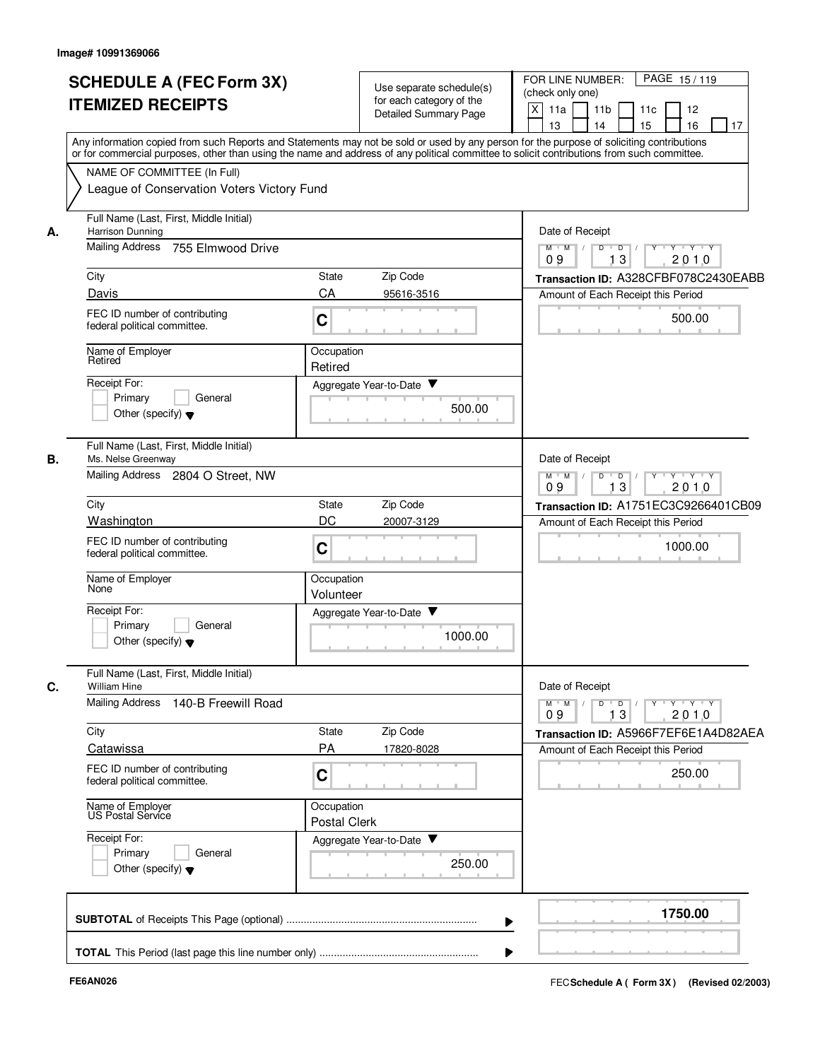Image# 10991369066

# SCHEDULE A (FEC Form 3X) ITEMIZED RECEIPTS

Use separate schedule(s) for each category of the Detailed Summary Page

FOR LINE NUMBER: (check only one)

[X] 11a [ ] 11b [ ] 11c [ ] 12 [ ] 13 [ ] 14 [ ] 15 [ ] 16 [ ] 17

Any information copied from such Reports and Statements may not be sold or used by any person for the purpose of soliciting contributions or for commercial purposes, other than using the name and address of any political committee to solicit contributions from such committee.

NAME OF COMMITTEE (In Full)
League of Conservation Voters Victory Fund

---

**A.**

Full Name (Last, First, Middle Initial): Harrison Dunning

Mailing Address: 755 Elmwood Drive

City: Davis | State: CA | Zip Code: 95616-3516

FEC ID number of contributing federal political committee: C

Name of Employer: Retired

Occupation: Retired

Receipt For: [ ] Primary [ ] General [ ] Other (specify)

Aggregate Year-to-Date: 500.00

Date of Receipt: 09 13 2010

Transaction ID: A328CFBF078C2430EABB

Amount of Each Receipt this Period: 500.00

---

**B.**

Full Name (Last, First, Middle Initial): Ms. Nelse Greenway

Mailing Address: 2804 O Street, NW

City: Washington | State: DC | Zip Code: 20007-3129

FEC ID number of contributing federal political committee: C

Name of Employer: None

Occupation: Volunteer

Receipt For: [ ] Primary [ ] General [ ] Other (specify)

Aggregate Year-to-Date: 1000.00

Date of Receipt: 09 13 2010

Transaction ID: A1751EC3C9266401CB09

Amount of Each Receipt this Period: 1000.00

---

**C.**

Full Name (Last, First, Middle Initial): William Hine

Mailing Address: 140-B Freewill Road

City: Catawissa | State: PA | Zip Code: 17820-8028

FEC ID number of contributing federal political committee: C

Name of Employer: US Postal Service

Occupation: Postal Clerk

Receipt For: [ ] Primary [ ] General [ ] Other (specify)

Aggregate Year-to-Date: 250.00

Date of Receipt: 09 13 2010

Transaction ID: A5966F7EF6E1A4D82AEA

Amount of Each Receipt this Period: 250.00

---

**SUBTOTAL** of Receipts This Page (optional): **1750.00**

**TOTAL** This Period (last page this line number only):

FE6AN026

FEC Schedule A ( Form 3X) (Revised 02/2003)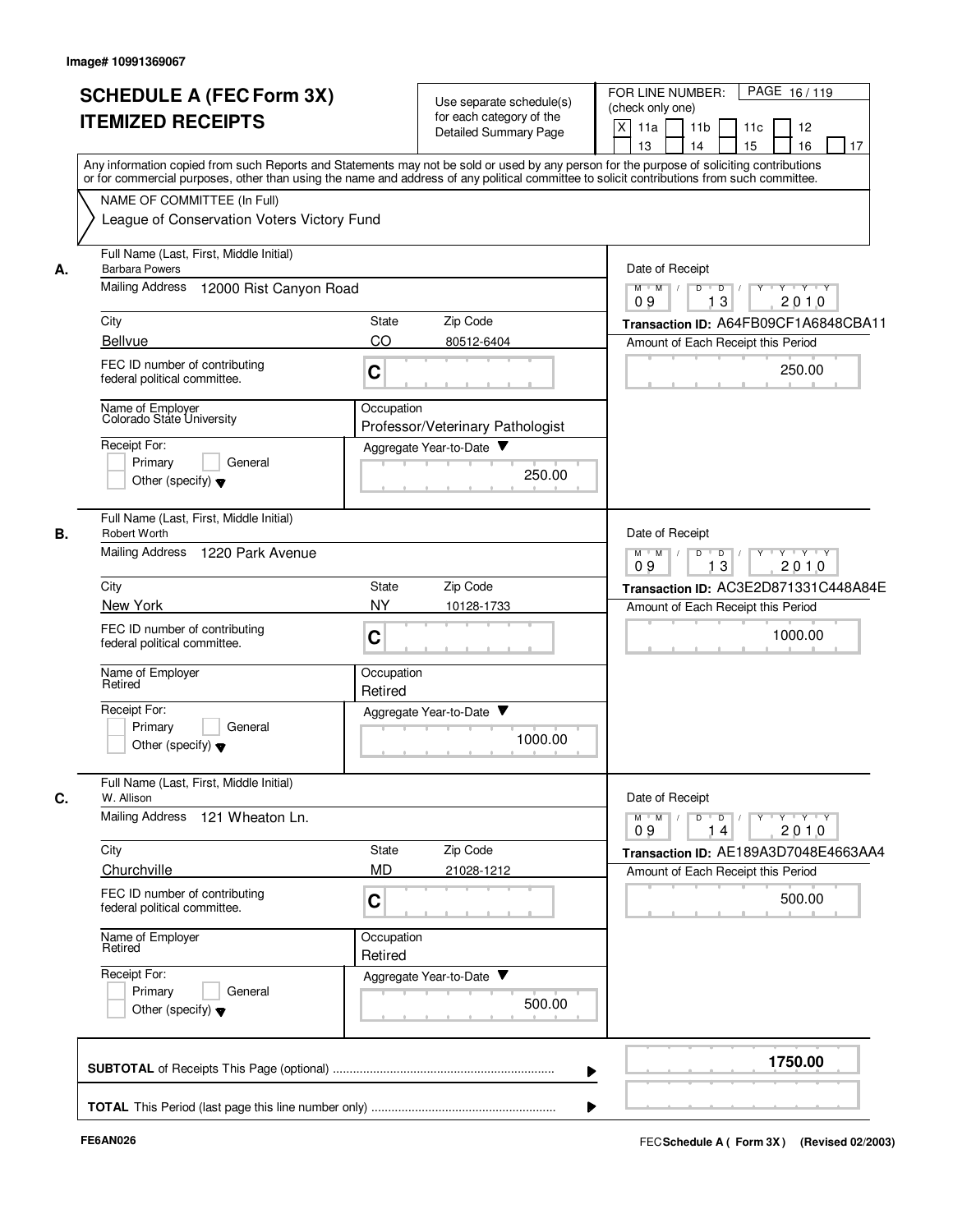Image# 10991369067

# SCHEDULE A (FEC Form 3X) ITEMIZED RECEIPTS

Use separate schedule(s) for each category of the Detailed Summary Page

FOR LINE NUMBER: (check only one)

PAGE 16 / 119

[X] 11a [ ] 11b [ ] 11c [ ] 12 [ ] 13 [ ] 14 [ ] 15 [ ] 16 [ ] 17

Any information copied from such Reports and Statements may not be sold or used by any person for the purpose of soliciting contributions or for commercial purposes, other than using the name and address of any political committee to solicit contributions from such committee.

NAME OF COMMITTEE (In Full)

League of Conservation Voters Victory Fund

---

**A.**

Full Name (Last, First, Middle Initial): Barbara Powers

Mailing Address: 12000 Rist Canyon Road

City: Bellvue | State: CO | Zip Code: 80512-6404

FEC ID number of contributing federal political committee: C

Name of Employer: Colorado State University

Occupation: Professor/Veterinary Pathologist

Receipt For: [ ] Primary [ ] General [ ] Other (specify)

Aggregate Year-to-Date: 250.00

Date of Receipt: 09 13 2010

Transaction ID: A64FB09CF1A6848CBA11

Amount of Each Receipt this Period: 250.00

---

**B.**

Full Name (Last, First, Middle Initial): Robert Worth

Mailing Address: 1220 Park Avenue

City: New York | State: NY | Zip Code: 10128-1733

FEC ID number of contributing federal political committee: C

Name of Employer: Retired

Occupation: Retired

Receipt For: [ ] Primary [ ] General [ ] Other (specify)

Aggregate Year-to-Date: 1000.00

Date of Receipt: 09 13 2010

Transaction ID: AC3E2D871331C448A84E

Amount of Each Receipt this Period: 1000.00

---

**C.**

Full Name (Last, First, Middle Initial): W. Allison

Mailing Address: 121 Wheaton Ln.

City: Churchville | State: MD | Zip Code: 21028-1212

FEC ID number of contributing federal political committee: C

Name of Employer: Retired

Occupation: Retired

Receipt For: [ ] Primary [ ] General [ ] Other (specify)

Aggregate Year-to-Date: 500.00

Date of Receipt: 09 14 2010

Transaction ID: AE189A3D7048E4663AA4

Amount of Each Receipt this Period: 500.00

---

**SUBTOTAL** of Receipts This Page (optional): **1750.00**

**TOTAL** This Period (last page this line number only):

FE6AN026

FEC **Schedule A ( Form 3X)** (Revised 02/2003)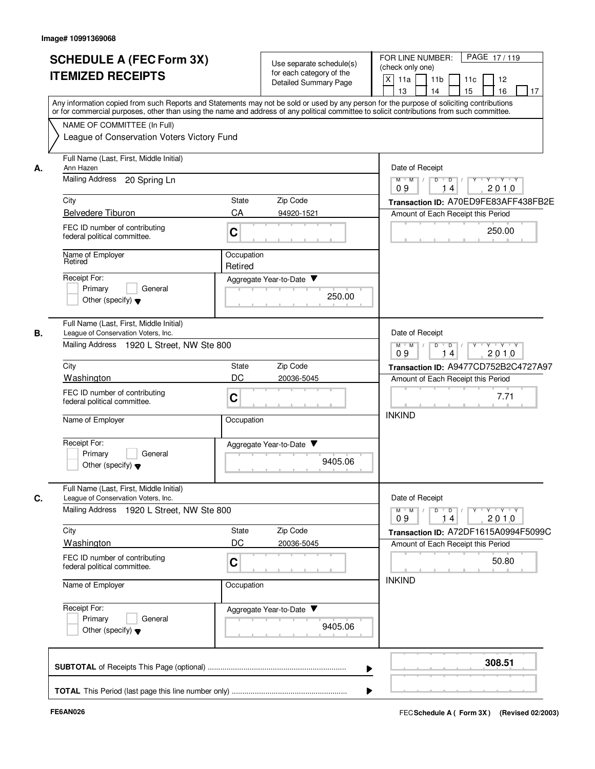Image# 10991369068

# SCHEDULE A (FEC Form 3X) ITEMIZED RECEIPTS

Use separate schedule(s) for each category of the Detailed Summary Page

FOR LINE NUMBER: (check only one)

[X] 11a [ ] 11b [ ] 11c [ ] 12 [ ] 13 [ ] 14 [ ] 15 [ ] 16 [ ] 17

PAGE 17 / 119

Any information copied from such Reports and Statements may not be sold or used by any person for the purpose of soliciting contributions or for commercial purposes, other than using the name and address of any political committee to solicit contributions from such committee.

NAME OF COMMITTEE (In Full)
League of Conservation Voters Victory Fund

**A.**
Full Name (Last, First, Middle Initial): Ann Hazen
Mailing Address: 20 Spring Ln
City: Belvedere Tiburon
State: CA
Zip Code: 94920-1521
FEC ID number of contributing federal political committee: C
Name of Employer: Retired
Occupation: Retired
Receipt For: [ ] Primary [ ] General [ ] Other (specify)
Aggregate Year-to-Date: 250.00
Date of Receipt: 09 14 2010
Transaction ID: A70ED9FE83AFF438FB2E
Amount of Each Receipt this Period: 250.00

**B.**
Full Name (Last, First, Middle Initial): League of Conservation Voters, Inc.
Mailing Address: 1920 L Street, NW Ste 800
City: Washington
State: DC
Zip Code: 20036-5045
FEC ID number of contributing federal political committee: C
Name of Employer:
Occupation:
Receipt For: [ ] Primary [ ] General [ ] Other (specify)
Aggregate Year-to-Date: 9405.06
Date of Receipt: 09 14 2010
Transaction ID: A9477CD752B2C4727A97
Amount of Each Receipt this Period: 7.71
INKIND

**C.**
Full Name (Last, First, Middle Initial): League of Conservation Voters, Inc.
Mailing Address: 1920 L Street, NW Ste 800
City: Washington
State: DC
Zip Code: 20036-5045
FEC ID number of contributing federal political committee: C
Name of Employer:
Occupation:
Receipt For: [ ] Primary [ ] General [ ] Other (specify)
Aggregate Year-to-Date: 9405.06
Date of Receipt: 09 14 2010
Transaction ID: A72DF1615A0994F5099C
Amount of Each Receipt this Period: 50.80
INKIND

**SUBTOTAL** of Receipts This Page (optional): **308.51**

**TOTAL** This Period (last page this line number only):

FE6AN026

FEC Schedule A ( Form 3X ) (Revised 02/2003)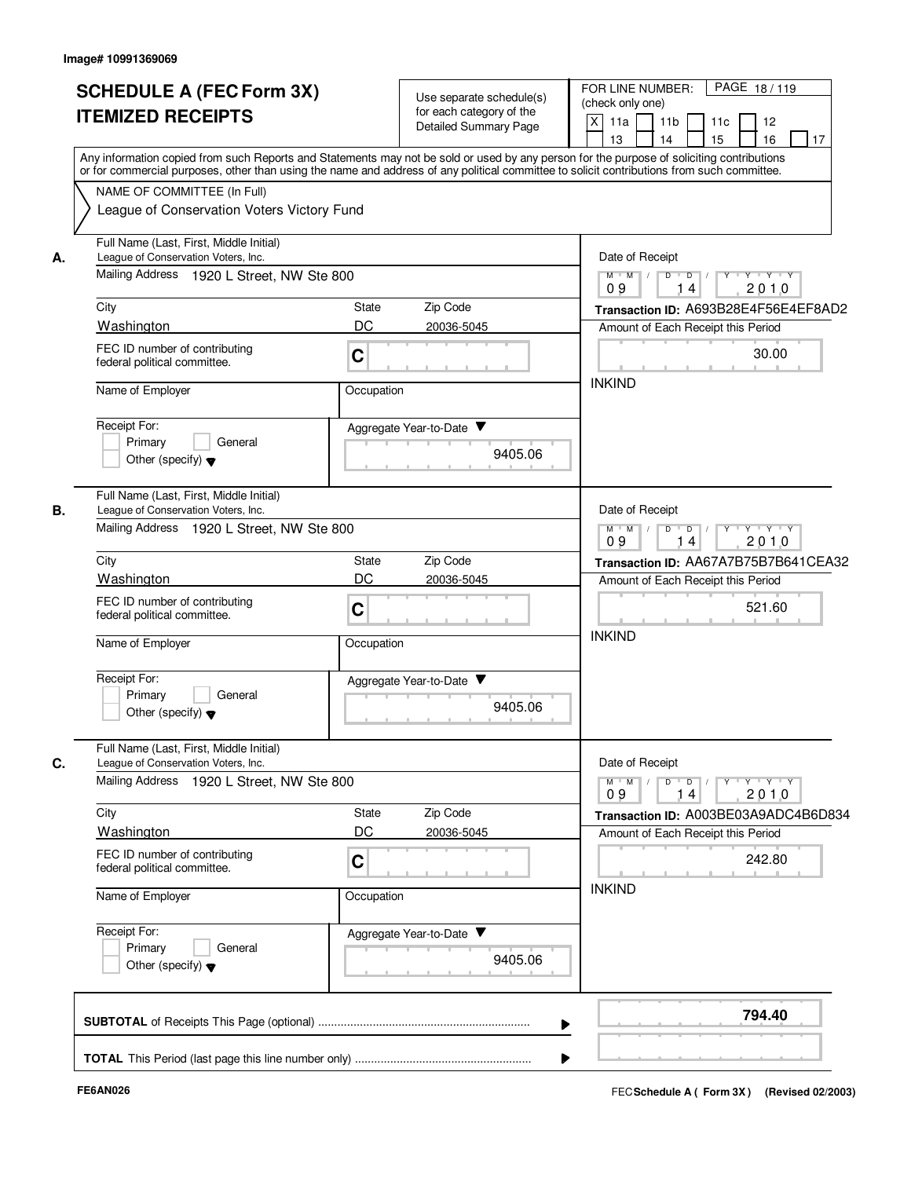Image# 10991369069

# SCHEDULE A (FEC Form 3X)
# ITEMIZED RECEIPTS

Use separate schedule(s) for each category of the Detailed Summary Page

FOR LINE NUMBER: (check only one)

[X] 11a [ ] 11b [ ] 11c [ ] 12 [ ] 13 [ ] 14 [ ] 15 [ ] 16 [ ] 17

PAGE 18 / 119

Any information copied from such Reports and Statements may not be sold or used by any person for the purpose of soliciting contributions or for commercial purposes, other than using the name and address of any political committee to solicit contributions from such committee.

NAME OF COMMITTEE (In Full)
League of Conservation Voters Victory Fund

**A.**

Full Name (Last, First, Middle Initial): League of Conservation Voters, Inc.

Mailing Address: 1920 L Street, NW Ste 800

| City | State | Zip Code |
|---|---|---|
| Washington | DC | 20036-5045 |

FEC ID number of contributing federal political committee: C

Name of Employer:

Occupation:

Receipt For: [ ] Primary [ ] General [ ] Other (specify)

Aggregate Year-to-Date: 9405.06

Date of Receipt: 09 14 2010

Transaction ID: A693B28E4F56E4EF8AD2

Amount of Each Receipt this Period: 30.00

INKIND

**B.**

Full Name (Last, First, Middle Initial): League of Conservation Voters, Inc.

Mailing Address: 1920 L Street, NW Ste 800

| City | State | Zip Code |
|---|---|---|
| Washington | DC | 20036-5045 |

FEC ID number of contributing federal political committee: C

Name of Employer:

Occupation:

Receipt For: [ ] Primary [ ] General [ ] Other (specify)

Aggregate Year-to-Date: 9405.06

Date of Receipt: 09 14 2010

Transaction ID: AA67A7B75B7B641CEA32

Amount of Each Receipt this Period: 521.60

INKIND

**C.**

Full Name (Last, First, Middle Initial): League of Conservation Voters, Inc.

Mailing Address: 1920 L Street, NW Ste 800

| City | State | Zip Code |
|---|---|---|
| Washington | DC | 20036-5045 |

FEC ID number of contributing federal political committee: C

Name of Employer:

Occupation:

Receipt For: [ ] Primary [ ] General [ ] Other (specify)

Aggregate Year-to-Date: 9405.06

Date of Receipt: 09 14 2010

Transaction ID: A003BE03A9ADC4B6D834

Amount of Each Receipt this Period: 242.80

INKIND

**SUBTOTAL** of Receipts This Page (optional): **794.40**

**TOTAL** This Period (last page this line number only):

FE6AN026

FEC **Schedule A ( Form 3X )** (Revised 02/2003)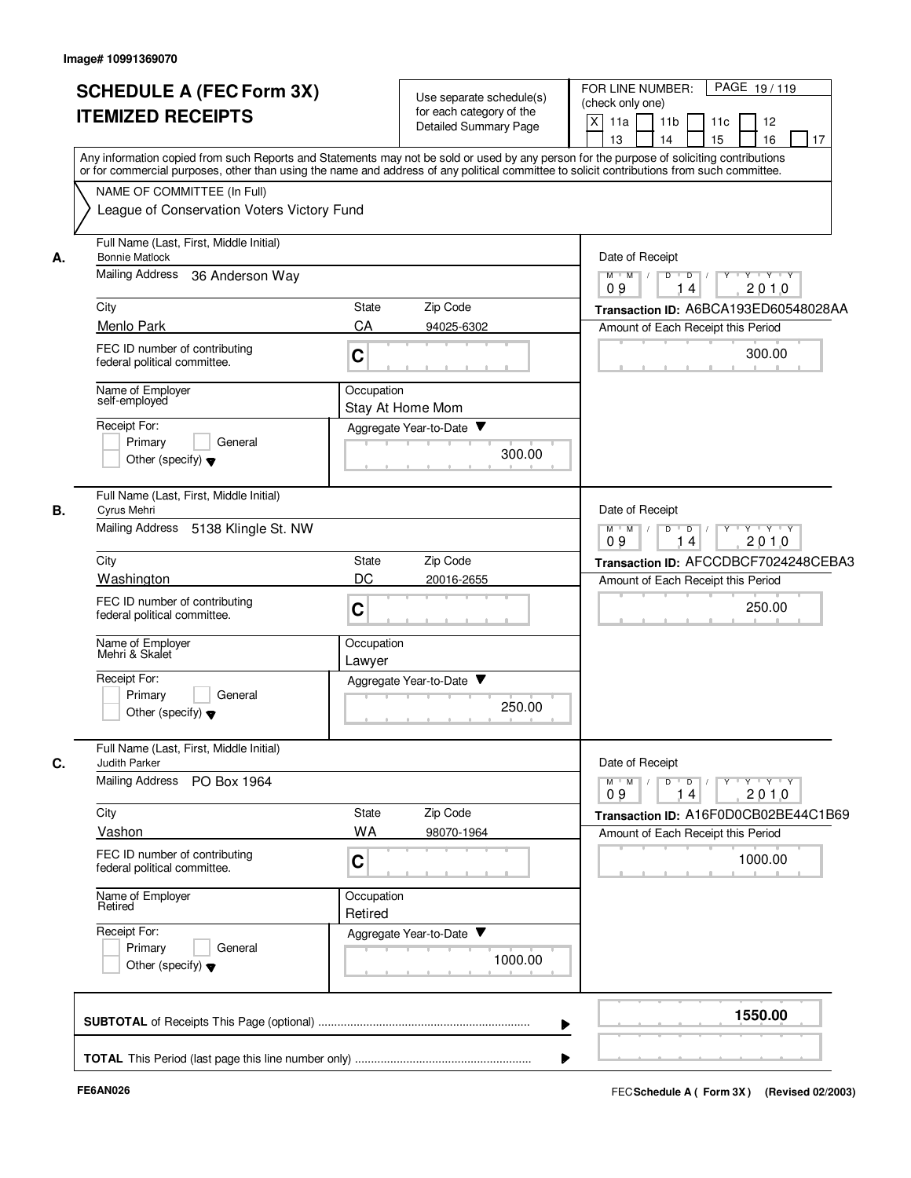Image# 10991369070

# SCHEDULE A (FEC Form 3X)
# ITEMIZED RECEIPTS

Use separate schedule(s) for each category of the Detailed Summary Page

FOR LINE NUMBER: (check only one)
[X] 11a [ ] 11b [ ] 11c [ ] 12 [ ] 13 [ ] 14 [ ] 15 [ ] 16 [ ] 17

PAGE 19 / 119

Any information copied from such Reports and Statements may not be sold or used by any person for the purpose of soliciting contributions or for commercial purposes, other than using the name and address of any political committee to solicit contributions from such committee.

NAME OF COMMITTEE (In Full)
League of Conservation Voters Victory Fund

**A.** Full Name (Last, First, Middle Initial): Bonnie Matlock
Mailing Address: 36 Anderson Way
City: Menlo Park | State: CA | Zip Code: 94025-6302
FEC ID number of contributing federal political committee: C
Name of Employer: self-employed
Occupation: Stay At Home Mom
Receipt For: [ ] Primary [ ] General [ ] Other (specify)
Aggregate Year-to-Date: 300.00
Date of Receipt: 09 / 14 / 2010
Transaction ID: A6BCA193ED60548028AA
Amount of Each Receipt this Period: 300.00

**B.** Full Name (Last, First, Middle Initial): Cyrus Mehri
Mailing Address: 5138 Klingle St. NW
City: Washington | State: DC | Zip Code: 20016-2655
FEC ID number of contributing federal political committee: C
Name of Employer: Mehri & Skalet
Occupation: Lawyer
Receipt For: [ ] Primary [ ] General [ ] Other (specify)
Aggregate Year-to-Date: 250.00
Date of Receipt: 09 / 14 / 2010
Transaction ID: AFCCDBCF7024248CEBA3
Amount of Each Receipt this Period: 250.00

**C.** Full Name (Last, First, Middle Initial): Judith Parker
Mailing Address: PO Box 1964
City: Vashon | State: WA | Zip Code: 98070-1964
FEC ID number of contributing federal political committee: C
Name of Employer: Retired
Occupation: Retired
Receipt For: [ ] Primary [ ] General [ ] Other (specify)
Aggregate Year-to-Date: 1000.00
Date of Receipt: 09 / 14 / 2010
Transaction ID: A16F0D0CB02BE44C1B69
Amount of Each Receipt this Period: 1000.00

**SUBTOTAL** of Receipts This Page (optional): **1550.00**

**TOTAL** This Period (last page this line number only):

FE6AN026 — FEC Schedule A ( Form 3X ) (Revised 02/2003)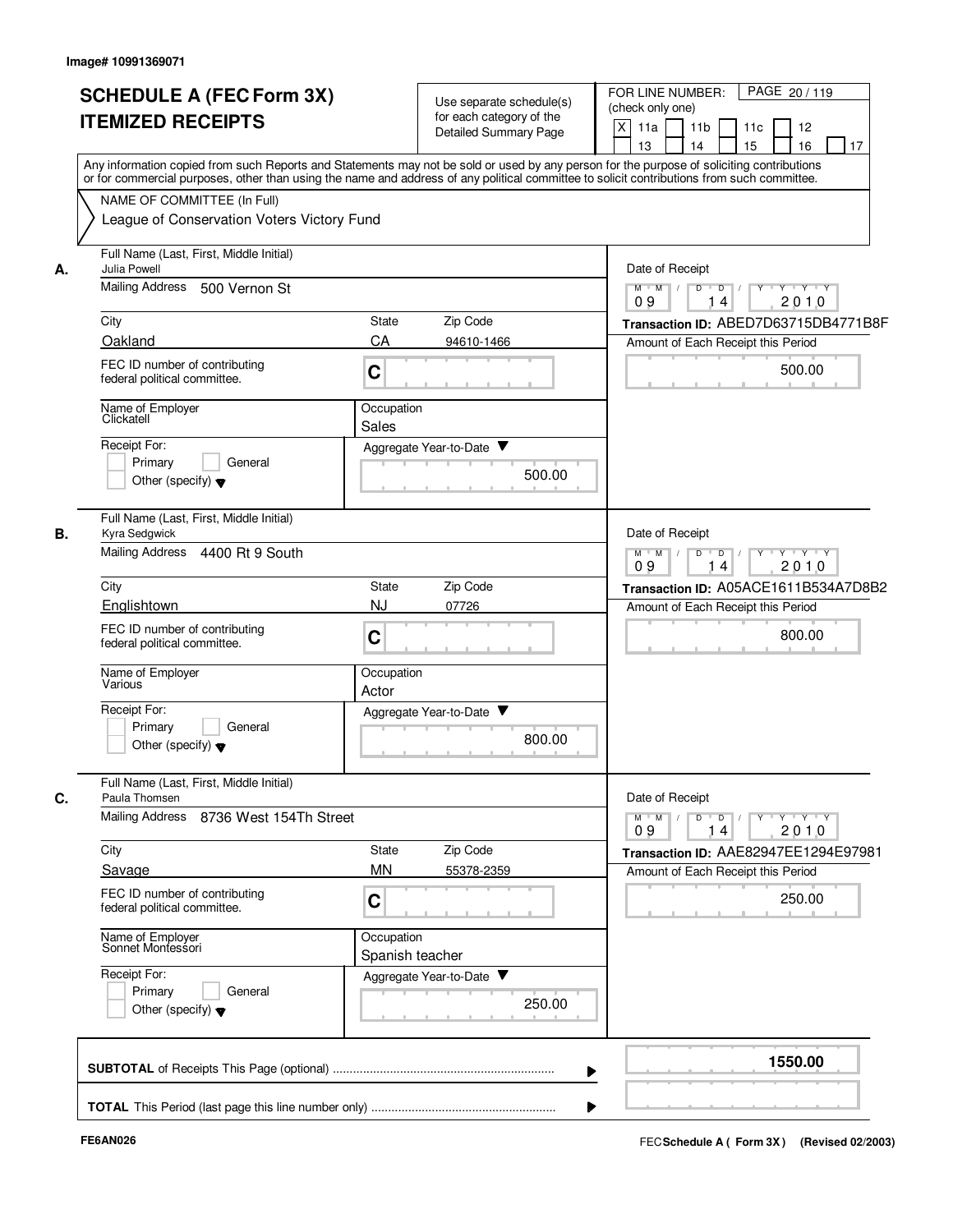Image# 10991369071

# SCHEDULE A (FEC Form 3X) ITEMIZED RECEIPTS

Use separate schedule(s) for each category of the Detailed Summary Page

FOR LINE NUMBER: (check only one)

X 11a | 11b | 11c | 12 | 13 | 14 | 15 | 16 | 17

PAGE 20 / 119

Any information copied from such Reports and Statements may not be sold or used by any person for the purpose of soliciting contributions or for commercial purposes, other than using the name and address of any political committee to solicit contributions from such committee.

NAME OF COMMITTEE (In Full)

League of Conservation Voters Victory Fund

---

**A.** Full Name (Last, First, Middle Initial): Julia Powell

Mailing Address: 500 Vernon St

City: Oakland | State: CA | Zip Code: 94610-1466

FEC ID number of contributing federal political committee: C

Name of Employer: Clickatell

Occupation: Sales

Receipt For: Primary | General | Other (specify)

Aggregate Year-to-Date: 500.00

Date of Receipt: 09 / 14 / 2010

Transaction ID: ABED7D63715DB4771B8F

Amount of Each Receipt this Period: 500.00

---

**B.** Full Name (Last, First, Middle Initial): Kyra Sedgwick

Mailing Address: 4400 Rt 9 South

City: Englishtown | State: NJ | Zip Code: 07726

FEC ID number of contributing federal political committee: C

Name of Employer: Various

Occupation: Actor

Receipt For: Primary | General | Other (specify)

Aggregate Year-to-Date: 800.00

Date of Receipt: 09 / 14 / 2010

Transaction ID: A05ACE1611B534A7D8B2

Amount of Each Receipt this Period: 800.00

---

**C.** Full Name (Last, First, Middle Initial): Paula Thomsen

Mailing Address: 8736 West 154Th Street

City: Savage | State: MN | Zip Code: 55378-2359

FEC ID number of contributing federal political committee: C

Name of Employer: Sonnet Montessori

Occupation: Spanish teacher

Receipt For: Primary | General | Other (specify)

Aggregate Year-to-Date: 250.00

Date of Receipt: 09 / 14 / 2010

Transaction ID: AAE82947EE1294E97981

Amount of Each Receipt this Period: 250.00

---

**SUBTOTAL** of Receipts This Page (optional): **1550.00**

**TOTAL** This Period (last page this line number only):

FE6AN026

FEC Schedule A ( Form 3X ) (Revised 02/2003)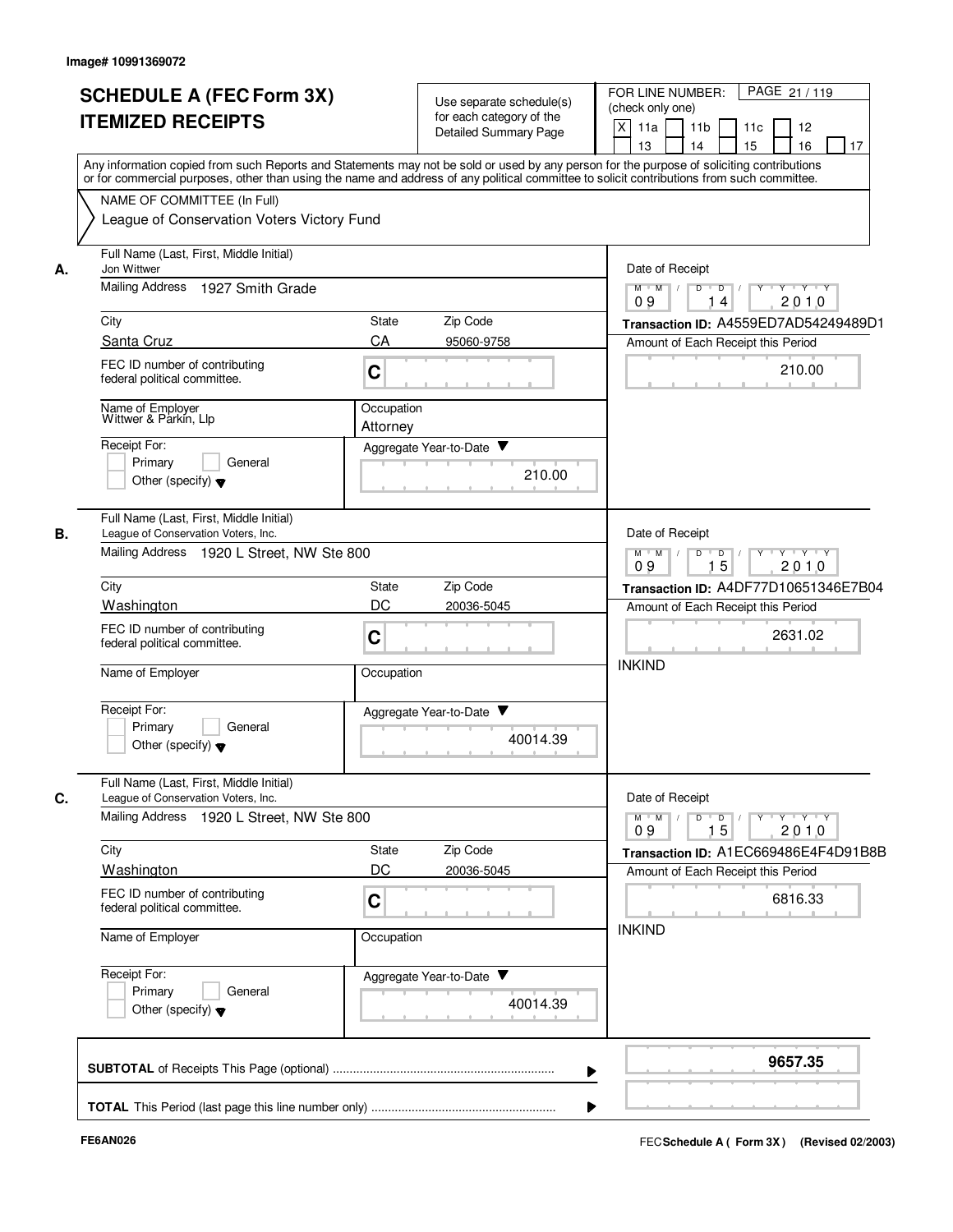Image# 10991369072

# SCHEDULE A (FEC Form 3X) ITEMIZED RECEIPTS

Use separate schedule(s) for each category of the Detailed Summary Page

FOR LINE NUMBER: (check only one)

[X] 11a [ ] 11b [ ] 11c [ ] 12 [ ] 13 [ ] 14 [ ] 15 [ ] 16 [ ] 17

Any information copied from such Reports and Statements may not be sold or used by any person for the purpose of soliciting contributions or for commercial purposes, other than using the name and address of any political committee to solicit contributions from such committee.

NAME OF COMMITTEE (In Full)

League of Conservation Voters Victory Fund

---

**A.** Full Name (Last, First, Middle Initial): Jon Wittwer

Mailing Address: 1927 Smith Grade

City: Santa Cruz | State: CA | Zip Code: 95060-9758

FEC ID number of contributing federal political committee: C

Name of Employer: Wittwer & Parkin, Llp

Occupation: Attorney

Receipt For: [ ] Primary [ ] General [ ] Other (specify)

Aggregate Year-to-Date: 210.00

Date of Receipt: 09 14 2010

Transaction ID: A4559ED7AD54249489D1

Amount of Each Receipt this Period: 210.00

---

**B.** Full Name (Last, First, Middle Initial): League of Conservation Voters, Inc.

Mailing Address: 1920 L Street, NW Ste 800

City: Washington | State: DC | Zip Code: 20036-5045

FEC ID number of contributing federal political committee: C

Name of Employer:

Occupation:

Receipt For: [ ] Primary [ ] General [ ] Other (specify)

Aggregate Year-to-Date: 40014.39

Date of Receipt: 09 15 2010

Transaction ID: A4DF77D10651346E7B04

Amount of Each Receipt this Period: 2631.02

INKIND

---

**C.** Full Name (Last, First, Middle Initial): League of Conservation Voters, Inc.

Mailing Address: 1920 L Street, NW Ste 800

City: Washington | State: DC | Zip Code: 20036-5045

FEC ID number of contributing federal political committee: C

Name of Employer:

Occupation:

Receipt For: [ ] Primary [ ] General [ ] Other (specify)

Aggregate Year-to-Date: 40014.39

Date of Receipt: 09 15 2010

Transaction ID: A1EC669486E4F4D91B8B

Amount of Each Receipt this Period: 6816.33

INKIND

---

**SUBTOTAL** of Receipts This Page (optional): **9657.35**

**TOTAL** This Period (last page this line number only):

FE6AN026

FEC Schedule A ( Form 3X) (Revised 02/2003)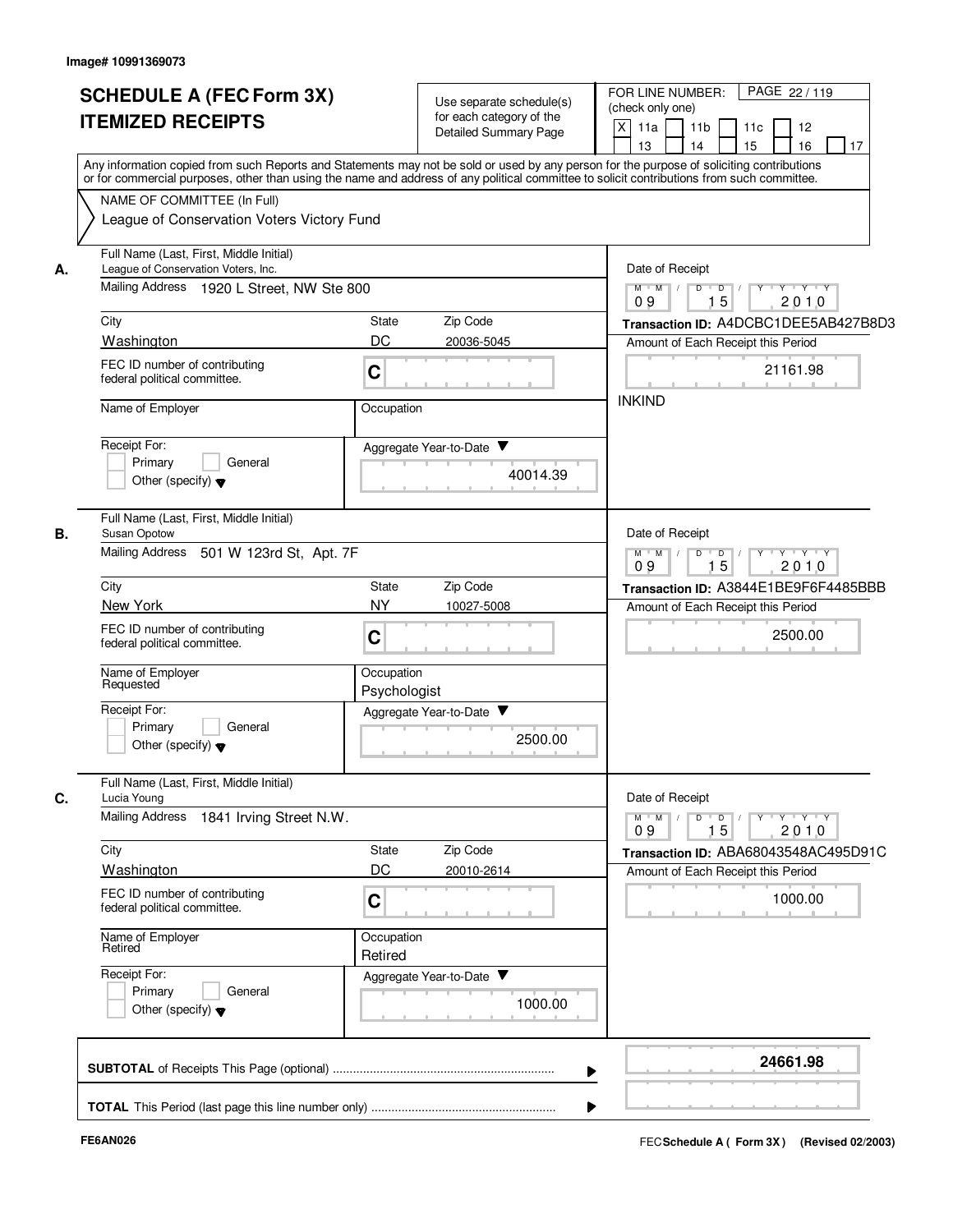Image# 10991369073

# SCHEDULE A (FEC Form 3X)
# ITEMIZED RECEIPTS

Use separate schedule(s) for each category of the Detailed Summary Page

FOR LINE NUMBER: (check only one)

[X] 11a [ ] 11b [ ] 11c [ ] 12 [ ] 13 [ ] 14 [ ] 15 [ ] 16 [ ] 17

Any information copied from such Reports and Statements may not be sold or used by any person for the purpose of soliciting contributions or for commercial purposes, other than using the name and address of any political committee to solicit contributions from such committee.

NAME OF COMMITTEE (In Full)
League of Conservation Voters Victory Fund

---

**A.**

Full Name (Last, First, Middle Initial): League of Conservation Voters, Inc.

Mailing Address: 1920 L Street, NW Ste 800

City: Washington | State: DC | Zip Code: 20036-5045

FEC ID number of contributing federal political committee: C

Name of Employer: | Occupation:

Receipt For: [ ] Primary [ ] General [ ] Other (specify)

Aggregate Year-to-Date: 40014.39

Date of Receipt: 09 / 15 / 2010

Transaction ID: A4DCBC1DEE5AB427B8D3

Amount of Each Receipt this Period: 21161.98

INKIND

---

**B.**

Full Name (Last, First, Middle Initial): Susan Opotow

Mailing Address: 501 W 123rd St, Apt. 7F

City: New York | State: NY | Zip Code: 10027-5008

FEC ID number of contributing federal political committee: C

Name of Employer: Requested | Occupation: Psychologist

Receipt For: [ ] Primary [ ] General [ ] Other (specify)

Aggregate Year-to-Date: 2500.00

Date of Receipt: 09 / 15 / 2010

Transaction ID: A3844E1BE9F6F4485BBB

Amount of Each Receipt this Period: 2500.00

---

**C.**

Full Name (Last, First, Middle Initial): Lucia Young

Mailing Address: 1841 Irving Street N.W.

City: Washington | State: DC | Zip Code: 20010-2614

FEC ID number of contributing federal political committee: C

Name of Employer: Retired | Occupation: Retired

Receipt For: [ ] Primary [ ] General [ ] Other (specify)

Aggregate Year-to-Date: 1000.00

Date of Receipt: 09 / 15 / 2010

Transaction ID: ABA68043548AC495D91C

Amount of Each Receipt this Period: 1000.00

---

**SUBTOTAL** of Receipts This Page (optional): **24661.98**

**TOTAL** This Period (last page this line number only):

FE6AN026

FEC Schedule A ( Form 3X ) (Revised 02/2003)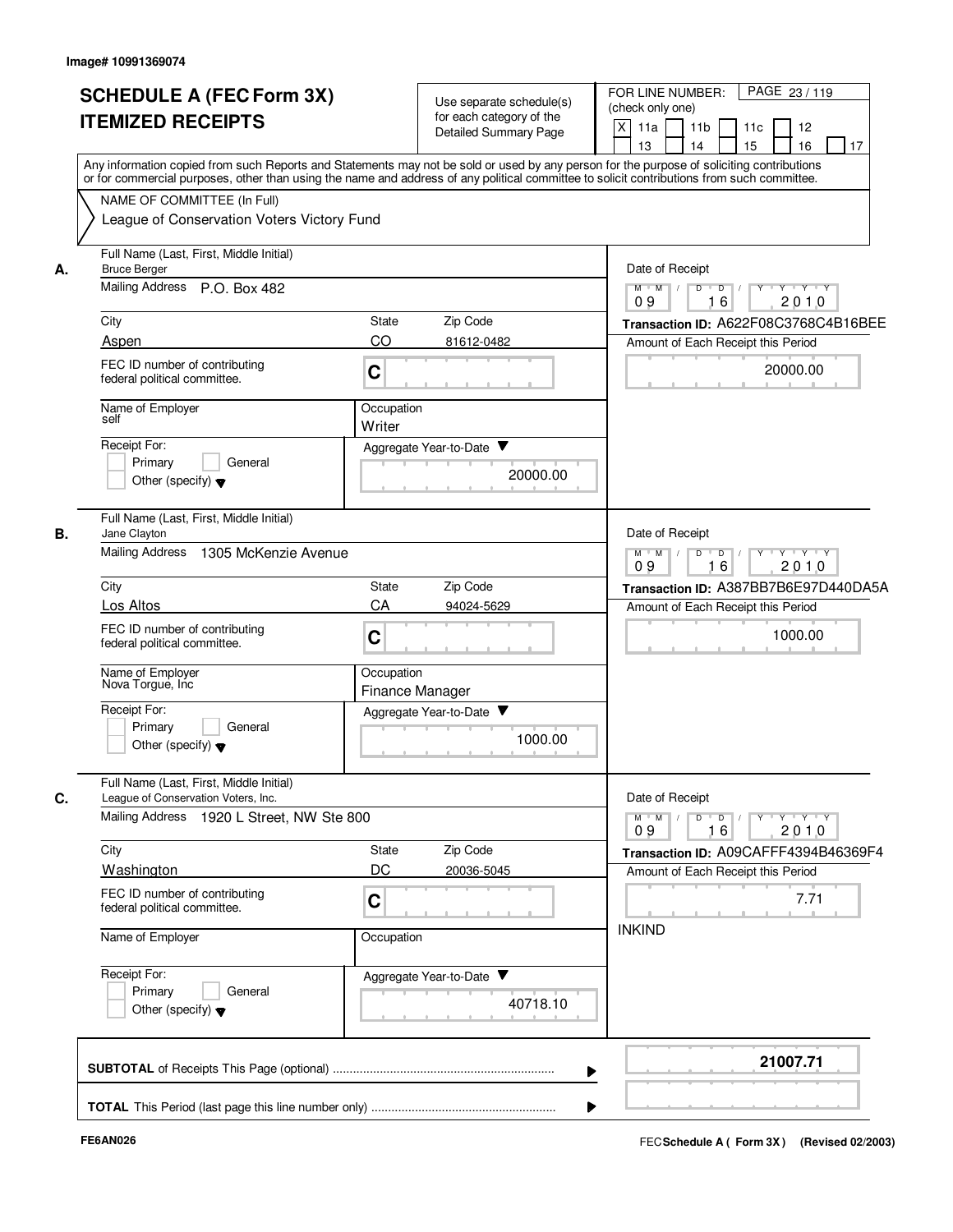Image# 10991369074

# SCHEDULE A (FEC Form 3X) ITEMIZED RECEIPTS

Use separate schedule(s) for each category of the Detailed Summary Page

FOR LINE NUMBER: (check only one)

[X] 11a [ ] 11b [ ] 11c [ ] 12 [ ] 13 [ ] 14 [ ] 15 [ ] 16 [ ] 17

PAGE 23 / 119

Any information copied from such Reports and Statements may not be sold or used by any person for the purpose of soliciting contributions or for commercial purposes, other than using the name and address of any political committee to solicit contributions from such committee.

NAME OF COMMITTEE (In Full)

League of Conservation Voters Victory Fund

## A.

Full Name (Last, First, Middle Initial): Bruce Berger

Mailing Address: P.O. Box 482

City: Aspen | State: CO | Zip Code: 81612-0482

FEC ID number of contributing federal political committee: C

Name of Employer: self

Occupation: Writer

Receipt For: [ ] Primary [ ] General [ ] Other (specify)

Aggregate Year-to-Date: 20000.00

Date of Receipt: 09 16 2010

Transaction ID: A622F08C3768C4B16BEE

Amount of Each Receipt this Period: 20000.00

## B.

Full Name (Last, First, Middle Initial): Jane Clayton

Mailing Address: 1305 McKenzie Avenue

City: Los Altos | State: CA | Zip Code: 94024-5629

FEC ID number of contributing federal political committee: C

Name of Employer: Nova Torgue, Inc

Occupation: Finance Manager

Receipt For: [ ] Primary [ ] General [ ] Other (specify)

Aggregate Year-to-Date: 1000.00

Date of Receipt: 09 16 2010

Transaction ID: A387BB7B6E97D440DA5A

Amount of Each Receipt this Period: 1000.00

## C.

Full Name (Last, First, Middle Initial): League of Conservation Voters, Inc.

Mailing Address: 1920 L Street, NW Ste 800

City: Washington | State: DC | Zip Code: 20036-5045

FEC ID number of contributing federal political committee: C

Name of Employer:

Occupation:

Receipt For: [ ] Primary [ ] General [ ] Other (specify)

Aggregate Year-to-Date: 40718.10

Date of Receipt: 09 16 2010

Transaction ID: A09CAFFF4394B46369F4

Amount of Each Receipt this Period: 7.71

INKIND

**SUBTOTAL** of Receipts This Page (optional): **21007.71**

**TOTAL** This Period (last page this line number only):

FE6AN026

FEC **Schedule A ( Form 3X )** (Revised 02/2003)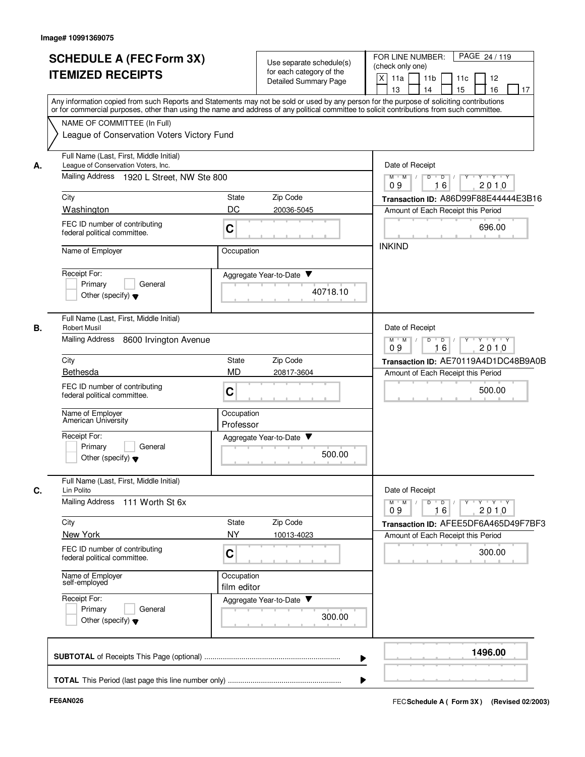Image# 10991369075

# SCHEDULE A (FEC Form 3X)
# ITEMIZED RECEIPTS

Use separate schedule(s) for each category of the Detailed Summary Page

FOR LINE NUMBER: (check only one)

[X] 11a [ ] 11b [ ] 11c [ ] 12 [ ] 13 [ ] 14 [ ] 15 [ ] 16 [ ] 17

PAGE 24 / 119

Any information copied from such Reports and Statements may not be sold or used by any person for the purpose of soliciting contributions or for commercial purposes, other than using the name and address of any political committee to solicit contributions from such committee.

NAME OF COMMITTEE (In Full)
League of Conservation Voters Victory Fund

---

**A.** Full Name (Last, First, Middle Initial)
League of Conservation Voters, Inc.

Mailing Address: 1920 L Street, NW Ste 800

City: Washington | State: DC | Zip Code: 20036-5045

FEC ID number of contributing federal political committee: C

Name of Employer:
Occupation:

Receipt For: [ ] Primary [ ] General [ ] Other (specify)

Aggregate Year-to-Date: 40718.10

Date of Receipt: 09 16 2010

Transaction ID: A86D99F88E44444E3B16

Amount of Each Receipt this Period: 696.00

INKIND

---

**B.** Full Name (Last, First, Middle Initial)
Robert Musil

Mailing Address: 8600 Irvington Avenue

City: Bethesda | State: MD | Zip Code: 20817-3604

FEC ID number of contributing federal political committee: C

Name of Employer: American University
Occupation: Professor

Receipt For: [ ] Primary [ ] General [ ] Other (specify)

Aggregate Year-to-Date: 500.00

Date of Receipt: 09 16 2010

Transaction ID: AE70119A4D1DC48B9A0B

Amount of Each Receipt this Period: 500.00

---

**C.** Full Name (Last, First, Middle Initial)
Lin Polito

Mailing Address: 111 Worth St 6x

City: New York | State: NY | Zip Code: 10013-4023

FEC ID number of contributing federal political committee: C

Name of Employer: self-employed
Occupation: film editor

Receipt For: [ ] Primary [ ] General [ ] Other (specify)

Aggregate Year-to-Date: 300.00

Date of Receipt: 09 16 2010

Transaction ID: AFEE5DF6A465D49F7BF3

Amount of Each Receipt this Period: 300.00

---

**SUBTOTAL** of Receipts This Page (optional): **1496.00**

**TOTAL** This Period (last page this line number only):

FE6AN026

FEC Schedule A ( Form 3X ) (Revised 02/2003)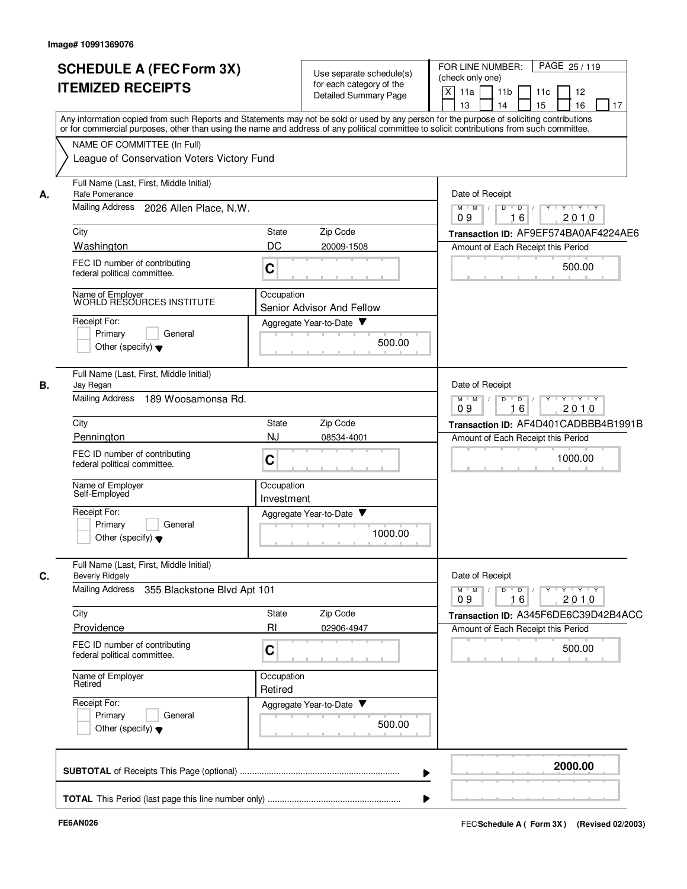Image# 10991369076

# SCHEDULE A (FEC Form 3X) ITEMIZED RECEIPTS

Use separate schedule(s) for each category of the Detailed Summary Page

FOR LINE NUMBER: (check only one)

X 11a | 11b | 11c | 12 | 13 | 14 | 15 | 16 | 17

Any information copied from such Reports and Statements may not be sold or used by any person for the purpose of soliciting contributions or for commercial purposes, other than using the name and address of any political committee to solicit contributions from such committee.

NAME OF COMMITTEE (In Full)
League of Conservation Voters Victory Fund

**A.** Full Name (Last, First, Middle Initial): Rafe Pomerance
Mailing Address: 2026 Allen Place, N.W.
City: Washington | State: DC | Zip Code: 20009-1508
FEC ID number of contributing federal political committee: C
Name of Employer: WORLD RESOURCES INSTITUTE
Occupation: Senior Advisor And Fellow
Receipt For: Primary | General | Other (specify)
Aggregate Year-to-Date: 500.00
Date of Receipt: 09 16 2010
Transaction ID: AF9EF574BA0AF4224AE6
Amount of Each Receipt this Period: 500.00

**B.** Full Name (Last, First, Middle Initial): Jay Regan
Mailing Address: 189 Woosamonsa Rd.
City: Pennington | State: NJ | Zip Code: 08534-4001
FEC ID number of contributing federal political committee: C
Name of Employer: Self-Employed
Occupation: Investment
Receipt For: Primary | General | Other (specify)
Aggregate Year-to-Date: 1000.00
Date of Receipt: 09 16 2010
Transaction ID: AF4D401CADBBB4B1991B
Amount of Each Receipt this Period: 1000.00

**C.** Full Name (Last, First, Middle Initial): Beverly Ridgely
Mailing Address: 355 Blackstone Blvd Apt 101
City: Providence | State: RI | Zip Code: 02906-4947
FEC ID number of contributing federal political committee: C
Name of Employer: Retired
Occupation: Retired
Receipt For: Primary | General | Other (specify)
Aggregate Year-to-Date: 500.00
Date of Receipt: 09 16 2010
Transaction ID: A345F6DE6C39D42B4ACC
Amount of Each Receipt this Period: 500.00

**SUBTOTAL** of Receipts This Page (optional): **2000.00**

**TOTAL** This Period (last page this line number only):

FE6AN026

FEC **Schedule A ( Form 3X )** (Revised 02/2003)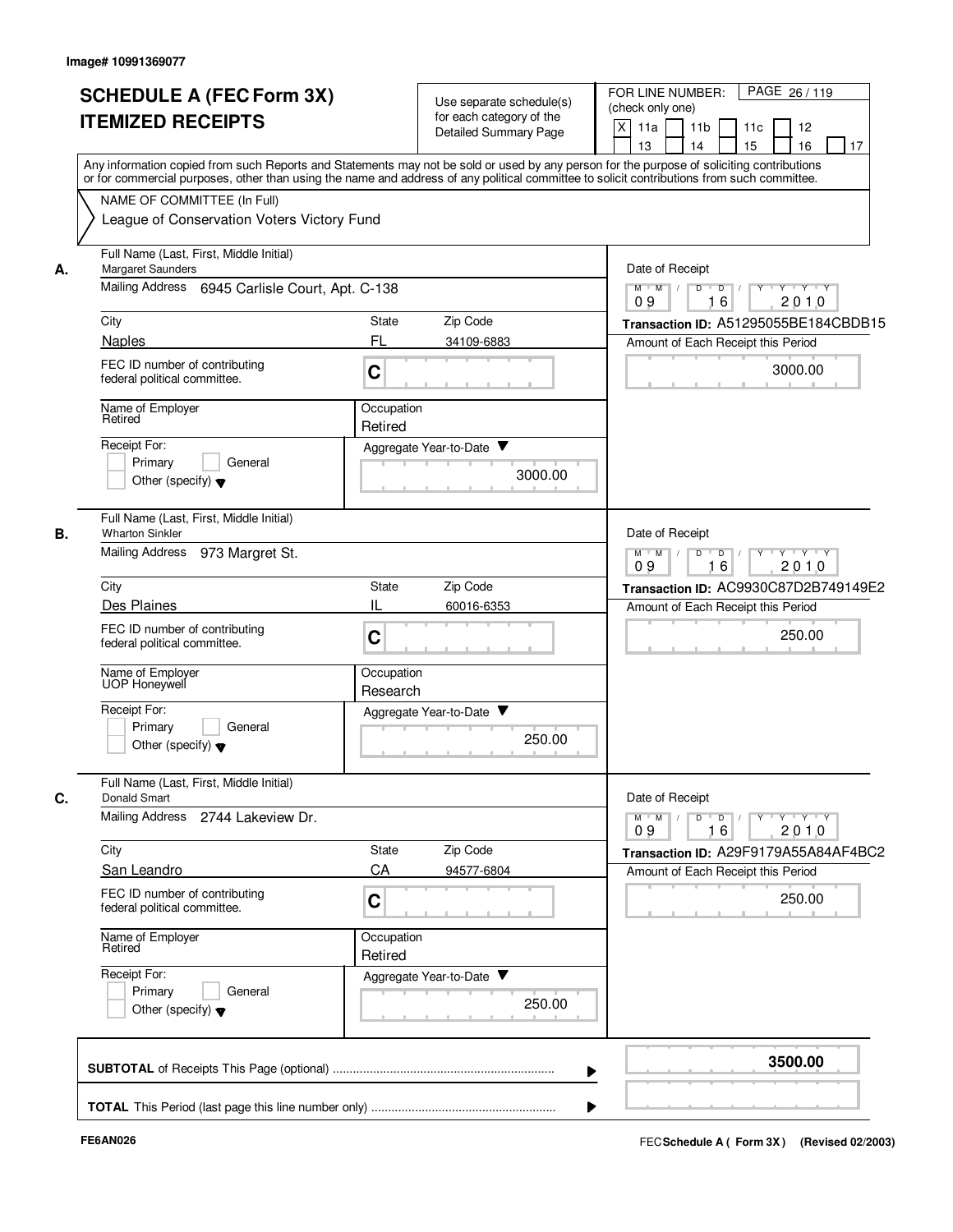Image# 10991369077

# SCHEDULE A (FEC Form 3X)
# ITEMIZED RECEIPTS

Use separate schedule(s) for each category of the Detailed Summary Page

FOR LINE NUMBER: (check only one)
[X] 11a [ ] 11b [ ] 11c [ ] 12 [ ] 13 [ ] 14 [ ] 15 [ ] 16 [ ] 17

PAGE 26 / 119

Any information copied from such Reports and Statements may not be sold or used by any person for the purpose of soliciting contributions or for commercial purposes, other than using the name and address of any political committee to solicit contributions from such committee.

NAME OF COMMITTEE (In Full)
League of Conservation Voters Victory Fund

**A.** Full Name (Last, First, Middle Initial): Margaret Saunders
Mailing Address: 6945 Carlisle Court, Apt. C-138
City: Naples | State: FL | Zip Code: 34109-6883
FEC ID number of contributing federal political committee: C
Name of Employer: Retired
Occupation: Retired
Receipt For: [ ] Primary [ ] General [ ] Other (specify)
Aggregate Year-to-Date: 3000.00
Date of Receipt: 09 16 2010
Transaction ID: A51295055BE184CBDB15
Amount of Each Receipt this Period: 3000.00

**B.** Full Name (Last, First, Middle Initial): Wharton Sinkler
Mailing Address: 973 Margret St.
City: Des Plaines | State: IL | Zip Code: 60016-6353
FEC ID number of contributing federal political committee: C
Name of Employer: UOP Honeywell
Occupation: Research
Receipt For: [ ] Primary [ ] General [ ] Other (specify)
Aggregate Year-to-Date: 250.00
Date of Receipt: 09 16 2010
Transaction ID: AC9930C87D2B749149E2
Amount of Each Receipt this Period: 250.00

**C.** Full Name (Last, First, Middle Initial): Donald Smart
Mailing Address: 2744 Lakeview Dr.
City: San Leandro | State: CA | Zip Code: 94577-6804
FEC ID number of contributing federal political committee: C
Name of Employer: Retired
Occupation: Retired
Receipt For: [ ] Primary [ ] General [ ] Other (specify)
Aggregate Year-to-Date: 250.00
Date of Receipt: 09 16 2010
Transaction ID: A29F9179A55A84AF4BC2
Amount of Each Receipt this Period: 250.00

**SUBTOTAL** of Receipts This Page (optional) ........ **3500.00**

**TOTAL** This Period (last page this line number only) ........

FE6AN026

FEC **Schedule A ( Form 3X )** (Revised 02/2003)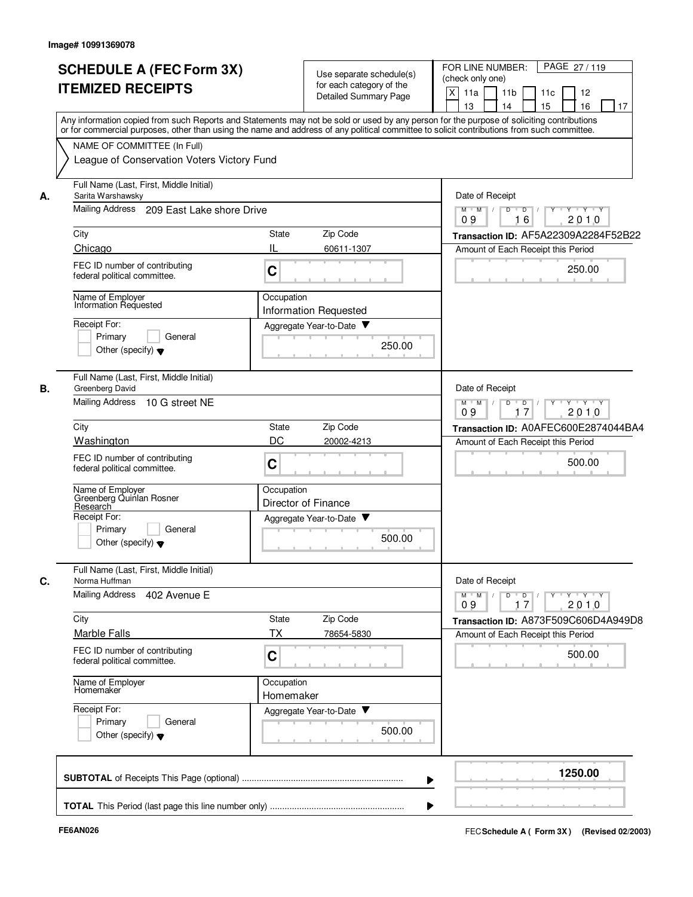Image# 10991369078

# SCHEDULE A (FEC Form 3X)
# ITEMIZED RECEIPTS

Use separate schedule(s) for each category of the Detailed Summary Page

FOR LINE NUMBER: (check only one)
[X] 11a [ ] 11b [ ] 11c [ ] 12 [ ] 13 [ ] 14 [ ] 15 [ ] 16 [ ] 17

PAGE 27 / 119

Any information copied from such Reports and Statements may not be sold or used by any person for the purpose of soliciting contributions or for commercial purposes, other than using the name and address of any political committee to solicit contributions from such committee.

NAME OF COMMITTEE (In Full)
League of Conservation Voters Victory Fund

---

**A.**

| Field | Value |
|---|---|
| Full Name (Last, First, Middle Initial) | Sarita Warshawsky |
| Mailing Address | 209 East Lake shore Drive |
| City | Chicago |
| State | IL |
| Zip Code | 60611-1307 |
| FEC ID number of contributing federal political committee. | C |
| Name of Employer | Information Requested |
| Occupation | Information Requested |
| Receipt For: | Primary / General / Other (specify) |
| Aggregate Year-to-Date | 250.00 |
| Date of Receipt | 09 16 2010 |
| Transaction ID | AF5A22309A2284F52B22 |
| Amount of Each Receipt this Period | 250.00 |

**B.**

| Field | Value |
|---|---|
| Full Name (Last, First, Middle Initial) | Greenberg David |
| Mailing Address | 10 G street NE |
| City | Washington |
| State | DC |
| Zip Code | 20002-4213 |
| FEC ID number of contributing federal political committee. | C |
| Name of Employer | Greenberg Quinlan Rosner Research |
| Occupation | Director of Finance |
| Receipt For: | Primary / General / Other (specify) |
| Aggregate Year-to-Date | 500.00 |
| Date of Receipt | 09 17 2010 |
| Transaction ID | A0AFEC600E2874044BA4 |
| Amount of Each Receipt this Period | 500.00 |

**C.**

| Field | Value |
|---|---|
| Full Name (Last, First, Middle Initial) | Norma Huffman |
| Mailing Address | 402 Avenue E |
| City | Marble Falls |
| State | TX |
| Zip Code | 78654-5830 |
| FEC ID number of contributing federal political committee. | C |
| Name of Employer | Homemaker |
| Occupation | Homemaker |
| Receipt For: | Primary / General / Other (specify) |
| Aggregate Year-to-Date | 500.00 |
| Date of Receipt | 09 17 2010 |
| Transaction ID | A873F509C606D4A949D8 |
| Amount of Each Receipt this Period | 500.00 |

---

**SUBTOTAL** of Receipts This Page (optional) ........ **1250.00**

**TOTAL** This Period (last page this line number only) ........

FE6AN026

FEC **Schedule A ( Form 3X)** (Revised 02/2003)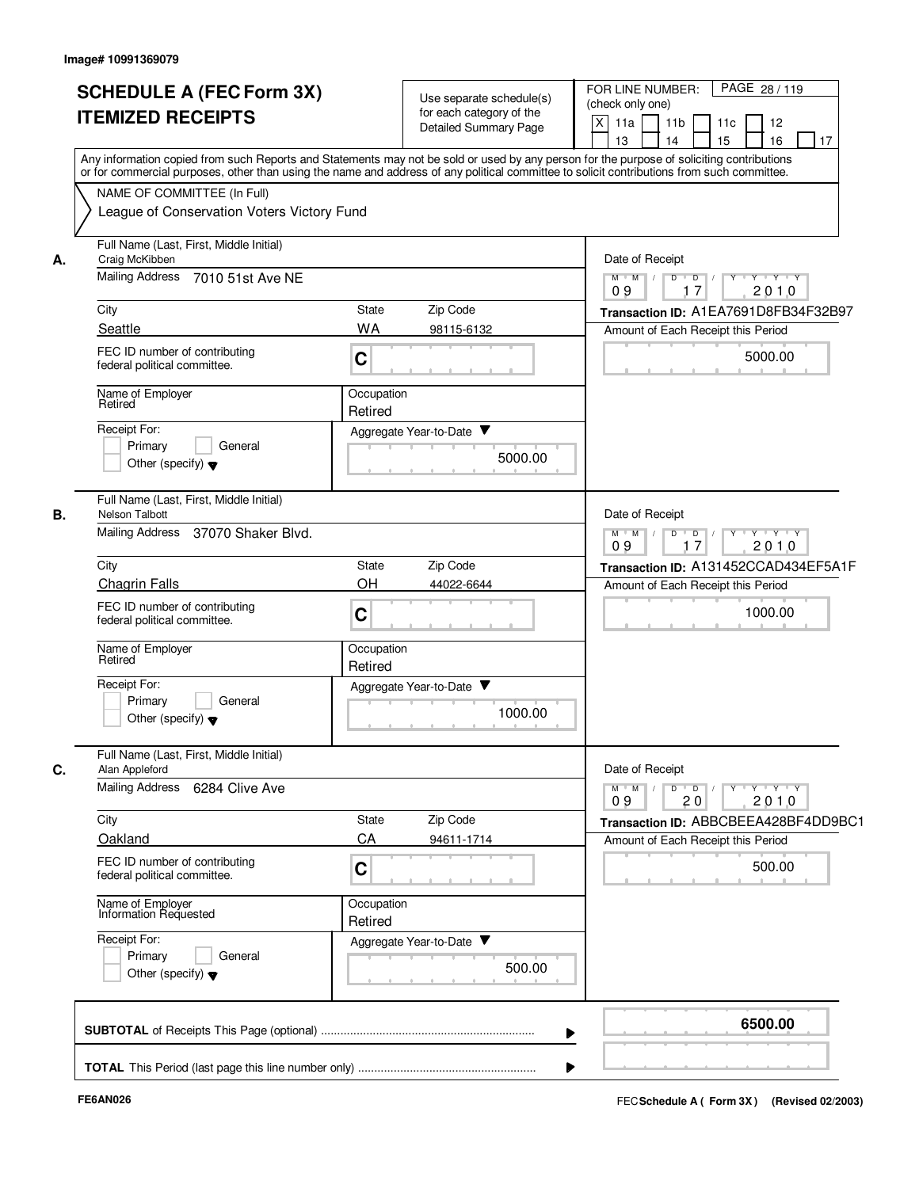Image# 10991369079

# SCHEDULE A (FEC Form 3X) ITEMIZED RECEIPTS

Use separate schedule(s) for each category of the Detailed Summary Page

FOR LINE NUMBER: (check only one)
X 11a | 11b | 11c | 12 | 13 | 14 | 15 | 16 | 17

Any information copied from such Reports and Statements may not be sold or used by any person for the purpose of soliciting contributions or for commercial purposes, other than using the name and address of any political committee to solicit contributions from such committee.

NAME OF COMMITTEE (In Full)
League of Conservation Voters Victory Fund

**A.**
Full Name (Last, First, Middle Initial): Craig McKibben
Mailing Address: 7010 51st Ave NE
City: Seattle | State: WA | Zip Code: 98115-6132
FEC ID number of contributing federal political committee: C
Name of Employer: Retired
Occupation: Retired
Receipt For: Primary | General | Other (specify)
Aggregate Year-to-Date: 5000.00
Date of Receipt: 09 17 2010
Transaction ID: A1EA7691D8FB34F32B97
Amount of Each Receipt this Period: 5000.00

**B.**
Full Name (Last, First, Middle Initial): Nelson Talbott
Mailing Address: 37070 Shaker Blvd.
City: Chagrin Falls | State: OH | Zip Code: 44022-6644
FEC ID number of contributing federal political committee: C
Name of Employer: Retired
Occupation: Retired
Receipt For: Primary | General | Other (specify)
Aggregate Year-to-Date: 1000.00
Date of Receipt: 09 17 2010
Transaction ID: A131452CCAD434EF5A1F
Amount of Each Receipt this Period: 1000.00

**C.**
Full Name (Last, First, Middle Initial): Alan Appleford
Mailing Address: 6284 Clive Ave
City: Oakland | State: CA | Zip Code: 94611-1714
FEC ID number of contributing federal political committee: C
Name of Employer: Information Requested
Occupation: Retired
Receipt For: Primary | General | Other (specify)
Aggregate Year-to-Date: 500.00
Date of Receipt: 09 20 2010
Transaction ID: ABBCBEEA428BF4DD9BC1
Amount of Each Receipt this Period: 500.00

**SUBTOTAL** of Receipts This Page (optional): 6500.00

**TOTAL** This Period (last page this line number only):

FE6AN026

FEC **Schedule A ( Form 3X)** (Revised 02/2003)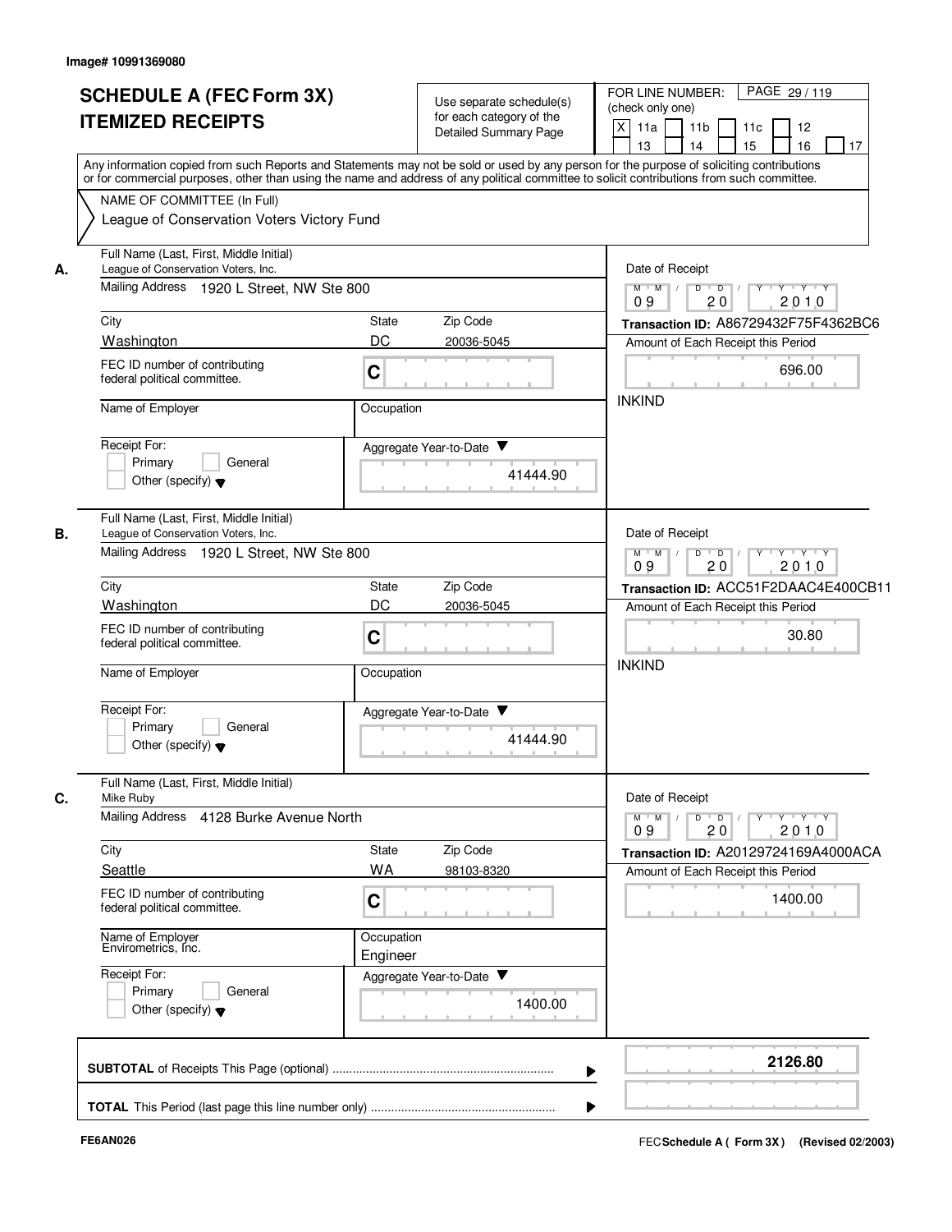Image# 10991369080

# SCHEDULE A (FEC Form 3X)
# ITEMIZED RECEIPTS

Use separate schedule(s) for each category of the Detailed Summary Page

FOR LINE NUMBER: (check only one)

[X] 11a [ ] 11b [ ] 11c [ ] 12 [ ] 13 [ ] 14 [ ] 15 [ ] 16 [ ] 17

PAGE 29 / 119

Any information copied from such Reports and Statements may not be sold or used by any person for the purpose of soliciting contributions or for commercial purposes, other than using the name and address of any political committee to solicit contributions from such committee.

NAME OF COMMITTEE (In Full)
League of Conservation Voters Victory Fund

---

**A.** Full Name (Last, First, Middle Initial)
League of Conservation Voters, Inc.

Mailing Address: 1920 L Street, NW Ste 800

| City | State | Zip Code |
|---|---|---|
| Washington | DC | 20036-5045 |

FEC ID number of contributing federal political committee: C

Name of Employer:

Occupation:

Receipt For: [ ] Primary [ ] General [ ] Other (specify)

Aggregate Year-to-Date: 41444.90

Date of Receipt: 09 / 20 / 2010

Transaction ID: A86729432F75F4362BC6

Amount of Each Receipt this Period: 696.00

INKIND

---

**B.** Full Name (Last, First, Middle Initial)
League of Conservation Voters, Inc.

Mailing Address: 1920 L Street, NW Ste 800

| City | State | Zip Code |
|---|---|---|
| Washington | DC | 20036-5045 |

FEC ID number of contributing federal political committee: C

Name of Employer:

Occupation:

Receipt For: [ ] Primary [ ] General [ ] Other (specify)

Aggregate Year-to-Date: 41444.90

Date of Receipt: 09 / 20 / 2010

Transaction ID: ACC51F2DAAC4E400CB11

Amount of Each Receipt this Period: 30.80

INKIND

---

**C.** Full Name (Last, First, Middle Initial)
Mike Ruby

Mailing Address: 4128 Burke Avenue North

| City | State | Zip Code |
|---|---|---|
| Seattle | WA | 98103-8320 |

FEC ID number of contributing federal political committee: C

Name of Employer: Envirometrics, Inc.

Occupation: Engineer

Receipt For: [ ] Primary [ ] General [ ] Other (specify)

Aggregate Year-to-Date: 1400.00

Date of Receipt: 09 / 20 / 2010

Transaction ID: A20129724169A4000ACA

Amount of Each Receipt this Period: 1400.00

---

**SUBTOTAL** of Receipts This Page (optional): 2126.80

**TOTAL** This Period (last page this line number only):

FE6AN026

FEC Schedule A ( Form 3X ) (Revised 02/2003)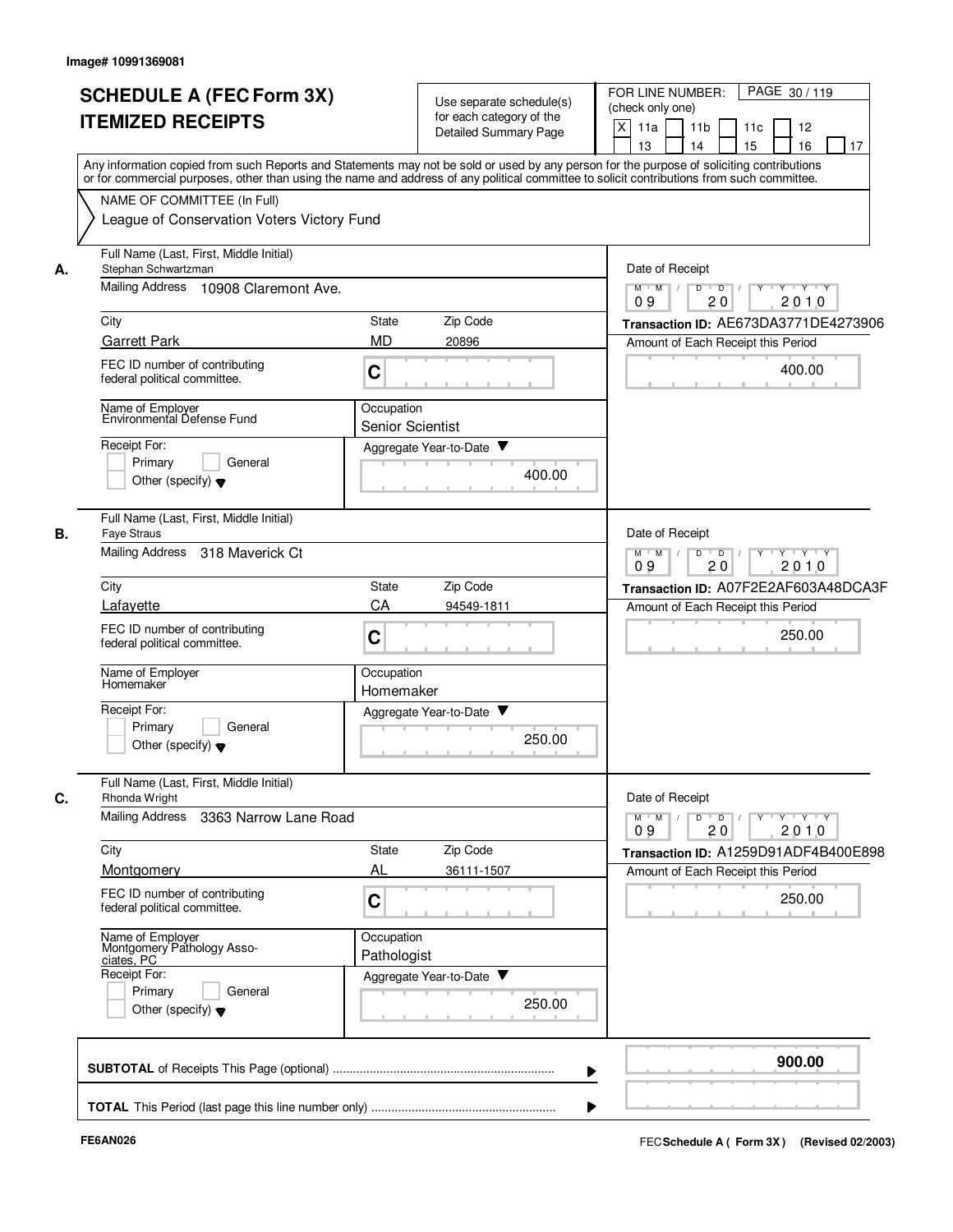Image# 10991369081

# SCHEDULE A (FEC Form 3X) ITEMIZED RECEIPTS

Use separate schedule(s) for each category of the Detailed Summary Page

FOR LINE NUMBER: (check only one)

[X] 11a [ ] 11b [ ] 11c [ ] 12 [ ] 13 [ ] 14 [ ] 15 [ ] 16 [ ] 17

PAGE 30 / 119

Any information copied from such Reports and Statements may not be sold or used by any person for the purpose of soliciting contributions or for commercial purposes, other than using the name and address of any political committee to solicit contributions from such committee.

NAME OF COMMITTEE (In Full)
League of Conservation Voters Victory Fund

---

**A.**

Full Name (Last, First, Middle Initial): Stephan Schwartzman

Mailing Address: 10908 Claremont Ave.

City: Garrett Park | State: MD | Zip Code: 20896

FEC ID number of contributing federal political committee: C

Name of Employer: Environmental Defense Fund

Occupation: Senior Scientist

Receipt For: [ ] Primary [ ] General [ ] Other (specify)

Aggregate Year-to-Date: 400.00

Date of Receipt: 09 20 2010

Transaction ID: AE673DA3771DE4273906

Amount of Each Receipt this Period: 400.00

---

**B.**

Full Name (Last, First, Middle Initial): Faye Straus

Mailing Address: 318 Maverick Ct

City: Lafayette | State: CA | Zip Code: 94549-1811

FEC ID number of contributing federal political committee: C

Name of Employer: Homemaker

Occupation: Homemaker

Receipt For: [ ] Primary [ ] General [ ] Other (specify)

Aggregate Year-to-Date: 250.00

Date of Receipt: 09 20 2010

Transaction ID: A07F2E2AF603A48DCA3F

Amount of Each Receipt this Period: 250.00

---

**C.**

Full Name (Last, First, Middle Initial): Rhonda Wright

Mailing Address: 3363 Narrow Lane Road

City: Montgomery | State: AL | Zip Code: 36111-1507

FEC ID number of contributing federal political committee: C

Name of Employer: Montgomery Pathology Associates, PC

Occupation: Pathologist

Receipt For: [ ] Primary [ ] General [ ] Other (specify)

Aggregate Year-to-Date: 250.00

Date of Receipt: 09 20 2010

Transaction ID: A1259D91ADF4B400E898

Amount of Each Receipt this Period: 250.00

---

**SUBTOTAL** of Receipts This Page (optional): **900.00**

**TOTAL** This Period (last page this line number only):

FE6AN026

FEC **Schedule A ( Form 3X )** (Revised 02/2003)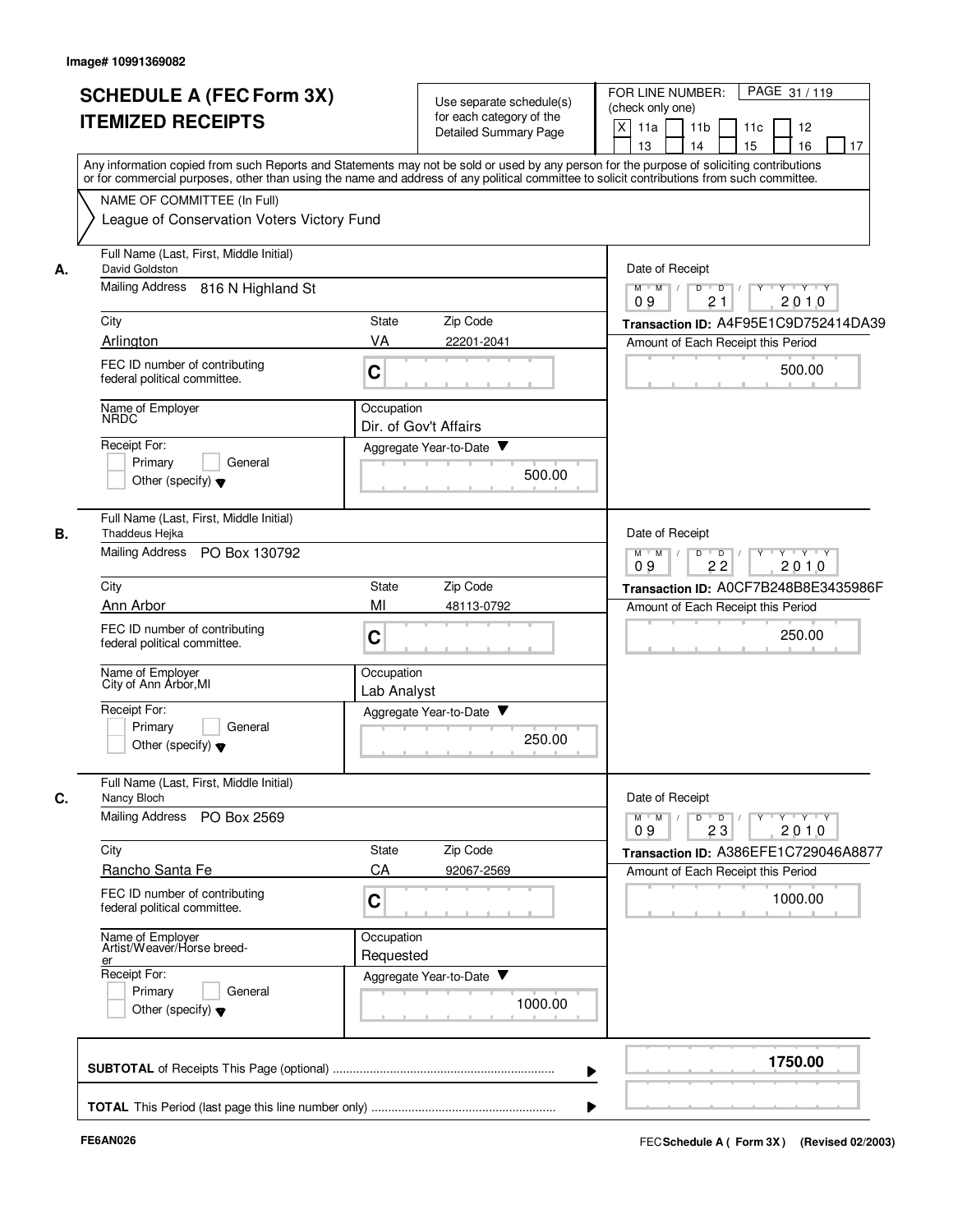Image# 10991369082

# SCHEDULE A (FEC Form 3X) ITEMIZED RECEIPTS

Use separate schedule(s) for each category of the Detailed Summary Page

FOR LINE NUMBER: (check only one)

[X] 11a [ ] 11b [ ] 11c [ ] 12 [ ] 13 [ ] 14 [ ] 15 [ ] 16 [ ] 17

PAGE 31 / 119

Any information copied from such Reports and Statements may not be sold or used by any person for the purpose of soliciting contributions or for commercial purposes, other than using the name and address of any political committee to solicit contributions from such committee.

NAME OF COMMITTEE (In Full)
League of Conservation Voters Victory Fund

## A.

| Field | Value |
|---|---|
| Full Name (Last, First, Middle Initial) | David Goldston |
| Mailing Address | 816 N Highland St |
| City | Arlington |
| State | VA |
| Zip Code | 22201-2041 |
| FEC ID number of contributing federal political committee | C |
| Name of Employer | NRDC |
| Occupation | Dir. of Gov't Affairs |
| Receipt For | Primary / General / Other (specify) |
| Aggregate Year-to-Date | 500.00 |
| Date of Receipt | 09 / 21 / 2010 |
| Transaction ID | A4F95E1C9D752414DA39 |
| Amount of Each Receipt this Period | 500.00 |

## B.

| Field | Value |
|---|---|
| Full Name (Last, First, Middle Initial) | Thaddeus Hejka |
| Mailing Address | PO Box 130792 |
| City | Ann Arbor |
| State | MI |
| Zip Code | 48113-0792 |
| FEC ID number of contributing federal political committee | C |
| Name of Employer | City of Ann Arbor,MI |
| Occupation | Lab Analyst |
| Receipt For | Primary / General / Other (specify) |
| Aggregate Year-to-Date | 250.00 |
| Date of Receipt | 09 / 22 / 2010 |
| Transaction ID | A0CF7B248B8E3435986F |
| Amount of Each Receipt this Period | 250.00 |

## C.

| Field | Value |
|---|---|
| Full Name (Last, First, Middle Initial) | Nancy Bloch |
| Mailing Address | PO Box 2569 |
| City | Rancho Santa Fe |
| State | CA |
| Zip Code | 92067-2569 |
| FEC ID number of contributing federal political committee | C |
| Name of Employer | Artist/Weaver/Horse breeder |
| Occupation | Requested |
| Receipt For | Primary / General / Other (specify) |
| Aggregate Year-to-Date | 1000.00 |
| Date of Receipt | 09 / 23 / 2010 |
| Transaction ID | A386EFE1C729046A8877 |
| Amount of Each Receipt this Period | 1000.00 |

**SUBTOTAL** of Receipts This Page (optional) ..... **1750.00**

**TOTAL** This Period (last page this line number only) .....

FE6AN026 — FEC **Schedule A ( Form 3X)** (Revised 02/2003)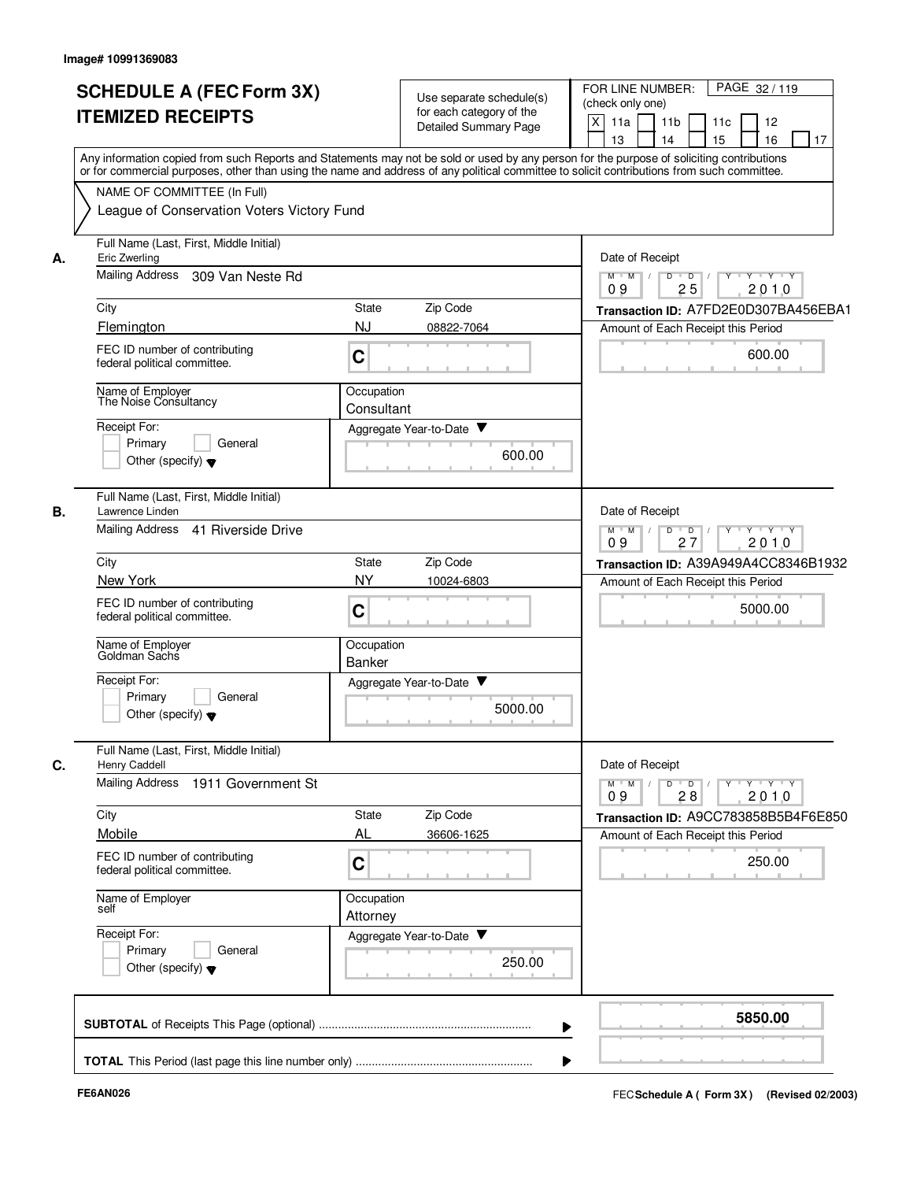Image# 10991369083

# SCHEDULE A (FEC Form 3X) ITEMIZED RECEIPTS

Use separate schedule(s) for each category of the Detailed Summary Page

FOR LINE NUMBER: (check only one)
[X] 11a [ ] 11b [ ] 11c [ ] 12 [ ] 13 [ ] 14 [ ] 15 [ ] 16 [ ] 17

PAGE 32 / 119

Any information copied from such Reports and Statements may not be sold or used by any person for the purpose of soliciting contributions or for commercial purposes, other than using the name and address of any political committee to solicit contributions from such committee.

NAME OF COMMITTEE (In Full)
League of Conservation Voters Victory Fund

**A.**

| Field | Value |
|---|---|
| Full Name (Last, First, Middle Initial) | Eric Zwerling |
| Mailing Address | 309 Van Neste Rd |
| City | Flemington |
| State | NJ |
| Zip Code | 08822-7064 |
| FEC ID number of contributing federal political committee. | C |
| Name of Employer | The Noise Consultancy |
| Occupation | Consultant |
| Receipt For: | [ ] Primary [ ] General [ ] Other (specify) |
| Aggregate Year-to-Date | 600.00 |
| Date of Receipt | 09 / 25 / 2010 |
| Transaction ID | A7FD2E0D307BA456EBA1 |
| Amount of Each Receipt this Period | 600.00 |

**B.**

| Field | Value |
|---|---|
| Full Name (Last, First, Middle Initial) | Lawrence Linden |
| Mailing Address | 41 Riverside Drive |
| City | New York |
| State | NY |
| Zip Code | 10024-6803 |
| FEC ID number of contributing federal political committee. | C |
| Name of Employer | Goldman Sachs |
| Occupation | Banker |
| Receipt For: | [ ] Primary [ ] General [ ] Other (specify) |
| Aggregate Year-to-Date | 5000.00 |
| Date of Receipt | 09 / 27 / 2010 |
| Transaction ID | A39A949A4CC8346B1932 |
| Amount of Each Receipt this Period | 5000.00 |

**C.**

| Field | Value |
|---|---|
| Full Name (Last, First, Middle Initial) | Henry Caddell |
| Mailing Address | 1911 Government St |
| City | Mobile |
| State | AL |
| Zip Code | 36606-1625 |
| FEC ID number of contributing federal political committee. | C |
| Name of Employer | self |
| Occupation | Attorney |
| Receipt For: | [ ] Primary [ ] General [ ] Other (specify) |
| Aggregate Year-to-Date | 250.00 |
| Date of Receipt | 09 / 28 / 2010 |
| Transaction ID | A9CC783858B5B4F6E850 |
| Amount of Each Receipt this Period | 250.00 |

| | |
|---|---|
| **SUBTOTAL** of Receipts This Page (optional) | **5850.00** |
| **TOTAL** This Period (last page this line number only) | |

FE6AN026

FEC **Schedule A ( Form 3X )** (Revised 02/2003)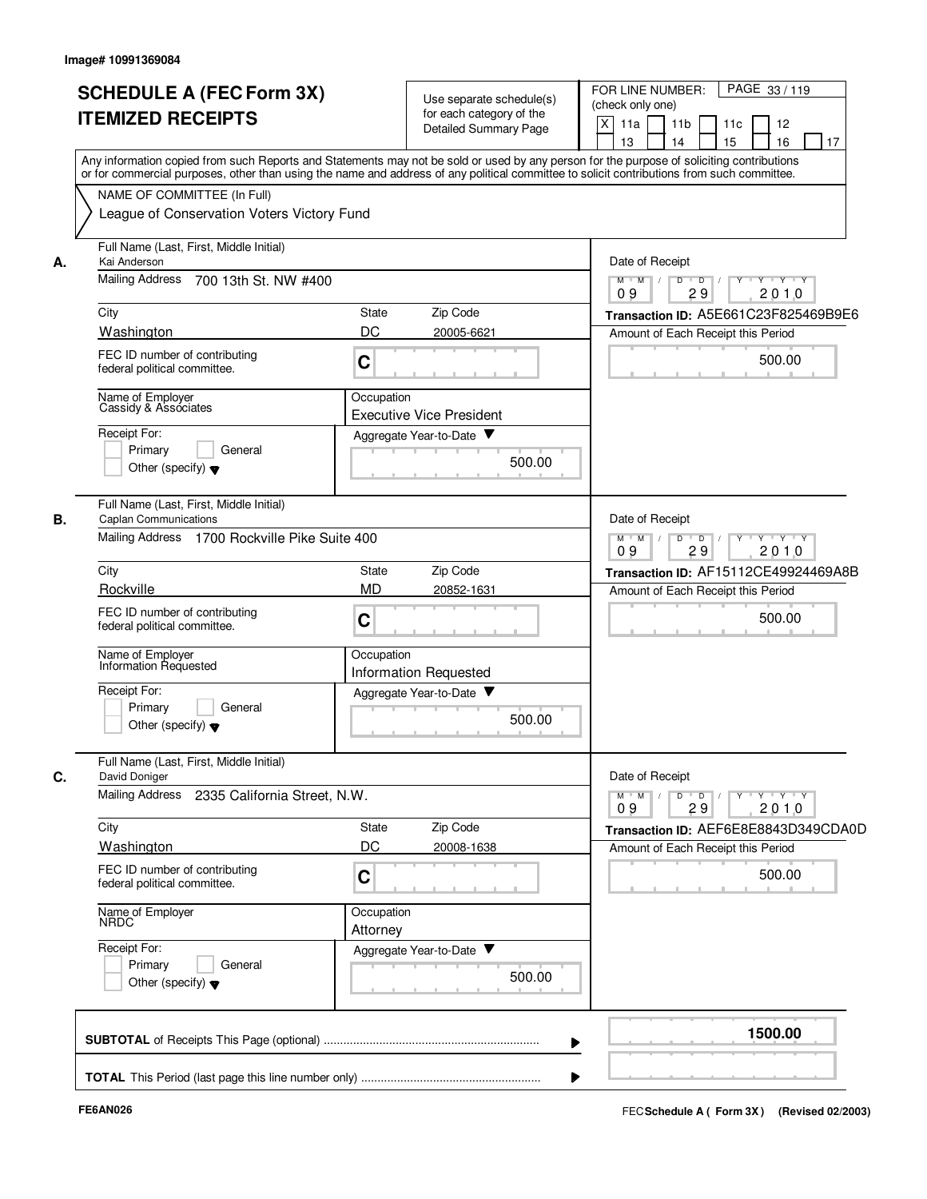Image# 10991369084

# SCHEDULE A (FEC Form 3X) ITEMIZED RECEIPTS

Use separate schedule(s) for each category of the Detailed Summary Page

FOR LINE NUMBER: (check only one)

[X] 11a [ ] 11b [ ] 11c [ ] 12 [ ] 13 [ ] 14 [ ] 15 [ ] 16 [ ] 17

Any information copied from such Reports and Statements may not be sold or used by any person for the purpose of soliciting contributions or for commercial purposes, other than using the name and address of any political committee to solicit contributions from such committee.

NAME OF COMMITTEE (In Full)

League of Conservation Voters Victory Fund

---

**A.**

Full Name (Last, First, Middle Initial): Kai Anderson

Mailing Address: 700 13th St. NW #400

City: Washington | State: DC | Zip Code: 20005-6621

FEC ID number of contributing federal political committee: C

Name of Employer: Cassidy & Associates

Occupation: Executive Vice President

Receipt For: [ ] Primary [ ] General [ ] Other (specify)

Aggregate Year-to-Date: 500.00

Date of Receipt: 09 / 29 / 2010

Transaction ID: A5E661C23F825469B9E6

Amount of Each Receipt this Period: 500.00

---

**B.**

Full Name (Last, First, Middle Initial): Caplan Communications

Mailing Address: 1700 Rockville Pike Suite 400

City: Rockville | State: MD | Zip Code: 20852-1631

FEC ID number of contributing federal political committee: C

Name of Employer: Information Requested

Occupation: Information Requested

Receipt For: [ ] Primary [ ] General [ ] Other (specify)

Aggregate Year-to-Date: 500.00

Date of Receipt: 09 / 29 / 2010

Transaction ID: AF15112CE49924469A8B

Amount of Each Receipt this Period: 500.00

---

**C.**

Full Name (Last, First, Middle Initial): David Doniger

Mailing Address: 2335 California Street, N.W.

City: Washington | State: DC | Zip Code: 20008-1638

FEC ID number of contributing federal political committee: C

Name of Employer: NRDC

Occupation: Attorney

Receipt For: [ ] Primary [ ] General [ ] Other (specify)

Aggregate Year-to-Date: 500.00

Date of Receipt: 09 / 29 / 2010

Transaction ID: AEF6E8E8843D349CDA0D

Amount of Each Receipt this Period: 500.00

---

**SUBTOTAL** of Receipts This Page (optional): 1500.00

**TOTAL** This Period (last page this line number only):

FE6AN026

FEC **Schedule A ( Form 3X)** (Revised 02/2003)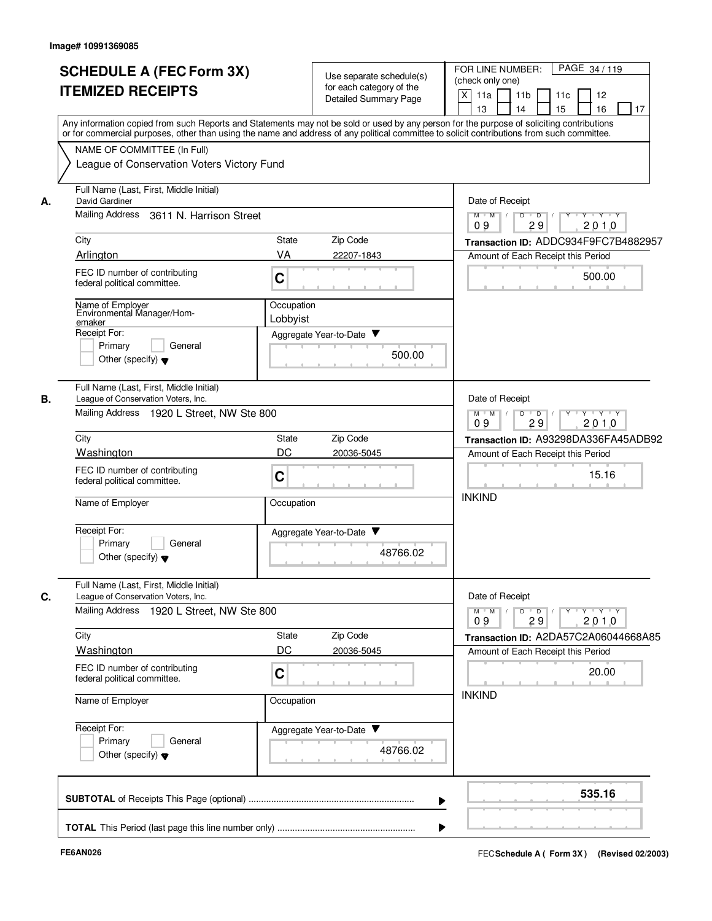Image# 10991369085

# SCHEDULE A (FEC Form 3X) ITEMIZED RECEIPTS

Use separate schedule(s) for each category of the Detailed Summary Page

FOR LINE NUMBER: (check only one)

[X] 11a [ ] 11b [ ] 11c [ ] 12 [ ] 13 [ ] 14 [ ] 15 [ ] 16 [ ] 17

Any information copied from such Reports and Statements may not be sold or used by any person for the purpose of soliciting contributions or for commercial purposes, other than using the name and address of any political committee to solicit contributions from such committee.

NAME OF COMMITTEE (In Full)
League of Conservation Voters Victory Fund

**A.** Full Name (Last, First, Middle Initial): David Gardiner
Mailing Address: 3611 N. Harrison Street
City: Arlington | State: VA | Zip Code: 22207-1843
FEC ID number of contributing federal political committee: C
Name of Employer: Environmental Manager/Homemaker
Occupation: Lobbyist
Receipt For: [ ] Primary [ ] General [ ] Other (specify)
Aggregate Year-to-Date: 500.00
Date of Receipt: 09/29/2010
Transaction ID: ADDC934F9FC7B4882957
Amount of Each Receipt this Period: 500.00

**B.** Full Name (Last, First, Middle Initial): League of Conservation Voters, Inc.
Mailing Address: 1920 L Street, NW Ste 800
City: Washington | State: DC | Zip Code: 20036-5045
FEC ID number of contributing federal political committee: C
Name of Employer:
Occupation:
Receipt For: [ ] Primary [ ] General [ ] Other (specify)
Aggregate Year-to-Date: 48766.02
Date of Receipt: 09/29/2010
Transaction ID: A93298DA336FA45ADB92
Amount of Each Receipt this Period: 15.16
INKIND

**C.** Full Name (Last, First, Middle Initial): League of Conservation Voters, Inc.
Mailing Address: 1920 L Street, NW Ste 800
City: Washington | State: DC | Zip Code: 20036-5045
FEC ID number of contributing federal political committee: C
Name of Employer:
Occupation:
Receipt For: [ ] Primary [ ] General [ ] Other (specify)
Aggregate Year-to-Date: 48766.02
Date of Receipt: 09/29/2010
Transaction ID: A2DA57C2A06044668A85
Amount of Each Receipt this Period: 20.00
INKIND

**SUBTOTAL** of Receipts This Page (optional): **535.16**

**TOTAL** This Period (last page this line number only):

FE6AN026

FEC Schedule A ( Form 3X ) (Revised 02/2003)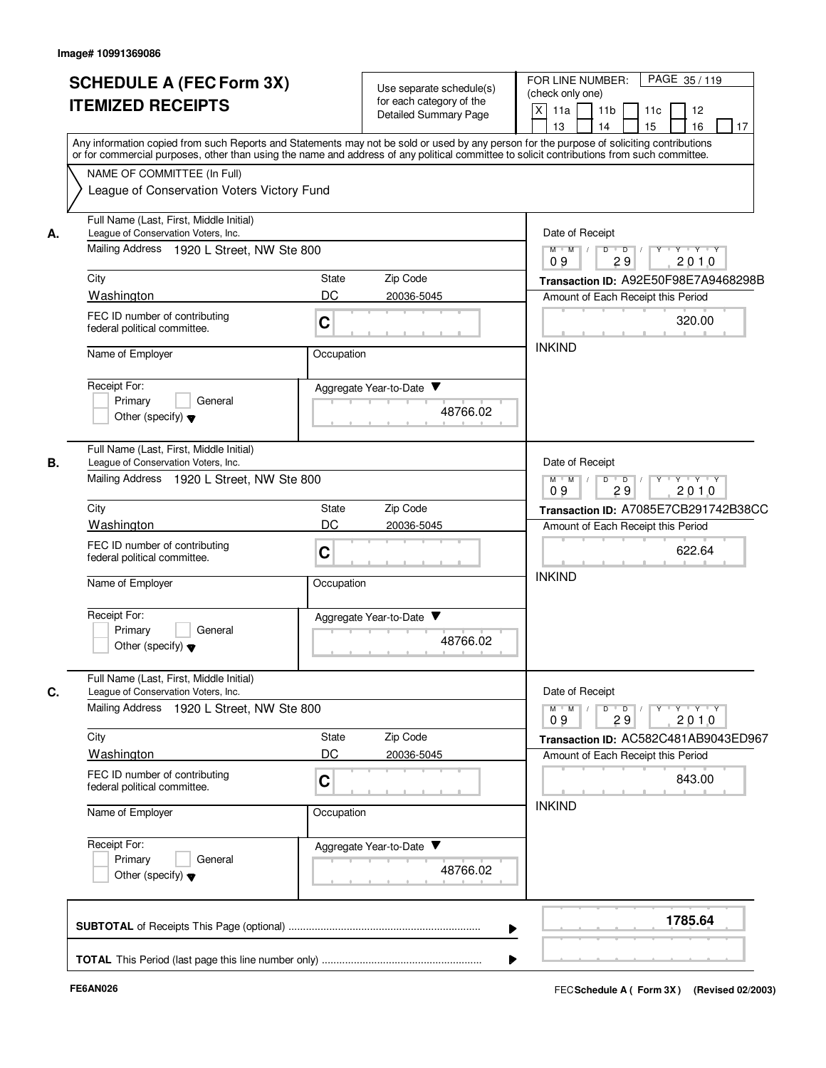Image# 10991369086

# SCHEDULE A (FEC Form 3X)
# ITEMIZED RECEIPTS

Use separate schedule(s) for each category of the Detailed Summary Page

FOR LINE NUMBER: (check only one)

- [X] 11a
- [ ] 11b
- [ ] 11c
- [ ] 12
- [ ] 13
- [ ] 14
- [ ] 15
- [ ] 16
- [ ] 17

PAGE 35 / 119

Any information copied from such Reports and Statements may not be sold or used by any person for the purpose of soliciting contributions or for commercial purposes, other than using the name and address of any political committee to solicit contributions from such committee.

NAME OF COMMITTEE (In Full)
League of Conservation Voters Victory Fund

---

**A.** Full Name (Last, First, Middle Initial): League of Conservation Voters, Inc.

Mailing Address: 1920 L Street, NW Ste 800

City: Washington | State: DC | Zip Code: 20036-5045

FEC ID number of contributing federal political committee: C

Name of Employer:

Occupation:

Receipt For: Primary / General / Other (specify)

Aggregate Year-to-Date: 48766.02

Date of Receipt: 09 / 29 / 2010

Transaction ID: A92E50F98E7A9468298B

Amount of Each Receipt this Period: 320.00

INKIND

---

**B.** Full Name (Last, First, Middle Initial): League of Conservation Voters, Inc.

Mailing Address: 1920 L Street, NW Ste 800

City: Washington | State: DC | Zip Code: 20036-5045

FEC ID number of contributing federal political committee: C

Name of Employer:

Occupation:

Receipt For: Primary / General / Other (specify)

Aggregate Year-to-Date: 48766.02

Date of Receipt: 09 / 29 / 2010

Transaction ID: A7085E7CB291742B38CC

Amount of Each Receipt this Period: 622.64

INKIND

---

**C.** Full Name (Last, First, Middle Initial): League of Conservation Voters, Inc.

Mailing Address: 1920 L Street, NW Ste 800

City: Washington | State: DC | Zip Code: 20036-5045

FEC ID number of contributing federal political committee: C

Name of Employer:

Occupation:

Receipt For: Primary / General / Other (specify)

Aggregate Year-to-Date: 48766.02

Date of Receipt: 09 / 29 / 2010

Transaction ID: AC582C481AB9043ED967

Amount of Each Receipt this Period: 843.00

INKIND

---

**SUBTOTAL** of Receipts This Page (optional): **1785.64**

**TOTAL** This Period (last page this line number only):

FE6AN026 FEC Schedule A ( Form 3X ) (Revised 02/2003)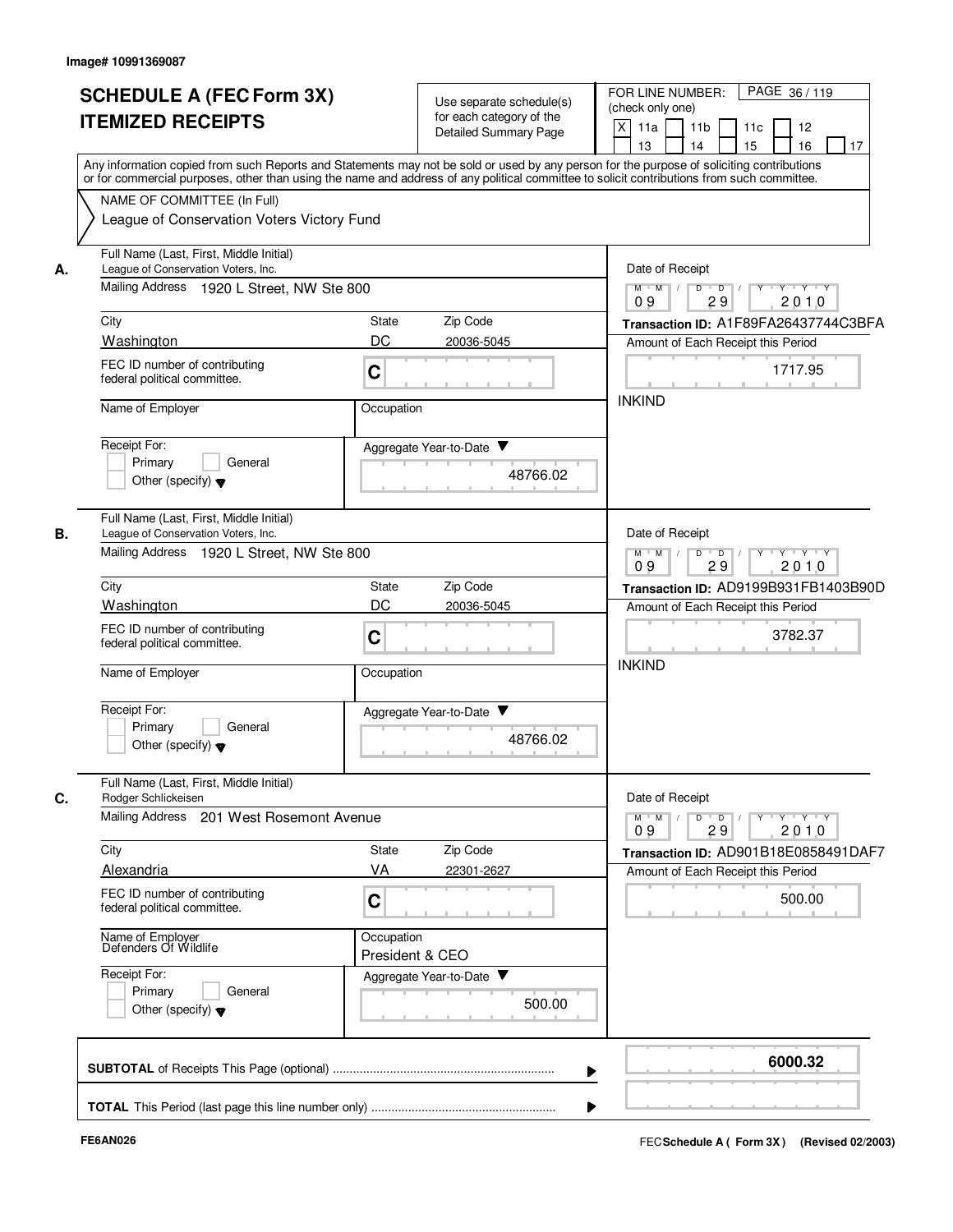Image# 10991369087

# SCHEDULE A (FEC Form 3X) ITEMIZED RECEIPTS

Use separate schedule(s) for each category of the Detailed Summary Page

FOR LINE NUMBER: (check only one)

- [X] 11a
- [ ] 11b
- [ ] 11c
- [ ] 12
- [ ] 13
- [ ] 14
- [ ] 15
- [ ] 16
- [ ] 17

PAGE 36 / 119

Any information copied from such Reports and Statements may not be sold or used by any person for the purpose of soliciting contributions or for commercial purposes, other than using the name and address of any political committee to solicit contributions from such committee.

NAME OF COMMITTEE (In Full)
League of Conservation Voters Victory Fund

## A.

Full Name (Last, First, Middle Initial): League of Conservation Voters, Inc.
Mailing Address: 1920 L Street, NW Ste 800
City: Washington | State: DC | Zip Code: 20036-5045
FEC ID number of contributing federal political committee: C
Name of Employer:
Occupation:
Receipt For: Primary / General / Other (specify)
Aggregate Year-to-Date: 48766.02

Date of Receipt: 09 / 29 / 2010
Transaction ID: A1F89FA26437744C3BFA
Amount of Each Receipt this Period: 1717.95
INKIND

## B.

Full Name (Last, First, Middle Initial): League of Conservation Voters, Inc.
Mailing Address: 1920 L Street, NW Ste 800
City: Washington | State: DC | Zip Code: 20036-5045
FEC ID number of contributing federal political committee: C
Name of Employer:
Occupation:
Receipt For: Primary / General / Other (specify)
Aggregate Year-to-Date: 48766.02

Date of Receipt: 09 / 29 / 2010
Transaction ID: AD9199B931FB1403B90D
Amount of Each Receipt this Period: 3782.37
INKIND

## C.

Full Name (Last, First, Middle Initial): Rodger Schlickeisen
Mailing Address: 201 West Rosemont Avenue
City: Alexandria | State: VA | Zip Code: 22301-2627
FEC ID number of contributing federal political committee: C
Name of Employer: Defenders Of Wildlife
Occupation: President & CEO
Receipt For: Primary / General / Other (specify)
Aggregate Year-to-Date: 500.00

Date of Receipt: 09 / 29 / 2010
Transaction ID: AD901B18E0858491DAF7
Amount of Each Receipt this Period: 500.00

**SUBTOTAL** of Receipts This Page (optional): **6000.32**

**TOTAL** This Period (last page this line number only):

FE6AN026

FEC **Schedule A ( Form 3X )** (Revised 02/2003)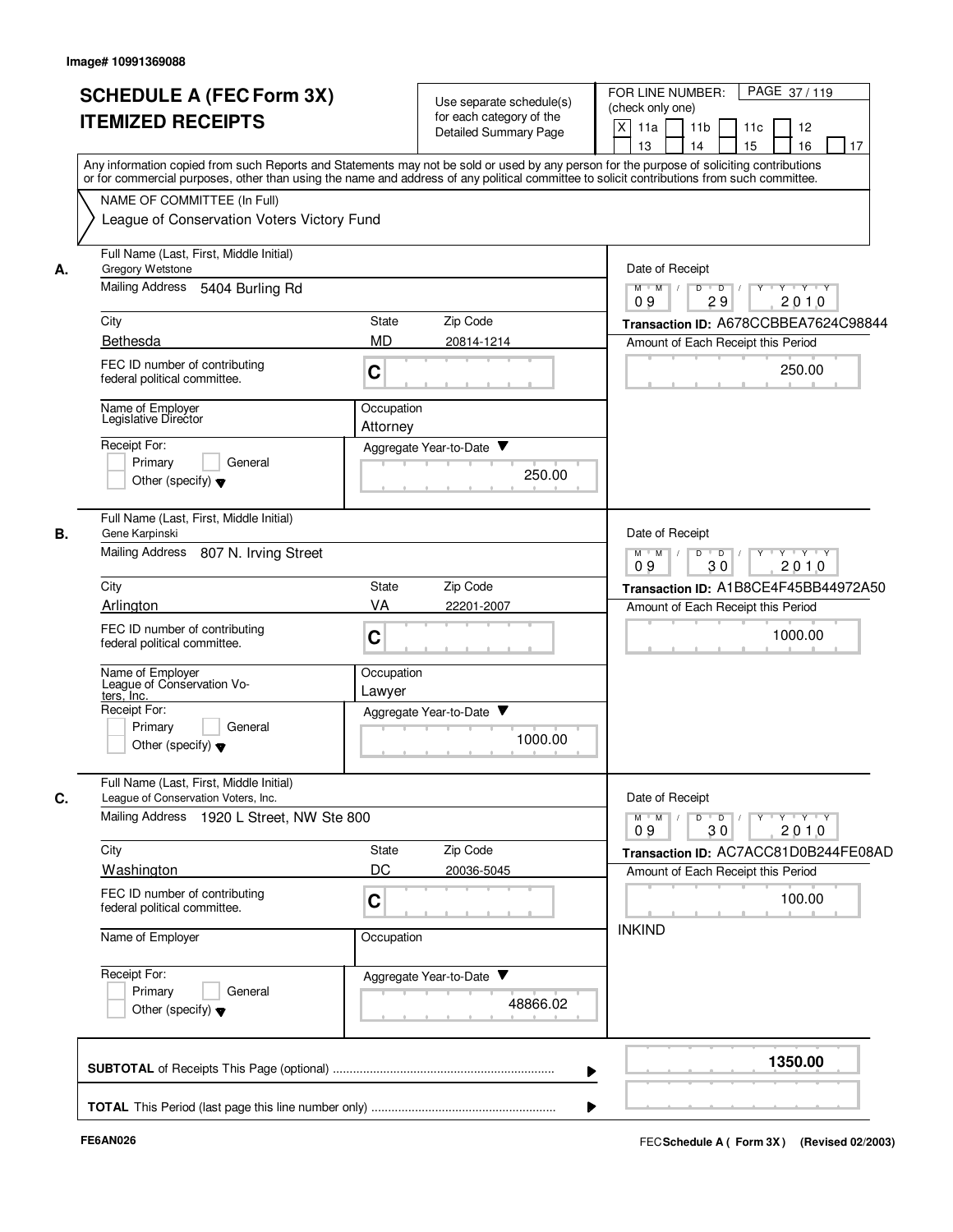Image# 10991369088

# SCHEDULE A (FEC Form 3X)
# ITEMIZED RECEIPTS

Use separate schedule(s) for each category of the Detailed Summary Page

FOR LINE NUMBER: (check only one)
[X] 11a [ ] 11b [ ] 11c [ ] 12 [ ] 13 [ ] 14 [ ] 15 [ ] 16 [ ] 17

PAGE 37 / 119

Any information copied from such Reports and Statements may not be sold or used by any person for the purpose of soliciting contributions or for commercial purposes, other than using the name and address of any political committee to solicit contributions from such committee.

NAME OF COMMITTEE (In Full)
League of Conservation Voters Victory Fund

---

**A.** Full Name (Last, First, Middle Initial): Gregory Wetstone

Mailing Address: 5404 Burling Rd

City: Bethesda | State: MD | Zip Code: 20814-1214

FEC ID number of contributing federal political committee: C

Name of Employer: Legislative Director

Occupation: Attorney

Receipt For: [ ] Primary [ ] General [ ] Other (specify)

Date of Receipt: 09 / 29 / 2010

Transaction ID: A678CCBBEA7624C98844

Amount of Each Receipt this Period: 250.00

Aggregate Year-to-Date: 250.00

---

**B.** Full Name (Last, First, Middle Initial): Gene Karpinski

Mailing Address: 807 N. Irving Street

City: Arlington | State: VA | Zip Code: 22201-2007

FEC ID number of contributing federal political committee: C

Name of Employer: League of Conservation Voters, Inc.

Occupation: Lawyer

Receipt For: [ ] Primary [ ] General [ ] Other (specify)

Date of Receipt: 09 / 30 / 2010

Transaction ID: A1B8CE4F45BB44972A50

Amount of Each Receipt this Period: 1000.00

Aggregate Year-to-Date: 1000.00

---

**C.** Full Name (Last, First, Middle Initial): League of Conservation Voters, Inc.

Mailing Address: 1920 L Street, NW Ste 800

City: Washington | State: DC | Zip Code: 20036-5045

FEC ID number of contributing federal political committee: C

Name of Employer:

Occupation:

Receipt For: [ ] Primary [ ] General [ ] Other (specify)

Date of Receipt: 09 / 30 / 2010

Transaction ID: AC7ACC81D0B244FE08AD

Amount of Each Receipt this Period: 100.00

INKIND

Aggregate Year-to-Date: 48866.02

---

**SUBTOTAL** of Receipts This Page (optional): 1350.00

**TOTAL** This Period (last page this line number only):

FE6AN026

FEC Schedule A ( Form 3X ) (Revised 02/2003)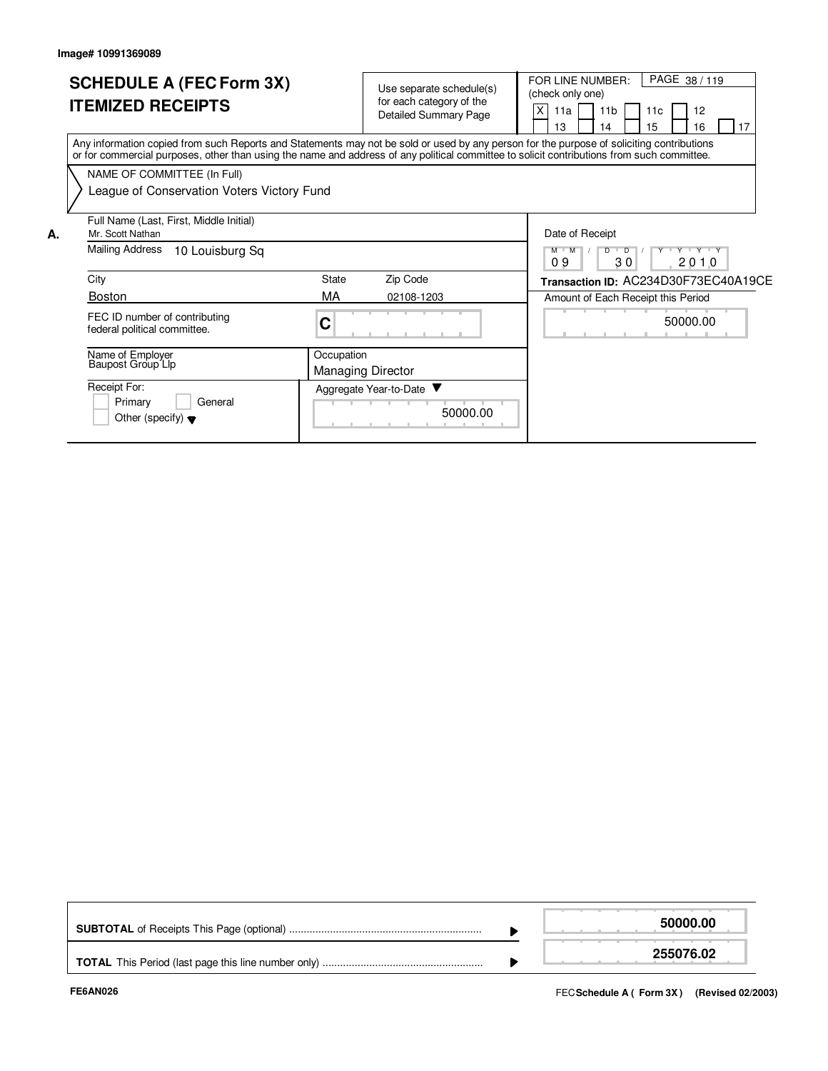Image# 10991369089

# SCHEDULE A (FEC Form 3X) ITEMIZED RECEIPTS

Use separate schedule(s) for each category of the Detailed Summary Page

FOR LINE NUMBER: (check only one)

[X] 11a [ ] 11b [ ] 11c [ ] 12 [ ] 13 [ ] 14 [ ] 15 [ ] 16 [ ] 17

Any information copied from such Reports and Statements may not be sold or used by any person for the purpose of soliciting contributions or for commercial purposes, other than using the name and address of any political committee to solicit contributions from such committee.

NAME OF COMMITTEE (In Full)

League of Conservation Voters Victory Fund

**A.**

| Field | Value |
|---|---|
| Full Name (Last, First, Middle Initial) | Mr. Scott Nathan |
| Mailing Address | 10 Louisburg Sq |
| City | Boston |
| State | MA |
| Zip Code | 02108-1203 |
| FEC ID number of contributing federal political committee. | C |
| Name of Employer | Baupost Group Llp |
| Occupation | Managing Director |
| Receipt For: | [ ] Primary [ ] General [ ] Other (specify) |
| Aggregate Year-to-Date | 50000.00 |
| Date of Receipt | 09 / 30 / 2010 |
| Transaction ID | AC234D30F73EC40A19CE |
| Amount of Each Receipt this Period | 50000.00 |

| | |
|---|---|
| **SUBTOTAL** of Receipts This Page (optional) | 50000.00 |
| **TOTAL** This Period (last page this line number only) | 255076.02 |

FE6AN026

FEC **Schedule A ( Form 3X )** (Revised 02/2003)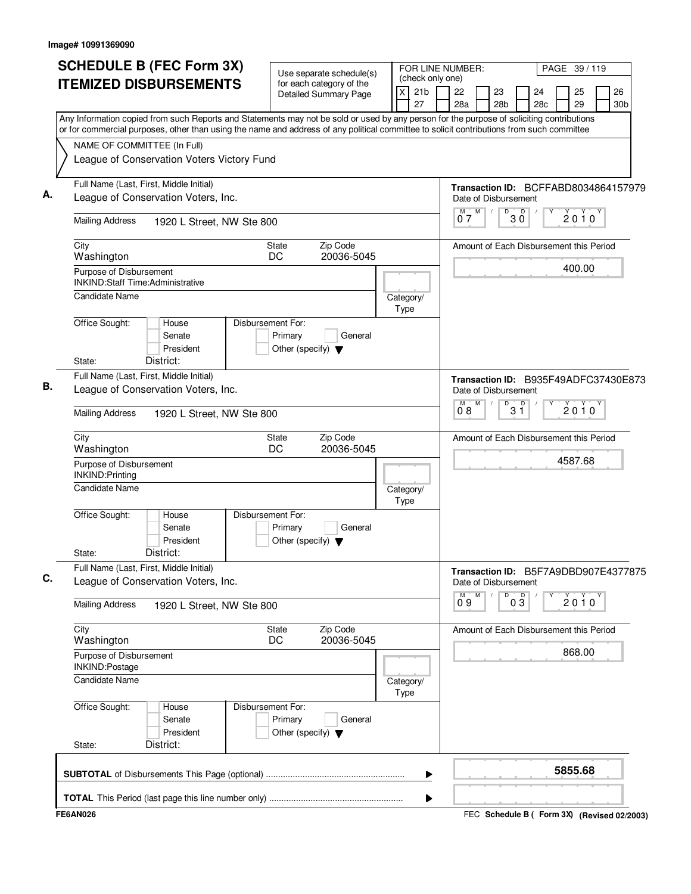Image# 10991369090

# SCHEDULE B (FEC Form 3X) ITEMIZED DISBURSEMENTS

Use separate schedule(s) for each category of the Detailed Summary Page

FOR LINE NUMBER: (check only one)
[X] 21b [ ] 22 [ ] 23 [ ] 24 [ ] 25 [ ] 26 [ ] 27 [ ] 28a [ ] 28b [ ] 28c [ ] 29 [ ] 30b

PAGE 39 / 119

Any Information copied from such Reports and Statements may not be sold or used by any person for the purpose of soliciting contributions or for commercial purposes, other than using the name and address of any political committee to solicit contributions from such committee

NAME OF COMMITTEE (In Full)
League of Conservation Voters Victory Fund

## A.

Full Name (Last, First, Middle Initial): League of Conservation Voters, Inc.

Mailing Address: 1920 L Street, NW Ste 800

City: Washington | State: DC | Zip Code: 20036-5045

Purpose of Disbursement: INKIND:Staff Time:Administrative

Candidate Name:

Category/Type:

Office Sought: [ ] House [ ] Senate [ ] President

State: District:

Disbursement For: [ ] Primary [ ] General [ ] Other (specify)

Transaction ID: BCFFABD8034864157979

Date of Disbursement: 07 / 30 / 2010

Amount of Each Disbursement this Period: 400.00

## B.

Full Name (Last, First, Middle Initial): League of Conservation Voters, Inc.

Mailing Address: 1920 L Street, NW Ste 800

City: Washington | State: DC | Zip Code: 20036-5045

Purpose of Disbursement: INKIND:Printing

Candidate Name:

Category/Type:

Office Sought: [ ] House [ ] Senate [ ] President

State: District:

Disbursement For: [ ] Primary [ ] General [ ] Other (specify)

Transaction ID: B935F49ADFC37430E873

Date of Disbursement: 08 / 31 / 2010

Amount of Each Disbursement this Period: 4587.68

## C.

Full Name (Last, First, Middle Initial): League of Conservation Voters, Inc.

Mailing Address: 1920 L Street, NW Ste 800

City: Washington | State: DC | Zip Code: 20036-5045

Purpose of Disbursement: INKIND:Postage

Candidate Name:

Category/Type:

Office Sought: [ ] House [ ] Senate [ ] President

State: District:

Disbursement For: [ ] Primary [ ] General [ ] Other (specify)

Transaction ID: B5F7A9DBD907E4377875

Date of Disbursement: 09 / 03 / 2010

Amount of Each Disbursement this Period: 868.00

**SUBTOTAL** of Disbursements This Page (optional): **5855.68**

**TOTAL** This Period (last page this line number only):

FE6AN026

FEC **Schedule B ( Form 3X)** (Revised 02/2003)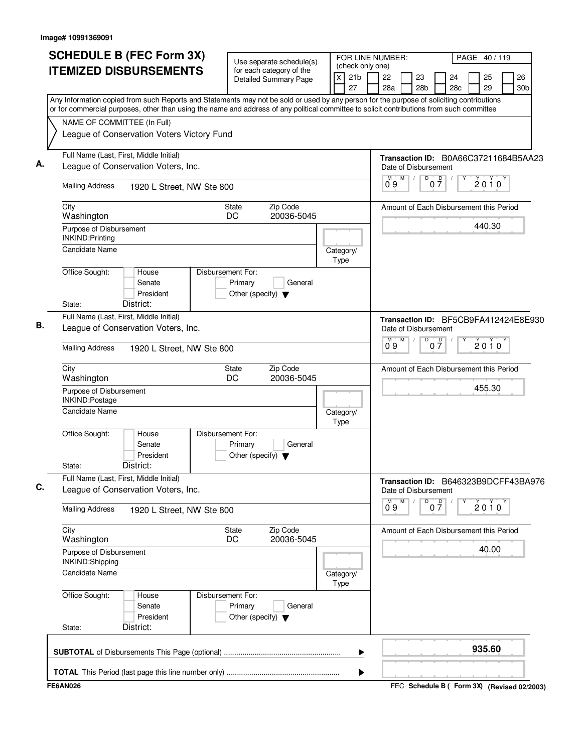Image# 10991369091

# SCHEDULE B (FEC Form 3X) ITEMIZED DISBURSEMENTS

Use separate schedule(s) for each category of the Detailed Summary Page

FOR LINE NUMBER: (check only one)

[X] 21b [ ] 22 [ ] 23 [ ] 24 [ ] 25 [ ] 26 [ ] 27 [ ] 28a [ ] 28b [ ] 28c [ ] 29 [ ] 30b

PAGE 40 / 119

Any Information copied from such Reports and Statements may not be sold or used by any person for the purpose of soliciting contributions or for commercial purposes, other than using the name and address of any political committee to solicit contributions from such committee

NAME OF COMMITTEE (In Full)
League of Conservation Voters Victory Fund

**A.** Full Name (Last, First, Middle Initial): League of Conservation Voters, Inc.

Transaction ID: B0A66C37211684B5AA23

Mailing Address: 1920 L Street, NW Ste 800

City: Washington | State: DC | Zip Code: 20036-5045

Date of Disbursement: 09/07/2010

Amount of Each Disbursement this Period: 440.30

Purpose of Disbursement: INKIND:Printing

Candidate Name:

Category/Type:

Office Sought: [ ] House [ ] Senate [ ] President

State: District:

Disbursement For: [ ] Primary [ ] General [ ] Other (specify)

**B.** Full Name (Last, First, Middle Initial): League of Conservation Voters, Inc.

Transaction ID: BF5CB9FA412424E8E930

Mailing Address: 1920 L Street, NW Ste 800

City: Washington | State: DC | Zip Code: 20036-5045

Date of Disbursement: 09/07/2010

Amount of Each Disbursement this Period: 455.30

Purpose of Disbursement: INKIND:Postage

Candidate Name:

Category/Type:

Office Sought: [ ] House [ ] Senate [ ] President

State: District:

Disbursement For: [ ] Primary [ ] General [ ] Other (specify)

**C.** Full Name (Last, First, Middle Initial): League of Conservation Voters, Inc.

Transaction ID: B646323B9DCFF43BA976

Mailing Address: 1920 L Street, NW Ste 800

City: Washington | State: DC | Zip Code: 20036-5045

Date of Disbursement: 09/07/2010

Amount of Each Disbursement this Period: 40.00

Purpose of Disbursement: INKIND:Shipping

Candidate Name:

Category/Type:

Office Sought: [ ] House [ ] Senate [ ] President

State: District:

Disbursement For: [ ] Primary [ ] General [ ] Other (specify)

**SUBTOTAL** of Disbursements This Page (optional) ........ **935.60**

**TOTAL** This Period (last page this line number only) ........

FE6AN026 — FEC Schedule B ( Form 3X) (Revised 02/2003)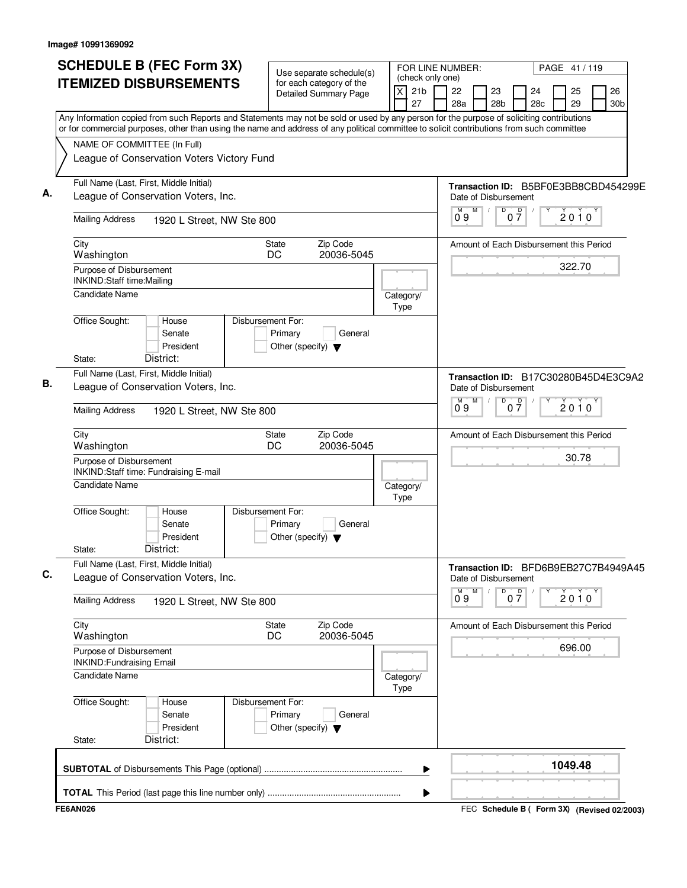Image# 10991369092

# SCHEDULE B (FEC Form 3X)
# ITEMIZED DISBURSEMENTS

Use separate schedule(s) for each category of the Detailed Summary Page

FOR LINE NUMBER: (check only one)
[X] 21b [ ] 22 [ ] 23 [ ] 24 [ ] 25 [ ] 26 [ ] 27 [ ] 28a [ ] 28b [ ] 28c [ ] 29 [ ] 30b

Any Information copied from such Reports and Statements may not be sold or used by any person for the purpose of soliciting contributions or for commercial purposes, other than using the name and address of any political committee to solicit contributions from such committee

NAME OF COMMITTEE (In Full)
League of Conservation Voters Victory Fund

**A.**
Full Name (Last, First, Middle Initial): League of Conservation Voters, Inc.
Mailing Address: 1920 L Street, NW Ste 800
City: Washington | State: DC | Zip Code: 20036-5045
Purpose of Disbursement: INKIND:Staff time:Mailing
Candidate Name:
Category/Type:
Office Sought: House / Senate / President
Disbursement For: Primary / General / Other (specify)
State: District:
Transaction ID: B5BF0E3BB8CBD454299E
Date of Disbursement: 09/07/2010
Amount of Each Disbursement this Period: 322.70

**B.**
Full Name (Last, First, Middle Initial): League of Conservation Voters, Inc.
Mailing Address: 1920 L Street, NW Ste 800
City: Washington | State: DC | Zip Code: 20036-5045
Purpose of Disbursement: INKIND:Staff time: Fundraising E-mail
Candidate Name:
Category/Type:
Office Sought: House / Senate / President
Disbursement For: Primary / General / Other (specify)
State: District:
Transaction ID: B17C30280B45D4E3C9A2
Date of Disbursement: 09/07/2010
Amount of Each Disbursement this Period: 30.78

**C.**
Full Name (Last, First, Middle Initial): League of Conservation Voters, Inc.
Mailing Address: 1920 L Street, NW Ste 800
City: Washington | State: DC | Zip Code: 20036-5045
Purpose of Disbursement: INKIND:Fundraising Email
Candidate Name:
Category/Type:
Office Sought: House / Senate / President
Disbursement For: Primary / General / Other (specify)
State: District:
Transaction ID: BFD6B9EB27C7B4949A45
Date of Disbursement: 09/07/2010
Amount of Each Disbursement this Period: 696.00

**SUBTOTAL** of Disbursements This Page (optional) ........ 1049.48

**TOTAL** This Period (last page this line number only) ........

FE6AN026 — FEC Schedule B ( Form 3X) (Revised 02/2003)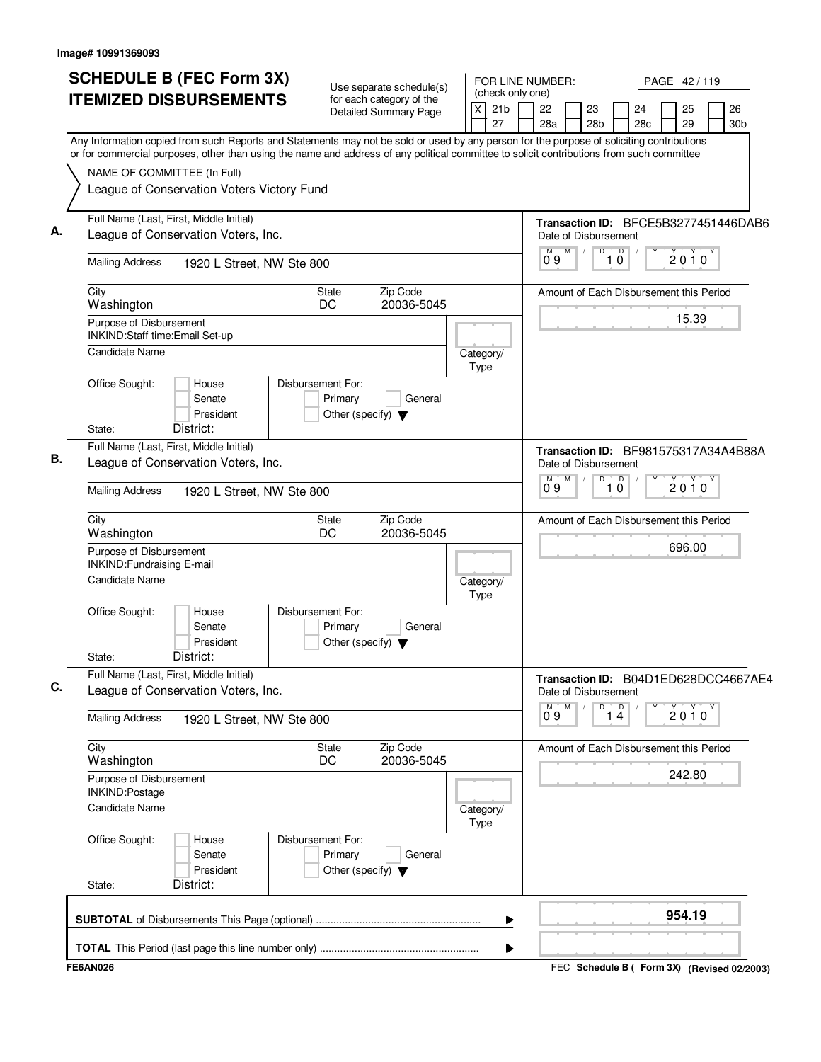Image# 10991369093

# SCHEDULE B (FEC Form 3X) ITEMIZED DISBURSEMENTS

Use separate schedule(s) for each category of the Detailed Summary Page

FOR LINE NUMBER: (check only one)

[X] 21b [ ] 22 [ ] 23 [ ] 24 [ ] 25 [ ] 26 [ ] 27 [ ] 28a [ ] 28b [ ] 28c [ ] 29 [ ] 30b

PAGE 42 / 119

Any Information copied from such Reports and Statements may not be sold or used by any person for the purpose of soliciting contributions or for commercial purposes, other than using the name and address of any political committee to solicit contributions from such committee

NAME OF COMMITTEE (In Full)
League of Conservation Voters Victory Fund

## A.

Full Name (Last, First, Middle Initial): League of Conservation Voters, Inc.

Transaction ID: BFCE5B3277451446DAB6

Mailing Address: 1920 L Street, NW Ste 800

Date of Disbursement: 09 / 10 / 2010

City: Washington | State: DC | Zip Code: 20036-5045

Amount of Each Disbursement this Period: 15.39

Purpose of Disbursement: INKIND:Staff time:Email Set-up

Candidate Name:

Category/Type:

Office Sought: [ ] House [ ] Senate [ ] President

Disbursement For: [ ] Primary [ ] General [ ] Other (specify)

State: District:

## B.

Full Name (Last, First, Middle Initial): League of Conservation Voters, Inc.

Transaction ID: BF981575317A34A4B88A

Mailing Address: 1920 L Street, NW Ste 800

Date of Disbursement: 09 / 10 / 2010

City: Washington | State: DC | Zip Code: 20036-5045

Amount of Each Disbursement this Period: 696.00

Purpose of Disbursement: INKIND:Fundraising E-mail

Candidate Name:

Category/Type:

Office Sought: [ ] House [ ] Senate [ ] President

Disbursement For: [ ] Primary [ ] General [ ] Other (specify)

State: District:

## C.

Full Name (Last, First, Middle Initial): League of Conservation Voters, Inc.

Transaction ID: B04D1ED628DCC4667AE4

Mailing Address: 1920 L Street, NW Ste 800

Date of Disbursement: 09 / 14 / 2010

City: Washington | State: DC | Zip Code: 20036-5045

Amount of Each Disbursement this Period: 242.80

Purpose of Disbursement: INKIND:Postage

Candidate Name:

Category/Type:

Office Sought: [ ] House [ ] Senate [ ] President

Disbursement For: [ ] Primary [ ] General [ ] Other (specify)

State: District:

---

**SUBTOTAL** of Disbursements This Page (optional): **954.19**

**TOTAL** This Period (last page this line number only):

FE6AN026

FEC **Schedule B ( Form 3X)** **(Revised 02/2003)**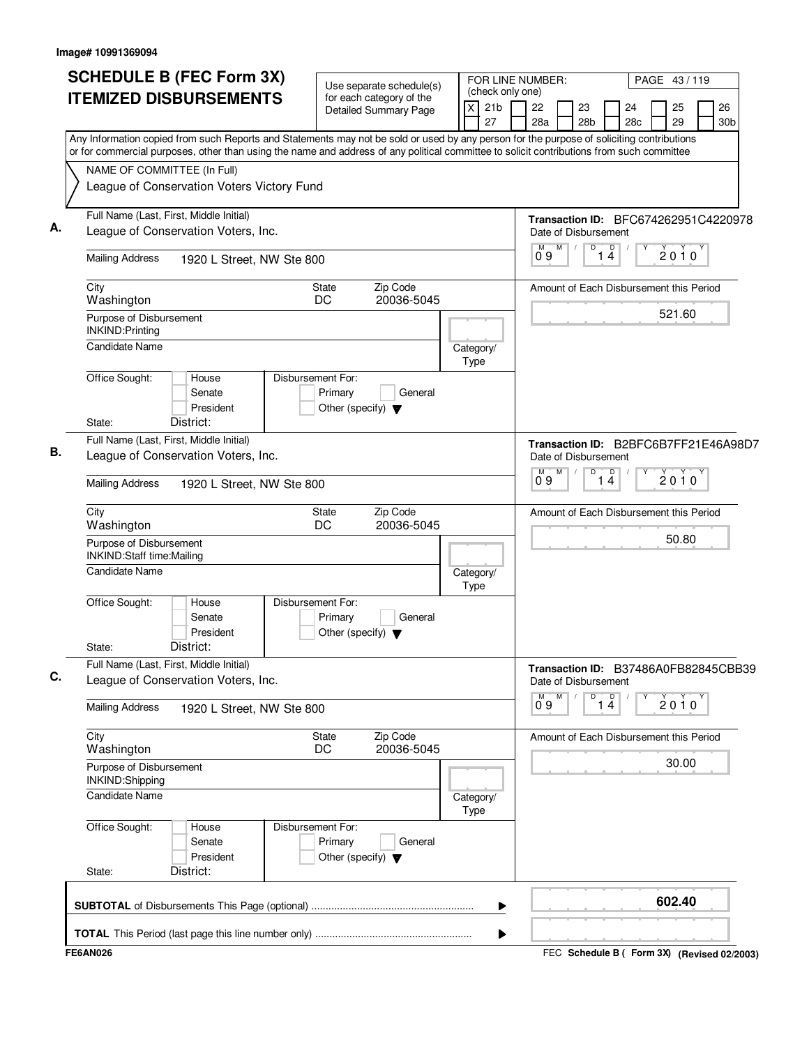Image# 10991369094

# SCHEDULE B (FEC Form 3X)
## ITEMIZED DISBURSEMENTS

Use separate schedule(s) for each category of the Detailed Summary Page

FOR LINE NUMBER: (check only one)

[X] 21b [ ] 22 [ ] 23 [ ] 24 [ ] 25 [ ] 26
[ ] 27 [ ] 28a [ ] 28b [ ] 28c [ ] 29 [ ] 30b

PAGE 43 / 119

Any Information copied from such Reports and Statements may not be sold or used by any person for the purpose of soliciting contributions or for commercial purposes, other than using the name and address of any political committee to solicit contributions from such committee

NAME OF COMMITTEE (In Full)
League of Conservation Voters Victory Fund

---

**A.** Full Name (Last, First, Middle Initial)
League of Conservation Voters, Inc.

Mailing Address: 1920 L Street, NW Ste 800

City: Washington | State: DC | Zip Code: 20036-5045

Purpose of Disbursement: INKIND:Printing

Candidate Name:

Category/Type:

Office Sought: [ ] House [ ] Senate [ ] President

State: District:

Disbursement For: [ ] Primary [ ] General [ ] Other (specify)

Transaction ID: BFC674262951C4220978

Date of Disbursement: 09 / 14 / 2010

Amount of Each Disbursement this Period: 521.60

---

**B.** Full Name (Last, First, Middle Initial)
League of Conservation Voters, Inc.

Mailing Address: 1920 L Street, NW Ste 800

City: Washington | State: DC | Zip Code: 20036-5045

Purpose of Disbursement: INKIND:Staff time:Mailing

Candidate Name:

Category/Type:

Office Sought: [ ] House [ ] Senate [ ] President

State: District:

Disbursement For: [ ] Primary [ ] General [ ] Other (specify)

Transaction ID: B2BFC6B7FF21E46A98D7

Date of Disbursement: 09 / 14 / 2010

Amount of Each Disbursement this Period: 50.80

---

**C.** Full Name (Last, First, Middle Initial)
League of Conservation Voters, Inc.

Mailing Address: 1920 L Street, NW Ste 800

City: Washington | State: DC | Zip Code: 20036-5045

Purpose of Disbursement: INKIND:Shipping

Candidate Name:

Category/Type:

Office Sought: [ ] House [ ] Senate [ ] President

State: District:

Disbursement For: [ ] Primary [ ] General [ ] Other (specify)

Transaction ID: B37486A0FB82845CBB39

Date of Disbursement: 09 / 14 / 2010

Amount of Each Disbursement this Period: 30.00

---

**SUBTOTAL** of Disbursements This Page (optional): **602.40**

**TOTAL** This Period (last page this line number only):

FE6AN026 — FEC Schedule B ( Form 3X) (Revised 02/2003)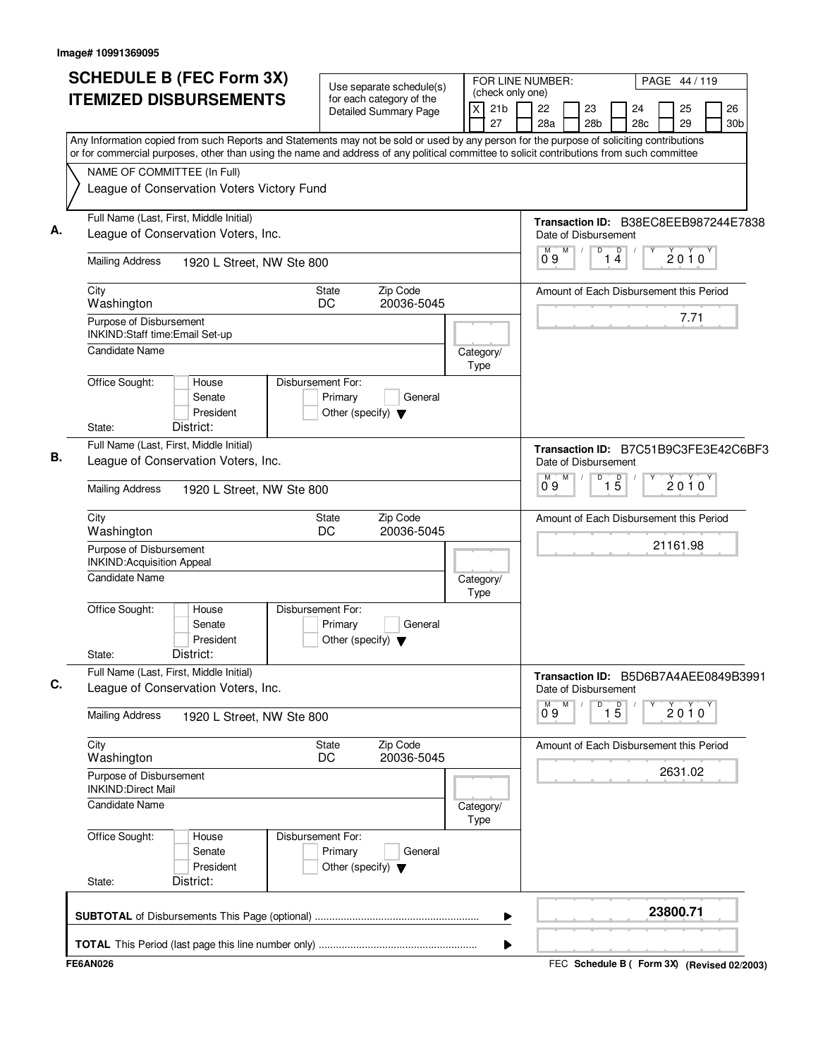Image# 10991369095

# SCHEDULE B (FEC Form 3X) ITEMIZED DISBURSEMENTS

Use separate schedule(s) for each category of the Detailed Summary Page

FOR LINE NUMBER: (check only one)
[X] 21b [ ] 22 [ ] 23 [ ] 24 [ ] 25 [ ] 26 [ ] 27 [ ] 28a [ ] 28b [ ] 28c [ ] 29 [ ] 30b

Any Information copied from such Reports and Statements may not be sold or used by any person for the purpose of soliciting contributions or for commercial purposes, other than using the name and address of any political committee to solicit contributions from such committee

NAME OF COMMITTEE (In Full)
League of Conservation Voters Victory Fund

## A.

Full Name (Last, First, Middle Initial): League of Conservation Voters, Inc.

Mailing Address: 1920 L Street, NW Ste 800

City: Washington | State: DC | Zip Code: 20036-5045

Purpose of Disbursement: INKIND:Staff time:Email Set-up

Candidate Name:

Category/Type:

Office Sought: House / Senate / President

Disbursement For: Primary / General / Other (specify)

State: | District:

Transaction ID: B38EC8EEB987244E7838

Date of Disbursement: 09/14/2010

Amount of Each Disbursement this Period: 7.71

## B.

Full Name (Last, First, Middle Initial): League of Conservation Voters, Inc.

Mailing Address: 1920 L Street, NW Ste 800

City: Washington | State: DC | Zip Code: 20036-5045

Purpose of Disbursement: INKIND:Acquisition Appeal

Candidate Name:

Category/Type:

Office Sought: House / Senate / President

Disbursement For: Primary / General / Other (specify)

State: | District:

Transaction ID: B7C51B9C3FE3E42C6BF3

Date of Disbursement: 09/15/2010

Amount of Each Disbursement this Period: 21161.98

## C.

Full Name (Last, First, Middle Initial): League of Conservation Voters, Inc.

Mailing Address: 1920 L Street, NW Ste 800

City: Washington | State: DC | Zip Code: 20036-5045

Purpose of Disbursement: INKIND:Direct Mail

Candidate Name:

Category/Type:

Office Sought: House / Senate / President

Disbursement For: Primary / General / Other (specify)

State: | District:

Transaction ID: B5D6B7A4AEE0849B3991

Date of Disbursement: 09/15/2010

Amount of Each Disbursement this Period: 2631.02

**SUBTOTAL** of Disbursements This Page (optional): **23800.71**

**TOTAL** This Period (last page this line number only):

FE6AN026

FEC Schedule B ( Form 3X) (Revised 02/2003)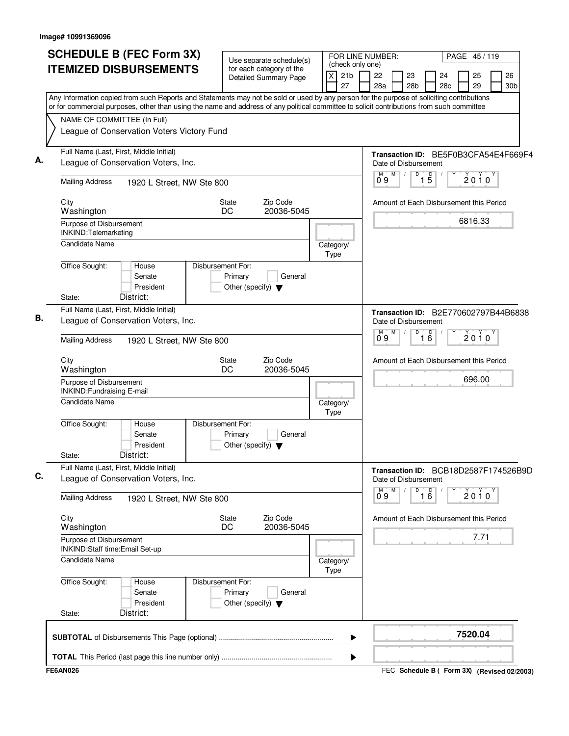Image# 10991369096

# SCHEDULE B (FEC Form 3X)
## ITEMIZED DISBURSEMENTS

Use separate schedule(s) for each category of the Detailed Summary Page

FOR LINE NUMBER: (check only one)

| [X] 21b | [ ] 22 | [ ] 23 | [ ] 24 | [ ] 25 | [ ] 26 |
|---|---|---|---|---|---|
| [ ] 27 | [ ] 28a | [ ] 28b | [ ] 28c | [ ] 29 | [ ] 30b |

PAGE 45 / 119

Any Information copied from such Reports and Statements may not be sold or used by any person for the purpose of soliciting contributions or for commercial purposes, other than using the name and address of any political committee to solicit contributions from such committee

NAME OF COMMITTEE (In Full)
League of Conservation Voters Victory Fund

**A.** Full Name (Last, First, Middle Initial): League of Conservation Voters, Inc.
Mailing Address: 1920 L Street, NW Ste 800
City: Washington State: DC Zip Code: 20036-5045
Purpose of Disbursement: INKIND:Telemarketing
Candidate Name:
Category/Type:
Office Sought: [ ] House [ ] Senate [ ] President
State: District:
Disbursement For: [ ] Primary [ ] General [ ] Other (specify)
Transaction ID: BE5F0B3CFA54E4F669F4
Date of Disbursement: 09 / 15 / 2010
Amount of Each Disbursement this Period: 6816.33

**B.** Full Name (Last, First, Middle Initial): League of Conservation Voters, Inc.
Mailing Address: 1920 L Street, NW Ste 800
City: Washington State: DC Zip Code: 20036-5045
Purpose of Disbursement: INKIND:Fundraising E-mail
Candidate Name:
Category/Type:
Office Sought: [ ] House [ ] Senate [ ] President
State: District:
Disbursement For: [ ] Primary [ ] General [ ] Other (specify)
Transaction ID: B2E770602797B44B6838
Date of Disbursement: 09 / 16 / 2010
Amount of Each Disbursement this Period: 696.00

**C.** Full Name (Last, First, Middle Initial): League of Conservation Voters, Inc.
Mailing Address: 1920 L Street, NW Ste 800
City: Washington State: DC Zip Code: 20036-5045
Purpose of Disbursement: INKIND:Staff time:Email Set-up
Candidate Name:
Category/Type:
Office Sought: [ ] House [ ] Senate [ ] President
State: District:
Disbursement For: [ ] Primary [ ] General [ ] Other (specify)
Transaction ID: BCB18D2587F174526B9D
Date of Disbursement: 09 / 16 / 2010
Amount of Each Disbursement this Period: 7.71

**SUBTOTAL** of Disbursements This Page (optional) ........ 7520.04

**TOTAL** This Period (last page this line number only) ........

FE6AN026 FEC **Schedule B ( Form 3X)** (Revised 02/2003)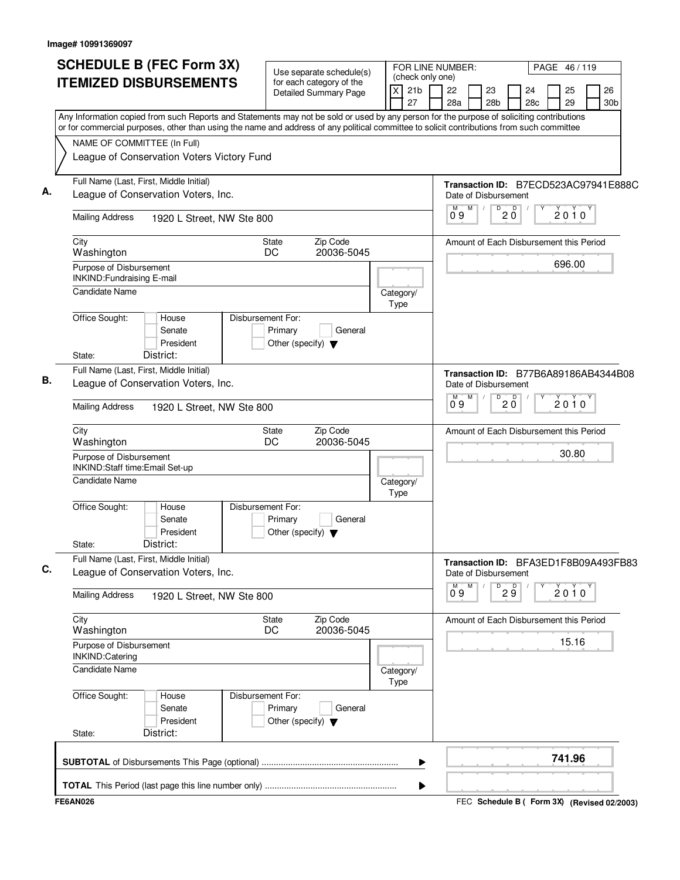Image# 10991369097

# SCHEDULE B (FEC Form 3X)
# ITEMIZED DISBURSEMENTS

Use separate schedule(s) for each category of the Detailed Summary Page

FOR LINE NUMBER: (check only one)

[X] 21b  [ ] 22  [ ] 23  [ ] 24  [ ] 25  [ ] 26  [ ] 27  [ ] 28a  [ ] 28b  [ ] 28c  [ ] 29  [ ] 30b

PAGE 46 / 119

Any Information copied from such Reports and Statements may not be sold or used by any person for the purpose of soliciting contributions or for commercial purposes, other than using the name and address of any political committee to solicit contributions from such committee

NAME OF COMMITTEE (In Full)
League of Conservation Voters Victory Fund

---

**A.**

Full Name (Last, First, Middle Initial): League of Conservation Voters, Inc.

Mailing Address: 1920 L Street, NW Ste 800

City: Washington | State: DC | Zip Code: 20036-5045

Purpose of Disbursement: INKIND:Fundraising E-mail

Candidate Name:

Category/Type:

Office Sought: House / Senate / President

Disbursement For: Primary / General / Other (specify)

State: District:

Transaction ID: B7ECD523AC97941E888C

Date of Disbursement: 09 / 20 / 2010

Amount of Each Disbursement this Period: 696.00

---

**B.**

Full Name (Last, First, Middle Initial): League of Conservation Voters, Inc.

Mailing Address: 1920 L Street, NW Ste 800

City: Washington | State: DC | Zip Code: 20036-5045

Purpose of Disbursement: INKIND:Staff time:Email Set-up

Candidate Name:

Category/Type:

Office Sought: House / Senate / President

Disbursement For: Primary / General / Other (specify)

State: District:

Transaction ID: B77B6A89186AB4344B08

Date of Disbursement: 09 / 20 / 2010

Amount of Each Disbursement this Period: 30.80

---

**C.**

Full Name (Last, First, Middle Initial): League of Conservation Voters, Inc.

Mailing Address: 1920 L Street, NW Ste 800

City: Washington | State: DC | Zip Code: 20036-5045

Purpose of Disbursement: INKIND:Catering

Candidate Name:

Category/Type:

Office Sought: House / Senate / President

Disbursement For: Primary / General / Other (specify)

State: District:

Transaction ID: BFA3ED1F8B09A493FB83

Date of Disbursement: 09 / 29 / 2010

Amount of Each Disbursement this Period: 15.16

---

**SUBTOTAL** of Disbursements This Page (optional): **741.96**

**TOTAL** This Period (last page this line number only):

FE6AN026

FEC **Schedule B ( Form 3X)** (Revised 02/2003)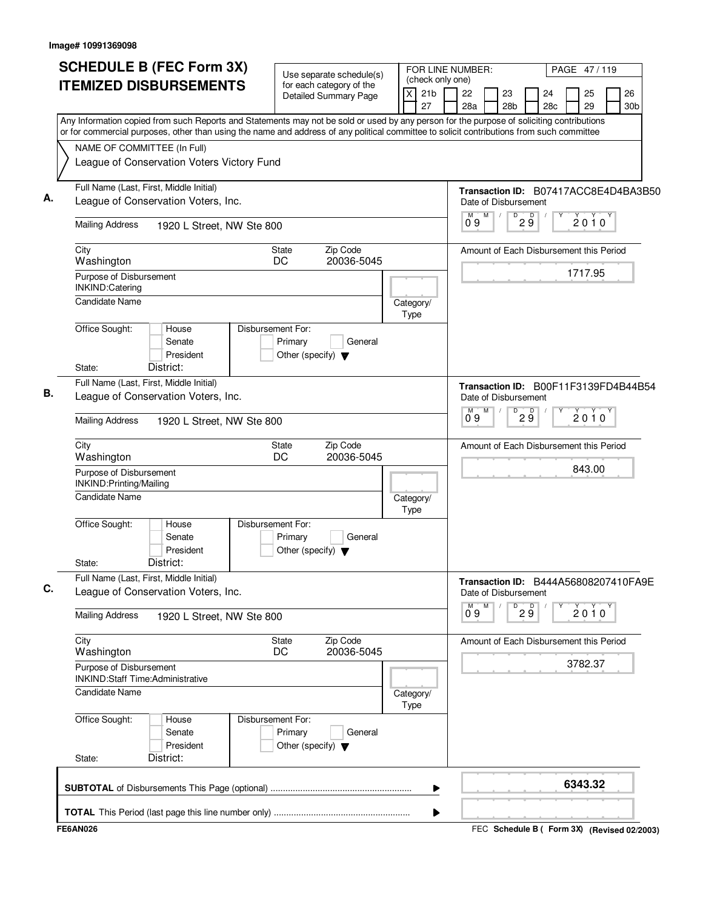Image# 10991369098

# SCHEDULE B (FEC Form 3X) ITEMIZED DISBURSEMENTS

Use separate schedule(s) for each category of the Detailed Summary Page

FOR LINE NUMBER: (check only one)

[X] 21b [ ] 22 [ ] 23 [ ] 24 [ ] 25 [ ] 26 [ ] 27 [ ] 28a [ ] 28b [ ] 28c [ ] 29 [ ] 30b

Any Information copied from such Reports and Statements may not be sold or used by any person for the purpose of soliciting contributions or for commercial purposes, other than using the name and address of any political committee to solicit contributions from such committee

NAME OF COMMITTEE (In Full)
League of Conservation Voters Victory Fund

**A.**
Full Name (Last, First, Middle Initial): League of Conservation Voters, Inc.
Mailing Address: 1920 L Street, NW Ste 800
City: Washington | State: DC | Zip Code: 20036-5045
Purpose of Disbursement: INKIND:Catering
Candidate Name:
Category/Type:
Office Sought: House / Senate / President
State: District:
Disbursement For: Primary / General / Other (specify)
Transaction ID: B07417ACC8E4D4BA3B50
Date of Disbursement: 09/29/2010
Amount of Each Disbursement this Period: 1717.95

**B.**
Full Name (Last, First, Middle Initial): League of Conservation Voters, Inc.
Mailing Address: 1920 L Street, NW Ste 800
City: Washington | State: DC | Zip Code: 20036-5045
Purpose of Disbursement: INKIND:Printing/Mailing
Candidate Name:
Category/Type:
Office Sought: House / Senate / President
State: District:
Disbursement For: Primary / General / Other (specify)
Transaction ID: B00F11F3139FD4B44B54
Date of Disbursement: 09/29/2010
Amount of Each Disbursement this Period: 843.00

**C.**
Full Name (Last, First, Middle Initial): League of Conservation Voters, Inc.
Mailing Address: 1920 L Street, NW Ste 800
City: Washington | State: DC | Zip Code: 20036-5045
Purpose of Disbursement: INKIND:Staff Time:Administrative
Candidate Name:
Category/Type:
Office Sought: House / Senate / President
State: District:
Disbursement For: Primary / General / Other (specify)
Transaction ID: B444A56808207410FA9E
Date of Disbursement: 09/29/2010
Amount of Each Disbursement this Period: 3782.37

**SUBTOTAL** of Disbursements This Page (optional): **6343.32**

**TOTAL** This Period (last page this line number only):

FE6AN026 — FEC Schedule B ( Form 3X) (Revised 02/2003)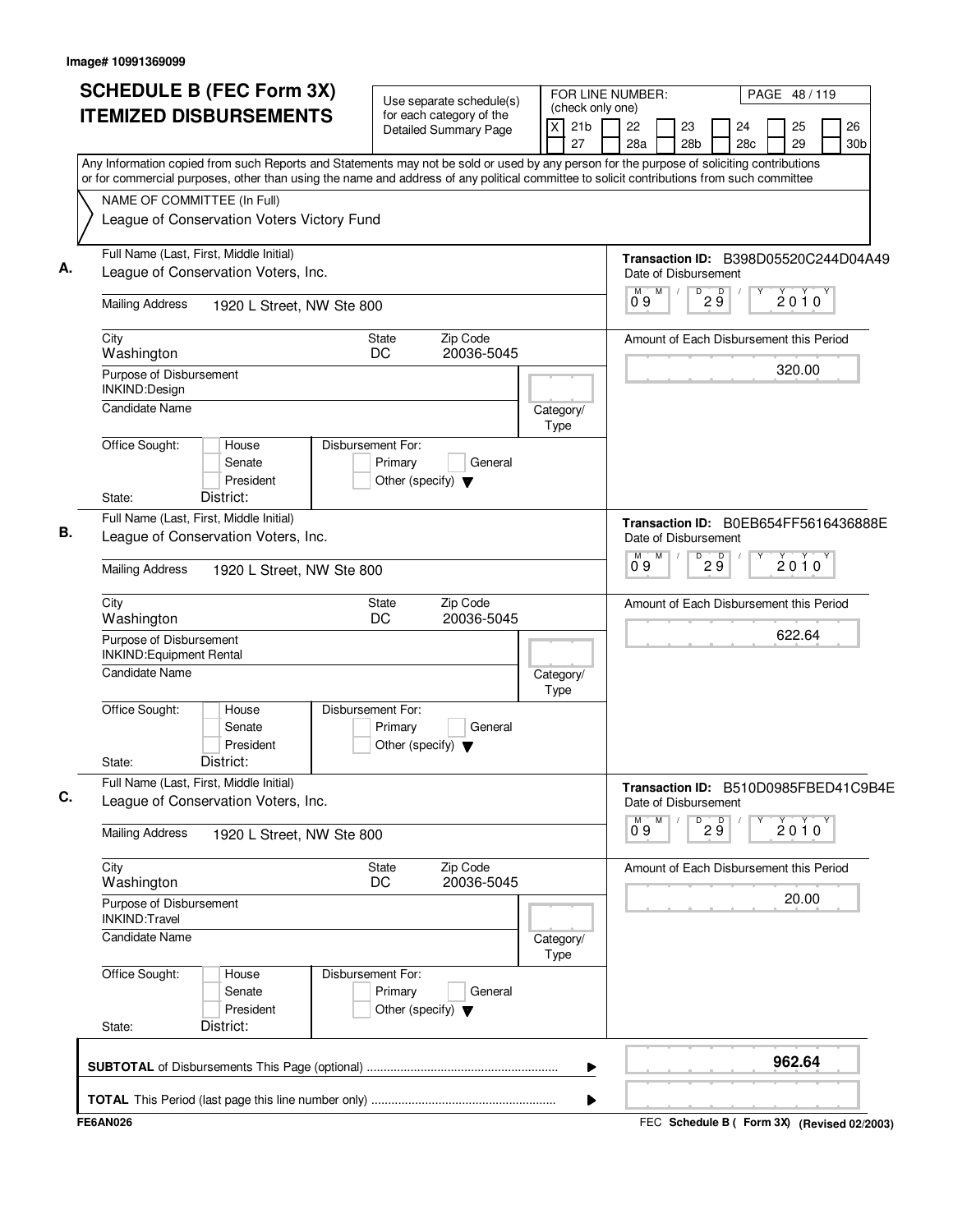Image# 10991369099

# SCHEDULE B (FEC Form 3X) ITEMIZED DISBURSEMENTS

Use separate schedule(s) for each category of the Detailed Summary Page

FOR LINE NUMBER: (check only one)

[X] 21b [ ] 22 [ ] 23 [ ] 24 [ ] 25 [ ] 26 [ ] 27 [ ] 28a [ ] 28b [ ] 28c [ ] 29 [ ] 30b

PAGE 48 / 119

Any Information copied from such Reports and Statements may not be sold or used by any person for the purpose of soliciting contributions or for commercial purposes, other than using the name and address of any political committee to solicit contributions from such committee

NAME OF COMMITTEE (In Full)
League of Conservation Voters Victory Fund

---

**A.** Full Name (Last, First, Middle Initial): League of Conservation Voters, Inc.

Mailing Address: 1920 L Street, NW Ste 800

City: Washington | State: DC | Zip Code: 20036-5045

Purpose of Disbursement: INKIND:Design

Candidate Name:

Category/Type:

Office Sought: [ ] House [ ] Senate [ ] President

State: District:

Disbursement For: [ ] Primary [ ] General [ ] Other (specify)

Transaction ID: B398D05520C244D04A49

Date of Disbursement: 09/29/2010

Amount of Each Disbursement this Period: 320.00

---

**B.** Full Name (Last, First, Middle Initial): League of Conservation Voters, Inc.

Mailing Address: 1920 L Street, NW Ste 800

City: Washington | State: DC | Zip Code: 20036-5045

Purpose of Disbursement: INKIND:Equipment Rental

Candidate Name:

Category/Type:

Office Sought: [ ] House [ ] Senate [ ] President

State: District:

Disbursement For: [ ] Primary [ ] General [ ] Other (specify)

Transaction ID: B0EB654FF5616436888E

Date of Disbursement: 09/29/2010

Amount of Each Disbursement this Period: 622.64

---

**C.** Full Name (Last, First, Middle Initial): League of Conservation Voters, Inc.

Mailing Address: 1920 L Street, NW Ste 800

City: Washington | State: DC | Zip Code: 20036-5045

Purpose of Disbursement: INKIND:Travel

Candidate Name:

Category/Type:

Office Sought: [ ] House [ ] Senate [ ] President

State: District:

Disbursement For: [ ] Primary [ ] General [ ] Other (specify)

Transaction ID: B510D0985FBED41C9B4E

Date of Disbursement: 09/29/2010

Amount of Each Disbursement this Period: 20.00

---

**SUBTOTAL** of Disbursements This Page (optional): **962.64**

**TOTAL** This Period (last page this line number only):

FE6AN026

FEC **Schedule B ( Form 3X)** (Revised 02/2003)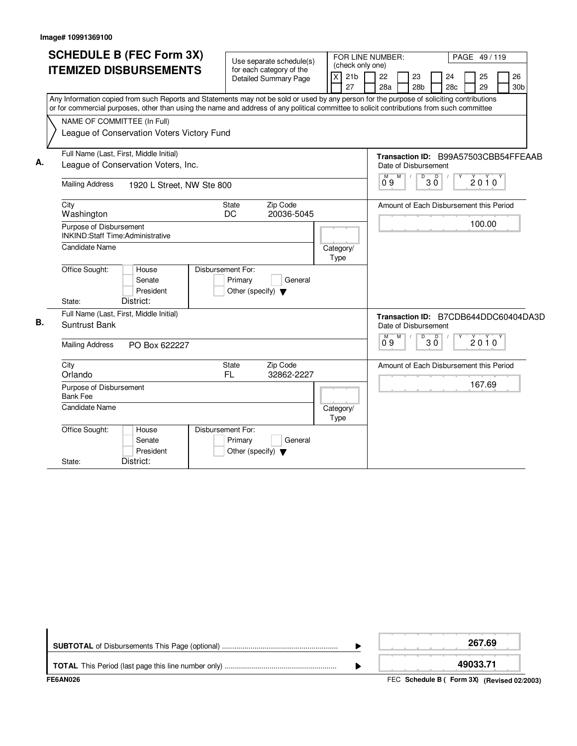Image# 10991369100

# SCHEDULE B (FEC Form 3X) ITEMIZED DISBURSEMENTS

Use separate schedule(s) for each category of the Detailed Summary Page

FOR LINE NUMBER: (check only one)

| [X] 21b | [ ] 22 | [ ] 23 | [ ] 24 | [ ] 25 | [ ] 26 |
|---|---|---|---|---|---|
| [ ] 27 | [ ] 28a | [ ] 28b | [ ] 28c | [ ] 29 | [ ] 30b |

PAGE 49 / 119

Any Information copied from such Reports and Statements may not be sold or used by any person for the purpose of soliciting contributions or for commercial purposes, other than using the name and address of any political committee to solicit contributions from such committee

NAME OF COMMITTEE (In Full)
League of Conservation Voters Victory Fund

**A.**

Full Name (Last, First, Middle Initial): League of Conservation Voters, Inc.

Mailing Address: 1920 L Street, NW Ste 800

City: Washington | State: DC | Zip Code: 20036-5045

Purpose of Disbursement: INKIND:Staff Time:Administrative

Candidate Name:

Category/Type:

Office Sought: [ ] House [ ] Senate [ ] President

State: District:

Disbursement For: [ ] Primary [ ] General [ ] Other (specify)

Transaction ID: B99A57503CBB54FFEAAB

Date of Disbursement: 09/30/2010

Amount of Each Disbursement this Period: 100.00

**B.**

Full Name (Last, First, Middle Initial): Suntrust Bank

Mailing Address: PO Box 622227

City: Orlando | State: FL | Zip Code: 32862-2227

Purpose of Disbursement: Bank Fee

Candidate Name:

Category/Type:

Office Sought: [ ] House [ ] Senate [ ] President

State: District:

Disbursement For: [ ] Primary [ ] General [ ] Other (specify)

Transaction ID: B7CDB644DDC60404DA3D

Date of Disbursement: 09/30/2010

Amount of Each Disbursement this Period: 167.69

| | |
|---|---|
| **SUBTOTAL** of Disbursements This Page (optional) | **267.69** |
| **TOTAL** This Period (last page this line number only) | **49033.71** |

FE6AN026

FEC **Schedule B ( Form 3X) (Revised 02/2003)**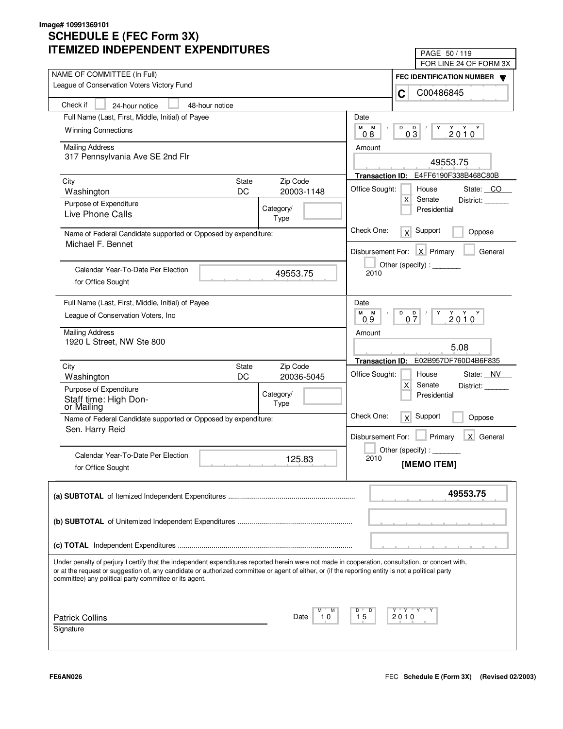Image# 10991369101

# SCHEDULE E (FEC Form 3X)
# ITEMIZED INDEPENDENT EXPENDITURES

PAGE 50 / 119
FOR LINE 24 OF FORM 3X

NAME OF COMMITTEE (In Full)
League of Conservation Voters Victory Fund

FEC IDENTIFICATION NUMBER
C C00486845

Check if [ ] 24-hour notice [ ] 48-hour notice

---

Full Name (Last, First, Middle, Initial) of Payee
Winning Connections

Mailing Address
317 Pennsylvania Ave SE 2nd Flr

| City | State | Zip Code |
|---|---|---|
| Washington | DC | 20003-1148 |

Purpose of Expenditure
Live Phone Calls

Category/Type:

Name of Federal Candidate supported or Opposed by expenditure:
Michael F. Bennet

Calendar Year-To-Date Per Election for Office Sought: 49553.75

Date: 08 / 03 / 2010

Amount: 49553.75

Transaction ID: E4FF6190F338B468C80B

Office Sought: [ ] House [X] Senate [ ] Presidential — State: CO District:

Check One: [X] Support [ ] Oppose

Disbursement For: [X] Primary [ ] General [ ] Other (specify): 2010

---

Full Name (Last, First, Middle, Initial) of Payee
League of Conservation Voters, Inc

Mailing Address
1920 L Street, NW Ste 800

| City | State | Zip Code |
|---|---|---|
| Washington | DC | 20036-5045 |

Purpose of Expenditure
Staff time: High Don- or Mailing

Category/Type:

Name of Federal Candidate supported or Opposed by expenditure:
Sen. Harry Reid

Calendar Year-To-Date Per Election for Office Sought: 125.83

Date: 09 / 07 / 2010

Amount: 5.08

Transaction ID: E02B957DF760D4B6F835

Office Sought: [ ] House [X] Senate [ ] Presidential — State: NV District:

Check One: [X] Support [ ] Oppose

Disbursement For: [ ] Primary [X] General [ ] Other (specify): 2010

**[MEMO ITEM]**

---

**(a) SUBTOTAL** of Itemized Independent Expenditures: **49553.75**

**(b) SUBTOTAL** of Unitemized Independent Expenditures:

**(c) TOTAL** Independent Expenditures:

Under penalty of perjury I certify that the independent expenditures reported herein were not made in cooperation, consultation, or concert with, or at the request or suggestion of, any candidate or authorized committee or agent of either, or (if the reporting entity is not a political party committee) any political party committee or its agent.

Patrick Collins
Signature

Date: 10 / 15 / 2010

FE6AN026 FEC Schedule E (Form 3X) (Revised 02/2003)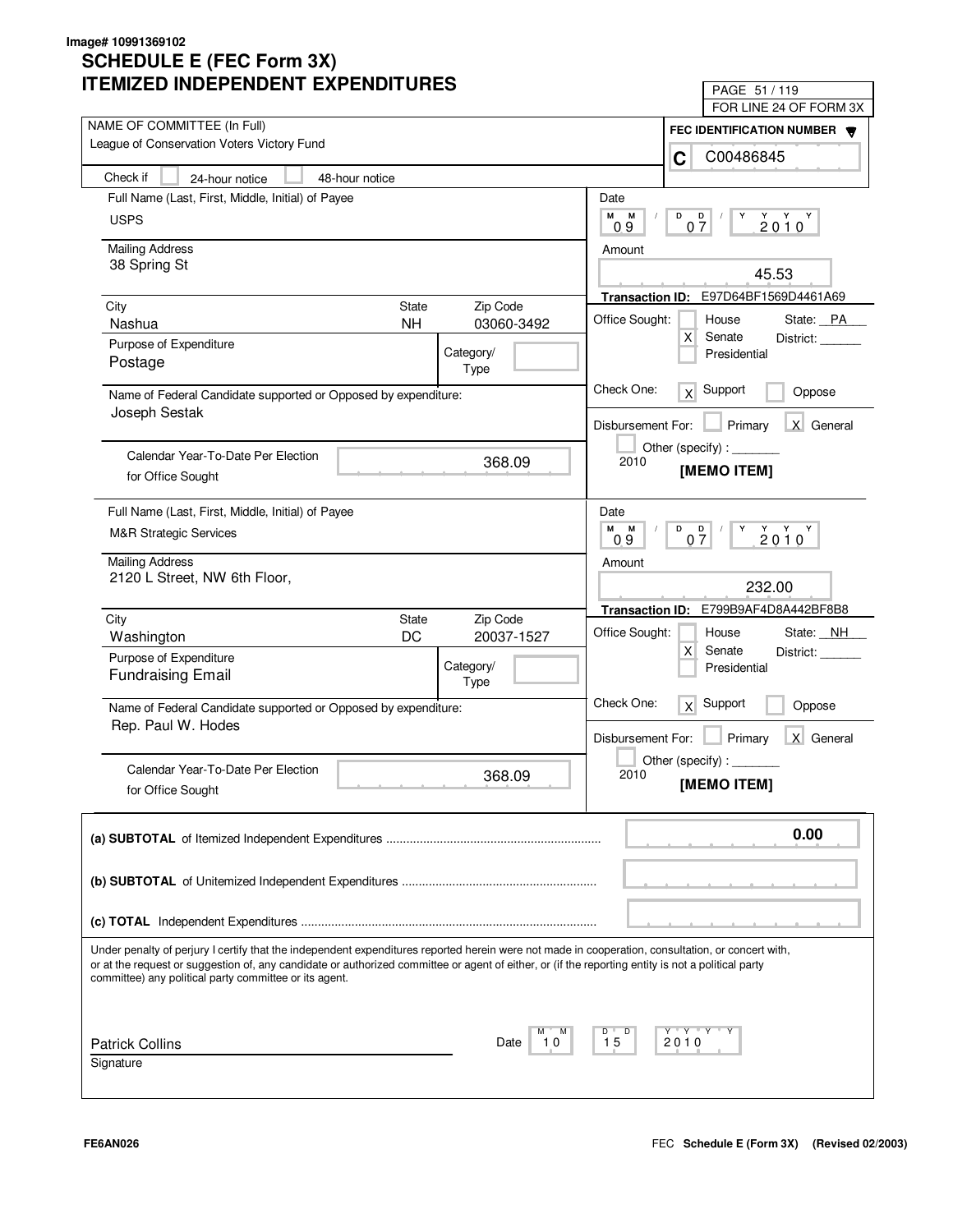Image# 10991369102

# SCHEDULE E (FEC Form 3X)
# ITEMIZED INDEPENDENT EXPENDITURES

FOR LINE 24 OF FORM 3X

**NAME OF COMMITTEE (In Full)**
League of Conservation Voters Victory Fund

**FEC IDENTIFICATION NUMBER**
C C00486845

Check if [ ] 24-hour notice [ ] 48-hour notice

---

**Full Name (Last, First, Middle, Initial) of Payee**
USPS

**Mailing Address**
38 Spring St

| City | State | Zip Code |
|---|---|---|
| Nashua | NH | 03060-3492 |

**Purpose of Expenditure**
Postage

Category/Type:

**Name of Federal Candidate supported or Opposed by expenditure:**
Joseph Sestak

Calendar Year-To-Date Per Election for Office Sought: 368.09

Date: 09 / 07 / 2010

Amount: 45.53

Transaction ID: E97D64BF1569D4461A69

Office Sought: [ ] House [X] Senate [ ] Presidential — State: PA District: ______

Check One: [X] Support [ ] Oppose

Disbursement For: [ ] Primary [X] General [ ] Other (specify): _______ 2010

**[MEMO ITEM]**

---

**Full Name (Last, First, Middle, Initial) of Payee**
M&R Strategic Services

**Mailing Address**
2120 L Street, NW 6th Floor,

| City | State | Zip Code |
|---|---|---|
| Washington | DC | 20037-1527 |

**Purpose of Expenditure**
Fundraising Email

Category/Type:

**Name of Federal Candidate supported or Opposed by expenditure:**
Rep. Paul W. Hodes

Calendar Year-To-Date Per Election for Office Sought: 368.09

Date: 09 / 07 / 2010

Amount: 232.00

Transaction ID: E799B9AF4D8A442BF8B8

Office Sought: [ ] House [X] Senate [ ] Presidential — State: NH District: ______

Check One: [X] Support [ ] Oppose

Disbursement For: [ ] Primary [X] General [ ] Other (specify): _______ 2010

**[MEMO ITEM]**

---

**(a) SUBTOTAL** of Itemized Independent Expenditures ........ 0.00

**(b) SUBTOTAL** of Unitemized Independent Expenditures ........

**(c) TOTAL** Independent Expenditures ........

Under penalty of perjury I certify that the independent expenditures reported herein were not made in cooperation, consultation, or concert with, or at the request or suggestion of, any candidate or authorized committee or agent of either, or (if the reporting entity is not a political party committee) any political party committee or its agent.

Patrick Collins
Signature

Date: 10 / 15 / 2010

FE6AN026 — FEC Schedule E (Form 3X) (Revised 02/2003)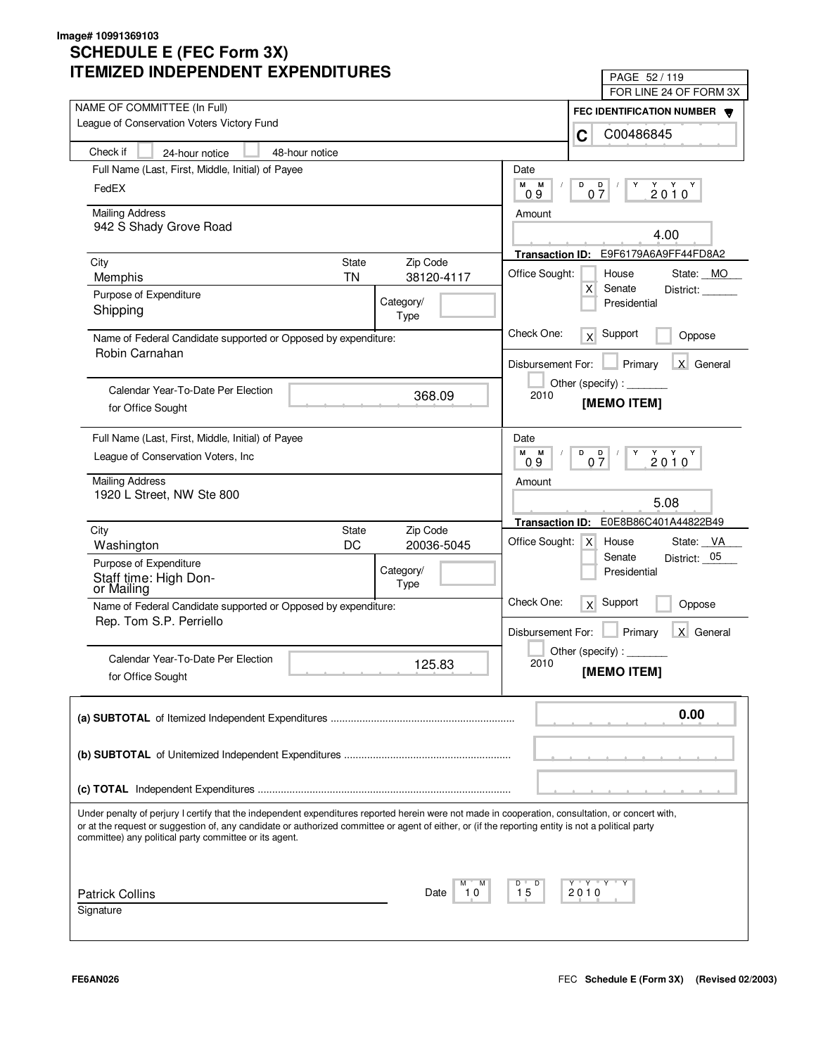Image# 10991369103

# SCHEDULE E (FEC Form 3X)
# ITEMIZED INDEPENDENT EXPENDITURES

PAGE 52 / 119
FOR LINE 24 OF FORM 3X

NAME OF COMMITTEE (In Full)
League of Conservation Voters Victory Fund

FEC IDENTIFICATION NUMBER
C C00486845

Check if [ ] 24-hour notice [ ] 48-hour notice

---

Full Name (Last, First, Middle, Initial) of Payee
FedEX

Mailing Address
942 S Shady Grove Road

| City | State | Zip Code |
|---|---|---|
| Memphis | TN | 38120-4117 |

Purpose of Expenditure
Shipping

Category/Type

Name of Federal Candidate supported or Opposed by expenditure:
Robin Carnahan

Calendar Year-To-Date Per Election for Office Sought: 368.09

Date: 09 / 07 / 2010

Amount: 4.00

Transaction ID: E9F6179A6A9FF44FD8A2

Office Sought: [ ] House [X] Senate [ ] Presidential State: MO District: ______

Check One: [X] Support [ ] Oppose

Disbursement For: [ ] Primary [X] General [ ] Other (specify) : _______ 2010

[MEMO ITEM]

---

Full Name (Last, First, Middle, Initial) of Payee
League of Conservation Voters, Inc

Mailing Address
1920 L Street, NW Ste 800

| City | State | Zip Code |
|---|---|---|
| Washington | DC | 20036-5045 |

Purpose of Expenditure
Staff time: High Donor Mailing

Category/Type

Name of Federal Candidate supported or Opposed by expenditure:
Rep. Tom S.P. Perriello

Calendar Year-To-Date Per Election for Office Sought: 125.83

Date: 09 / 07 / 2010

Amount: 5.08

Transaction ID: E0E8B86C401A44822B49

Office Sought: [X] House [ ] Senate [ ] Presidential State: VA District: 05

Check One: [X] Support [ ] Oppose

Disbursement For: [ ] Primary [X] General [ ] Other (specify) : _______ 2010

[MEMO ITEM]

---

**(a) SUBTOTAL** of Itemized Independent Expenditures ........ **0.00**

**(b) SUBTOTAL** of Unitemized Independent Expenditures ........

**(c) TOTAL** Independent Expenditures ........

Under penalty of perjury I certify that the independent expenditures reported herein were not made in cooperation, consultation, or concert with, or at the request or suggestion of, any candidate or authorized committee or agent of either, or (if the reporting entity is not a political party committee) any political party committee or its agent.

Patrick Collins
Signature

Date: 10 / 15 / 2010

FE6AN026

FEC **Schedule E (Form 3X) (Revised 02/2003)**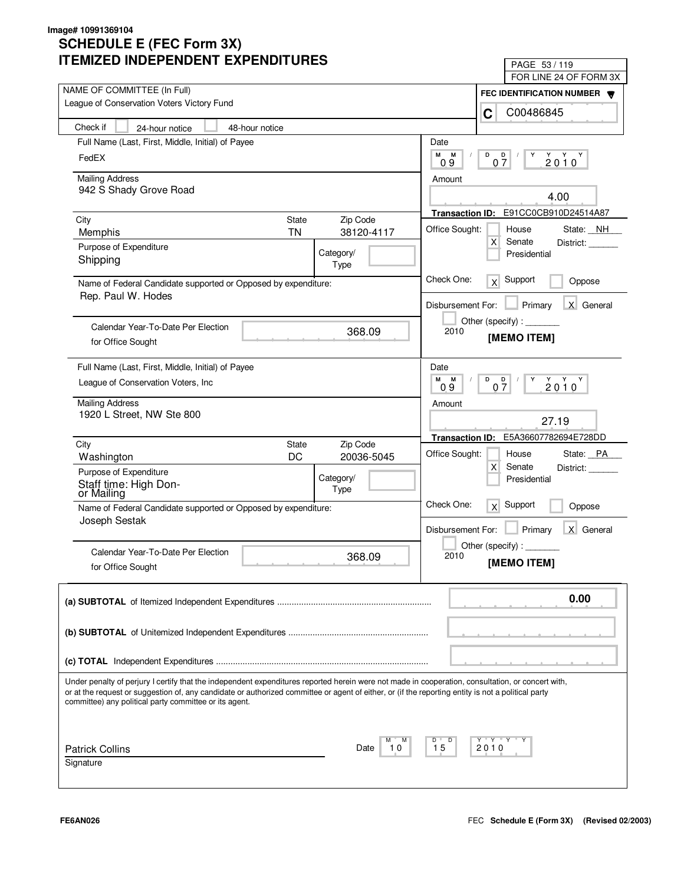Image# 10991369104

# SCHEDULE E (FEC Form 3X)
# ITEMIZED INDEPENDENT EXPENDITURES

PAGE 53 / 119
FOR LINE 24 OF FORM 3X

NAME OF COMMITTEE (In Full)
League of Conservation Voters Victory Fund

FEC IDENTIFICATION NUMBER
C C00486845

Check if [ ] 24-hour notice [ ] 48-hour notice

---

Full Name (Last, First, Middle, Initial) of Payee
FedEX

Mailing Address
942 S Shady Grove Road

| City | State | Zip Code |
|---|---|---|
| Memphis | TN | 38120-4117 |

Purpose of Expenditure
Shipping

Category/Type

Name of Federal Candidate supported or Opposed by expenditure:
Rep. Paul W. Hodes

Calendar Year-To-Date Per Election for Office Sought: 368.09

Date: 09 / 07 / 2010

Amount: 4.00

Transaction ID: E91CC0CB910D24514A87

Office Sought: [ ] House [X] Senate [ ] Presidential State: NH District: ______

Check One: [X] Support [ ] Oppose

Disbursement For: [ ] Primary [X] General [ ] Other (specify): _______ 2010

[MEMO ITEM]

---

Full Name (Last, First, Middle, Initial) of Payee
League of Conservation Voters, Inc

Mailing Address
1920 L Street, NW Ste 800

| City | State | Zip Code |
|---|---|---|
| Washington | DC | 20036-5045 |

Purpose of Expenditure
Staff time: High Donor Mailing

Category/Type

Name of Federal Candidate supported or Opposed by expenditure:
Joseph Sestak

Calendar Year-To-Date Per Election for Office Sought: 368.09

Date: 09 / 07 / 2010

Amount: 27.19

Transaction ID: E5A36607782694E728DD

Office Sought: [ ] House [X] Senate [ ] Presidential State: PA District: ______

Check One: [X] Support [ ] Oppose

Disbursement For: [ ] Primary [X] General [ ] Other (specify): _______ 2010

[MEMO ITEM]

---

**(a) SUBTOTAL** of Itemized Independent Expenditures ............ **0.00**

**(b) SUBTOTAL** of Unitemized Independent Expenditures ............

**(c) TOTAL** Independent Expenditures ............

Under penalty of perjury I certify that the independent expenditures reported herein were not made in cooperation, consultation, or concert with, or at the request or suggestion of, any candidate or authorized committee or agent of either, or (if the reporting entity is not a political party committee) any political party committee or its agent.

Patrick Collins
Signature

Date: 10 / 15 / 2010

FE6AN026

FEC **Schedule E (Form 3X)** **(Revised 02/2003)**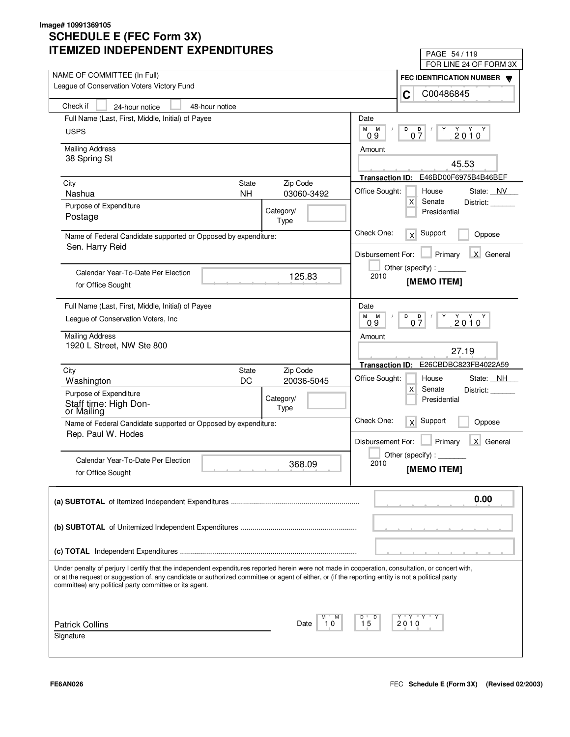Image# 10991369105

# SCHEDULE E (FEC Form 3X)
# ITEMIZED INDEPENDENT EXPENDITURES

PAGE 54 / 119
FOR LINE 24 OF FORM 3X

NAME OF COMMITTEE (In Full)
League of Conservation Voters Victory Fund

FEC IDENTIFICATION NUMBER
C C00486845

Check if [ ] 24-hour notice [ ] 48-hour notice

---

Full Name (Last, First, Middle, Initial) of Payee
USPS

Mailing Address
38 Spring St

| City | State | Zip Code |
|---|---|---|
| Nashua | NH | 03060-3492 |

Purpose of Expenditure
Postage

Category/Type:

Name of Federal Candidate supported or Opposed by expenditure:
Sen. Harry Reid

Calendar Year-To-Date Per Election for Office Sought: 125.83

Date: 09 / 07 / 2010

Amount: 45.53

Transaction ID: E46BD00F6975B4B46BEF

Office Sought: [ ] House [X] Senate [ ] Presidential State: NV District: ______

Check One: [X] Support [ ] Oppose

Disbursement For: [ ] Primary [X] General [ ] Other (specify): _______ 2010

**[MEMO ITEM]**

---

Full Name (Last, First, Middle, Initial) of Payee
League of Conservation Voters, Inc

Mailing Address
1920 L Street, NW Ste 800

| City | State | Zip Code |
|---|---|---|
| Washington | DC | 20036-5045 |

Purpose of Expenditure
Staff time: High Donor Mailing

Category/Type:

Name of Federal Candidate supported or Opposed by expenditure:
Rep. Paul W. Hodes

Calendar Year-To-Date Per Election for Office Sought: 368.09

Date: 09 / 07 / 2010

Amount: 27.19

Transaction ID: E26CBDBC823FB4022A59

Office Sought: [ ] House [X] Senate [ ] Presidential State: NH District: ______

Check One: [X] Support [ ] Oppose

Disbursement For: [ ] Primary [X] General [ ] Other (specify): _______ 2010

**[MEMO ITEM]**

---

**(a) SUBTOTAL** of Itemized Independent Expenditures .......... 0.00

**(b) SUBTOTAL** of Unitemized Independent Expenditures ..........

**(c) TOTAL** Independent Expenditures ..........

Under penalty of perjury I certify that the independent expenditures reported herein were not made in cooperation, consultation, or concert with, or at the request or suggestion of, any candidate or authorized committee or agent of either, or (if the reporting entity is not a political party committee) any political party committee or its agent.

Patrick Collins
Signature

Date: 10 / 15 / 2010

FE6AN026

FEC **Schedule E (Form 3X)** **(Revised 02/2003)**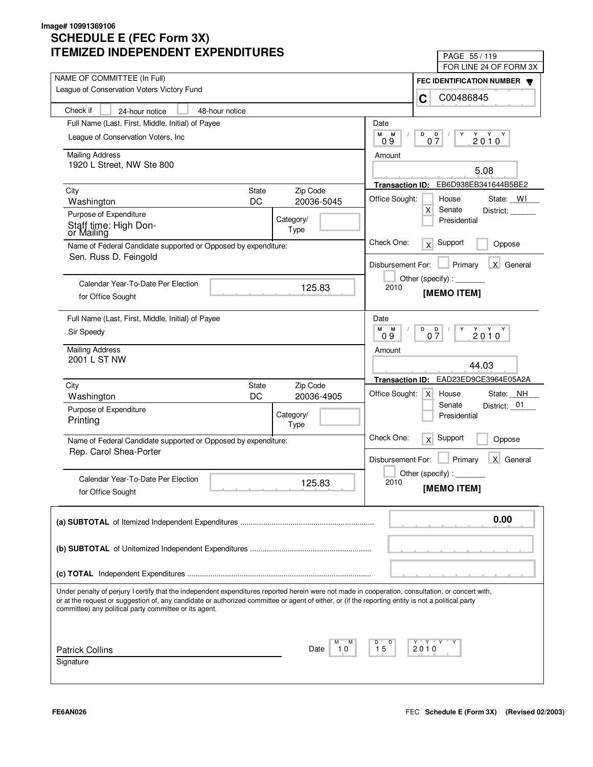Image# 10991369106

# SCHEDULE E (FEC Form 3X)
# ITEMIZED INDEPENDENT EXPENDITURES

PAGE 55 / 119
FOR LINE 24 OF FORM 3X

**NAME OF COMMITTEE (In Full):** League of Conservation Voters Victory Fund

**FEC IDENTIFICATION NUMBER:** C C00486845

Check if [ ] 24-hour notice [ ] 48-hour notice

---

**Full Name (Last, First, Middle, Initial) of Payee:** League of Conservation Voters, Inc

**Mailing Address:** 1920 L Street, NW Ste 800

| City | State | Zip Code |
|---|---|---|
| Washington | DC | 20036-5045 |

**Purpose of Expenditure:** Staff time: High Donor Mailing

**Category/Type:**

**Name of Federal Candidate supported or Opposed by expenditure:** Sen. Russ D. Feingold

**Calendar Year-To-Date Per Election for Office Sought:** 125.83

**Date:** 09 / 07 / 2010

**Amount:** 5.08

**Transaction ID:** EB6D938EB341644B5BE2

**Office Sought:** [ ] House [X] Senate [ ] Presidential — State: WI District:

**Check One:** [X] Support [ ] Oppose

**Disbursement For:** [ ] Primary [X] General [ ] Other (specify): 2010

**[MEMO ITEM]**

---

**Full Name (Last, First, Middle, Initial) of Payee:** Sir Speedy

**Mailing Address:** 2001 L ST NW

| City | State | Zip Code |
|---|---|---|
| Washington | DC | 20036-4905 |

**Purpose of Expenditure:** Printing

**Category/Type:**

**Name of Federal Candidate supported or Opposed by expenditure:** Rep. Carol Shea-Porter

**Calendar Year-To-Date Per Election for Office Sought:** 125.83

**Date:** 09 / 07 / 2010

**Amount:** 44.03

**Transaction ID:** EAD23ED9CE3964E05A2A

**Office Sought:** [X] House [ ] Senate [ ] Presidential — State: NH District: 01

**Check One:** [X] Support [ ] Oppose

**Disbursement For:** [ ] Primary [X] General [ ] Other (specify): 2010

**[MEMO ITEM]**

---

| | |
|---|---|
| **(a) SUBTOTAL** of Itemized Independent Expenditures | 0.00 |
| **(b) SUBTOTAL** of Unitemized Independent Expenditures | |
| **(c) TOTAL** Independent Expenditures | |

Under penalty of perjury I certify that the independent expenditures reported herein were not made in cooperation, consultation, or concert with, or at the request or suggestion of, any candidate or authorized committee or agent of either, or (if the reporting entity is not a political party committee) any political party committee or its agent.

Patrick Collins
Signature

Date: 10 / 15 / 2010

FE6AN026

FEC Schedule E (Form 3X) (Revised 02/2003)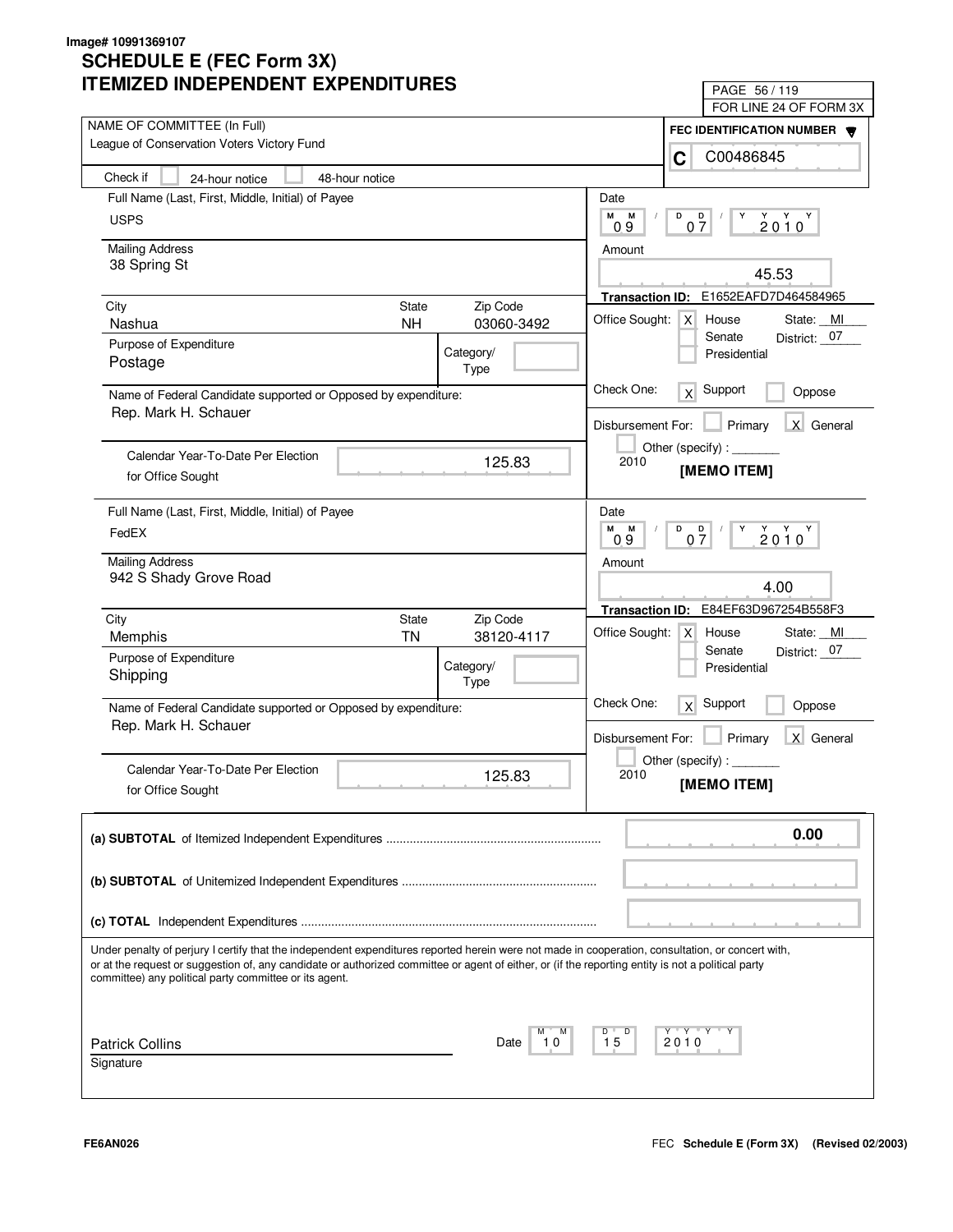Image# 10991369107

# SCHEDULE E (FEC Form 3X)
# ITEMIZED INDEPENDENT EXPENDITURES

PAGE 56 / 119
FOR LINE 24 OF FORM 3X

NAME OF COMMITTEE (In Full): League of Conservation Voters Victory Fund

FEC IDENTIFICATION NUMBER: C C00486845

Check if: [ ] 24-hour notice [ ] 48-hour notice

---

**Full Name (Last, First, Middle, Initial) of Payee:** USPS

**Mailing Address:** 38 Spring St

**City:** Nashua **State:** NH **Zip Code:** 03060-3492

**Purpose of Expenditure:** Postage

**Category/Type:**

**Name of Federal Candidate supported or Opposed by expenditure:** Rep. Mark H. Schauer

**Calendar Year-To-Date Per Election for Office Sought:** 125.83

**Date:** 09 / 07 / 2010

**Amount:** 45.53

**Transaction ID:** E1652EAFD7D464584965

**Office Sought:** [X] House [ ] Senate [ ] Presidential State: MI District: 07

**Check One:** [X] Support [ ] Oppose

**Disbursement For:** [ ] Primary [X] General [ ] Other (specify): 2010

**[MEMO ITEM]**

---

**Full Name (Last, First, Middle, Initial) of Payee:** FedEX

**Mailing Address:** 942 S Shady Grove Road

**City:** Memphis **State:** TN **Zip Code:** 38120-4117

**Purpose of Expenditure:** Shipping

**Category/Type:**

**Name of Federal Candidate supported or Opposed by expenditure:** Rep. Mark H. Schauer

**Calendar Year-To-Date Per Election for Office Sought:** 125.83

**Date:** 09 / 07 / 2010

**Amount:** 4.00

**Transaction ID:** E84EF63D967254B558F3

**Office Sought:** [X] House [ ] Senate [ ] Presidential State: MI District: 07

**Check One:** [X] Support [ ] Oppose

**Disbursement For:** [ ] Primary [X] General [ ] Other (specify): 2010

**[MEMO ITEM]**

---

**(a) SUBTOTAL** of Itemized Independent Expenditures: 0.00

**(b) SUBTOTAL** of Unitemized Independent Expenditures:

**(c) TOTAL** Independent Expenditures:

Under penalty of perjury I certify that the independent expenditures reported herein were not made in cooperation, consultation, or concert with, or at the request or suggestion of, any candidate or authorized committee or agent of either, or (if the reporting entity is not a political party committee) any political party committee or its agent.

Patrick Collins
Signature

Date: 10 / 15 / 2010

FE6AN026

FEC Schedule E (Form 3X) (Revised 02/2003)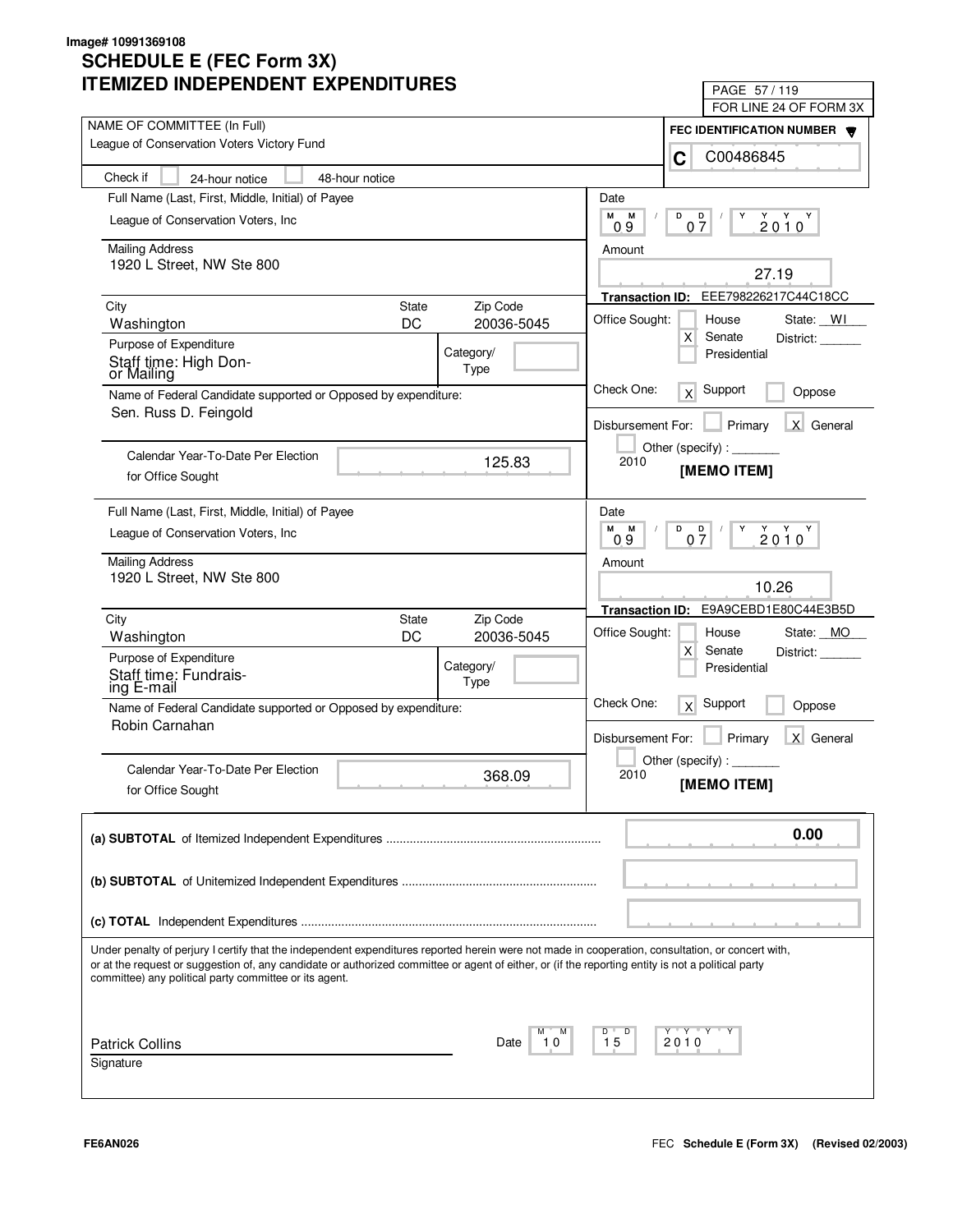Image# 10991369108

# SCHEDULE E (FEC Form 3X)
# ITEMIZED INDEPENDENT EXPENDITURES

FOR LINE 24 OF FORM 3X

**NAME OF COMMITTEE (In Full)**
League of Conservation Voters Victory Fund

**FEC IDENTIFICATION NUMBER**
C C00486845

Check if ☐ 24-hour notice ☐ 48-hour notice

---

**Full Name (Last, First, Middle, Initial) of Payee**
League of Conservation Voters, Inc

**Mailing Address**
1920 L Street, NW Ste 800

| City | State | Zip Code |
|---|---|---|
| Washington | DC | 20036-5045 |

**Purpose of Expenditure**
Staff time: High Donor Mailing

Category/Type:

**Name of Federal Candidate supported or Opposed by expenditure:**
Sen. Russ D. Feingold

Calendar Year-To-Date Per Election for Office Sought: 125.83

Date: 09/07/2010

Amount: 27.19

Transaction ID: EEE798226217C44C18CC

Office Sought: ☐ House ☒ Senate ☐ Presidential — State: WI District:

Check One: ☒ Support ☐ Oppose

Disbursement For: ☐ Primary ☒ General ☐ Other (specify): 2010

**[MEMO ITEM]**

---

**Full Name (Last, First, Middle, Initial) of Payee**
League of Conservation Voters, Inc

**Mailing Address**
1920 L Street, NW Ste 800

| City | State | Zip Code |
|---|---|---|
| Washington | DC | 20036-5045 |

**Purpose of Expenditure**
Staff time: Fundraising E-mail

Category/Type:

**Name of Federal Candidate supported or Opposed by expenditure:**
Robin Carnahan

Calendar Year-To-Date Per Election for Office Sought: 368.09

Date: 09/07/2010

Amount: 10.26

Transaction ID: E9A9CEBD1E80C44E3B5D

Office Sought: ☐ House ☒ Senate ☐ Presidential — State: MO District:

Check One: ☒ Support ☐ Oppose

Disbursement For: ☐ Primary ☒ General ☐ Other (specify): 2010

**[MEMO ITEM]**

---

**(a) SUBTOTAL** of Itemized Independent Expenditures: **0.00**

**(b) SUBTOTAL** of Unitemized Independent Expenditures:

**(c) TOTAL** Independent Expenditures:

Under penalty of perjury I certify that the independent expenditures reported herein were not made in cooperation, consultation, or concert with, or at the request or suggestion of, any candidate or authorized committee or agent of either, or (if the reporting entity is not a political party committee) any political party committee or its agent.

Patrick Collins — Date: 10/15/2010

Signature

FE6AN026 — FEC Schedule E (Form 3X) (Revised 02/2003)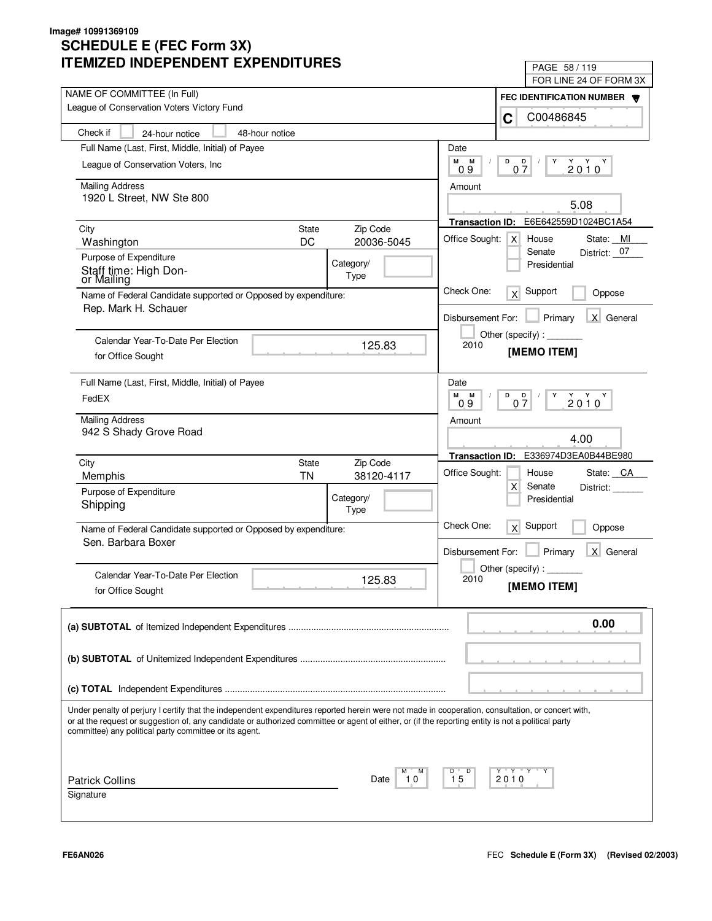Image# 10991369109

# SCHEDULE E (FEC Form 3X)
# ITEMIZED INDEPENDENT EXPENDITURES

PAGE 58 / 119
FOR LINE 24 OF FORM 3X

NAME OF COMMITTEE (In Full)
League of Conservation Voters Victory Fund

FEC IDENTIFICATION NUMBER
C C00486845

Check if [ ] 24-hour notice [ ] 48-hour notice

---

Full Name (Last, First, Middle, Initial) of Payee
League of Conservation Voters, Inc

Mailing Address
1920 L Street, NW Ste 800

| City | State | Zip Code |
|---|---|---|
| Washington | DC | 20036-5045 |

Purpose of Expenditure
Staff time: High Donor Mailing

Category/Type:

Name of Federal Candidate supported or Opposed by expenditure:
Rep. Mark H. Schauer

Calendar Year-To-Date Per Election for Office Sought: 125.83

Date: 09 / 07 / 2010

Amount: 5.08

Transaction ID: E6E642559D1024BC1A54

Office Sought: [X] House [ ] Senate [ ] Presidential — State: MI District: 07

Check One: [X] Support [ ] Oppose

Disbursement For: [ ] Primary [X] General [ ] Other (specify): 2010

[MEMO ITEM]

---

Full Name (Last, First, Middle, Initial) of Payee
FedEX

Mailing Address
942 S Shady Grove Road

| City | State | Zip Code |
|---|---|---|
| Memphis | TN | 38120-4117 |

Purpose of Expenditure
Shipping

Category/Type:

Name of Federal Candidate supported or Opposed by expenditure:
Sen. Barbara Boxer

Calendar Year-To-Date Per Election for Office Sought: 125.83

Date: 09 / 07 / 2010

Amount: 4.00

Transaction ID: E336974D3EA0B44BE980

Office Sought: [ ] House [X] Senate [ ] Presidential — State: CA District:

Check One: [X] Support [ ] Oppose

Disbursement For: [ ] Primary [X] General [ ] Other (specify): 2010

[MEMO ITEM]

---

**(a) SUBTOTAL** of Itemized Independent Expenditures: **0.00**

**(b) SUBTOTAL** of Unitemized Independent Expenditures:

**(c) TOTAL** Independent Expenditures:

Under penalty of perjury I certify that the independent expenditures reported herein were not made in cooperation, consultation, or concert with, or at the request or suggestion of, any candidate or authorized committee or agent of either, or (if the reporting entity is not a political party committee) any political party committee or its agent.

Patrick Collins
Signature

Date: 10 / 15 / 2010

FE6AN026

FEC **Schedule E (Form 3X) (Revised 02/2003)**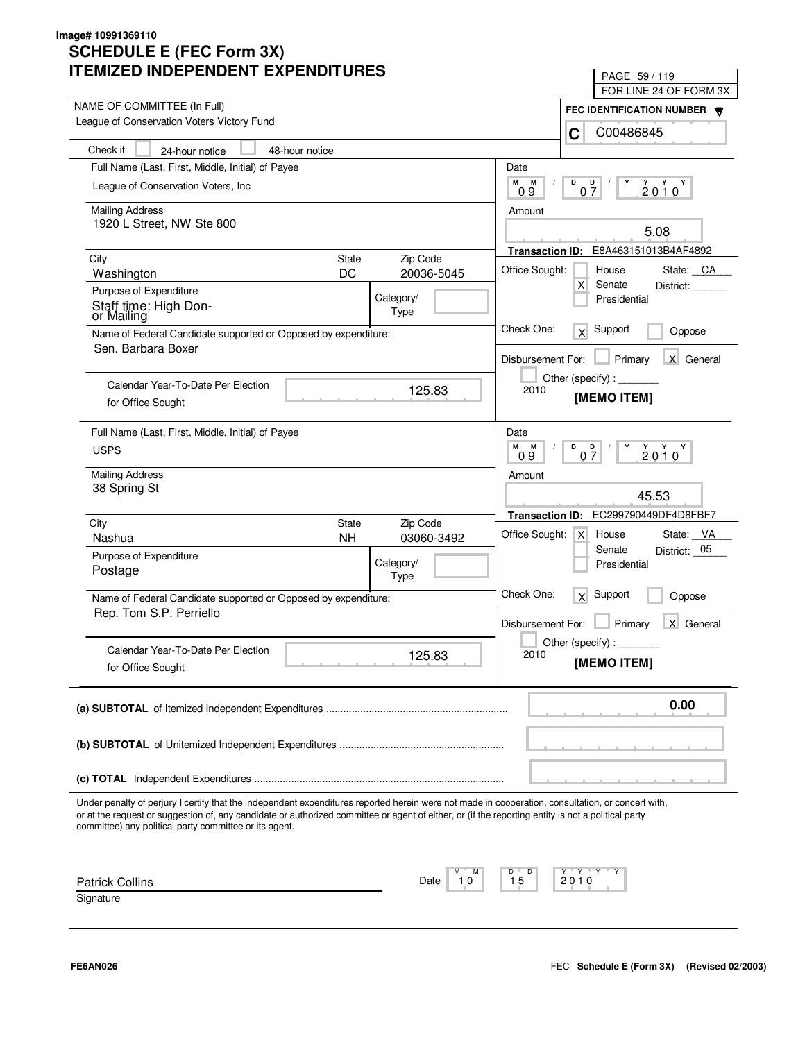Image# 10991369110

# SCHEDULE E (FEC Form 3X)
# ITEMIZED INDEPENDENT EXPENDITURES

PAGE 59 / 119
FOR LINE 24 OF FORM 3X

NAME OF COMMITTEE (In Full): League of Conservation Voters Victory Fund

FEC IDENTIFICATION NUMBER: C C00486845

Check if [ ] 24-hour notice [ ] 48-hour notice

---

Full Name (Last, First, Middle, Initial) of Payee: League of Conservation Voters, Inc

Mailing Address: 1920 L Street, NW Ste 800

City: Washington | State: DC | Zip Code: 20036-5045

Purpose of Expenditure: Staff time: High Donor Mailing

Category/Type:

Name of Federal Candidate supported or Opposed by expenditure: Sen. Barbara Boxer

Calendar Year-To-Date Per Election for Office Sought: 125.83

Date: 09 / 07 / 2010

Amount: 5.08

Transaction ID: E8A463151013B4AF4892

Office Sought: [ ] House [X] Senate [ ] Presidential — State: CA District:

Check One: [X] Support [ ] Oppose

Disbursement For: [ ] Primary [X] General [ ] Other (specify): 2010

[MEMO ITEM]

---

Full Name (Last, First, Middle, Initial) of Payee: USPS

Mailing Address: 38 Spring St

City: Nashua | State: NH | Zip Code: 03060-3492

Purpose of Expenditure: Postage

Category/Type:

Name of Federal Candidate supported or Opposed by expenditure: Rep. Tom S.P. Perriello

Calendar Year-To-Date Per Election for Office Sought: 125.83

Date: 09 / 07 / 2010

Amount: 45.53

Transaction ID: EC299790449DF4D8FBF7

Office Sought: [X] House [ ] Senate [ ] Presidential — State: VA District: 05

Check One: [X] Support [ ] Oppose

Disbursement For: [ ] Primary [X] General [ ] Other (specify): 2010

[MEMO ITEM]

---

**(a) SUBTOTAL** of Itemized Independent Expenditures: 0.00

**(b) SUBTOTAL** of Unitemized Independent Expenditures:

**(c) TOTAL** Independent Expenditures:

Under penalty of perjury I certify that the independent expenditures reported herein were not made in cooperation, consultation, or concert with, or at the request or suggestion of, any candidate or authorized committee or agent of either, or (if the reporting entity is not a political party committee) any political party committee or its agent.

Patrick Collins — Date: 10 / 15 / 2010

Signature

FE6AN026 — FEC Schedule E (Form 3X) (Revised 02/2003)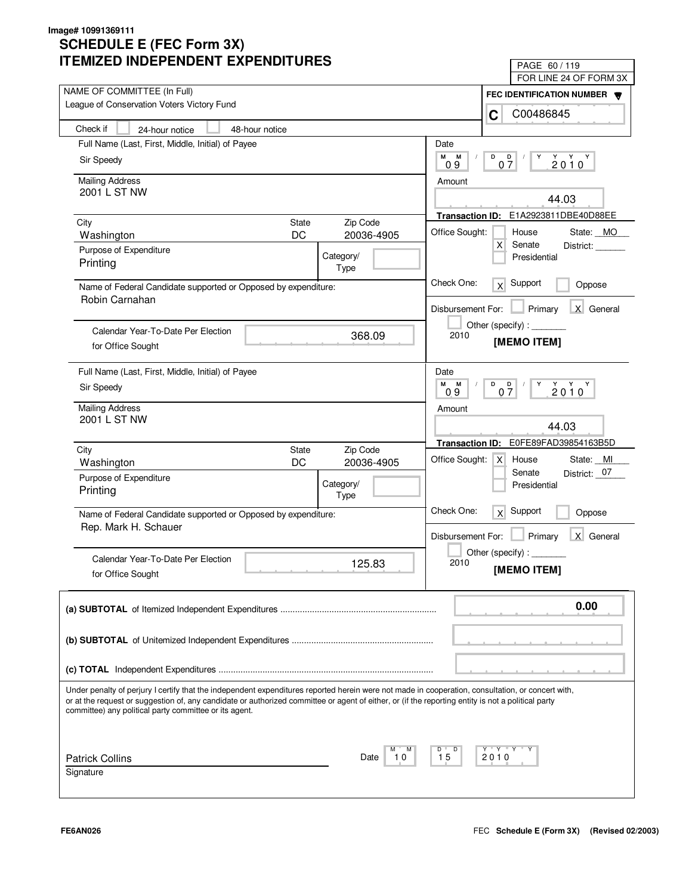Image# 10991369111

# SCHEDULE E (FEC Form 3X)
## ITEMIZED INDEPENDENT EXPENDITURES

PAGE 60 / 119
FOR LINE 24 OF FORM 3X

NAME OF COMMITTEE (In Full): League of Conservation Voters Victory Fund

FEC IDENTIFICATION NUMBER: C C00486845

Check if: [ ] 24-hour notice [ ] 48-hour notice

---

**Full Name (Last, First, Middle, Initial) of Payee:** Sir Speedy

**Mailing Address:** 2001 L ST NW

**City:** Washington **State:** DC **Zip Code:** 20036-4905

**Purpose of Expenditure:** Printing

**Category/Type:**

**Name of Federal Candidate supported or Opposed by expenditure:** Robin Carnahan

**Calendar Year-To-Date Per Election for Office Sought:** 368.09

**Date:** 09 / 07 / 2010

**Amount:** 44.03

**Transaction ID:** E1A2923811DBE40D88EE

**Office Sought:** [ ] House [X] Senate [ ] Presidential — State: MO District:

**Check One:** [X] Support [ ] Oppose

**Disbursement For:** [ ] Primary [X] General [ ] Other (specify): 2010

**[MEMO ITEM]**

---

**Full Name (Last, First, Middle, Initial) of Payee:** Sir Speedy

**Mailing Address:** 2001 L ST NW

**City:** Washington **State:** DC **Zip Code:** 20036-4905

**Purpose of Expenditure:** Printing

**Category/Type:**

**Name of Federal Candidate supported or Opposed by expenditure:** Rep. Mark H. Schauer

**Calendar Year-To-Date Per Election for Office Sought:** 125.83

**Date:** 09 / 07 / 2010

**Amount:** 44.03

**Transaction ID:** E0FE89FAD39854163B5D

**Office Sought:** [X] House [ ] Senate [ ] Presidential — State: MI District: 07

**Check One:** [X] Support [ ] Oppose

**Disbursement For:** [ ] Primary [X] General [ ] Other (specify): 2010

**[MEMO ITEM]**

---

**(a) SUBTOTAL** of Itemized Independent Expenditures: 0.00

**(b) SUBTOTAL** of Unitemized Independent Expenditures:

**(c) TOTAL** Independent Expenditures:

Under penalty of perjury I certify that the independent expenditures reported herein were not made in cooperation, consultation, or concert with, or at the request or suggestion of, any candidate or authorized committee or agent of either, or (if the reporting entity is not a political party committee) any political party committee or its agent.

Signature: Patrick Collins

Date: 10 / 15 / 2010

FE6AN026

FEC **Schedule E (Form 3X) (Revised 02/2003)**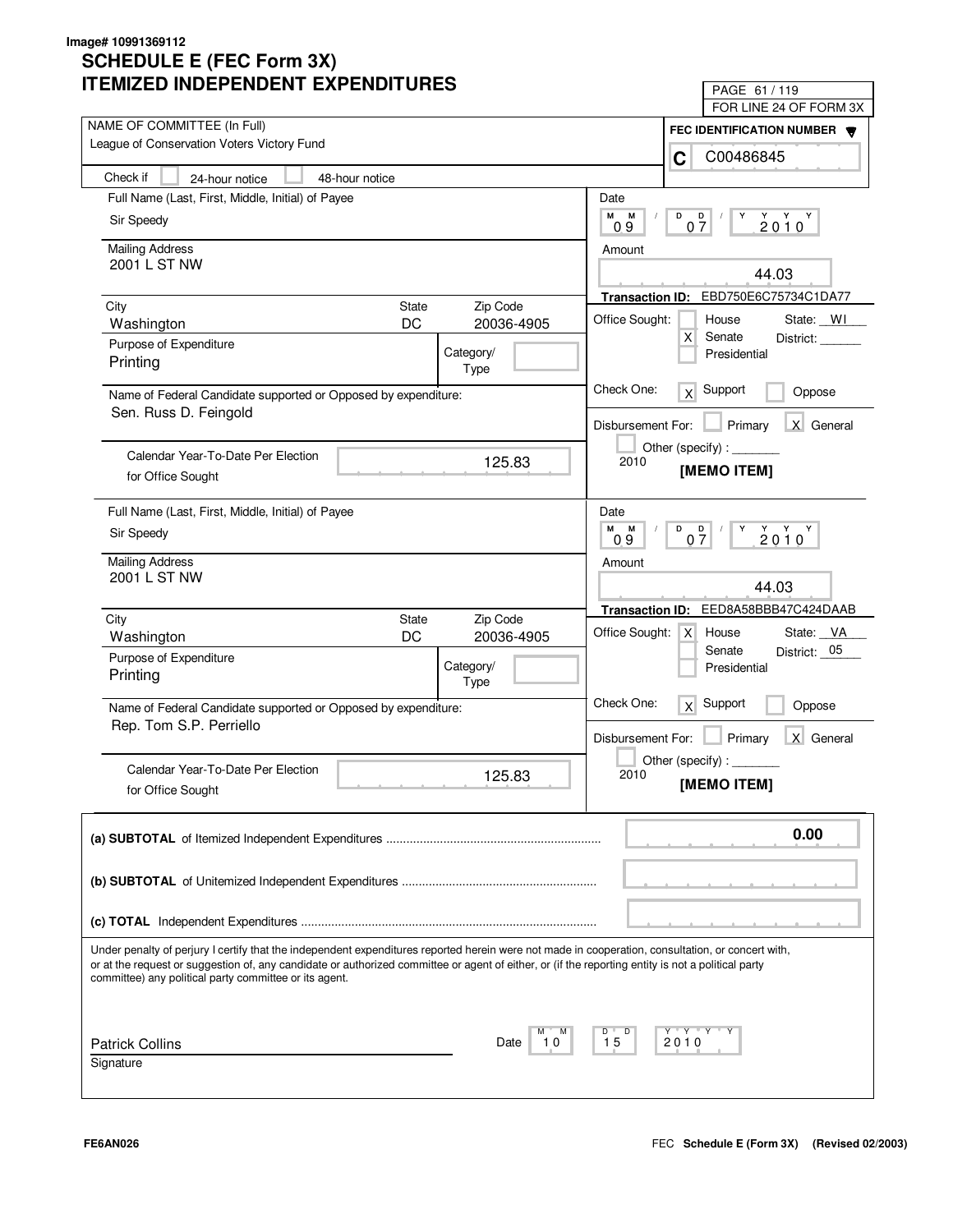Image# 10991369112

# SCHEDULE E (FEC Form 3X)
# ITEMIZED INDEPENDENT EXPENDITURES

PAGE 61 / 119
FOR LINE 24 OF FORM 3X

NAME OF COMMITTEE (In Full)
League of Conservation Voters Victory Fund

FEC IDENTIFICATION NUMBER
C C00486845

Check if [ ] 24-hour notice [ ] 48-hour notice

---

Full Name (Last, First, Middle, Initial) of Payee
Sir Speedy

Mailing Address
2001 L ST NW

| City | State | Zip Code |
|---|---|---|
| Washington | DC | 20036-4905 |

Purpose of Expenditure
Printing

Category/Type:

Name of Federal Candidate supported or Opposed by expenditure:
Sen. Russ D. Feingold

Calendar Year-To-Date Per Election for Office Sought: 125.83

Date: 09 / 07 / 2010

Amount: 44.03

Transaction ID: EBD750E6C75734C1DA77

Office Sought: [ ] House [X] Senate [ ] Presidential — State: WI District:

Check One: [X] Support [ ] Oppose

Disbursement For: [ ] Primary [X] General [ ] Other (specify) : 2010

[MEMO ITEM]

---

Full Name (Last, First, Middle, Initial) of Payee
Sir Speedy

Mailing Address
2001 L ST NW

| City | State | Zip Code |
|---|---|---|
| Washington | DC | 20036-4905 |

Purpose of Expenditure
Printing

Category/Type:

Name of Federal Candidate supported or Opposed by expenditure:
Rep. Tom S.P. Perriello

Calendar Year-To-Date Per Election for Office Sought: 125.83

Date: 09 / 07 / 2010

Amount: 44.03

Transaction ID: EED8A58BBB47C424DAAB

Office Sought: [X] House [ ] Senate [ ] Presidential — State: VA District: 05

Check One: [X] Support [ ] Oppose

Disbursement For: [ ] Primary [X] General [ ] Other (specify) : 2010

[MEMO ITEM]

---

**(a) SUBTOTAL** of Itemized Independent Expenditures ..... 0.00

**(b) SUBTOTAL** of Unitemized Independent Expenditures .....

**(c) TOTAL** Independent Expenditures .....

Under penalty of perjury I certify that the independent expenditures reported herein were not made in cooperation, consultation, or concert with, or at the request or suggestion of, any candidate or authorized committee or agent of either, or (if the reporting entity is not a political party committee) any political party committee or its agent.

Patrick Collins
Signature

Date: 10 / 15 / 2010

FE6AN026

FEC **Schedule E (Form 3X) (Revised 02/2003)**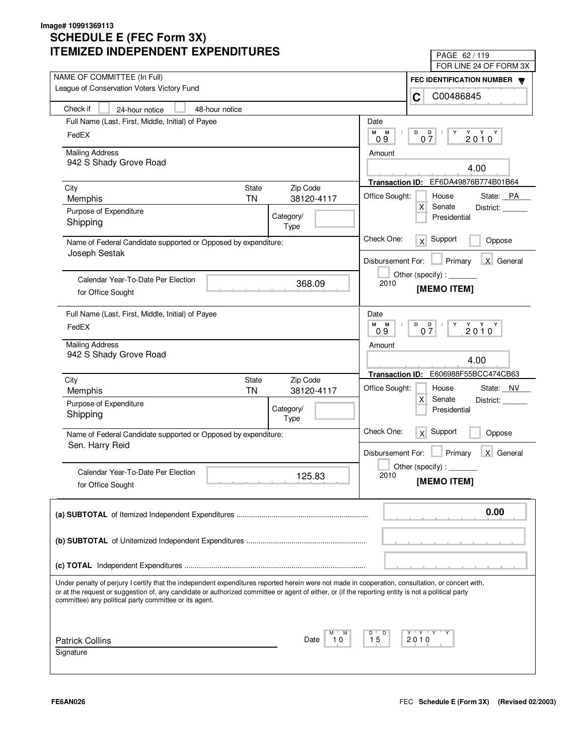Image# 10991369113

# SCHEDULE E (FEC Form 3X)
# ITEMIZED INDEPENDENT EXPENDITURES

PAGE 62 / 119
FOR LINE 24 OF FORM 3X

NAME OF COMMITTEE (In Full)
League of Conservation Voters Victory Fund

FEC IDENTIFICATION NUMBER
C C00486845

Check if [ ] 24-hour notice [ ] 48-hour notice

---

Full Name (Last, First, Middle, Initial) of Payee
FedEX

Mailing Address
942 S Shady Grove Road

| City | State | Zip Code |
|---|---|---|
| Memphis | TN | 38120-4117 |

Purpose of Expenditure
Shipping

Category/Type:

Name of Federal Candidate supported or Opposed by expenditure:
Joseph Sestak

Calendar Year-To-Date Per Election for Office Sought: 368.09

Date: 09 / 07 / 2010

Amount: 4.00

Transaction ID: EF6DA49876B774B01B64

Office Sought: [ ] House [X] Senate [ ] Presidential
State: PA District:

Check One: [X] Support [ ] Oppose

Disbursement For: [ ] Primary [X] General
[ ] Other (specify) :
2010

**[MEMO ITEM]**

---

Full Name (Last, First, Middle, Initial) of Payee
FedEX

Mailing Address
942 S Shady Grove Road

| City | State | Zip Code |
|---|---|---|
| Memphis | TN | 38120-4117 |

Purpose of Expenditure
Shipping

Category/Type:

Name of Federal Candidate supported or Opposed by expenditure:
Sen. Harry Reid

Calendar Year-To-Date Per Election for Office Sought: 125.83

Date: 09 / 07 / 2010

Amount: 4.00

Transaction ID: E606988F55BCC474CB63

Office Sought: [ ] House [X] Senate [ ] Presidential
State: NV District:

Check One: [X] Support [ ] Oppose

Disbursement For: [ ] Primary [X] General
[ ] Other (specify) :
2010

**[MEMO ITEM]**

---

**(a) SUBTOTAL** of Itemized Independent Expenditures .......... **0.00**

**(b) SUBTOTAL** of Unitemized Independent Expenditures ..........

**(c) TOTAL** Independent Expenditures ..........

Under penalty of perjury I certify that the independent expenditures reported herein were not made in cooperation, consultation, or concert with, or at the request or suggestion of, any candidate or authorized committee or agent of either, or (if the reporting entity is not a political party committee) any political party committee or its agent.

Patrick Collins
Signature

Date: 10 / 15 / 2010

FE6AN026

FEC **Schedule E (Form 3X)** **(Revised 02/2003)**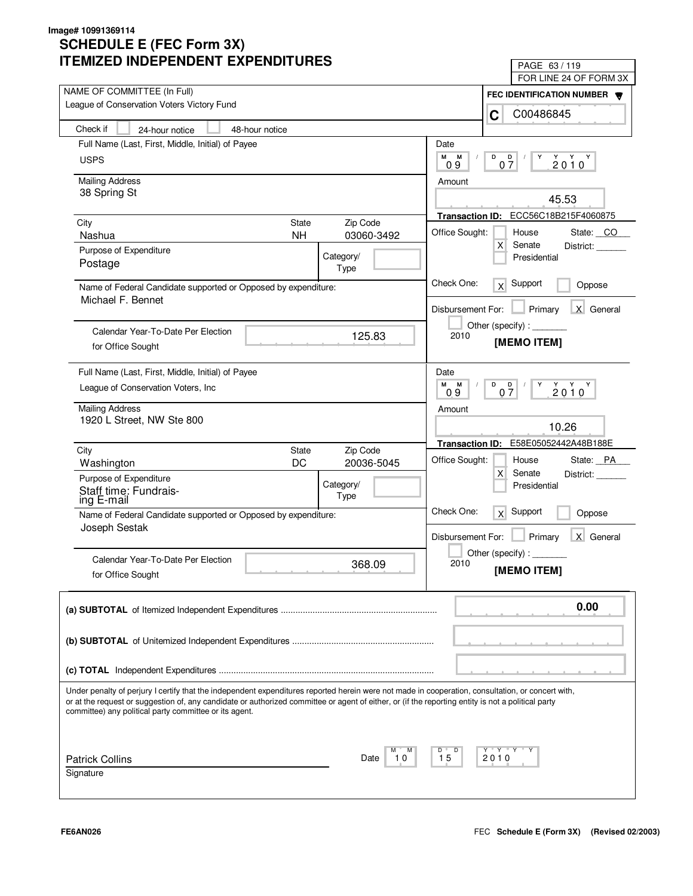Image# 10991369114

# SCHEDULE E (FEC Form 3X)
# ITEMIZED INDEPENDENT EXPENDITURES

PAGE 63 / 119
FOR LINE 24 OF FORM 3X

**NAME OF COMMITTEE (In Full):** League of Conservation Voters Victory Fund

**FEC IDENTIFICATION NUMBER:** C C00486845

Check if: [ ] 24-hour notice [ ] 48-hour notice

---

**Full Name (Last, First, Middle, Initial) of Payee:** USPS

**Mailing Address:** 38 Spring St

| City | State | Zip Code |
| --- | --- | --- |
| Nashua | NH | 03060-3492 |

**Purpose of Expenditure:** Postage

Category/Type:

**Name of Federal Candidate supported or Opposed by expenditure:** Michael F. Bennet

**Calendar Year-To-Date Per Election for Office Sought:** 125.83

**Date:** 09 / 07 / 2010

**Amount:** 45.53

**Transaction ID:** ECC56C18B215F4060875

**Office Sought:** [ ] House [X] Senate [ ] Presidential — State: CO District:

**Check One:** [X] Support [ ] Oppose

**Disbursement For:** [ ] Primary [X] General [ ] Other (specify): 2010

**[MEMO ITEM]**

---

**Full Name (Last, First, Middle, Initial) of Payee:** League of Conservation Voters, Inc

**Mailing Address:** 1920 L Street, NW Ste 800

| City | State | Zip Code |
| --- | --- | --- |
| Washington | DC | 20036-5045 |

**Purpose of Expenditure:** Staff time: Fundraising E-mail

Category/Type:

**Name of Federal Candidate supported or Opposed by expenditure:** Joseph Sestak

**Calendar Year-To-Date Per Election for Office Sought:** 368.09

**Date:** 09 / 07 / 2010

**Amount:** 10.26

**Transaction ID:** E58E05052442A48B188E

**Office Sought:** [ ] House [X] Senate [ ] Presidential — State: PA District:

**Check One:** [X] Support [ ] Oppose

**Disbursement For:** [ ] Primary [X] General [ ] Other (specify): 2010

**[MEMO ITEM]**

---

| | |
| --- | --- |
| **(a) SUBTOTAL** of Itemized Independent Expenditures | 0.00 |
| **(b) SUBTOTAL** of Unitemized Independent Expenditures | |
| **(c) TOTAL** Independent Expenditures | |

Under penalty of perjury I certify that the independent expenditures reported herein were not made in cooperation, consultation, or concert with, or at the request or suggestion of, any candidate or authorized committee or agent of either, or (if the reporting entity is not a political party committee) any political party committee or its agent.

Patrick Collins
Signature

Date: 10 / 15 / 2010

FE6AN026

FEC **Schedule E (Form 3X)** (Revised 02/2003)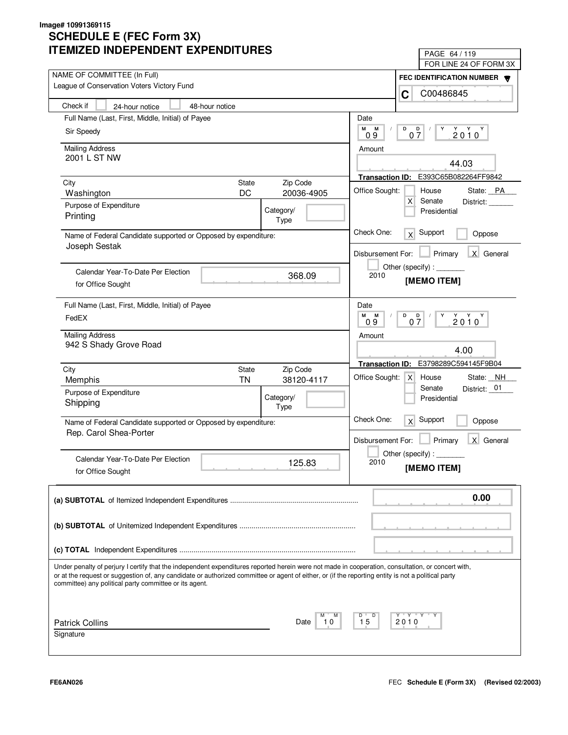Image# 10991369115

# SCHEDULE E (FEC Form 3X)
# ITEMIZED INDEPENDENT EXPENDITURES

PAGE 64 / 119
FOR LINE 24 OF FORM 3X

**NAME OF COMMITTEE (In Full)**
League of Conservation Voters Victory Fund

**FEC IDENTIFICATION NUMBER**
C C00486845

Check if [ ] 24-hour notice [ ] 48-hour notice

---

**Full Name (Last, First, Middle, Initial) of Payee:** Sir Speedy

**Mailing Address:** 2001 L ST NW

**City:** Washington **State:** DC **Zip Code:** 20036-4905

**Purpose of Expenditure:** Printing

**Category/Type:**

**Name of Federal Candidate supported or Opposed by expenditure:** Joseph Sestak

**Calendar Year-To-Date Per Election for Office Sought:** 368.09

**Date:** 09 / 07 / 2010

**Amount:** 44.03

**Transaction ID:** E393C65B082264FF9842

**Office Sought:** [ ] House [X] Senate [ ] Presidential — State: PA District:

**Check One:** [X] Support [ ] Oppose

**Disbursement For:** [ ] Primary [X] General [ ] Other (specify): 2010

**[MEMO ITEM]**

---

**Full Name (Last, First, Middle, Initial) of Payee:** FedEX

**Mailing Address:** 942 S Shady Grove Road

**City:** Memphis **State:** TN **Zip Code:** 38120-4117

**Purpose of Expenditure:** Shipping

**Category/Type:**

**Name of Federal Candidate supported or Opposed by expenditure:** Rep. Carol Shea-Porter

**Calendar Year-To-Date Per Election for Office Sought:** 125.83

**Date:** 09 / 07 / 2010

**Amount:** 4.00

**Transaction ID:** E3798289C594145F9B04

**Office Sought:** [X] House [ ] Senate [ ] Presidential — State: NH District: 01

**Check One:** [X] Support [ ] Oppose

**Disbursement For:** [ ] Primary [X] General [ ] Other (specify): 2010

**[MEMO ITEM]**

---

**(a) SUBTOTAL** of Itemized Independent Expenditures .......... 0.00

**(b) SUBTOTAL** of Unitemized Independent Expenditures ..........

**(c) TOTAL** Independent Expenditures ..........

Under penalty of perjury I certify that the independent expenditures reported herein were not made in cooperation, consultation, or concert with, or at the request or suggestion of, any candidate or authorized committee or agent of either, or (if the reporting entity is not a political party committee) any political party committee or its agent.

Patrick Collins
Signature

Date: 10 / 15 / 2010

FE6AN026

FEC Schedule E (Form 3X) (Revised 02/2003)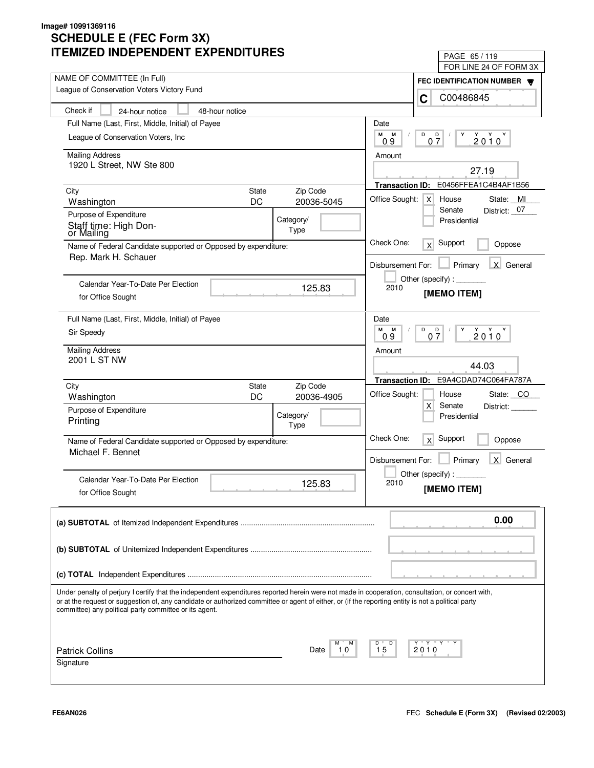Image# 10991369116

# SCHEDULE E (FEC Form 3X)
# ITEMIZED INDEPENDENT EXPENDITURES

PAGE 65 / 119
FOR LINE 24 OF FORM 3X

NAME OF COMMITTEE (In Full)
League of Conservation Voters Victory Fund

FEC IDENTIFICATION NUMBER
C C00486845

Check if [ ] 24-hour notice [ ] 48-hour notice

---

Full Name (Last, First, Middle, Initial) of Payee
League of Conservation Voters, Inc

Mailing Address
1920 L Street, NW Ste 800

| City | State | Zip Code |
|---|---|---|
| Washington | DC | 20036-5045 |

Purpose of Expenditure
Staff time: High Donor Mailing

Category/Type

Name of Federal Candidate supported or Opposed by expenditure:
Rep. Mark H. Schauer

Calendar Year-To-Date Per Election for Office Sought: 125.83

Date: 09 / 07 / 2010

Amount: 27.19

Transaction ID: E0456FFEA1C4B4AF1B56

Office Sought: [X] House [ ] Senate [ ] Presidential — State: MI District: 07

Check One: [X] Support [ ] Oppose

Disbursement For: [ ] Primary [X] General [ ] Other (specify): 2010

[MEMO ITEM]

---

Full Name (Last, First, Middle, Initial) of Payee
Sir Speedy

Mailing Address
2001 L ST NW

| City | State | Zip Code |
|---|---|---|
| Washington | DC | 20036-4905 |

Purpose of Expenditure
Printing

Category/Type

Name of Federal Candidate supported or Opposed by expenditure:
Michael F. Bennet

Calendar Year-To-Date Per Election for Office Sought: 125.83

Date: 09 / 07 / 2010

Amount: 44.03

Transaction ID: E9A4CDAD74C064FA787A

Office Sought: [ ] House [X] Senate [ ] Presidential — State: CO District:

Check One: [X] Support [ ] Oppose

Disbursement For: [ ] Primary [X] General [ ] Other (specify): 2010

[MEMO ITEM]

---

**(a) SUBTOTAL** of Itemized Independent Expenditures .......... 0.00

**(b) SUBTOTAL** of Unitemized Independent Expenditures ..........

**(c) TOTAL** Independent Expenditures ..........

Under penalty of perjury I certify that the independent expenditures reported herein were not made in cooperation, consultation, or concert with, or at the request or suggestion of, any candidate or authorized committee or agent of either, or (if the reporting entity is not a political party committee) any political party committee or its agent.

Patrick Collins
Signature

Date: 10 / 15 / 2010

FE6AN026

FEC **Schedule E (Form 3X)** **(Revised 02/2003)**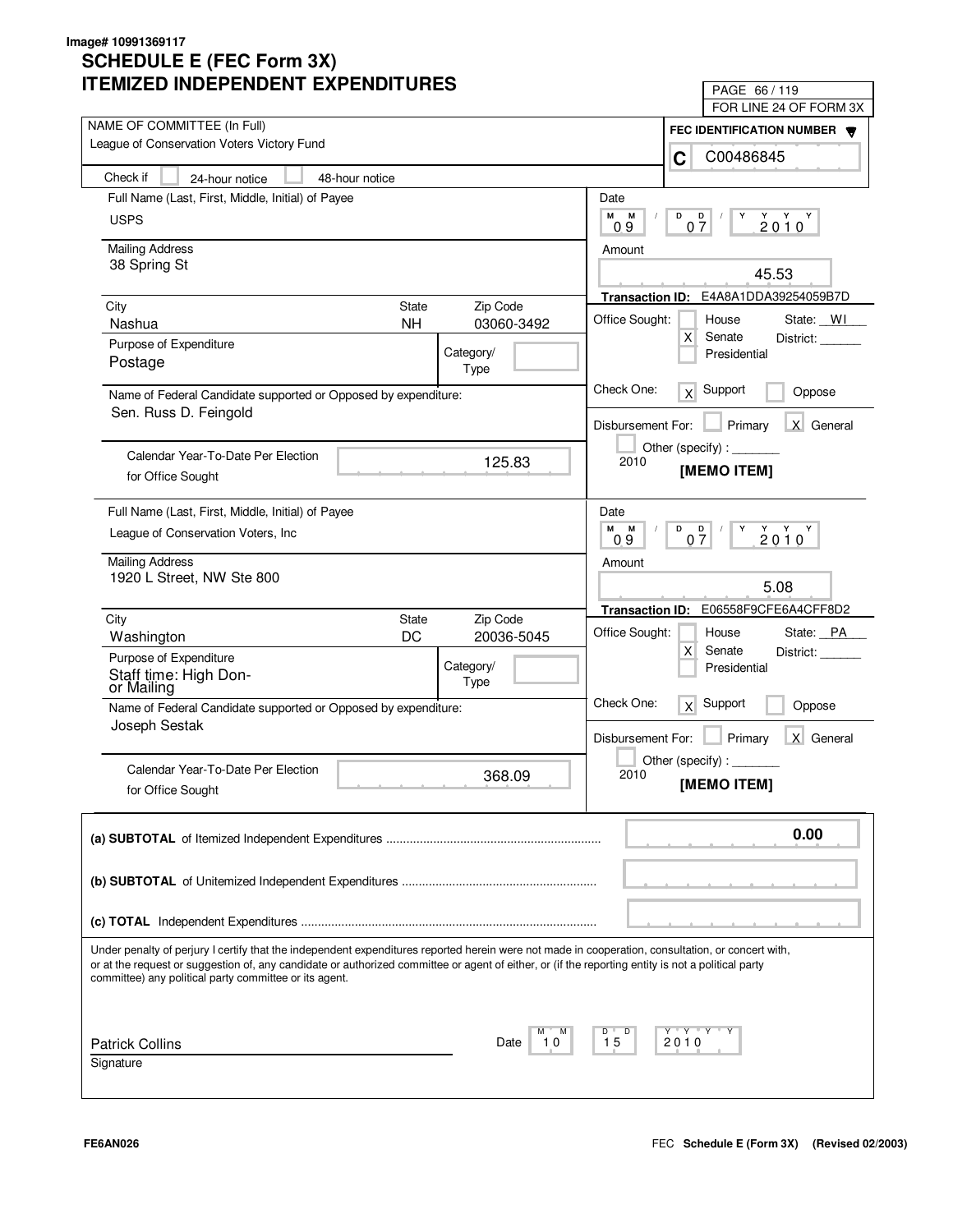Image# 10991369117

# SCHEDULE E (FEC Form 3X)
# ITEMIZED INDEPENDENT EXPENDITURES

PAGE 66 / 119
FOR LINE 24 OF FORM 3X

**NAME OF COMMITTEE (In Full)**
League of Conservation Voters Victory Fund

**FEC IDENTIFICATION NUMBER**
C C00486845

Check if [ ] 24-hour notice [ ] 48-hour notice

---

**Full Name (Last, First, Middle, Initial) of Payee**
USPS

**Mailing Address**
38 Spring St

| City | State | Zip Code |
|---|---|---|
| Nashua | NH | 03060-3492 |

**Purpose of Expenditure**
Postage

Category/Type:

**Name of Federal Candidate supported or Opposed by expenditure:**
Sen. Russ D. Feingold

**Calendar Year-To-Date Per Election for Office Sought:** 125.83

**Date:** 09 / 07 / 2010

**Amount:** 45.53

**Transaction ID:** E4A8A1DDA39254059B7D

**Office Sought:** [ ] House [X] Senate [ ] Presidential — State: WI District:

**Check One:** [X] Support [ ] Oppose

**Disbursement For:** [ ] Primary [X] General [ ] Other (specify): 2010

[MEMO ITEM]

---

**Full Name (Last, First, Middle, Initial) of Payee**
League of Conservation Voters, Inc

**Mailing Address**
1920 L Street, NW Ste 800

| City | State | Zip Code |
|---|---|---|
| Washington | DC | 20036-5045 |

**Purpose of Expenditure**
Staff time: High Don- or Mailing

Category/Type:

**Name of Federal Candidate supported or Opposed by expenditure:**
Joseph Sestak

**Calendar Year-To-Date Per Election for Office Sought:** 368.09

**Date:** 09 / 07 / 2010

**Amount:** 5.08

**Transaction ID:** E06558F9CFE6A4CFF8D2

**Office Sought:** [ ] House [X] Senate [ ] Presidential — State: PA District:

**Check One:** [X] Support [ ] Oppose

**Disbursement For:** [ ] Primary [X] General [ ] Other (specify): 2010

[MEMO ITEM]

---

| | |
|---|---|
| **(a) SUBTOTAL** of Itemized Independent Expenditures | 0.00 |
| **(b) SUBTOTAL** of Unitemized Independent Expenditures | |
| **(c) TOTAL** Independent Expenditures | |

Under penalty of perjury I certify that the independent expenditures reported herein were not made in cooperation, consultation, or concert with, or at the request or suggestion of, any candidate or authorized committee or agent of either, or (if the reporting entity is not a political party committee) any political party committee or its agent.

Patrick Collins
Signature

Date: 10 / 15 / 2010

FE6AN026

FEC **Schedule E (Form 3X)** (Revised 02/2003)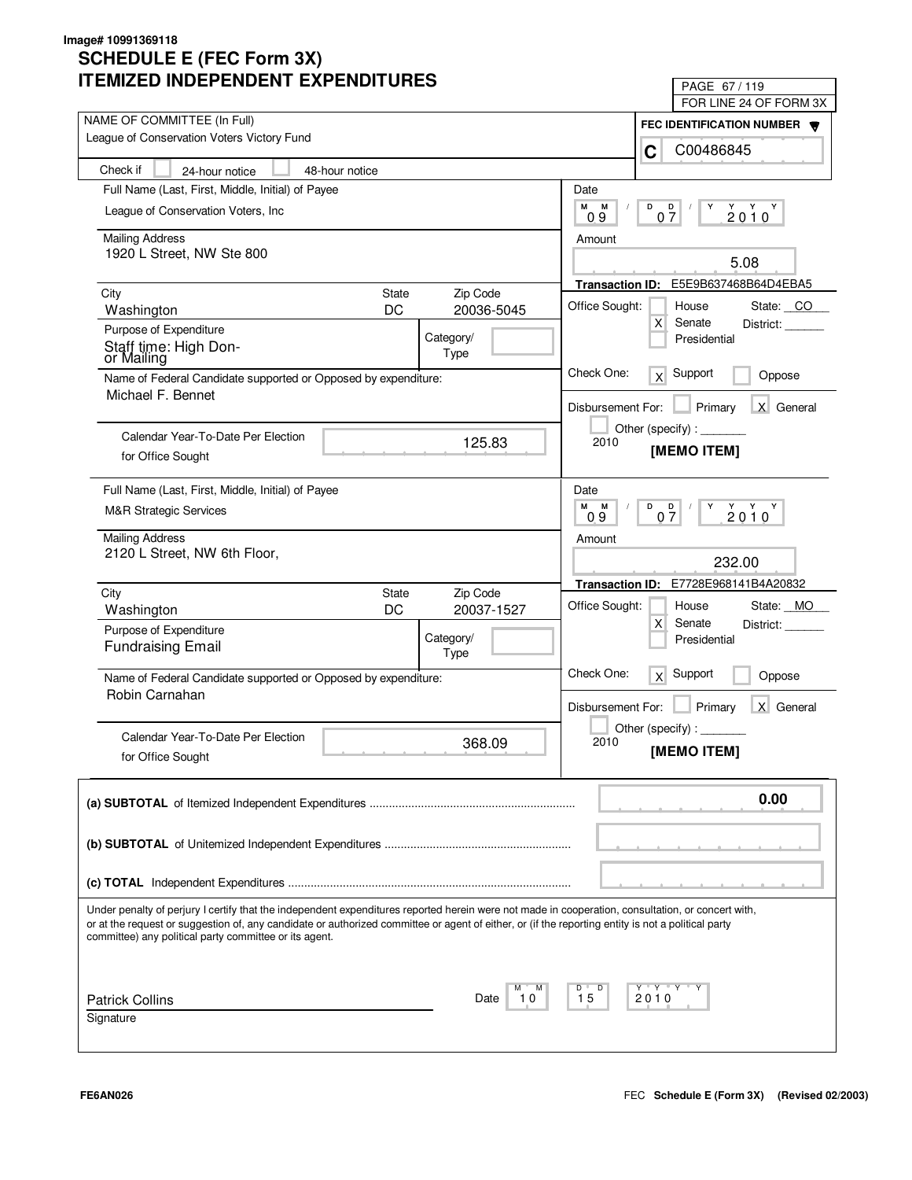Image# 10991369118

# SCHEDULE E (FEC Form 3X)
# ITEMIZED INDEPENDENT EXPENDITURES

PAGE 67 / 119
FOR LINE 24 OF FORM 3X

NAME OF COMMITTEE (In Full)
League of Conservation Voters Victory Fund

FEC IDENTIFICATION NUMBER
C C00486845

Check if [ ] 24-hour notice [ ] 48-hour notice

---

Full Name (Last, First, Middle, Initial) of Payee
League of Conservation Voters, Inc

Mailing Address
1920 L Street, NW Ste 800

| City | State | Zip Code |
|---|---|---|
| Washington | DC | 20036-5045 |

Purpose of Expenditure
Staff time: High Donor Mailing

Category/Type

Name of Federal Candidate supported or Opposed by expenditure:
Michael F. Bennet

Calendar Year-To-Date Per Election for Office Sought: 125.83

Date: 09 / 07 / 2010

Amount: 5.08

Transaction ID: E5E9B637468B64D4EBA5

Office Sought: [ ] House [X] Senate [ ] Presidential — State: CO District: ______

Check One: [X] Support [ ] Oppose

Disbursement For: [ ] Primary [X] General [ ] Other (specify): _______ 2010

[MEMO ITEM]

---

Full Name (Last, First, Middle, Initial) of Payee
M&R Strategic Services

Mailing Address
2120 L Street, NW 6th Floor,

| City | State | Zip Code |
|---|---|---|
| Washington | DC | 20037-1527 |

Purpose of Expenditure
Fundraising Email

Category/Type

Name of Federal Candidate supported or Opposed by expenditure:
Robin Carnahan

Calendar Year-To-Date Per Election for Office Sought: 368.09

Date: 09 / 07 / 2010

Amount: 232.00

Transaction ID: E7728E968141B4A20832

Office Sought: [ ] House [X] Senate [ ] Presidential — State: MO District: ______

Check One: [X] Support [ ] Oppose

Disbursement For: [ ] Primary [X] General [ ] Other (specify): _______ 2010

[MEMO ITEM]

---

**(a) SUBTOTAL** of Itemized Independent Expenditures ........ 0.00

**(b) SUBTOTAL** of Unitemized Independent Expenditures ........

**(c) TOTAL** Independent Expenditures ........

Under penalty of perjury I certify that the independent expenditures reported herein were not made in cooperation, consultation, or concert with, or at the request or suggestion of, any candidate or authorized committee or agent of either, or (if the reporting entity is not a political party committee) any political party committee or its agent.

Patrick Collins
Signature

Date: 10 / 15 / 2010

FE6AN026

FEC **Schedule E (Form 3X)** **(Revised 02/2003)**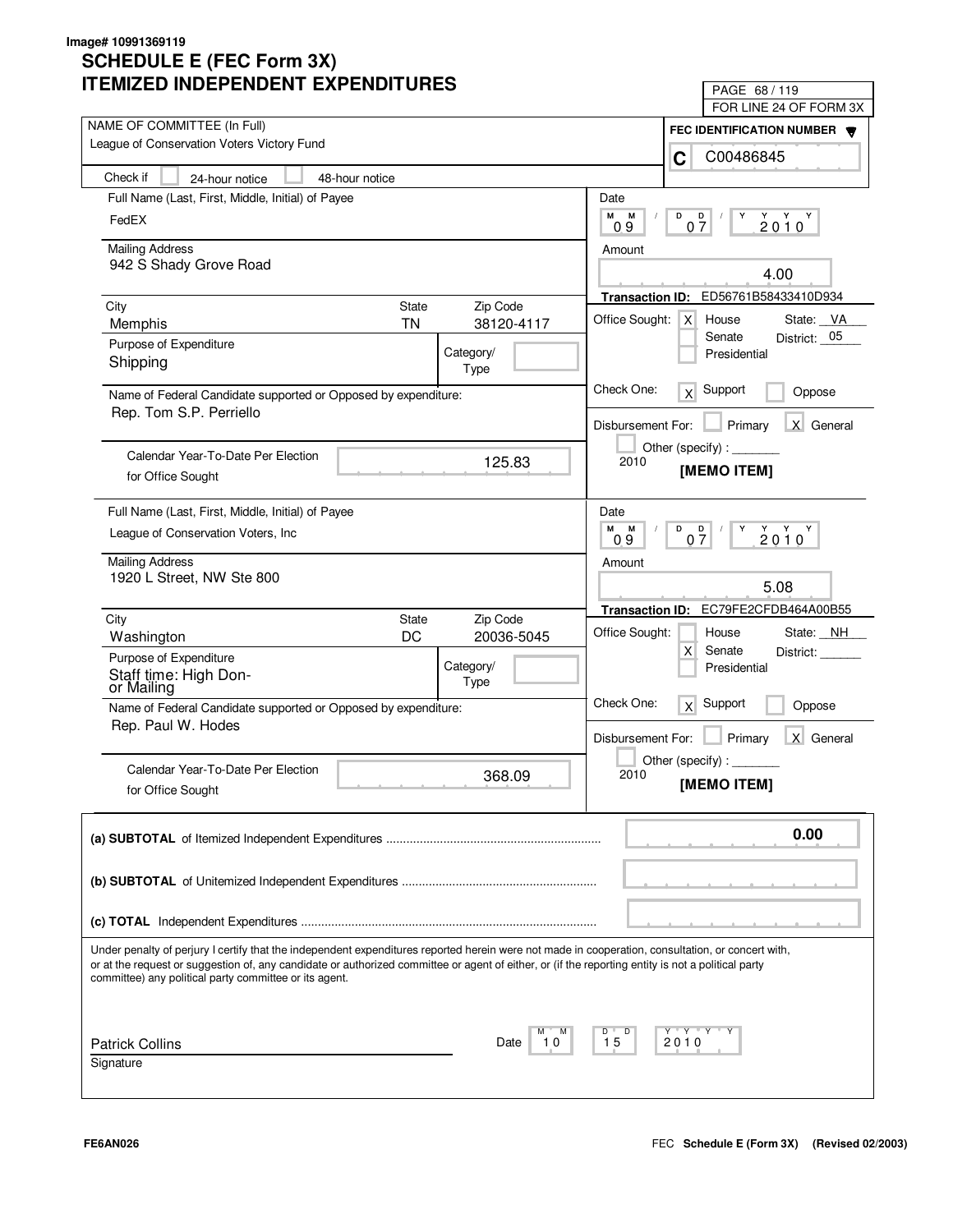Image# 10991369119

# SCHEDULE E (FEC Form 3X)
# ITEMIZED INDEPENDENT EXPENDITURES

PAGE 68 / 119
FOR LINE 24 OF FORM 3X

NAME OF COMMITTEE (In Full)
League of Conservation Voters Victory Fund

FEC IDENTIFICATION NUMBER
C C00486845

Check if [ ] 24-hour notice [ ] 48-hour notice

---

**Full Name (Last, First, Middle, Initial) of Payee:** FedEX

**Mailing Address:** 942 S Shady Grove Road

| City | State | Zip Code |
|---|---|---|
| Memphis | TN | 38120-4117 |

**Purpose of Expenditure:** Shipping

Category/Type:

**Name of Federal Candidate supported or Opposed by expenditure:** Rep. Tom S.P. Perriello

**Calendar Year-To-Date Per Election for Office Sought:** 125.83

**Date:** 09 / 07 / 2010

**Amount:** 4.00

**Transaction ID:** ED56761B58433410D934

**Office Sought:** [X] House [ ] Senate [ ] Presidential — State: VA District: 05

**Check One:** [X] Support [ ] Oppose

**Disbursement For:** [ ] Primary [X] General [ ] Other (specify) : 2010

**[MEMO ITEM]**

---

**Full Name (Last, First, Middle, Initial) of Payee:** League of Conservation Voters, Inc

**Mailing Address:** 1920 L Street, NW Ste 800

| City | State | Zip Code |
|---|---|---|
| Washington | DC | 20036-5045 |

**Purpose of Expenditure:** Staff time: High Don- or Mailing

Category/Type:

**Name of Federal Candidate supported or Opposed by expenditure:** Rep. Paul W. Hodes

**Calendar Year-To-Date Per Election for Office Sought:** 368.09

**Date:** 09 / 07 / 2010

**Amount:** 5.08

**Transaction ID:** EC79FE2CFDB464A00B55

**Office Sought:** [ ] House [X] Senate [ ] Presidential — State: NH District:

**Check One:** [X] Support [ ] Oppose

**Disbursement For:** [ ] Primary [X] General [ ] Other (specify) : 2010

**[MEMO ITEM]**

---

| | |
|---|---|
| **(a) SUBTOTAL** of Itemized Independent Expenditures | 0.00 |
| **(b) SUBTOTAL** of Unitemized Independent Expenditures | |
| **(c) TOTAL** Independent Expenditures | |

Under penalty of perjury I certify that the independent expenditures reported herein were not made in cooperation, consultation, or concert with, or at the request or suggestion of, any candidate or authorized committee or agent of either, or (if the reporting entity is not a political party committee) any political party committee or its agent.

Patrick Collins
Signature

Date: 10 / 15 / 2010

FE6AN026

FEC **Schedule E (Form 3X) (Revised 02/2003)**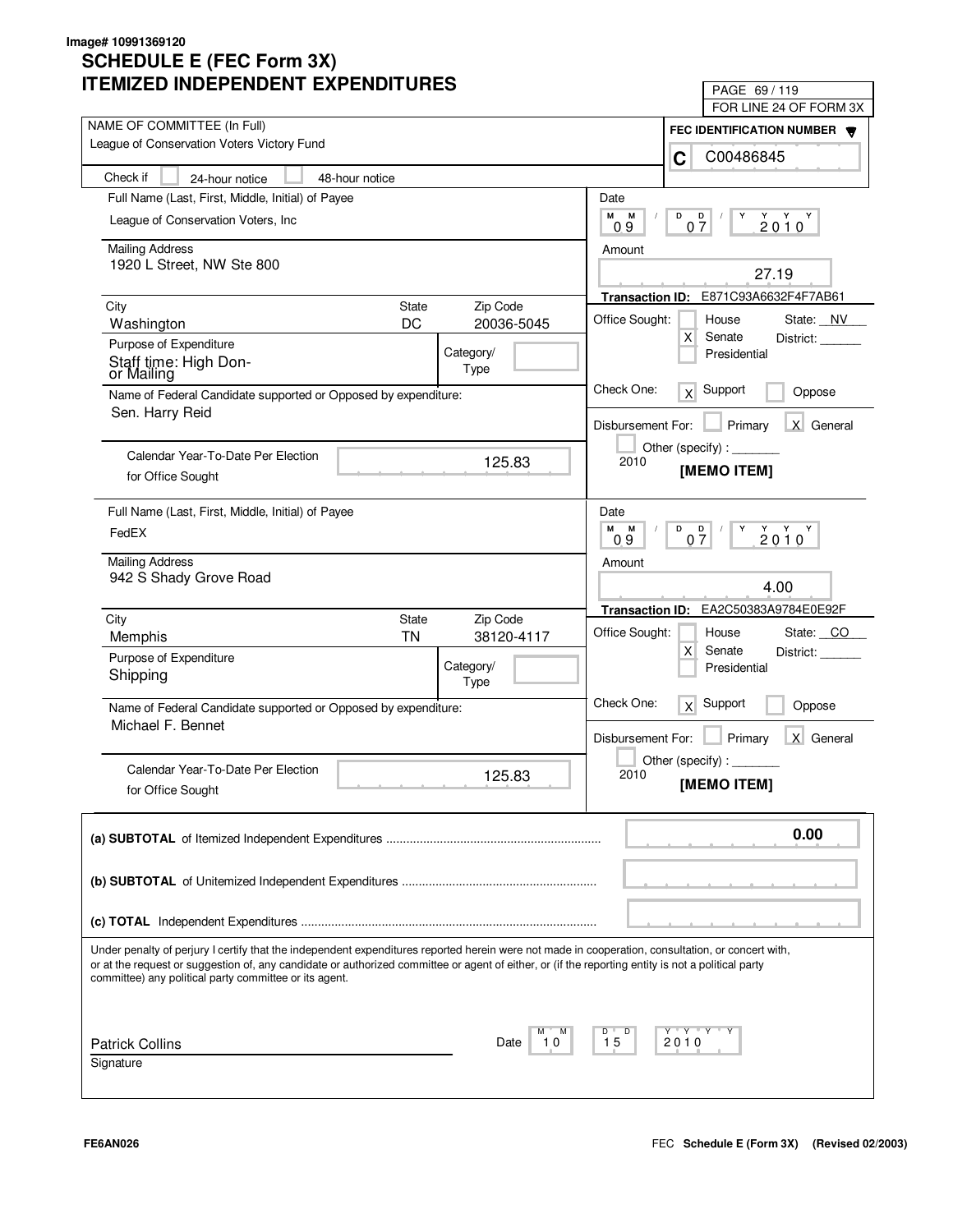Image# 10991369120

# SCHEDULE E (FEC Form 3X)
# ITEMIZED INDEPENDENT EXPENDITURES

PAGE 69 / 119
FOR LINE 24 OF FORM 3X

NAME OF COMMITTEE (In Full)
League of Conservation Voters Victory Fund

FEC IDENTIFICATION NUMBER
C C00486845

Check if [ ] 24-hour notice [ ] 48-hour notice

---

Full Name (Last, First, Middle, Initial) of Payee
League of Conservation Voters, Inc

Mailing Address
1920 L Street, NW Ste 800

| City | State | Zip Code |
|---|---|---|
| Washington | DC | 20036-5045 |

Purpose of Expenditure
Staff time: High Donor Mailing

Category/Type:

Name of Federal Candidate supported or Opposed by expenditure:
Sen. Harry Reid

Calendar Year-To-Date Per Election for Office Sought: 125.83

Date: 09 / 07 / 2010

Amount: 27.19

Transaction ID: E871C93A6632F4F7AB61

Office Sought: [ ] House [X] Senate [ ] Presidential — State: NV District: ______

Check One: [X] Support [ ] Oppose

Disbursement For: [ ] Primary [X] General [ ] Other (specify) : _______ 2010

**[MEMO ITEM]**

---

Full Name (Last, First, Middle, Initial) of Payee
FedEX

Mailing Address
942 S Shady Grove Road

| City | State | Zip Code |
|---|---|---|
| Memphis | TN | 38120-4117 |

Purpose of Expenditure
Shipping

Category/Type:

Name of Federal Candidate supported or Opposed by expenditure:
Michael F. Bennet

Calendar Year-To-Date Per Election for Office Sought: 125.83

Date: 09 / 07 / 2010

Amount: 4.00

Transaction ID: EA2C50383A9784E0E92F

Office Sought: [ ] House [X] Senate [ ] Presidential — State: CO District: ______

Check One: [X] Support [ ] Oppose

Disbursement For: [ ] Primary [X] General [ ] Other (specify) : _______ 2010

**[MEMO ITEM]**

---

**(a) SUBTOTAL** of Itemized Independent Expenditures .......... **0.00**

**(b) SUBTOTAL** of Unitemized Independent Expenditures ..........

**(c) TOTAL** Independent Expenditures ..........

Under penalty of perjury I certify that the independent expenditures reported herein were not made in cooperation, consultation, or concert with, or at the request or suggestion of, any candidate or authorized committee or agent of either, or (if the reporting entity is not a political party committee) any political party committee or its agent.

Patrick Collins
Signature

Date: 10 / 15 / 2010

FE6AN026

FEC Schedule E (Form 3X) (Revised 02/2003)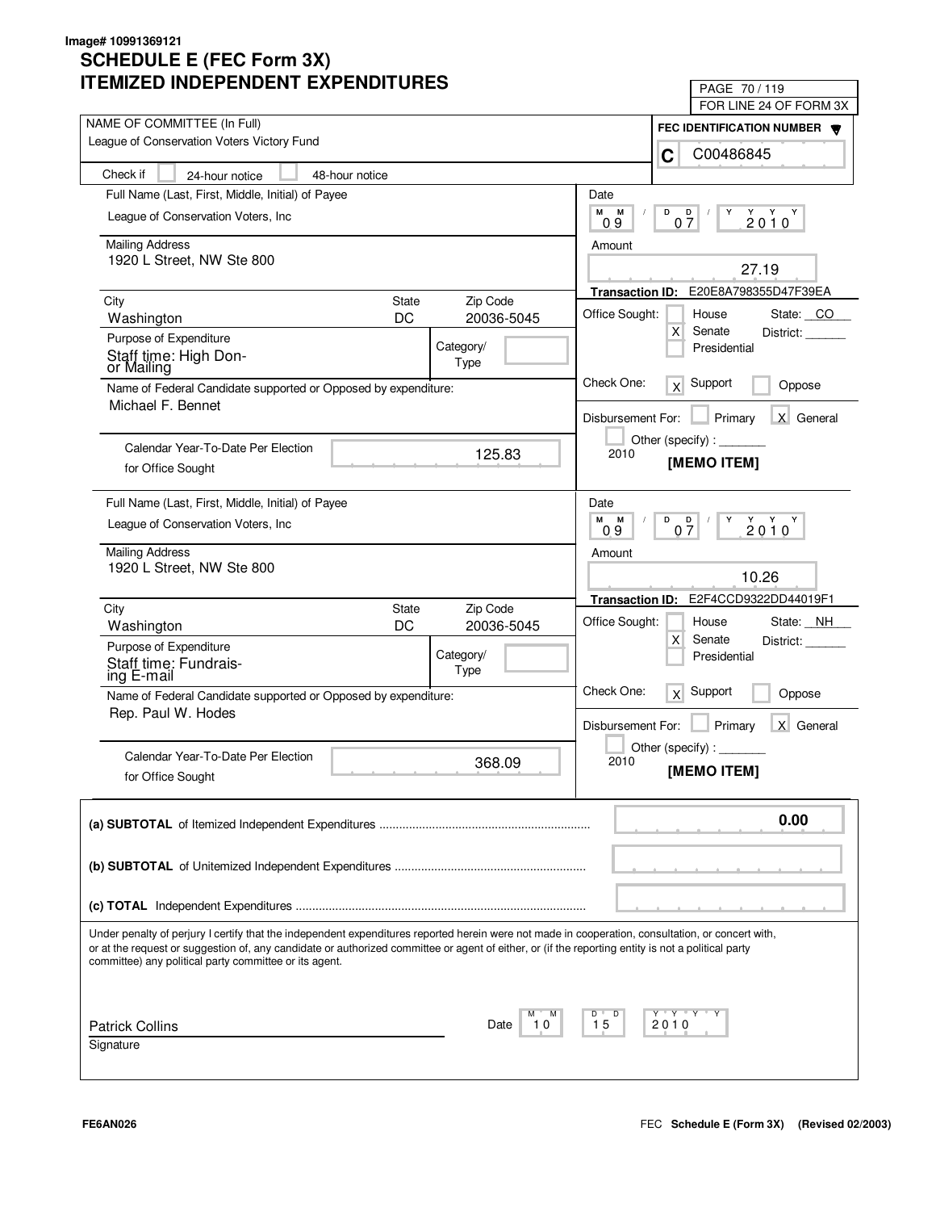Image# 10991369121

# SCHEDULE E (FEC Form 3X)
# ITEMIZED INDEPENDENT EXPENDITURES

PAGE 70 / 119
FOR LINE 24 OF FORM 3X

**NAME OF COMMITTEE (In Full)**
League of Conservation Voters Victory Fund

**FEC IDENTIFICATION NUMBER**
C C00486845

Check if [ ] 24-hour notice [ ] 48-hour notice

---

**Full Name (Last, First, Middle, Initial) of Payee**
League of Conservation Voters, Inc

**Mailing Address**
1920 L Street, NW Ste 800

| City | State | Zip Code |
|---|---|---|
| Washington | DC | 20036-5045 |

**Purpose of Expenditure**
Staff time: High Donor Mailing

Category/Type:

**Name of Federal Candidate supported or Opposed by expenditure:**
Michael F. Bennet

Calendar Year-To-Date Per Election for Office Sought: 125.83

**Date:** 09 / 07 / 2010

**Amount:** 27.19

**Transaction ID:** E20E8A798355D47F39EA

Office Sought: [ ] House [X] Senate [ ] Presidential — State: CO District: ______

Check One: [X] Support [ ] Oppose

Disbursement For: [ ] Primary [X] General [ ] Other (specify) : _______ 2010

**[MEMO ITEM]**

---

**Full Name (Last, First, Middle, Initial) of Payee**
League of Conservation Voters, Inc

**Mailing Address**
1920 L Street, NW Ste 800

| City | State | Zip Code |
|---|---|---|
| Washington | DC | 20036-5045 |

**Purpose of Expenditure**
Staff time: Fundraising E-mail

Category/Type:

**Name of Federal Candidate supported or Opposed by expenditure:**
Rep. Paul W. Hodes

Calendar Year-To-Date Per Election for Office Sought: 368.09

**Date:** 09 / 07 / 2010

**Amount:** 10.26

**Transaction ID:** E2F4CCD9322DD44019F1

Office Sought: [ ] House [X] Senate [ ] Presidential — State: NH District: ______

Check One: [X] Support [ ] Oppose

Disbursement For: [ ] Primary [X] General [ ] Other (specify) : _______ 2010

**[MEMO ITEM]**

---

**(a) SUBTOTAL** of Itemized Independent Expenditures ........ **0.00**

**(b) SUBTOTAL** of Unitemized Independent Expenditures ........

**(c) TOTAL** Independent Expenditures ........

Under penalty of perjury I certify that the independent expenditures reported herein were not made in cooperation, consultation, or concert with, or at the request or suggestion of, any candidate or authorized committee or agent of either, or (if the reporting entity is not a political party committee) any political party committee or its agent.

Patrick Collins
Signature

Date: 10 / 15 / 2010

FE6AN026

FEC **Schedule E (Form 3X)** **(Revised 02/2003)**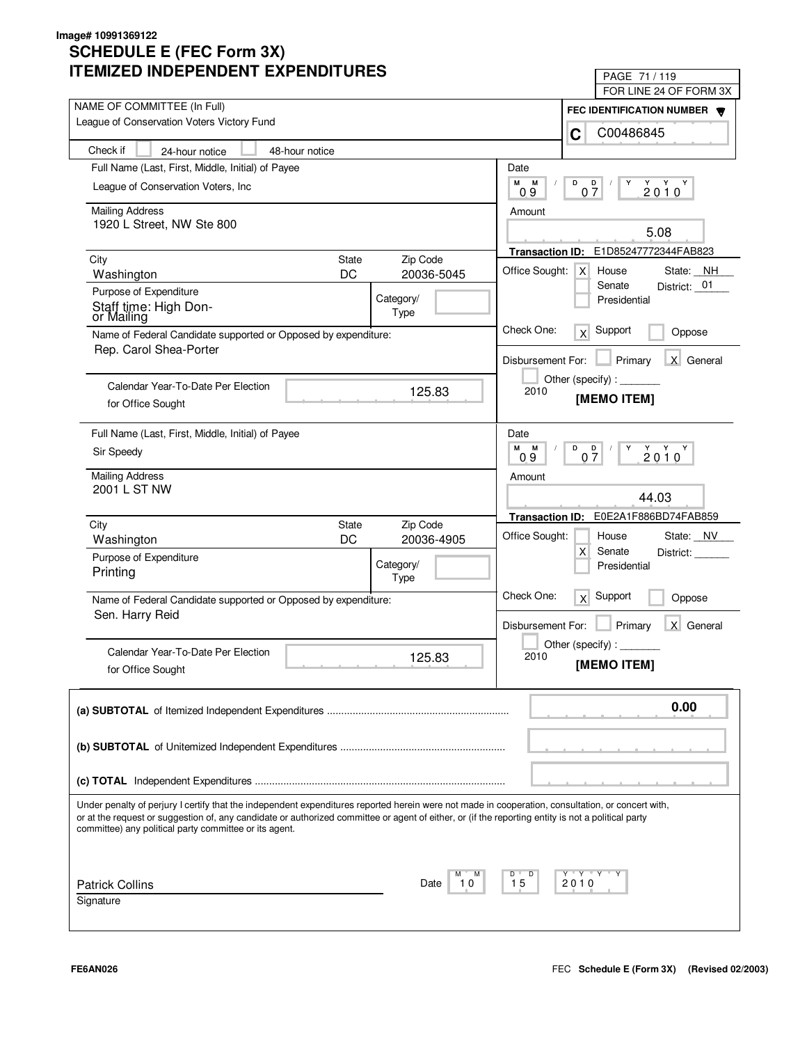Image# 10991369122

# SCHEDULE E (FEC Form 3X)
# ITEMIZED INDEPENDENT EXPENDITURES

FOR LINE 24 OF FORM 3X

**NAME OF COMMITTEE (In Full)**
League of Conservation Voters Victory Fund

**FEC IDENTIFICATION NUMBER**
C C00486845

Check if [ ] 24-hour notice [ ] 48-hour notice

---

**Full Name (Last, First, Middle, Initial) of Payee**
League of Conservation Voters, Inc

**Mailing Address**
1920 L Street, NW Ste 800

| City | State | Zip Code |
|---|---|---|
| Washington | DC | 20036-5045 |

**Purpose of Expenditure**
Staff time: High Donor Mailing

Category/Type:

**Name of Federal Candidate supported or Opposed by expenditure:**
Rep. Carol Shea-Porter

**Calendar Year-To-Date Per Election for Office Sought:** 125.83

**Date:** 09 / 07 / 2010

**Amount:** 5.08

**Transaction ID:** E1D85247772344FAB823

**Office Sought:** [X] House [ ] Senate [ ] Presidential — State: NH District: 01

**Check One:** [X] Support [ ] Oppose

**Disbursement For:** [ ] Primary [X] General [ ] Other (specify): 2010

**[MEMO ITEM]**

---

**Full Name (Last, First, Middle, Initial) of Payee**
Sir Speedy

**Mailing Address**
2001 L ST NW

| City | State | Zip Code |
|---|---|---|
| Washington | DC | 20036-4905 |

**Purpose of Expenditure**
Printing

Category/Type:

**Name of Federal Candidate supported or Opposed by expenditure:**
Sen. Harry Reid

**Calendar Year-To-Date Per Election for Office Sought:** 125.83

**Date:** 09 / 07 / 2010

**Amount:** 44.03

**Transaction ID:** E0E2A1F886BD74FAB859

**Office Sought:** [ ] House [X] Senate [ ] Presidential — State: NV District:

**Check One:** [X] Support [ ] Oppose

**Disbursement For:** [ ] Primary [X] General [ ] Other (specify): 2010

**[MEMO ITEM]**

---

| | |
|---|---|
| **(a) SUBTOTAL** of Itemized Independent Expenditures | 0.00 |
| **(b) SUBTOTAL** of Unitemized Independent Expenditures | |
| **(c) TOTAL** Independent Expenditures | |

Under penalty of perjury I certify that the independent expenditures reported herein were not made in cooperation, consultation, or concert with, or at the request or suggestion of, any candidate or authorized committee or agent of either, or (if the reporting entity is not a political party committee) any political party committee or its agent.

Patrick Collins
Signature

Date: 10 / 15 / 2010

FE6AN026

FEC **Schedule E (Form 3X)** (Revised 02/2003)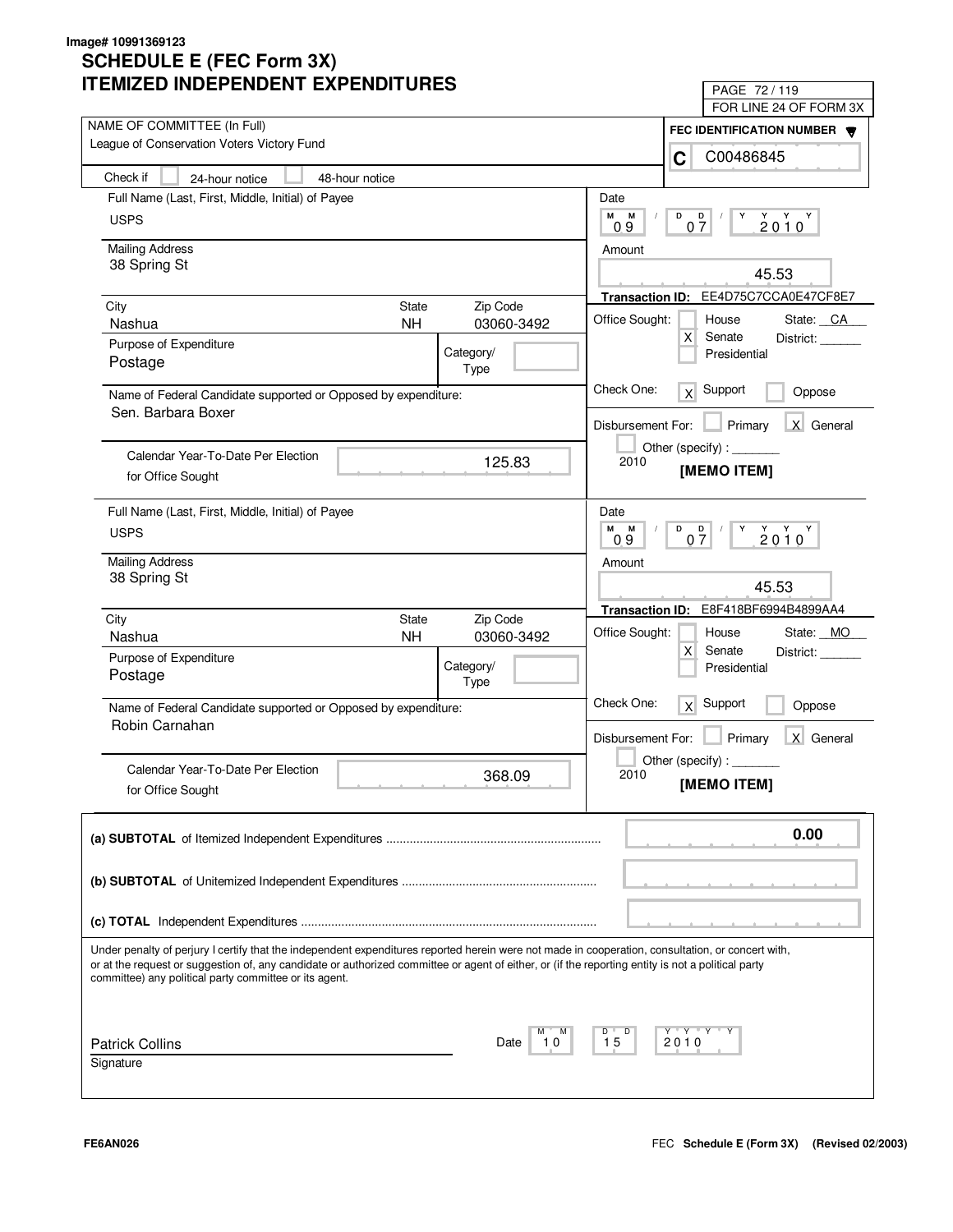Image# 10991369123

# SCHEDULE E (FEC Form 3X)
# ITEMIZED INDEPENDENT EXPENDITURES

PAGE 72 / 119
FOR LINE 24 OF FORM 3X

**NAME OF COMMITTEE (In Full)**
League of Conservation Voters Victory Fund

**FEC IDENTIFICATION NUMBER**
C C00486845

Check if [ ] 24-hour notice [ ] 48-hour notice

---

**Full Name (Last, First, Middle, Initial) of Payee:** USPS

**Mailing Address:** 38 Spring St

**City:** Nashua **State:** NH **Zip Code:** 03060-3492

**Purpose of Expenditure:** Postage

**Category/Type:**

**Name of Federal Candidate supported or Opposed by expenditure:** Sen. Barbara Boxer

**Calendar Year-To-Date Per Election for Office Sought:** 125.83

**Date:** 09 / 07 / 2010

**Amount:** 45.53

**Transaction ID:** EE4D75C7CCA0E47CF8E7

**Office Sought:** [ ] House [X] Senate [ ] Presidential State: CA District: ______

**Check One:** [X] Support [ ] Oppose

**Disbursement For:** [ ] Primary [X] General [ ] Other (specify) : _______ 2010

**[MEMO ITEM]**

---

**Full Name (Last, First, Middle, Initial) of Payee:** USPS

**Mailing Address:** 38 Spring St

**City:** Nashua **State:** NH **Zip Code:** 03060-3492

**Purpose of Expenditure:** Postage

**Category/Type:**

**Name of Federal Candidate supported or Opposed by expenditure:** Robin Carnahan

**Calendar Year-To-Date Per Election for Office Sought:** 368.09

**Date:** 09 / 07 / 2010

**Amount:** 45.53

**Transaction ID:** E8F418BF6994B4899AA4

**Office Sought:** [ ] House [X] Senate [ ] Presidential State: MO District: ______

**Check One:** [X] Support [ ] Oppose

**Disbursement For:** [ ] Primary [X] General [ ] Other (specify) : _______ 2010

**[MEMO ITEM]**

---

**(a) SUBTOTAL** of Itemized Independent Expenditures .......... 0.00

**(b) SUBTOTAL** of Unitemized Independent Expenditures ..........

**(c) TOTAL** Independent Expenditures ..........

Under penalty of perjury I certify that the independent expenditures reported herein were not made in cooperation, consultation, or concert with, or at the request or suggestion of, any candidate or authorized committee or agent of either, or (if the reporting entity is not a political party committee) any political party committee or its agent.

Patrick Collins
Signature

Date 10 / 15 / 2010

FE6AN026

FEC **Schedule E (Form 3X)** **(Revised 02/2003)**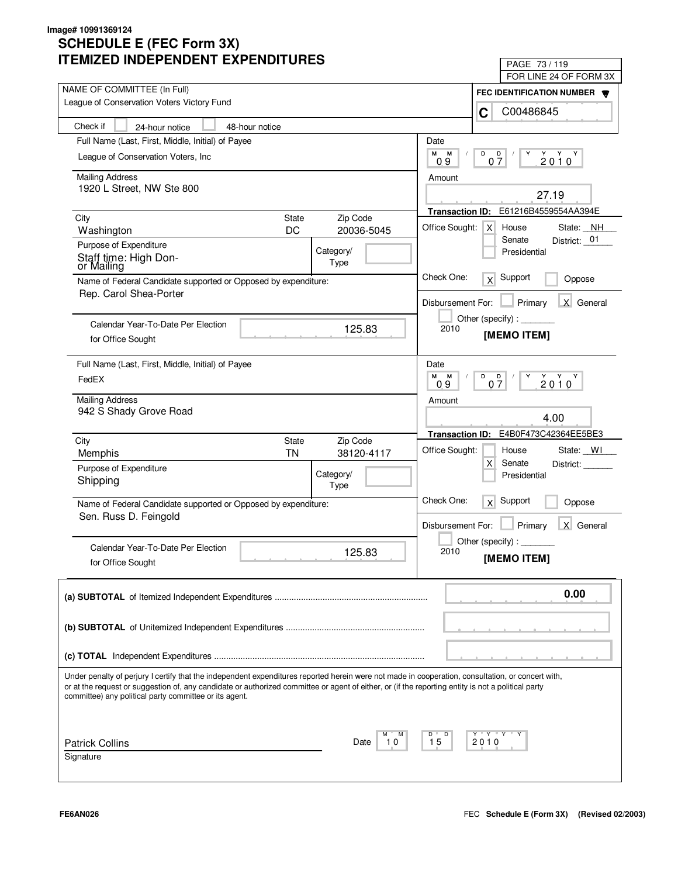Image# 10991369124

# SCHEDULE E (FEC Form 3X)
# ITEMIZED INDEPENDENT EXPENDITURES

PAGE 73 / 119
FOR LINE 24 OF FORM 3X

NAME OF COMMITTEE (In Full)
League of Conservation Voters Victory Fund

FEC IDENTIFICATION NUMBER
C C00486845

Check if [ ] 24-hour notice [ ] 48-hour notice

---

Full Name (Last, First, Middle, Initial) of Payee
League of Conservation Voters, Inc

Mailing Address
1920 L Street, NW Ste 800

| City | State | Zip Code |
|---|---|---|
| Washington | DC | 20036-5045 |

Purpose of Expenditure
Staff time: High Donor Mailing

Category/Type:

Name of Federal Candidate supported or Opposed by expenditure:
Rep. Carol Shea-Porter

Calendar Year-To-Date Per Election for Office Sought: 125.83

Date: 09 / 07 / 2010

Amount: 27.19

Transaction ID: E61216B4559554AA394E

Office Sought: [X] House [ ] Senate [ ] Presidential — State: NH District: 01

Check One: [X] Support [ ] Oppose

Disbursement For: [ ] Primary [X] General [ ] Other (specify): 2010

[MEMO ITEM]

---

Full Name (Last, First, Middle, Initial) of Payee
FedEX

Mailing Address
942 S Shady Grove Road

| City | State | Zip Code |
|---|---|---|
| Memphis | TN | 38120-4117 |

Purpose of Expenditure
Shipping

Category/Type:

Name of Federal Candidate supported or Opposed by expenditure:
Sen. Russ D. Feingold

Calendar Year-To-Date Per Election for Office Sought: 125.83

Date: 09 / 07 / 2010

Amount: 4.00

Transaction ID: E4B0F473C42364EE5BE3

Office Sought: [ ] House [X] Senate [ ] Presidential — State: WI District:

Check One: [X] Support [ ] Oppose

Disbursement For: [ ] Primary [X] General [ ] Other (specify): 2010

[MEMO ITEM]

---

(a) **SUBTOTAL** of Itemized Independent Expenditures .......... 0.00

(b) **SUBTOTAL** of Unitemized Independent Expenditures ..........

(c) **TOTAL** Independent Expenditures ..........

Under penalty of perjury I certify that the independent expenditures reported herein were not made in cooperation, consultation, or concert with, or at the request or suggestion of, any candidate or authorized committee or agent of either, or (if the reporting entity is not a political party committee) any political party committee or its agent.

Patrick Collins
Signature

Date: 10 / 15 / 2010

FE6AN026

FEC **Schedule E (Form 3X)** **(Revised 02/2003)**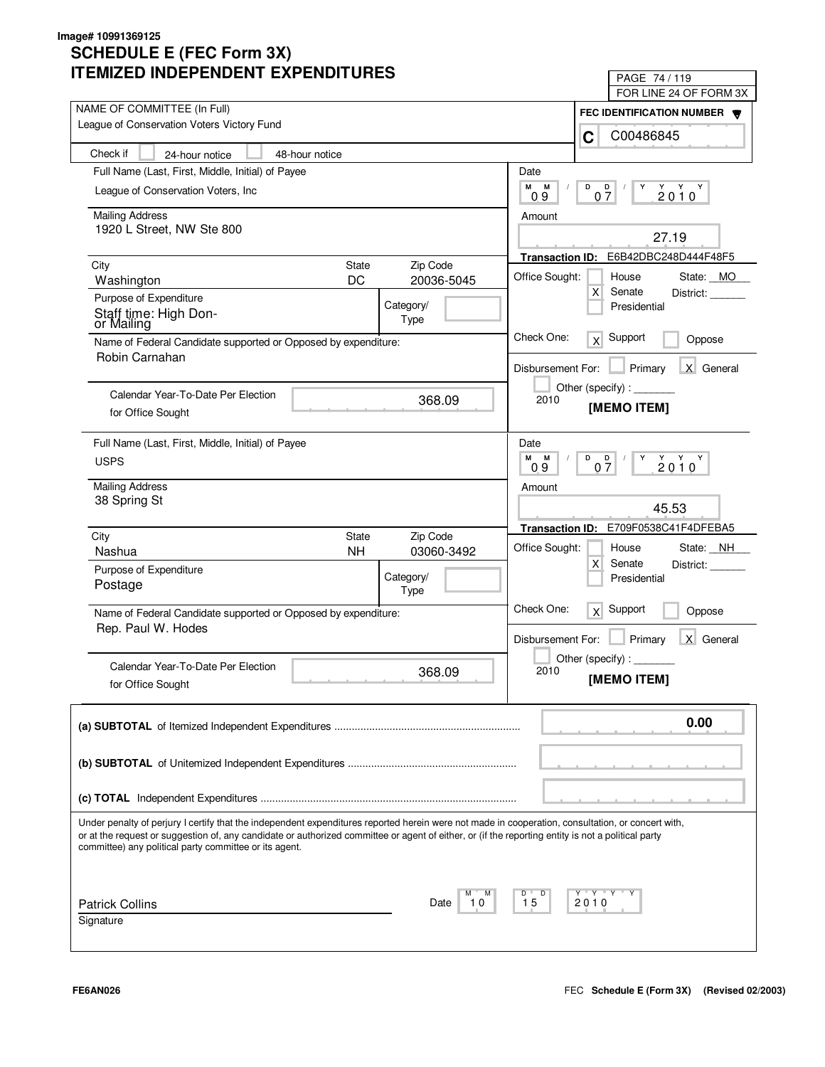Image# 10991369125

# SCHEDULE E (FEC Form 3X)
# ITEMIZED INDEPENDENT EXPENDITURES

PAGE 74 / 119
FOR LINE 24 OF FORM 3X

NAME OF COMMITTEE (In Full)
League of Conservation Voters Victory Fund

FEC IDENTIFICATION NUMBER
C C00486845

Check if [ ] 24-hour notice [ ] 48-hour notice

---

Full Name (Last, First, Middle, Initial) of Payee
League of Conservation Voters, Inc

Mailing Address
1920 L Street, NW Ste 800

| City | State | Zip Code |
|---|---|---|
| Washington | DC | 20036-5045 |

Purpose of Expenditure
Staff time: High Donor Mailing

Category/Type:

Name of Federal Candidate supported or Opposed by expenditure:
Robin Carnahan

Calendar Year-To-Date Per Election for Office Sought: 368.09

Date: 09 / 07 / 2010

Amount: 27.19

Transaction ID: E6B42DBC248D444F48F5

Office Sought: [ ] House [X] Senate [ ] Presidential — State: MO District: ______

Check One: [X] Support [ ] Oppose

Disbursement For: [ ] Primary [X] General [ ] Other (specify): _______ 2010

**[MEMO ITEM]**

---

Full Name (Last, First, Middle, Initial) of Payee
USPS

Mailing Address
38 Spring St

| City | State | Zip Code |
|---|---|---|
| Nashua | NH | 03060-3492 |

Purpose of Expenditure
Postage

Category/Type:

Name of Federal Candidate supported or Opposed by expenditure:
Rep. Paul W. Hodes

Calendar Year-To-Date Per Election for Office Sought: 368.09

Date: 09 / 07 / 2010

Amount: 45.53

Transaction ID: E709F0538C41F4DFEBA5

Office Sought: [ ] House [X] Senate [ ] Presidential — State: NH District: ______

Check One: [X] Support [ ] Oppose

Disbursement For: [ ] Primary [X] General [ ] Other (specify): _______ 2010

**[MEMO ITEM]**

---

| | |
|---|---|
| **(a) SUBTOTAL** of Itemized Independent Expenditures | **0.00** |
| **(b) SUBTOTAL** of Unitemized Independent Expenditures | |
| **(c) TOTAL** Independent Expenditures | |

Under penalty of perjury I certify that the independent expenditures reported herein were not made in cooperation, consultation, or concert with, or at the request or suggestion of, any candidate or authorized committee or agent of either, or (if the reporting entity is not a political party committee) any political party committee or its agent.

Patrick Collins
Signature

Date: 10 / 15 / 2010

FE6AN026

FEC **Schedule E (Form 3X) (Revised 02/2003)**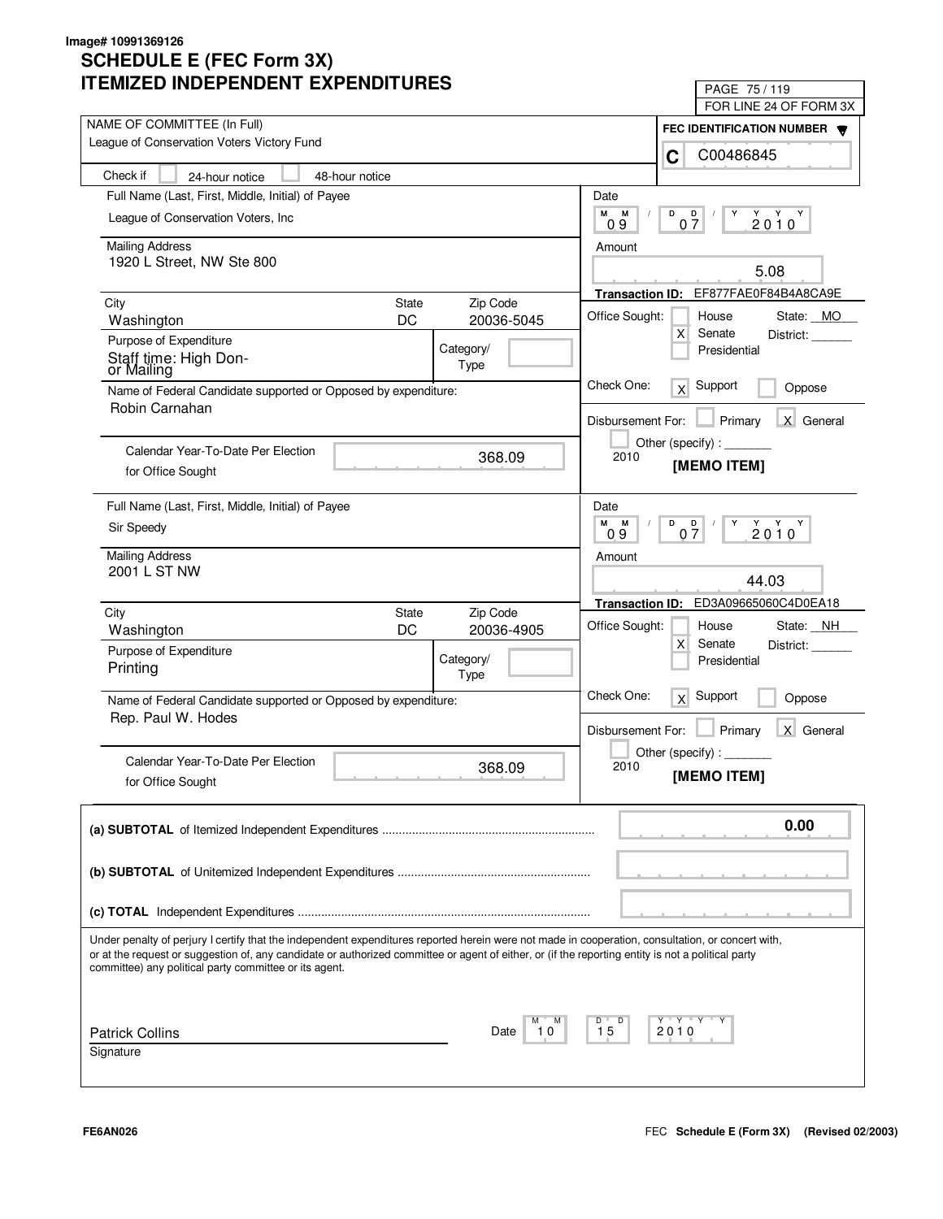Image# 10991369126

# SCHEDULE E (FEC Form 3X)
# ITEMIZED INDEPENDENT EXPENDITURES

FOR LINE 24 OF FORM 3X

**NAME OF COMMITTEE (In Full)**
League of Conservation Voters Victory Fund

**FEC IDENTIFICATION NUMBER**
C C00486845

Check if [ ] 24-hour notice [ ] 48-hour notice

---

**Full Name (Last, First, Middle, Initial) of Payee**
League of Conservation Voters, Inc

**Mailing Address**
1920 L Street, NW Ste 800

| City | State | Zip Code |
|---|---|---|
| Washington | DC | 20036-5045 |

**Purpose of Expenditure**
Staff time: High Donor Mailing

Category/Type:

**Name of Federal Candidate supported or Opposed by expenditure:**
Robin Carnahan

Calendar Year-To-Date Per Election for Office Sought: 368.09

**Date:** 09 / 07 / 2010

**Amount:** 5.08

**Transaction ID:** EF877FAE0F84B4A8CA9E

Office Sought: [ ] House [X] Senate [ ] Presidential — State: MO District:

Check One: [X] Support [ ] Oppose

Disbursement For: [ ] Primary [X] General [ ] Other (specify): 2010

**[MEMO ITEM]**

---

**Full Name (Last, First, Middle, Initial) of Payee**
Sir Speedy

**Mailing Address**
2001 L ST NW

| City | State | Zip Code |
|---|---|---|
| Washington | DC | 20036-4905 |

**Purpose of Expenditure**
Printing

Category/Type:

**Name of Federal Candidate supported or Opposed by expenditure:**
Rep. Paul W. Hodes

Calendar Year-To-Date Per Election for Office Sought: 368.09

**Date:** 09 / 07 / 2010

**Amount:** 44.03

**Transaction ID:** ED3A09665060C4D0EA18

Office Sought: [ ] House [X] Senate [ ] Presidential — State: NH District:

Check One: [X] Support [ ] Oppose

Disbursement For: [ ] Primary [X] General [ ] Other (specify): 2010

**[MEMO ITEM]**

---

| | |
|---|---|
| **(a) SUBTOTAL** of Itemized Independent Expenditures | 0.00 |
| **(b) SUBTOTAL** of Unitemized Independent Expenditures | |
| **(c) TOTAL** Independent Expenditures | |

Under penalty of perjury I certify that the independent expenditures reported herein were not made in cooperation, consultation, or concert with, or at the request or suggestion of, any candidate or authorized committee or agent of either, or (if the reporting entity is not a political party committee) any political party committee or its agent.

Patrick Collins
Signature

Date: 10 / 15 / 2010

FE6AN026

FEC **Schedule E (Form 3X)** (Revised 02/2003)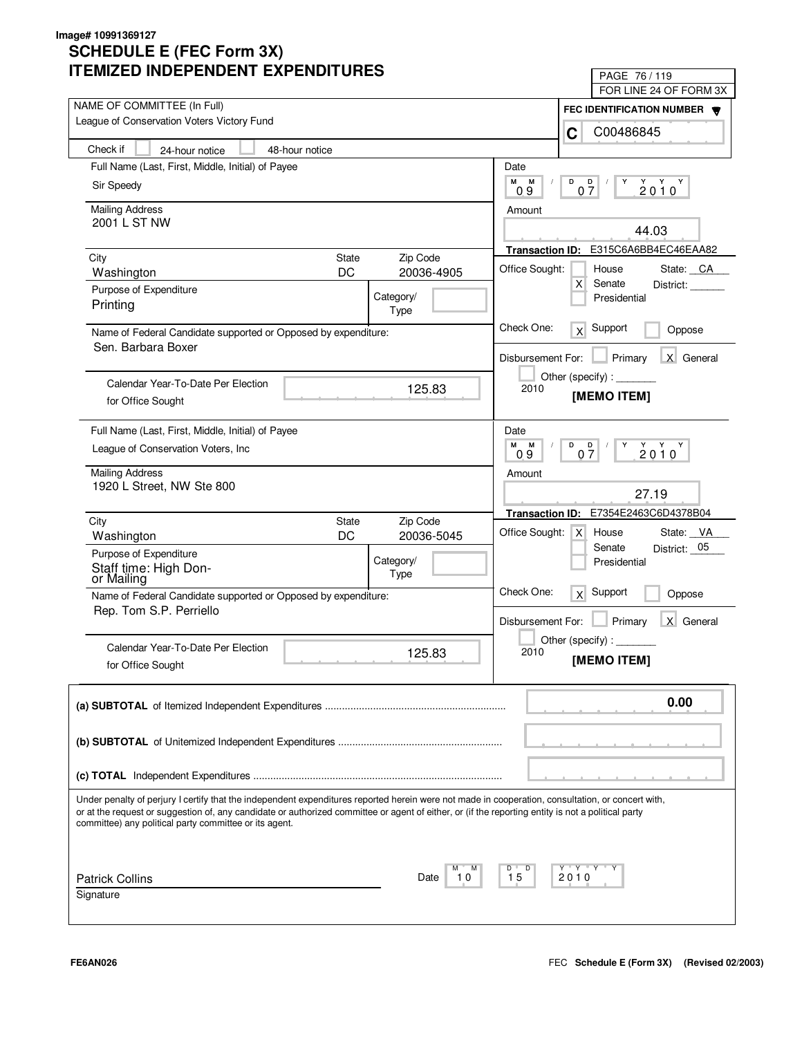Image# 10991369127

# SCHEDULE E (FEC Form 3X)
# ITEMIZED INDEPENDENT EXPENDITURES

PAGE 76 / 119
FOR LINE 24 OF FORM 3X

**NAME OF COMMITTEE (In Full)**
League of Conservation Voters Victory Fund

**FEC IDENTIFICATION NUMBER**
C C00486845

Check if [ ] 24-hour notice [ ] 48-hour notice

---

**Full Name (Last, First, Middle, Initial) of Payee**
Sir Speedy

**Mailing Address**
2001 L ST NW

| City | State | Zip Code |
|---|---|---|
| Washington | DC | 20036-4905 |

**Purpose of Expenditure**
Printing

Category/Type:

**Name of Federal Candidate supported or Opposed by expenditure:**
Sen. Barbara Boxer

Calendar Year-To-Date Per Election for Office Sought: 125.83

**Date:** 09 / 07 / 2010

**Amount:** 44.03

**Transaction ID:** E315C6A6BB4EC46EAA82

Office Sought: [ ] House [X] Senate [ ] Presidential — State: CA District:

Check One: [X] Support [ ] Oppose

Disbursement For: [ ] Primary [X] General [ ] Other (specify): 2010

**[MEMO ITEM]**

---

**Full Name (Last, First, Middle, Initial) of Payee**
League of Conservation Voters, Inc

**Mailing Address**
1920 L Street, NW Ste 800

| City | State | Zip Code |
|---|---|---|
| Washington | DC | 20036-5045 |

**Purpose of Expenditure**
Staff time: High Don- or Mailing

Category/Type:

**Name of Federal Candidate supported or Opposed by expenditure:**
Rep. Tom S.P. Perriello

Calendar Year-To-Date Per Election for Office Sought: 125.83

**Date:** 09 / 07 / 2010

**Amount:** 27.19

**Transaction ID:** E7354E2463C6D4378B04

Office Sought: [X] House [ ] Senate [ ] Presidential — State: VA District: 05

Check One: [X] Support [ ] Oppose

Disbursement For: [ ] Primary [X] General [ ] Other (specify): 2010

**[MEMO ITEM]**

---

| | |
|---|---|
| **(a) SUBTOTAL** of Itemized Independent Expenditures | 0.00 |
| **(b) SUBTOTAL** of Unitemized Independent Expenditures | |
| **(c) TOTAL** Independent Expenditures | |

Under penalty of perjury I certify that the independent expenditures reported herein were not made in cooperation, consultation, or concert with, or at the request or suggestion of, any candidate or authorized committee or agent of either, or (if the reporting entity is not a political party committee) any political party committee or its agent.

Patrick Collins
Signature

Date: 10 / 15 / 2010

FE6AN026

FEC **Schedule E (Form 3X)** **(Revised 02/2003)**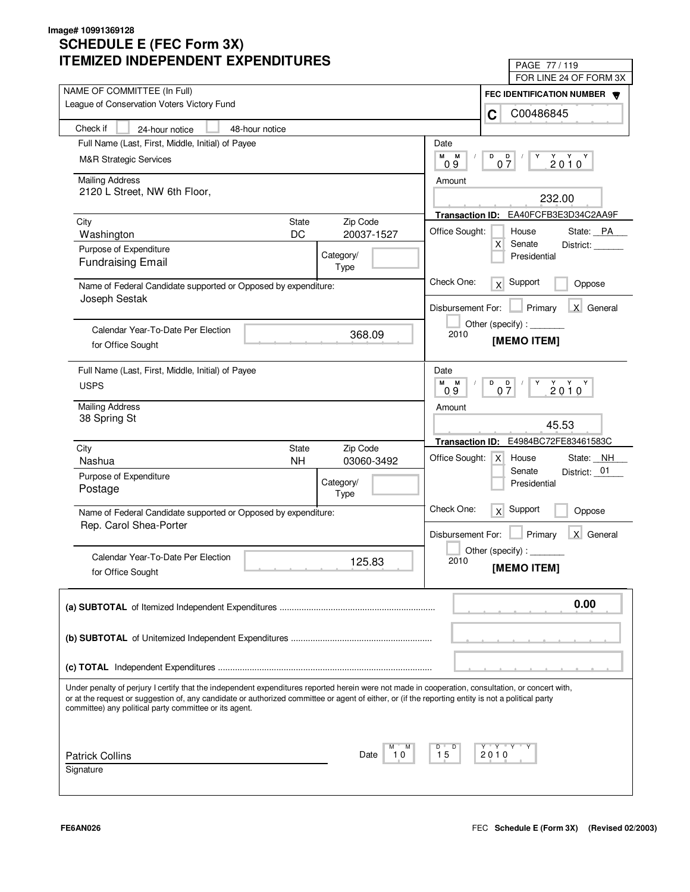Image# 10991369128

# SCHEDULE E (FEC Form 3X)
# ITEMIZED INDEPENDENT EXPENDITURES

PAGE 77 / 119
FOR LINE 24 OF FORM 3X

NAME OF COMMITTEE (In Full)
League of Conservation Voters Victory Fund

FEC IDENTIFICATION NUMBER
C C00486845

Check if [ ] 24-hour notice [ ] 48-hour notice

---

Full Name (Last, First, Middle, Initial) of Payee
M&R Strategic Services

Mailing Address
2120 L Street, NW 6th Floor,

| City | State | Zip Code |
|---|---|---|
| Washington | DC | 20037-1527 |

Purpose of Expenditure
Fundraising Email

Category/Type:

Name of Federal Candidate supported or Opposed by expenditure:
Joseph Sestak

Calendar Year-To-Date Per Election for Office Sought: 368.09

Date: 09 / 07 / 2010

Amount: 232.00

Transaction ID: EA40FCFB3E3D34C2AA9F

Office Sought: [ ] House [X] Senate [ ] Presidential — State: PA District: ______

Check One: [X] Support [ ] Oppose

Disbursement For: [ ] Primary [X] General [ ] Other (specify): _______ 2010

[MEMO ITEM]

---

Full Name (Last, First, Middle, Initial) of Payee
USPS

Mailing Address
38 Spring St

| City | State | Zip Code |
|---|---|---|
| Nashua | NH | 03060-3492 |

Purpose of Expenditure
Postage

Category/Type:

Name of Federal Candidate supported or Opposed by expenditure:
Rep. Carol Shea-Porter

Calendar Year-To-Date Per Election for Office Sought: 125.83

Date: 09 / 07 / 2010

Amount: 45.53

Transaction ID: E4984BC72FE83461583C

Office Sought: [X] House [ ] Senate [ ] Presidential — State: NH District: 01

Check One: [X] Support [ ] Oppose

Disbursement For: [ ] Primary [X] General [ ] Other (specify): _______ 2010

[MEMO ITEM]

---

**(a) SUBTOTAL** of Itemized Independent Expenditures ........ 0.00

**(b) SUBTOTAL** of Unitemized Independent Expenditures ........

**(c) TOTAL** Independent Expenditures ........

Under penalty of perjury I certify that the independent expenditures reported herein were not made in cooperation, consultation, or concert with, or at the request or suggestion of, any candidate or authorized committee or agent of either, or (if the reporting entity is not a political party committee) any political party committee or its agent.

Patrick Collins
Signature

Date: 10 / 15 / 2010

FE6AN026

FEC **Schedule E (Form 3X)** **(Revised 02/2003)**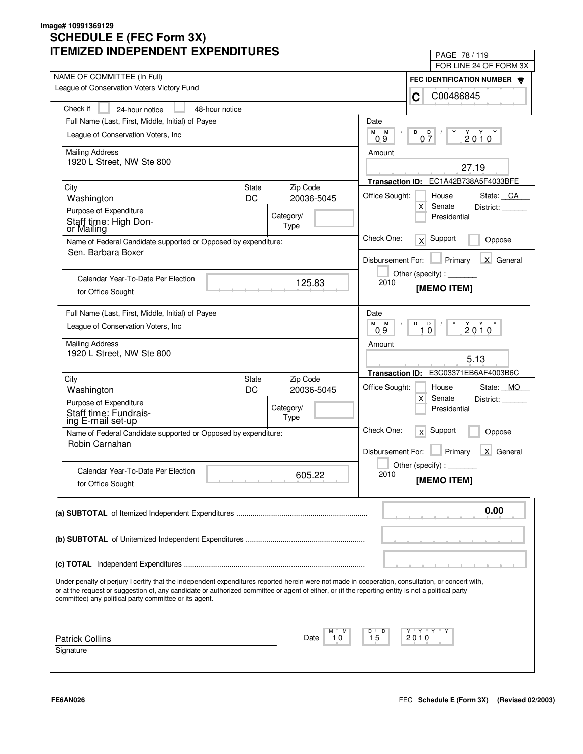Image# 10991369129

# SCHEDULE E (FEC Form 3X)
# ITEMIZED INDEPENDENT EXPENDITURES

PAGE 78 / 119
FOR LINE 24 OF FORM 3X

**NAME OF COMMITTEE (In Full)**
League of Conservation Voters Victory Fund

**FEC IDENTIFICATION NUMBER**
C C00486845

Check if [ ] 24-hour notice [ ] 48-hour notice

---

**Full Name (Last, First, Middle, Initial) of Payee**
League of Conservation Voters, Inc

**Mailing Address**
1920 L Street, NW Ste 800

| City | State | Zip Code |
|---|---|---|
| Washington | DC | 20036-5045 |

**Purpose of Expenditure**
Staff time: High Donor Mailing

Category/Type:

**Name of Federal Candidate supported or Opposed by expenditure:**
Sen. Barbara Boxer

Calendar Year-To-Date Per Election for Office Sought: 125.83

**Date:** 09 / 07 / 2010

**Amount:** 27.19

**Transaction ID:** EC1A42B738A5F4033BFE

Office Sought: [ ] House [X] Senate [ ] Presidential — State: CA District:

Check One: [X] Support [ ] Oppose

Disbursement For: [ ] Primary [X] General [ ] Other (specify): 2010

**[MEMO ITEM]**

---

**Full Name (Last, First, Middle, Initial) of Payee**
League of Conservation Voters, Inc

**Mailing Address**
1920 L Street, NW Ste 800

| City | State | Zip Code |
|---|---|---|
| Washington | DC | 20036-5045 |

**Purpose of Expenditure**
Staff time: Fundraising E-mail set-up

Category/Type:

**Name of Federal Candidate supported or Opposed by expenditure:**
Robin Carnahan

Calendar Year-To-Date Per Election for Office Sought: 605.22

**Date:** 09 / 10 / 2010

**Amount:** 5.13

**Transaction ID:** E3C03371EB6AF4003B6C

Office Sought: [ ] House [X] Senate [ ] Presidential — State: MO District:

Check One: [X] Support [ ] Oppose

Disbursement For: [ ] Primary [X] General [ ] Other (specify): 2010

**[MEMO ITEM]**

---

| | |
|---|---|
| **(a) SUBTOTAL** of Itemized Independent Expenditures | 0.00 |
| **(b) SUBTOTAL** of Unitemized Independent Expenditures | |
| **(c) TOTAL** Independent Expenditures | |

Under penalty of perjury I certify that the independent expenditures reported herein were not made in cooperation, consultation, or concert with, or at the request or suggestion of, any candidate or authorized committee or agent of either, or (if the reporting entity is not a political party committee) any political party committee or its agent.

Patrick Collins
Signature

Date: 10 / 15 / 2010

FE6AN026

FEC **Schedule E (Form 3X)** **(Revised 02/2003)**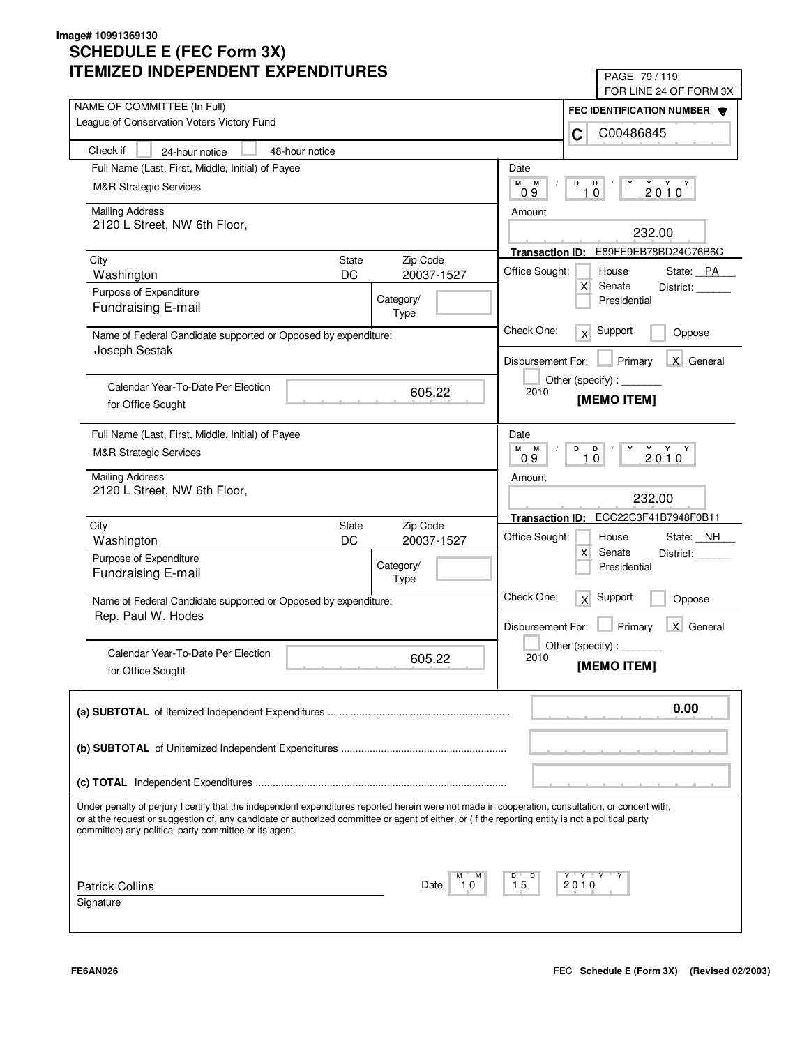Image# 10991369130

# SCHEDULE E (FEC Form 3X)
# ITEMIZED INDEPENDENT EXPENDITURES

FOR LINE 24 OF FORM 3X

**NAME OF COMMITTEE (In Full)**
League of Conservation Voters Victory Fund

**FEC IDENTIFICATION NUMBER**
C C00486845

Check if: [ ] 24-hour notice [ ] 48-hour notice

---

**Full Name (Last, First, Middle, Initial) of Payee**
M&R Strategic Services

**Mailing Address**
2120 L Street, NW 6th Floor,

| City | State | Zip Code |
|---|---|---|
| Washington | DC | 20037-1527 |

**Purpose of Expenditure**
Fundraising E-mail

Category/Type:

**Name of Federal Candidate supported or Opposed by expenditure:**
Joseph Sestak

**Calendar Year-To-Date Per Election for Office Sought:** 605.22

**Date:** 09 / 10 / 2010

**Amount:** 232.00

**Transaction ID:** E89FE9EB78BD24C76B6C

**Office Sought:** [ ] House [X] Senate [ ] Presidential — State: PA District:

**Check One:** [X] Support [ ] Oppose

**Disbursement For:** [ ] Primary [X] General [ ] Other (specify): 2010

**[MEMO ITEM]**

---

**Full Name (Last, First, Middle, Initial) of Payee**
M&R Strategic Services

**Mailing Address**
2120 L Street, NW 6th Floor,

| City | State | Zip Code |
|---|---|---|
| Washington | DC | 20037-1527 |

**Purpose of Expenditure**
Fundraising E-mail

Category/Type:

**Name of Federal Candidate supported or Opposed by expenditure:**
Rep. Paul W. Hodes

**Calendar Year-To-Date Per Election for Office Sought:** 605.22

**Date:** 09 / 10 / 2010

**Amount:** 232.00

**Transaction ID:** ECC22C3F41B7948F0B11

**Office Sought:** [ ] House [X] Senate [ ] Presidential — State: NH District:

**Check One:** [X] Support [ ] Oppose

**Disbursement For:** [ ] Primary [X] General [ ] Other (specify): 2010

**[MEMO ITEM]**

---

| | |
|---|---|
| **(a) SUBTOTAL** of Itemized Independent Expenditures | 0.00 |
| **(b) SUBTOTAL** of Unitemized Independent Expenditures | |
| **(c) TOTAL** Independent Expenditures | |

Under penalty of perjury I certify that the independent expenditures reported herein were not made in cooperation, consultation, or concert with, or at the request or suggestion of, any candidate or authorized committee or agent of either, or (if the reporting entity is not a political party committee) any political party committee or its agent.

Patrick Collins
Signature

Date: 10 / 15 / 2010

FE6AN026

FEC **Schedule E (Form 3X)** (Revised 02/2003)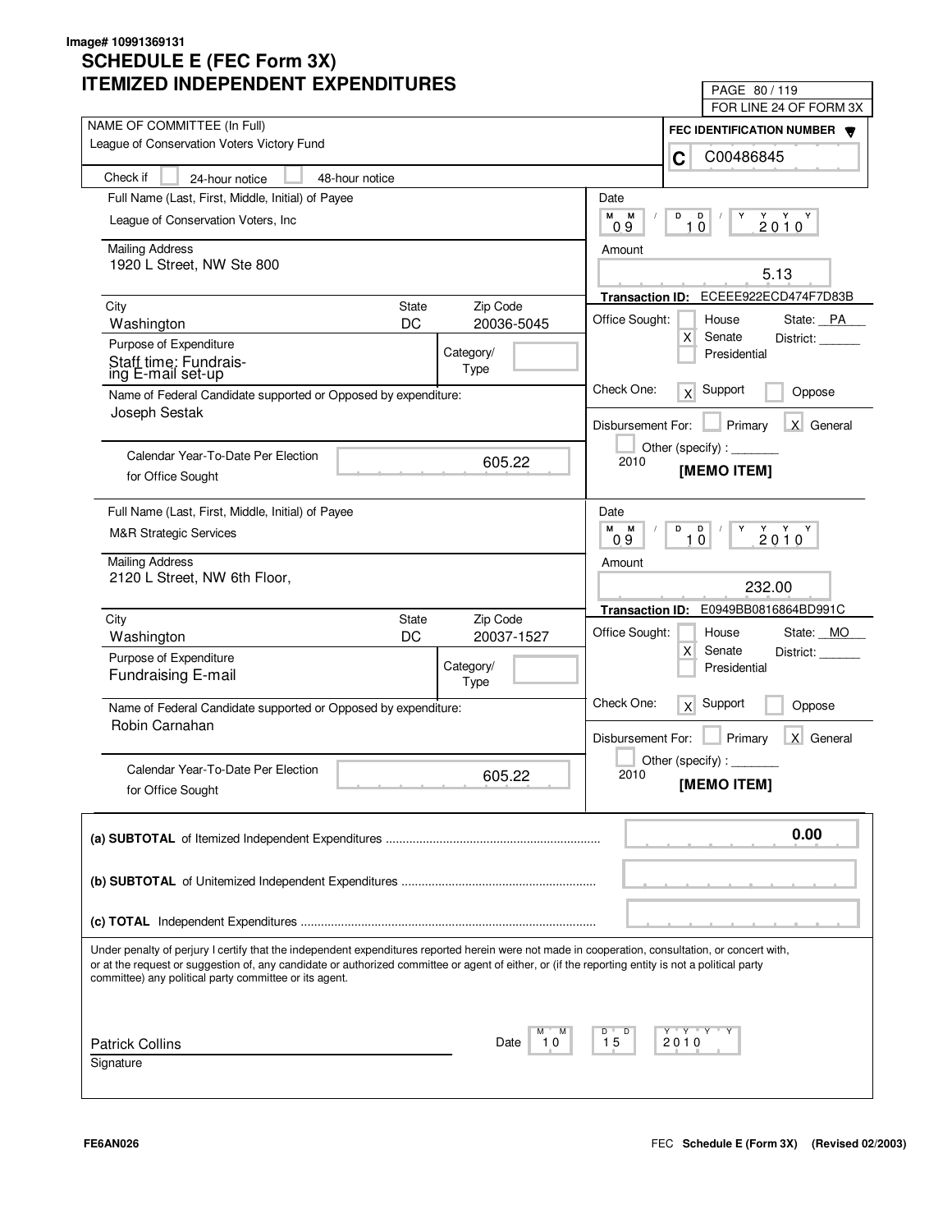Image# 10991369131

# SCHEDULE E (FEC Form 3X)
# ITEMIZED INDEPENDENT EXPENDITURES

FOR LINE 24 OF FORM 3X

**NAME OF COMMITTEE (In Full)**
League of Conservation Voters Victory Fund

**FEC IDENTIFICATION NUMBER**
C C00486845

Check if [ ] 24-hour notice [ ] 48-hour notice

---

**Full Name (Last, First, Middle, Initial) of Payee**
League of Conservation Voters, Inc

**Mailing Address**
1920 L Street, NW Ste 800

| City | State | Zip Code |
|---|---|---|
| Washington | DC | 20036-5045 |

**Purpose of Expenditure**
Staff time: Fundraising E-mail set-up

Category/Type:

**Name of Federal Candidate supported or Opposed by expenditure:**
Joseph Sestak

Calendar Year-To-Date Per Election for Office Sought: 605.22

**Date:** 09 / 10 / 2010

**Amount:** 5.13

**Transaction ID:** ECEEE922ECD474F7D83B

Office Sought: [ ] House [X] Senate [ ] Presidential — State: PA District: ______

Check One: [X] Support [ ] Oppose

Disbursement For: [ ] Primary [X] General [ ] Other (specify): _______ 2010

**[MEMO ITEM]**

---

**Full Name (Last, First, Middle, Initial) of Payee**
M&R Strategic Services

**Mailing Address**
2120 L Street, NW 6th Floor,

| City | State | Zip Code |
|---|---|---|
| Washington | DC | 20037-1527 |

**Purpose of Expenditure**
Fundraising E-mail

Category/Type:

**Name of Federal Candidate supported or Opposed by expenditure:**
Robin Carnahan

Calendar Year-To-Date Per Election for Office Sought: 605.22

**Date:** 09 / 10 / 2010

**Amount:** 232.00

**Transaction ID:** E0949BB0816864BD991C

Office Sought: [ ] House [X] Senate [ ] Presidential — State: MO District: ______

Check One: [X] Support [ ] Oppose

Disbursement For: [ ] Primary [X] General [ ] Other (specify): _______ 2010

**[MEMO ITEM]**

---

**(a) SUBTOTAL** of Itemized Independent Expenditures ............ 0.00

**(b) SUBTOTAL** of Unitemized Independent Expenditures ............

**(c) TOTAL** Independent Expenditures ............

Under penalty of perjury I certify that the independent expenditures reported herein were not made in cooperation, consultation, or concert with, or at the request or suggestion of, any candidate or authorized committee or agent of either, or (if the reporting entity is not a political party committee) any political party committee or its agent.

Patrick Collins
Signature

Date: 10 / 15 / 2010

FE6AN026 — FEC Schedule E (Form 3X) (Revised 02/2003)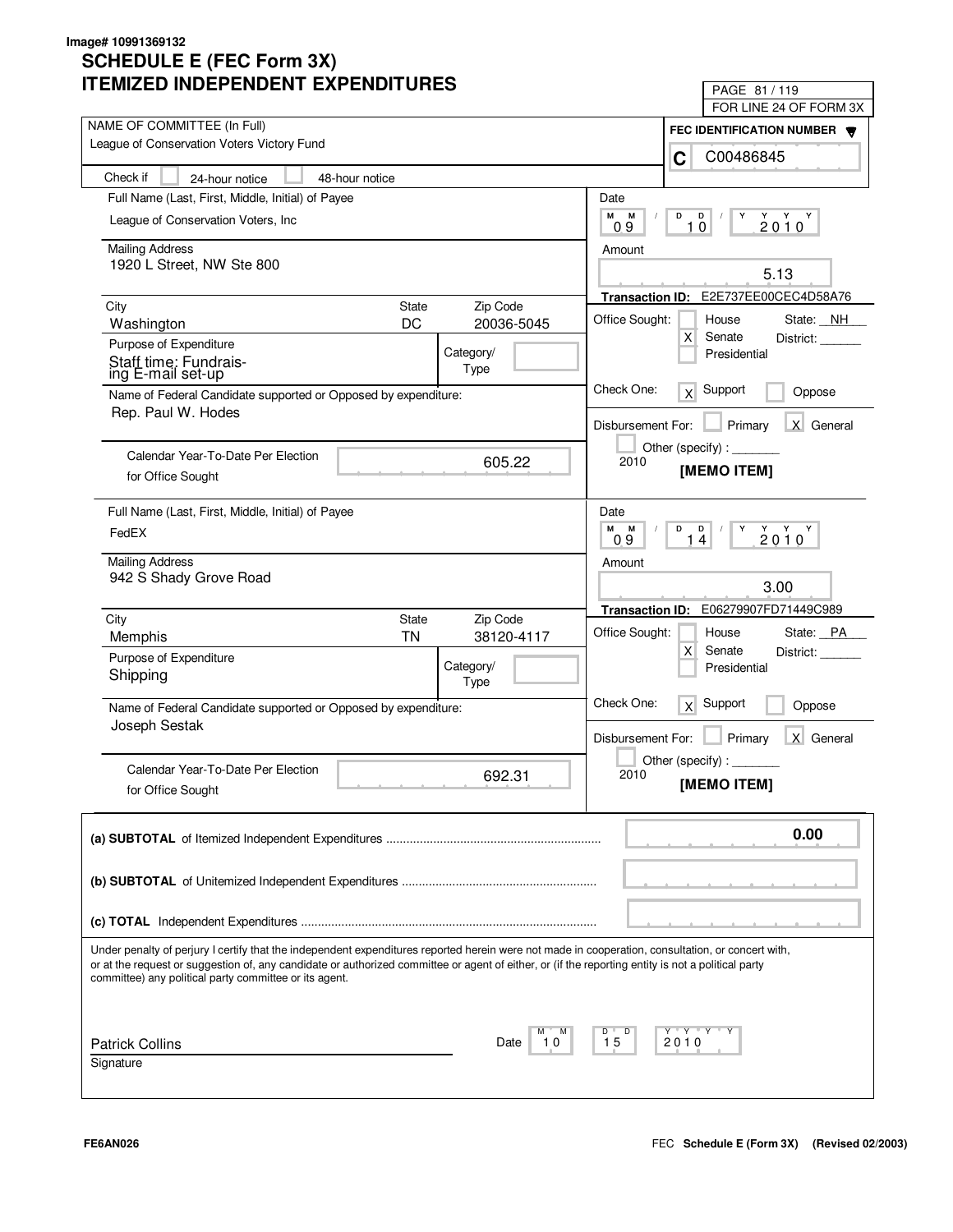Image# 10991369132

# SCHEDULE E (FEC Form 3X)
# ITEMIZED INDEPENDENT EXPENDITURES

PAGE 81 / 119
FOR LINE 24 OF FORM 3X

**NAME OF COMMITTEE (In Full)**
League of Conservation Voters Victory Fund

**FEC IDENTIFICATION NUMBER**
C C00486845

Check if [ ] 24-hour notice [ ] 48-hour notice

---

**Full Name (Last, First, Middle, Initial) of Payee**
League of Conservation Voters, Inc

**Mailing Address**
1920 L Street, NW Ste 800

| City | State | Zip Code |
|---|---|---|
| Washington | DC | 20036-5045 |

**Purpose of Expenditure**
Staff time: Fundraising E-mail set-up

Category/Type:

**Name of Federal Candidate supported or Opposed by expenditure:**
Rep. Paul W. Hodes

Calendar Year-To-Date Per Election for Office Sought: 605.22

Date: 09 / 10 / 2010

Amount: 5.13

Transaction ID: E2E737EE00CEC4D58A76

Office Sought: [ ] House [X] Senate [ ] Presidential — State: NH District:

Check One: [X] Support [ ] Oppose

Disbursement For: [ ] Primary [X] General [ ] Other (specify): 2010

[MEMO ITEM]

---

**Full Name (Last, First, Middle, Initial) of Payee**
FedEX

**Mailing Address**
942 S Shady Grove Road

| City | State | Zip Code |
|---|---|---|
| Memphis | TN | 38120-4117 |

**Purpose of Expenditure**
Shipping

Category/Type:

**Name of Federal Candidate supported or Opposed by expenditure:**
Joseph Sestak

Calendar Year-To-Date Per Election for Office Sought: 692.31

Date: 09 / 14 / 2010

Amount: 3.00

Transaction ID: E06279907FD71449C989

Office Sought: [ ] House [X] Senate [ ] Presidential — State: PA District:

Check One: [X] Support [ ] Oppose

Disbursement For: [ ] Primary [X] General [ ] Other (specify): 2010

[MEMO ITEM]

---

**(a) SUBTOTAL** of Itemized Independent Expenditures: 0.00

**(b) SUBTOTAL** of Unitemized Independent Expenditures:

**(c) TOTAL** Independent Expenditures:

Under penalty of perjury I certify that the independent expenditures reported herein were not made in cooperation, consultation, or concert with, or at the request or suggestion of, any candidate or authorized committee or agent of either, or (if the reporting entity is not a political party committee) any political party committee or its agent.

Patrick Collins
Signature

Date: 10 / 15 / 2010

FE6AN026

FEC **Schedule E (Form 3X)** (Revised 02/2003)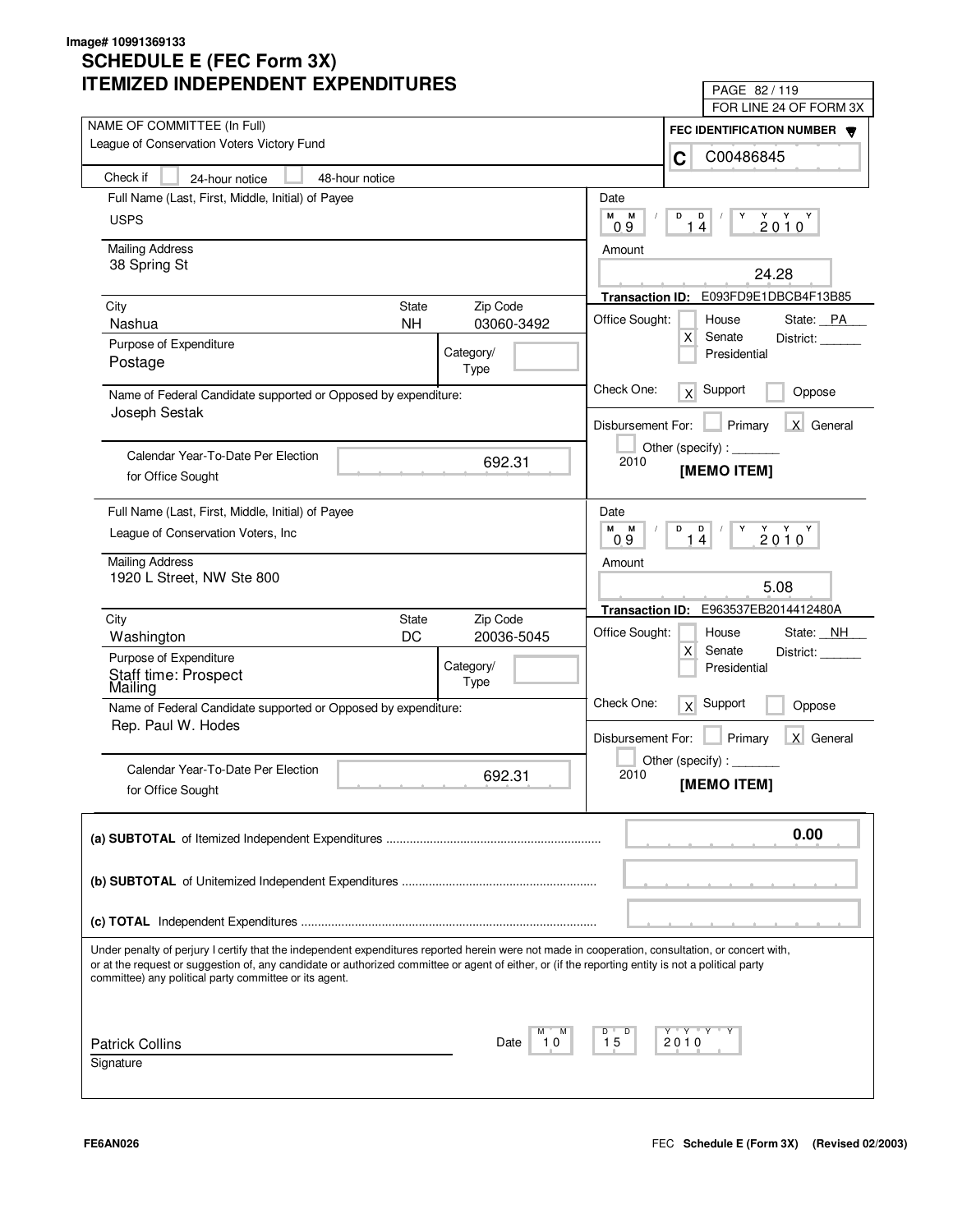Image# 10991369133

# SCHEDULE E (FEC Form 3X)
# ITEMIZED INDEPENDENT EXPENDITURES

PAGE 82 / 119
FOR LINE 24 OF FORM 3X

NAME OF COMMITTEE (In Full)
League of Conservation Voters Victory Fund

FEC IDENTIFICATION NUMBER
C C00486845

Check if [ ] 24-hour notice [ ] 48-hour notice

---

Full Name (Last, First, Middle, Initial) of Payee
USPS

Mailing Address
38 Spring St

City: Nashua | State: NH | Zip Code: 03060-3492

Purpose of Expenditure
Postage

Category/Type:

Name of Federal Candidate supported or Opposed by expenditure:
Joseph Sestak

Calendar Year-To-Date Per Election for Office Sought: 692.31

Date: 09 / 14 / 2010

Amount: 24.28

Transaction ID: E093FD9E1DBCB4F13B85

Office Sought: [ ] House [X] Senate [ ] Presidential — State: PA District:

Check One: [X] Support [ ] Oppose

Disbursement For: [ ] Primary [X] General [ ] Other (specify) :
2010

[MEMO ITEM]

---

Full Name (Last, First, Middle, Initial) of Payee
League of Conservation Voters, Inc

Mailing Address
1920 L Street, NW Ste 800

City: Washington | State: DC | Zip Code: 20036-5045

Purpose of Expenditure
Staff time: Prospect Mailing

Category/Type:

Name of Federal Candidate supported or Opposed by expenditure:
Rep. Paul W. Hodes

Calendar Year-To-Date Per Election for Office Sought: 692.31

Date: 09 / 14 / 2010

Amount: 5.08

Transaction ID: E963537EB2014412480A

Office Sought: [ ] House [X] Senate [ ] Presidential — State: NH District:

Check One: [X] Support [ ] Oppose

Disbursement For: [ ] Primary [X] General [ ] Other (specify) :
2010

[MEMO ITEM]

---

**(a) SUBTOTAL** of Itemized Independent Expenditures ........ 0.00

**(b) SUBTOTAL** of Unitemized Independent Expenditures ........

**(c) TOTAL** Independent Expenditures ........

Under penalty of perjury I certify that the independent expenditures reported herein were not made in cooperation, consultation, or concert with, or at the request or suggestion of, any candidate or authorized committee or agent of either, or (if the reporting entity is not a political party committee) any political party committee or its agent.

Patrick Collins
Signature

Date: 10 / 15 / 2010

FE6AN026

FEC **Schedule E (Form 3X)** **(Revised 02/2003)**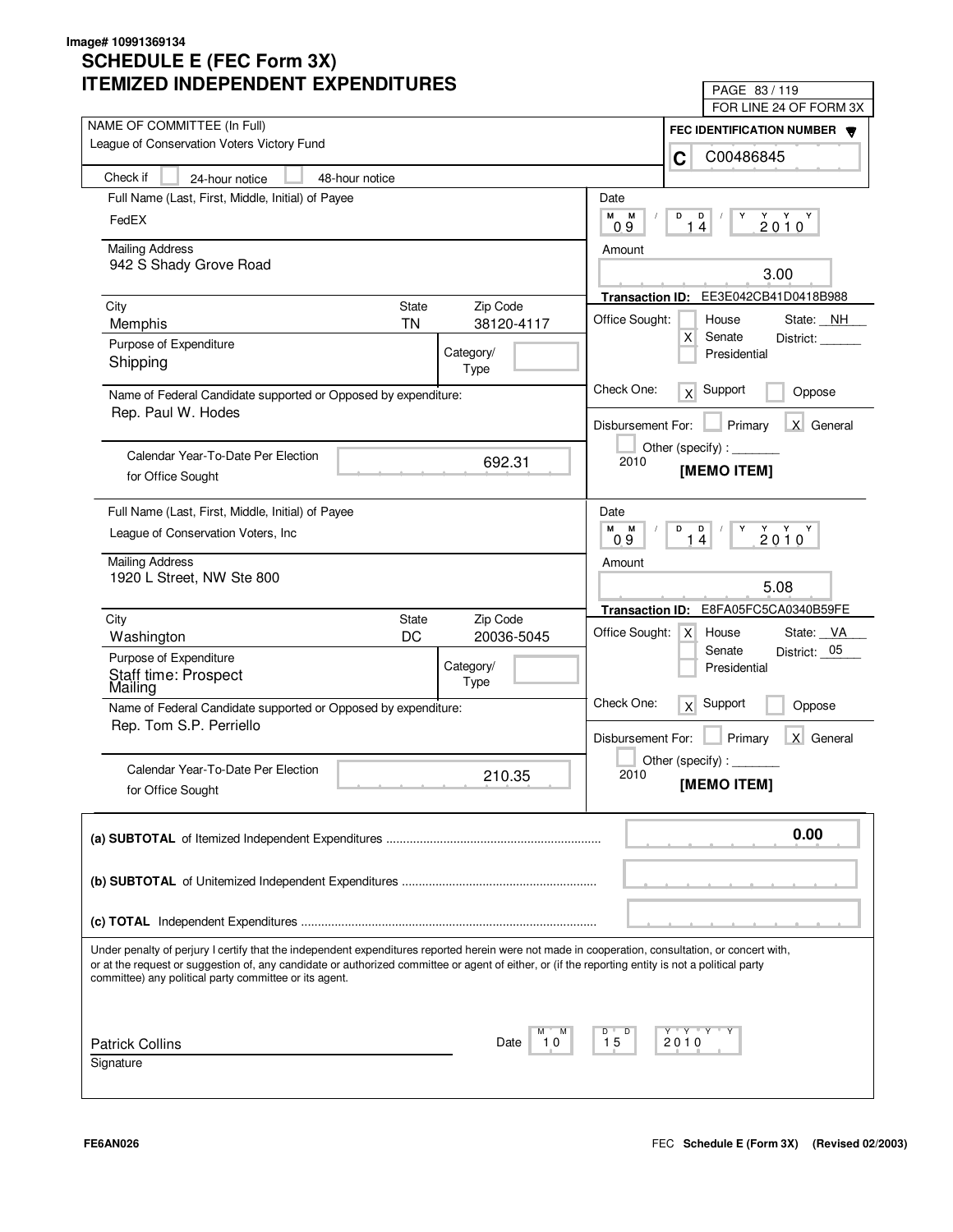Image# 10991369134

# SCHEDULE E (FEC Form 3X)
# ITEMIZED INDEPENDENT EXPENDITURES

FOR LINE 24 OF FORM 3X

NAME OF COMMITTEE (In Full)
League of Conservation Voters Victory Fund

FEC IDENTIFICATION NUMBER
C C00486845

Check if [ ] 24-hour notice [ ] 48-hour notice

---

Full Name (Last, First, Middle, Initial) of Payee
FedEX

Mailing Address
942 S Shady Grove Road

| City | State | Zip Code |
|---|---|---|
| Memphis | TN | 38120-4117 |

Purpose of Expenditure
Shipping

Category/Type

Name of Federal Candidate supported or Opposed by expenditure:
Rep. Paul W. Hodes

Calendar Year-To-Date Per Election for Office Sought: 692.31

Date: 09 / 14 / 2010

Amount: 3.00

Transaction ID: EE3E042CB41D0418B988

Office Sought: [ ] House [X] Senate [ ] Presidential — State: NH District: ______

Check One: [X] Support [ ] Oppose

Disbursement For: [ ] Primary [X] General [ ] Other (specify) : _______ 2010

[MEMO ITEM]

---

Full Name (Last, First, Middle, Initial) of Payee
League of Conservation Voters, Inc

Mailing Address
1920 L Street, NW Ste 800

| City | State | Zip Code |
|---|---|---|
| Washington | DC | 20036-5045 |

Purpose of Expenditure
Staff time: Prospect Mailing

Category/Type

Name of Federal Candidate supported or Opposed by expenditure:
Rep. Tom S.P. Perriello

Calendar Year-To-Date Per Election for Office Sought: 210.35

Date: 09 / 14 / 2010

Amount: 5.08

Transaction ID: E8FA05FC5CA0340B59FE

Office Sought: [X] House [ ] Senate [ ] Presidential — State: VA District: 05

Check One: [X] Support [ ] Oppose

Disbursement For: [ ] Primary [X] General [ ] Other (specify) : _______ 2010

[MEMO ITEM]

---

**(a) SUBTOTAL** of Itemized Independent Expenditures ........ **0.00**

**(b) SUBTOTAL** of Unitemized Independent Expenditures ........

**(c) TOTAL** Independent Expenditures ........

Under penalty of perjury I certify that the independent expenditures reported herein were not made in cooperation, consultation, or concert with, or at the request or suggestion of, any candidate or authorized committee or agent of either, or (if the reporting entity is not a political party committee) any political party committee or its agent.

Patrick Collins
Signature

Date: 10 / 15 / 2010

FE6AN026

FEC **Schedule E (Form 3X)** **(Revised 02/2003)**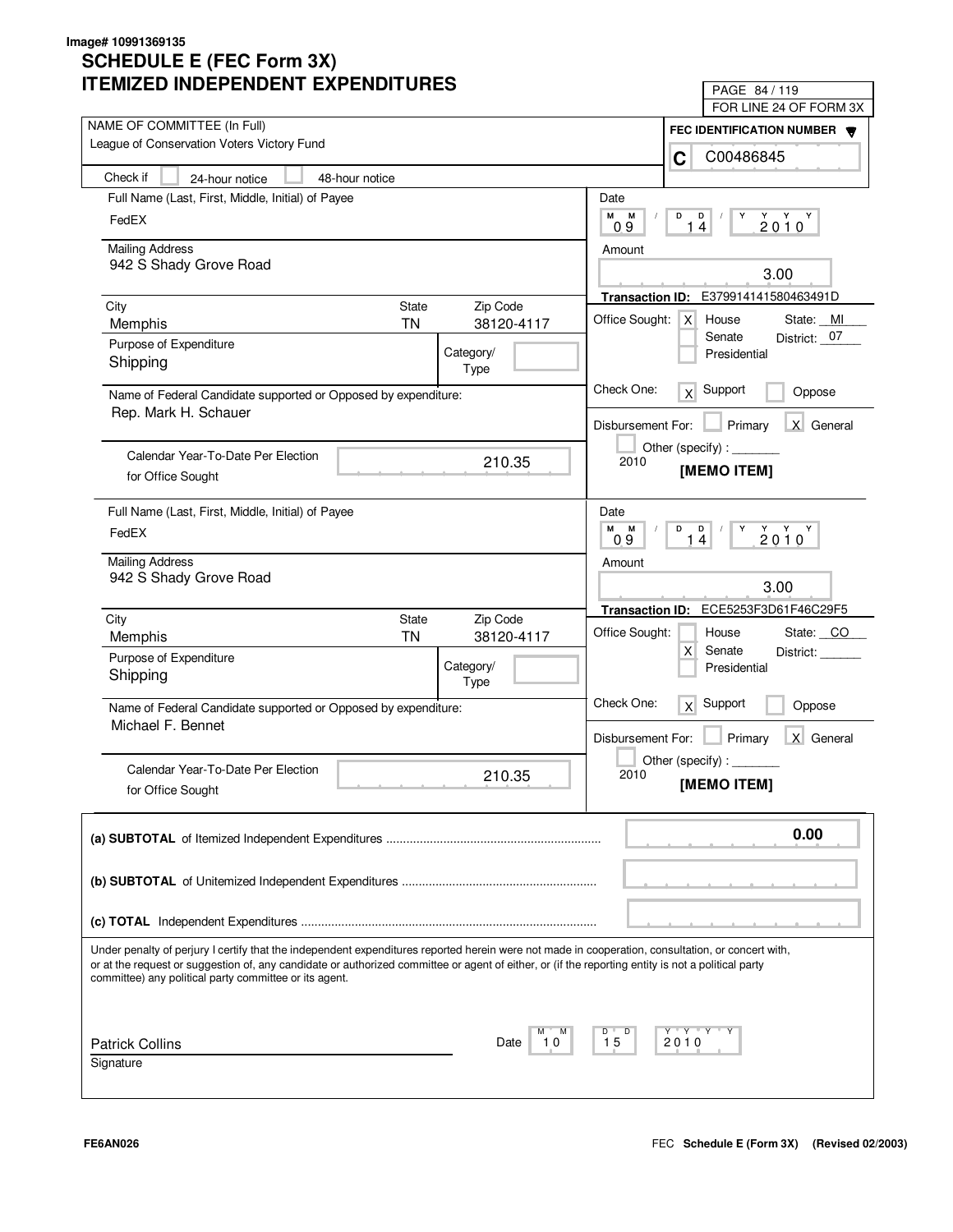Image# 10991369135

# SCHEDULE E (FEC Form 3X)
# ITEMIZED INDEPENDENT EXPENDITURES

PAGE 84 / 119
FOR LINE 24 OF FORM 3X

NAME OF COMMITTEE (In Full)
League of Conservation Voters Victory Fund

FEC IDENTIFICATION NUMBER
C C00486845

Check if [ ] 24-hour notice [ ] 48-hour notice

---

Full Name (Last, First, Middle, Initial) of Payee
FedEX

Mailing Address
942 S Shady Grove Road

| City | State | Zip Code |
|---|---|---|
| Memphis | TN | 38120-4117 |

Purpose of Expenditure
Shipping

Category/Type:

Name of Federal Candidate supported or Opposed by expenditure:
Rep. Mark H. Schauer

Calendar Year-To-Date Per Election for Office Sought: 210.35

Date: 09 / 14 / 2010

Amount: 3.00

Transaction ID: E379914141580463491D

Office Sought: [X] House [ ] Senate [ ] Presidential — State: MI District: 07

Check One: [X] Support [ ] Oppose

Disbursement For: [ ] Primary [X] General [ ] Other (specify) : 2010

**[MEMO ITEM]**

---

Full Name (Last, First, Middle, Initial) of Payee
FedEX

Mailing Address
942 S Shady Grove Road

| City | State | Zip Code |
|---|---|---|
| Memphis | TN | 38120-4117 |

Purpose of Expenditure
Shipping

Category/Type:

Name of Federal Candidate supported or Opposed by expenditure:
Michael F. Bennet

Calendar Year-To-Date Per Election for Office Sought: 210.35

Date: 09 / 14 / 2010

Amount: 3.00

Transaction ID: ECE5253F3D61F46C29F5

Office Sought: [ ] House [X] Senate [ ] Presidential — State: CO District:

Check One: [X] Support [ ] Oppose

Disbursement For: [ ] Primary [X] General [ ] Other (specify) : 2010

**[MEMO ITEM]**

---

**(a) SUBTOTAL** of Itemized Independent Expenditures: **0.00**

**(b) SUBTOTAL** of Unitemized Independent Expenditures:

**(c) TOTAL** Independent Expenditures:

Under penalty of perjury I certify that the independent expenditures reported herein were not made in cooperation, consultation, or concert with, or at the request or suggestion of, any candidate or authorized committee or agent of either, or (if the reporting entity is not a political party committee) any political party committee or its agent.

Patrick Collins
Signature

Date: 10 / 15 / 2010

FE6AN026

FEC **Schedule E (Form 3X)** **(Revised 02/2003)**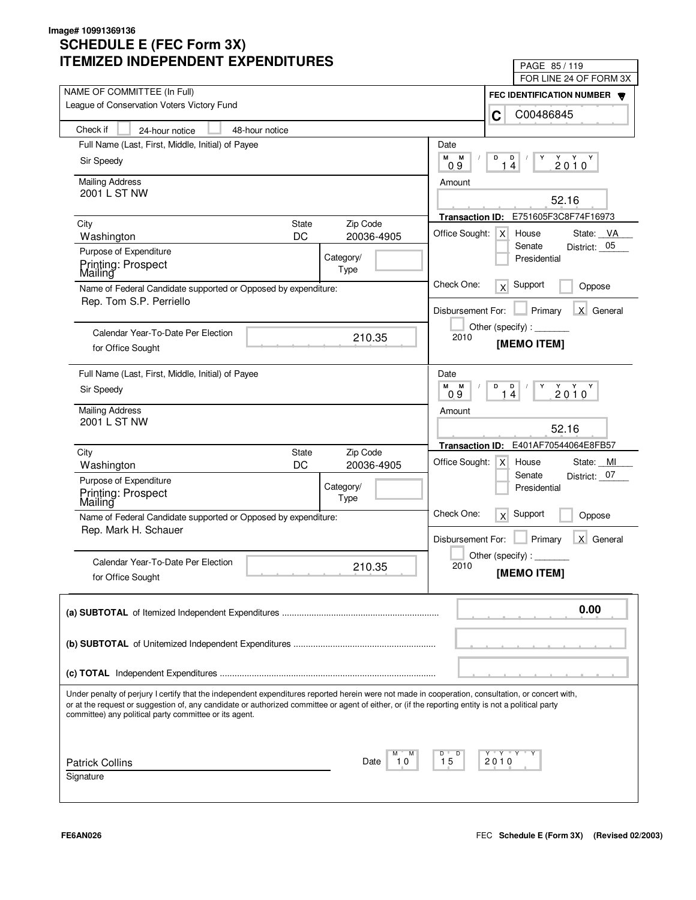Image# 10991369136

# SCHEDULE E (FEC Form 3X)
# ITEMIZED INDEPENDENT EXPENDITURES

FOR LINE 24 OF FORM 3X

NAME OF COMMITTEE (In Full): League of Conservation Voters Victory Fund

FEC IDENTIFICATION NUMBER: C C00486845

Check if: [ ] 24-hour notice [ ] 48-hour notice

---

Full Name (Last, First, Middle, Initial) of Payee: Sir Speedy

Mailing Address: 2001 L ST NW

City: Washington | State: DC | Zip Code: 20036-4905

Purpose of Expenditure: Printing: Prospect Mailing

Category/Type:

Name of Federal Candidate supported or Opposed by expenditure: Rep. Tom S.P. Perriello

Calendar Year-To-Date Per Election for Office Sought: 210.35

Date: 09 / 14 / 2010

Amount: 52.16

Transaction ID: E751605F3C8F74F16973

Office Sought: [X] House [ ] Senate [ ] Presidential — State: VA District: 05

Check One: [X] Support [ ] Oppose

Disbursement For: [ ] Primary [X] General [ ] Other (specify): 2010

[MEMO ITEM]

---

Full Name (Last, First, Middle, Initial) of Payee: Sir Speedy

Mailing Address: 2001 L ST NW

City: Washington | State: DC | Zip Code: 20036-4905

Purpose of Expenditure: Printing: Prospect Mailing

Category/Type:

Name of Federal Candidate supported or Opposed by expenditure: Rep. Mark H. Schauer

Calendar Year-To-Date Per Election for Office Sought: 210.35

Date: 09 / 14 / 2010

Amount: 52.16

Transaction ID: E401AF70544064E8FB57

Office Sought: [X] House [ ] Senate [ ] Presidential — State: MI District: 07

Check One: [X] Support [ ] Oppose

Disbursement For: [ ] Primary [X] General [ ] Other (specify): 2010

[MEMO ITEM]

---

**(a) SUBTOTAL** of Itemized Independent Expenditures: **0.00**

**(b) SUBTOTAL** of Unitemized Independent Expenditures:

**(c) TOTAL** Independent Expenditures:

Under penalty of perjury I certify that the independent expenditures reported herein were not made in cooperation, consultation, or concert with, or at the request or suggestion of, any candidate or authorized committee or agent of either, or (if the reporting entity is not a political party committee) any political party committee or its agent.

Signature: Patrick Collins — Date: 10 / 15 / 2010

FE6AN026 — FEC Schedule E (Form 3X) (Revised 02/2003)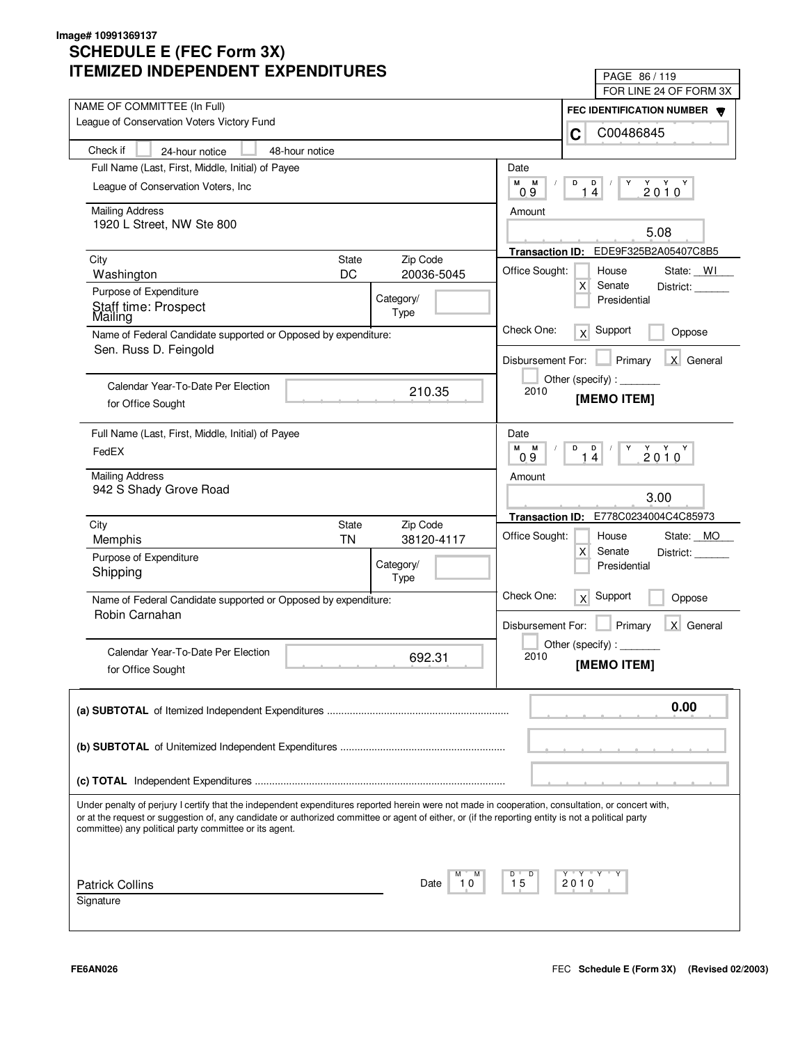Image# 10991369137

# SCHEDULE E (FEC Form 3X)
# ITEMIZED INDEPENDENT EXPENDITURES

PAGE 86 / 119
FOR LINE 24 OF FORM 3X

NAME OF COMMITTEE (In Full): League of Conservation Voters Victory Fund

FEC IDENTIFICATION NUMBER: C C00486845

Check if: [ ] 24-hour notice [ ] 48-hour notice

---

**Full Name (Last, First, Middle, Initial) of Payee:** League of Conservation Voters, Inc

**Mailing Address:** 1920 L Street, NW Ste 800

| City | State | Zip Code |
|---|---|---|
| Washington | DC | 20036-5045 |

**Purpose of Expenditure:** Staff time: Prospect Mailing

Category/Type:

**Name of Federal Candidate supported or Opposed by expenditure:** Sen. Russ D. Feingold

**Calendar Year-To-Date Per Election for Office Sought:** 210.35

**Date:** 09 / 14 / 2010

**Amount:** 5.08

**Transaction ID:** EDE9F325B2A05407C8B5

Office Sought: [ ] House [X] Senate [ ] Presidential — State: WI District:

Check One: [X] Support [ ] Oppose

Disbursement For: [ ] Primary [X] General [ ] Other (specify): 2010

[MEMO ITEM]

---

**Full Name (Last, First, Middle, Initial) of Payee:** FedEX

**Mailing Address:** 942 S Shady Grove Road

| City | State | Zip Code |
|---|---|---|
| Memphis | TN | 38120-4117 |

**Purpose of Expenditure:** Shipping

Category/Type:

**Name of Federal Candidate supported or Opposed by expenditure:** Robin Carnahan

**Calendar Year-To-Date Per Election for Office Sought:** 692.31

**Date:** 09 / 14 / 2010

**Amount:** 3.00

**Transaction ID:** E778C0234004C4C85973

Office Sought: [ ] House [X] Senate [ ] Presidential — State: MO District:

Check One: [X] Support [ ] Oppose

Disbursement For: [ ] Primary [X] General [ ] Other (specify): 2010

[MEMO ITEM]

---

| | |
|---|---|
| **(a) SUBTOTAL** of Itemized Independent Expenditures | 0.00 |
| **(b) SUBTOTAL** of Unitemized Independent Expenditures | |
| **(c) TOTAL** Independent Expenditures | |

Under penalty of perjury I certify that the independent expenditures reported herein were not made in cooperation, consultation, or concert with, or at the request or suggestion of, any candidate or authorized committee or agent of either, or (if the reporting entity is not a political party committee) any political party committee or its agent.

Patrick Collins — Date: 10 / 15 / 2010

Signature

FE6AN026

FEC **Schedule E (Form 3X)** (Revised 02/2003)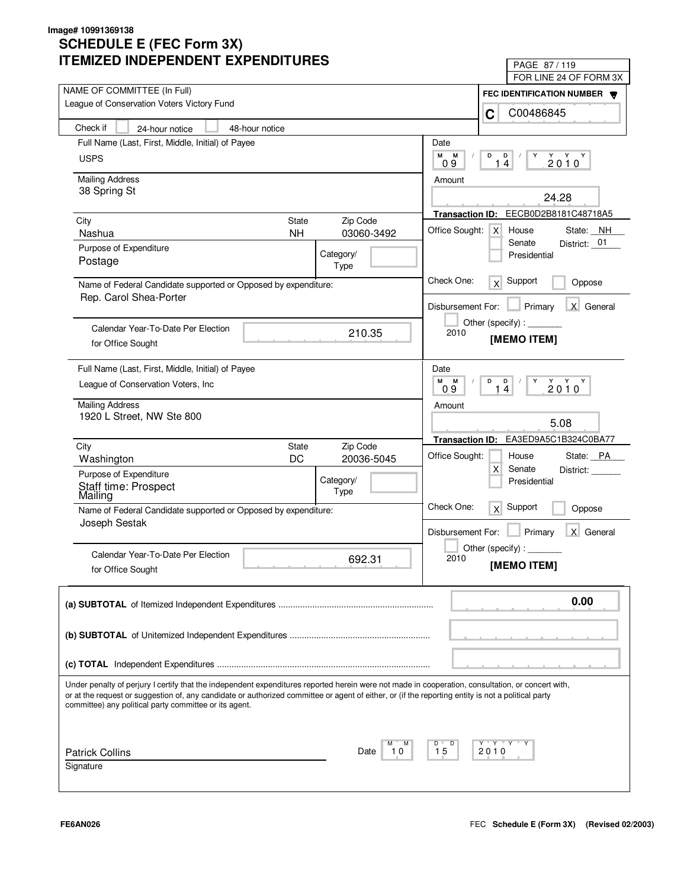Image# 10991369138

# SCHEDULE E (FEC Form 3X)
# ITEMIZED INDEPENDENT EXPENDITURES

PAGE 87 / 119
FOR LINE 24 OF FORM 3X

NAME OF COMMITTEE (In Full)
League of Conservation Voters Victory Fund

FEC IDENTIFICATION NUMBER
C C00486845

Check if [ ] 24-hour notice [ ] 48-hour notice

---

Full Name (Last, First, Middle, Initial) of Payee
USPS

Mailing Address
38 Spring St

| City | State | Zip Code |
|---|---|---|
| Nashua | NH | 03060-3492 |

Purpose of Expenditure
Postage

Category/Type

Name of Federal Candidate supported or Opposed by expenditure:
Rep. Carol Shea-Porter

Calendar Year-To-Date Per Election for Office Sought: 210.35

Date: 09 / 14 / 2010

Amount: 24.28

Transaction ID: EECB0D2B8181C48718A5

Office Sought: [X] House [ ] Senate [ ] Presidential — State: NH District: 01

Check One: [X] Support [ ] Oppose

Disbursement For: [ ] Primary [X] General [ ] Other (specify): 2010

[MEMO ITEM]

---

Full Name (Last, First, Middle, Initial) of Payee
League of Conservation Voters, Inc

Mailing Address
1920 L Street, NW Ste 800

| City | State | Zip Code |
|---|---|---|
| Washington | DC | 20036-5045 |

Purpose of Expenditure
Staff time: Prospect Mailing

Category/Type

Name of Federal Candidate supported or Opposed by expenditure:
Joseph Sestak

Calendar Year-To-Date Per Election for Office Sought: 692.31

Date: 09 / 14 / 2010

Amount: 5.08

Transaction ID: EA3ED9A5C1B324C0BA77

Office Sought: [ ] House [X] Senate [ ] Presidential — State: PA District:

Check One: [X] Support [ ] Oppose

Disbursement For: [ ] Primary [X] General [ ] Other (specify): 2010

[MEMO ITEM]

---

**(a) SUBTOTAL** of Itemized Independent Expenditures .......... 0.00

**(b) SUBTOTAL** of Unitemized Independent Expenditures ..........

**(c) TOTAL** Independent Expenditures ..........

Under penalty of perjury I certify that the independent expenditures reported herein were not made in cooperation, consultation, or concert with, or at the request or suggestion of, any candidate or authorized committee or agent of either, or (if the reporting entity is not a political party committee) any political party committee or its agent.

Patrick Collins
Signature

Date: 10 / 15 / 2010

FE6AN026

FEC **Schedule E (Form 3X)** **(Revised 02/2003)**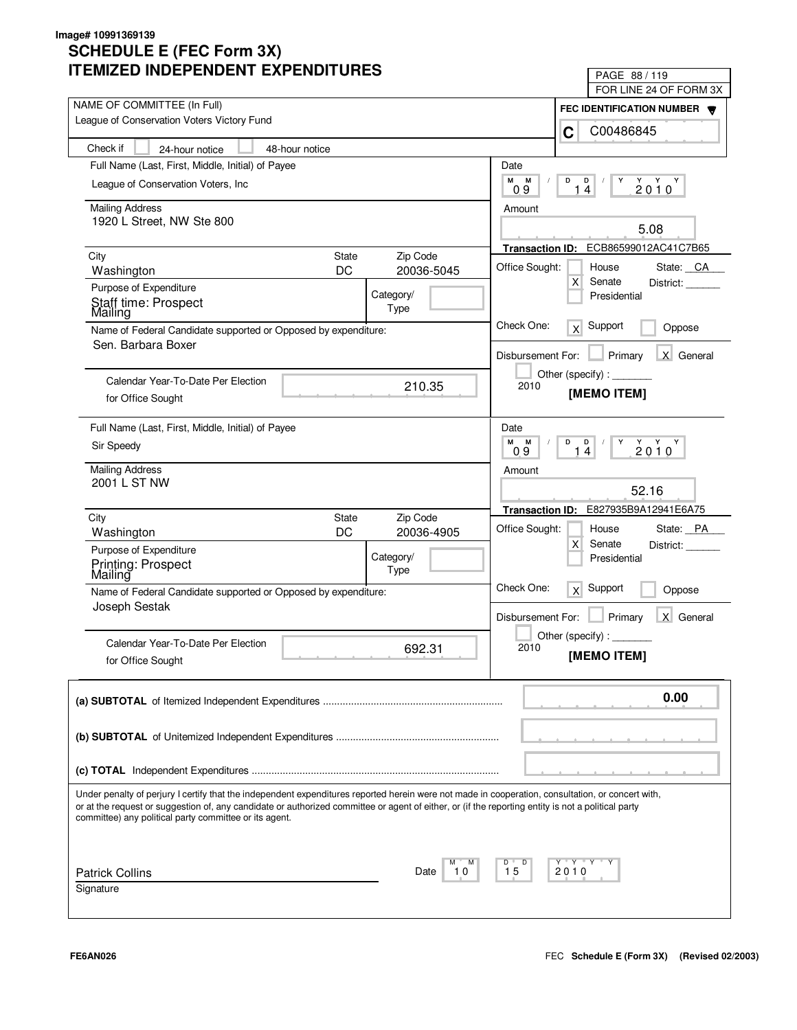Image# 10991369139

# SCHEDULE E (FEC Form 3X)
# ITEMIZED INDEPENDENT EXPENDITURES

PAGE 88 / 119
FOR LINE 24 OF FORM 3X

NAME OF COMMITTEE (In Full)
League of Conservation Voters Victory Fund

FEC IDENTIFICATION NUMBER
C C00486845

Check if [ ] 24-hour notice [ ] 48-hour notice

---

Full Name (Last, First, Middle, Initial) of Payee
League of Conservation Voters, Inc

Mailing Address
1920 L Street, NW Ste 800

| City | State | Zip Code |
|---|---|---|
| Washington | DC | 20036-5045 |

Purpose of Expenditure
Staff time: Prospect Mailing

Category/Type

Name of Federal Candidate supported or Opposed by expenditure:
Sen. Barbara Boxer

Calendar Year-To-Date Per Election for Office Sought: 210.35

Date: 09 / 14 / 2010

Amount: 5.08

Transaction ID: ECB86599012AC41C7B65

Office Sought: [ ] House [X] Senate [ ] Presidential — State: CA District: ______

Check One: [X] Support [ ] Oppose

Disbursement For: [ ] Primary [X] General [ ] Other (specify): _______ 2010

[MEMO ITEM]

---

Full Name (Last, First, Middle, Initial) of Payee
Sir Speedy

Mailing Address
2001 L ST NW

| City | State | Zip Code |
|---|---|---|
| Washington | DC | 20036-4905 |

Purpose of Expenditure
Printing: Prospect Mailing

Category/Type

Name of Federal Candidate supported or Opposed by expenditure:
Joseph Sestak

Calendar Year-To-Date Per Election for Office Sought: 692.31

Date: 09 / 14 / 2010

Amount: 52.16

Transaction ID: E827935B9A12941E6A75

Office Sought: [ ] House [X] Senate [ ] Presidential — State: PA District: ______

Check One: [X] Support [ ] Oppose

Disbursement For: [ ] Primary [X] General [ ] Other (specify): _______ 2010

[MEMO ITEM]

---

**(a) SUBTOTAL** of Itemized Independent Expenditures ..... 0.00

**(b) SUBTOTAL** of Unitemized Independent Expenditures .....

**(c) TOTAL** Independent Expenditures .....

Under penalty of perjury I certify that the independent expenditures reported herein were not made in cooperation, consultation, or concert with, or at the request or suggestion of, any candidate or authorized committee or agent of either, or (if the reporting entity is not a political party committee) any political party committee or its agent.

Patrick Collins
Signature

Date: 10 / 15 / 2010

FE6AN026

FEC **Schedule E (Form 3X) (Revised 02/2003)**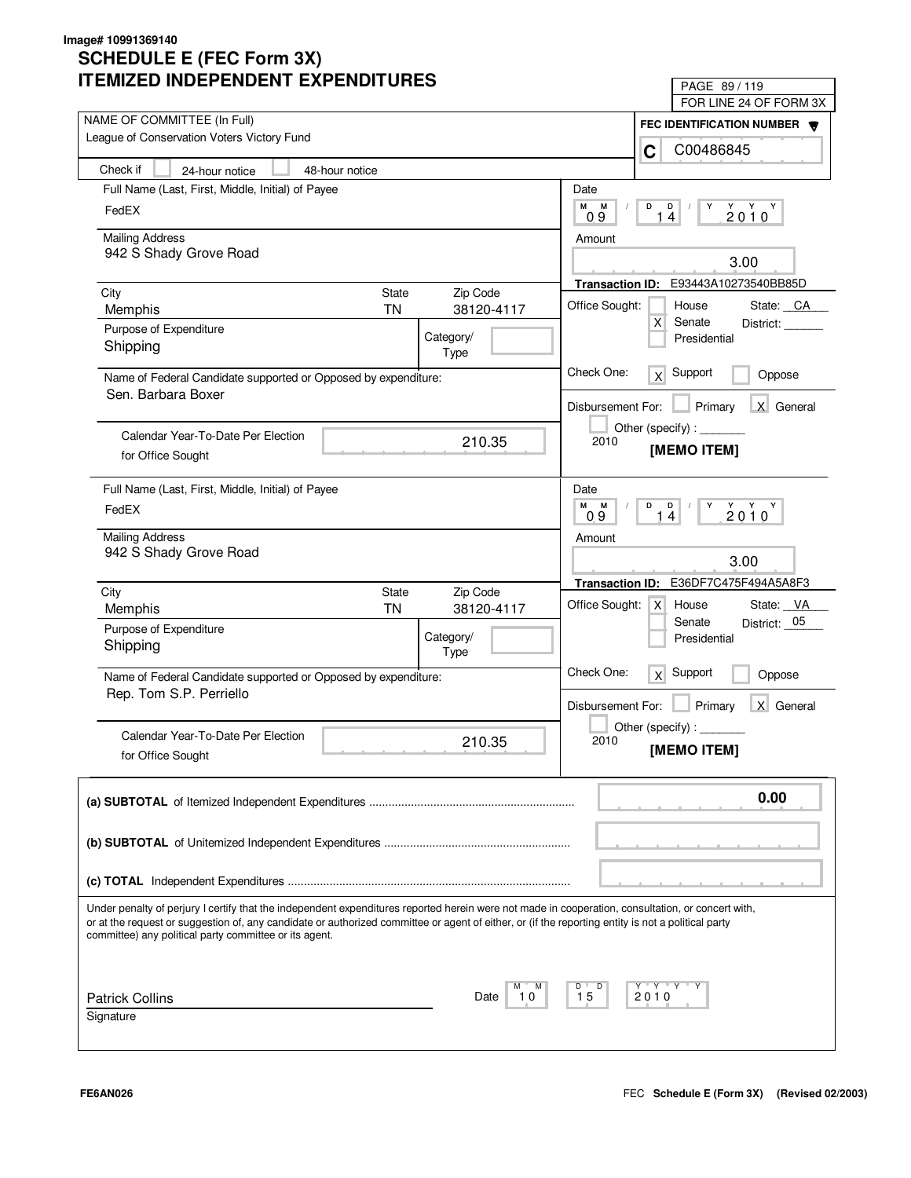Image# 10991369140

# SCHEDULE E (FEC Form 3X)
# ITEMIZED INDEPENDENT EXPENDITURES

PAGE 89 / 119
FOR LINE 24 OF FORM 3X

**NAME OF COMMITTEE (In Full)**
League of Conservation Voters Victory Fund

**FEC IDENTIFICATION NUMBER**
C C00486845

Check if [ ] 24-hour notice [ ] 48-hour notice

---

**Full Name (Last, First, Middle, Initial) of Payee**
FedEX

**Mailing Address**
942 S Shady Grove Road

| City | State | Zip Code |
|---|---|---|
| Memphis | TN | 38120-4117 |

**Purpose of Expenditure**
Shipping

Category/Type:

**Name of Federal Candidate supported or Opposed by expenditure:**
Sen. Barbara Boxer

**Calendar Year-To-Date Per Election for Office Sought:** 210.35

**Date:** 09 / 14 / 2010

**Amount:** 3.00

**Transaction ID:** E93443A10273540BB85D

**Office Sought:** [ ] House [X] Senate [ ] Presidential — State: CA District:

**Check One:** [X] Support [ ] Oppose

**Disbursement For:** [ ] Primary [X] General [ ] Other (specify): 2010

**[MEMO ITEM]**

---

**Full Name (Last, First, Middle, Initial) of Payee**
FedEX

**Mailing Address**
942 S Shady Grove Road

| City | State | Zip Code |
|---|---|---|
| Memphis | TN | 38120-4117 |

**Purpose of Expenditure**
Shipping

Category/Type:

**Name of Federal Candidate supported or Opposed by expenditure:**
Rep. Tom S.P. Perriello

**Calendar Year-To-Date Per Election for Office Sought:** 210.35

**Date:** 09 / 14 / 2010

**Amount:** 3.00

**Transaction ID:** E36DF7C475F494A5A8F3

**Office Sought:** [X] House [ ] Senate [ ] Presidential — State: VA District: 05

**Check One:** [X] Support [ ] Oppose

**Disbursement For:** [ ] Primary [X] General [ ] Other (specify): 2010

**[MEMO ITEM]**

---

| | |
|---|---|
| **(a) SUBTOTAL** of Itemized Independent Expenditures | 0.00 |
| **(b) SUBTOTAL** of Unitemized Independent Expenditures | |
| **(c) TOTAL** Independent Expenditures | |

Under penalty of perjury I certify that the independent expenditures reported herein were not made in cooperation, consultation, or concert with, or at the request or suggestion of, any candidate or authorized committee or agent of either, or (if the reporting entity is not a political party committee) any political party committee or its agent.

Patrick Collins
Signature

Date: 10 / 15 / 2010

FE6AN026

FEC **Schedule E (Form 3X)** (Revised 02/2003)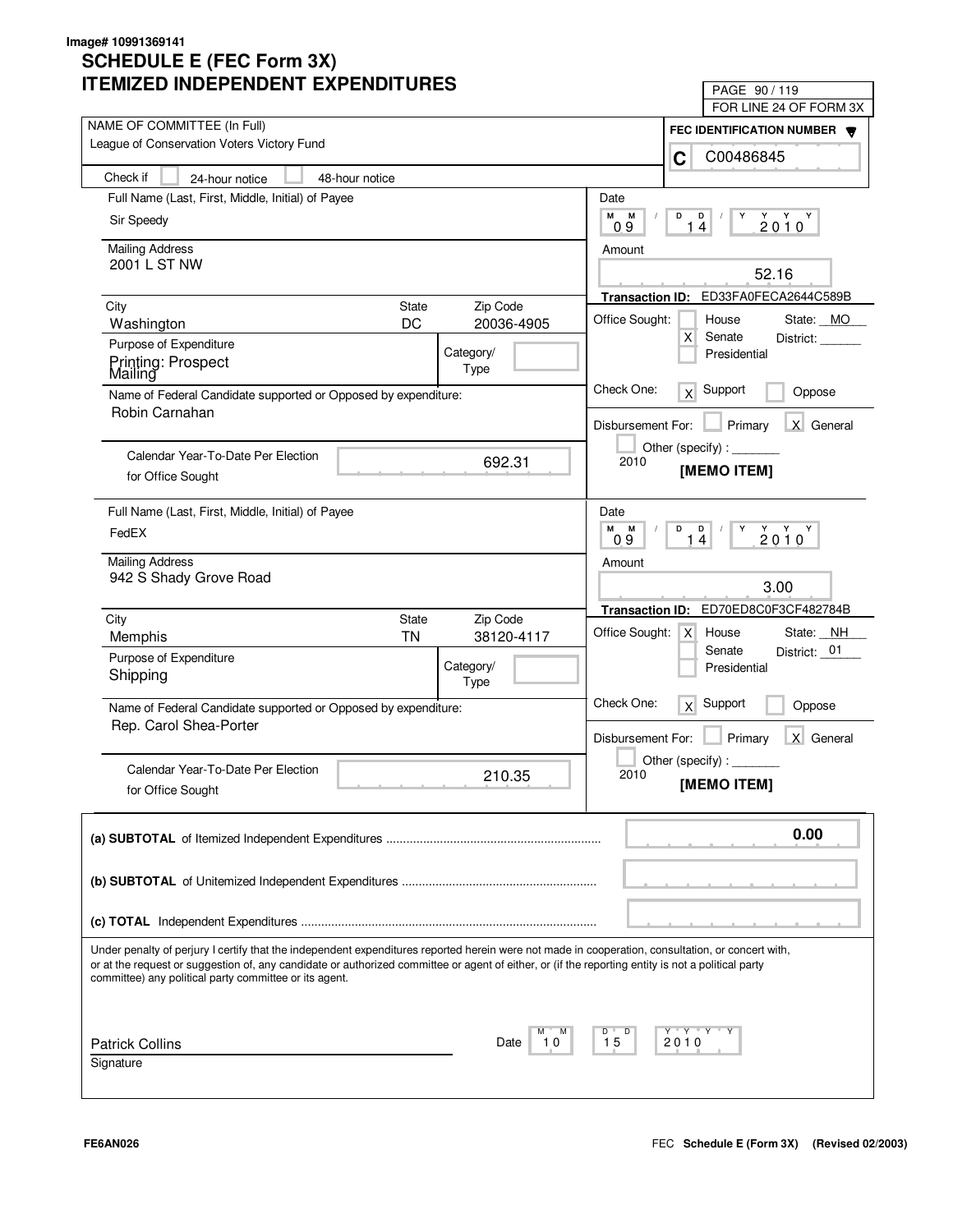Image# 10991369141

# SCHEDULE E (FEC Form 3X)
# ITEMIZED INDEPENDENT EXPENDITURES

PAGE 90 / 119
FOR LINE 24 OF FORM 3X

NAME OF COMMITTEE (In Full)
League of Conservation Voters Victory Fund

FEC IDENTIFICATION NUMBER
C C00486845

Check if [ ] 24-hour notice [ ] 48-hour notice

---

Full Name (Last, First, Middle, Initial) of Payee
Sir Speedy

Mailing Address
2001 L ST NW

| City | State | Zip Code |
|---|---|---|
| Washington | DC | 20036-4905 |

Purpose of Expenditure
Printing: Prospect Mailing

Category/Type

Name of Federal Candidate supported or Opposed by expenditure:
Robin Carnahan

Calendar Year-To-Date Per Election for Office Sought: 692.31

Date: 09 / 14 / 2010

Amount: 52.16

Transaction ID: ED33FA0FECA2644C589B

Office Sought: [ ] House [X] Senate [ ] Presidential — State: MO District: ______

Check One: [X] Support [ ] Oppose

Disbursement For: [ ] Primary [X] General [ ] Other (specify): _______ 2010

[MEMO ITEM]

---

Full Name (Last, First, Middle, Initial) of Payee
FedEX

Mailing Address
942 S Shady Grove Road

| City | State | Zip Code |
|---|---|---|
| Memphis | TN | 38120-4117 |

Purpose of Expenditure
Shipping

Category/Type

Name of Federal Candidate supported or Opposed by expenditure:
Rep. Carol Shea-Porter

Calendar Year-To-Date Per Election for Office Sought: 210.35

Date: 09 / 14 / 2010

Amount: 3.00

Transaction ID: ED70ED8C0F3CF482784B

Office Sought: [X] House [ ] Senate [ ] Presidential — State: NH District: 01

Check One: [X] Support [ ] Oppose

Disbursement For: [ ] Primary [X] General [ ] Other (specify): _______ 2010

[MEMO ITEM]

---

**(a) SUBTOTAL** of Itemized Independent Expenditures .............. 0.00

**(b) SUBTOTAL** of Unitemized Independent Expenditures ..............

**(c) TOTAL** Independent Expenditures ..............

Under penalty of perjury I certify that the independent expenditures reported herein were not made in cooperation, consultation, or concert with, or at the request or suggestion of, any candidate or authorized committee or agent of either, or (if the reporting entity is not a political party committee) any political party committee or its agent.

Patrick Collins
Signature

Date: 10 / 15 / 2010

FE6AN026 — FEC Schedule E (Form 3X) (Revised 02/2003)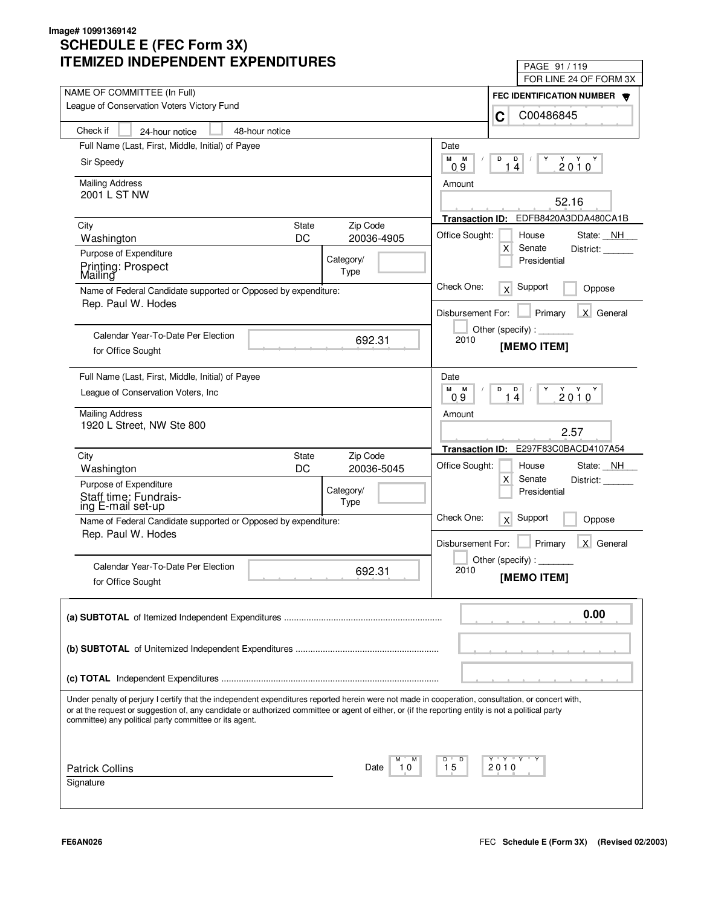Image# 10991369142

# SCHEDULE E (FEC Form 3X)
# ITEMIZED INDEPENDENT EXPENDITURES

PAGE 91 / 119
FOR LINE 24 OF FORM 3X

NAME OF COMMITTEE (In Full)
League of Conservation Voters Victory Fund

FEC IDENTIFICATION NUMBER
C C00486845

Check if [ ] 24-hour notice [ ] 48-hour notice

---

Full Name (Last, First, Middle, Initial) of Payee
Sir Speedy

Mailing Address
2001 L ST NW

| City | State | Zip Code |
|---|---|---|
| Washington | DC | 20036-4905 |

Purpose of Expenditure
Printing: Prospect Mailing

Category/Type:

Name of Federal Candidate supported or Opposed by expenditure:
Rep. Paul W. Hodes

Calendar Year-To-Date Per Election for Office Sought: 692.31

Date: 09 / 14 / 2010

Amount: 52.16

Transaction ID: EDFB8420A3DDA480CA1B

Office Sought: [ ] House [X] Senate [ ] Presidential — State: NH District: ______

Check One: [X] Support [ ] Oppose

Disbursement For: [ ] Primary [X] General [ ] Other (specify): _______ 2010

[MEMO ITEM]

---

Full Name (Last, First, Middle, Initial) of Payee
League of Conservation Voters, Inc

Mailing Address
1920 L Street, NW Ste 800

| City | State | Zip Code |
|---|---|---|
| Washington | DC | 20036-5045 |

Purpose of Expenditure
Staff time: Fundraising E-mail set-up

Category/Type:

Name of Federal Candidate supported or Opposed by expenditure:
Rep. Paul W. Hodes

Calendar Year-To-Date Per Election for Office Sought: 692.31

Date: 09 / 14 / 2010

Amount: 2.57

Transaction ID: E297F83C0BACD4107A54

Office Sought: [ ] House [X] Senate [ ] Presidential — State: NH District: ______

Check One: [X] Support [ ] Oppose

Disbursement For: [ ] Primary [X] General [ ] Other (specify): _______ 2010

[MEMO ITEM]

---

| | |
|---|---|
| **(a) SUBTOTAL** of Itemized Independent Expenditures | 0.00 |
| **(b) SUBTOTAL** of Unitemized Independent Expenditures | |
| **(c) TOTAL** Independent Expenditures | |

Under penalty of perjury I certify that the independent expenditures reported herein were not made in cooperation, consultation, or concert with, or at the request or suggestion of, any candidate or authorized committee or agent of either, or (if the reporting entity is not a political party committee) any political party committee or its agent.

Patrick Collins
Signature

Date: 10 / 15 / 2010

FE6AN026

FEC **Schedule E (Form 3X)** **(Revised 02/2003)**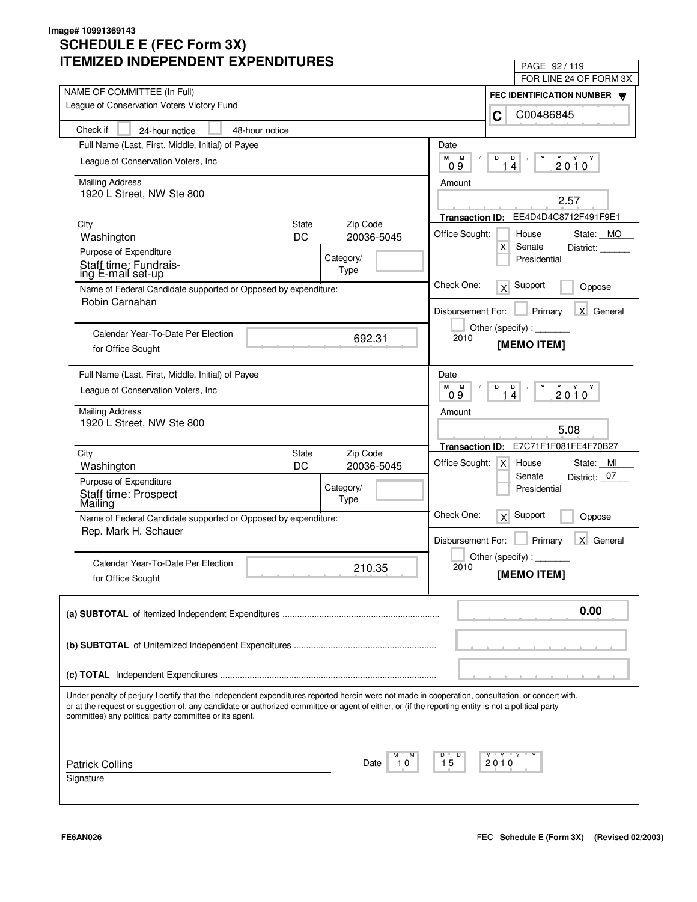Image# 10991369143

# SCHEDULE E (FEC Form 3X)
# ITEMIZED INDEPENDENT EXPENDITURES

PAGE 92 / 119
FOR LINE 24 OF FORM 3X

NAME OF COMMITTEE (In Full)
League of Conservation Voters Victory Fund

FEC IDENTIFICATION NUMBER
C C00486845

Check if [ ] 24-hour notice [ ] 48-hour notice

---

Full Name (Last, First, Middle, Initial) of Payee
League of Conservation Voters, Inc

Mailing Address
1920 L Street, NW Ste 800

| City | State | Zip Code |
|---|---|---|
| Washington | DC | 20036-5045 |

Purpose of Expenditure
Staff time: Fundraising E-mail set-up

Category/Type:

Name of Federal Candidate supported or Opposed by expenditure:
Robin Carnahan

Calendar Year-To-Date Per Election for Office Sought: 692.31

Date: 09 / 14 / 2010

Amount: 2.57

Transaction ID: EE4D4D4C8712F491F9E1

Office Sought: [ ] House [X] Senate [ ] Presidential — State: MO District:

Check One: [X] Support [ ] Oppose

Disbursement For: [ ] Primary [X] General [ ] Other (specify): 2010

[MEMO ITEM]

---

Full Name (Last, First, Middle, Initial) of Payee
League of Conservation Voters, Inc

Mailing Address
1920 L Street, NW Ste 800

| City | State | Zip Code |
|---|---|---|
| Washington | DC | 20036-5045 |

Purpose of Expenditure
Staff time: Prospect Mailing

Category/Type:

Name of Federal Candidate supported or Opposed by expenditure:
Rep. Mark H. Schauer

Calendar Year-To-Date Per Election for Office Sought: 210.35

Date: 09 / 14 / 2010

Amount: 5.08

Transaction ID: E7C71F1F081FE4F70B27

Office Sought: [X] House [ ] Senate [ ] Presidential — State: MI District: 07

Check One: [X] Support [ ] Oppose

Disbursement For: [ ] Primary [X] General [ ] Other (specify): 2010

[MEMO ITEM]

---

(a) **SUBTOTAL** of Itemized Independent Expenditures: 0.00

(b) **SUBTOTAL** of Unitemized Independent Expenditures:

(c) **TOTAL** Independent Expenditures:

Under penalty of perjury I certify that the independent expenditures reported herein were not made in cooperation, consultation, or concert with, or at the request or suggestion of, any candidate or authorized committee or agent of either, or (if the reporting entity is not a political party committee) any political party committee or its agent.

Patrick Collins
Signature

Date: 10 / 15 / 2010

FE6AN026

FEC **Schedule E (Form 3X)** (Revised 02/2003)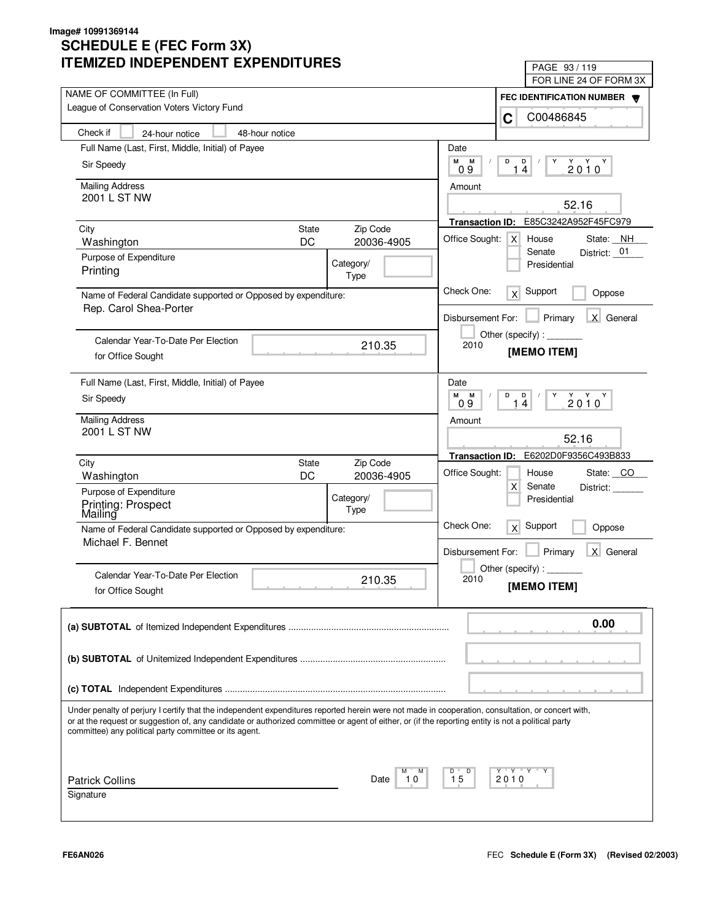Image# 10991369144

# SCHEDULE E (FEC Form 3X)
# ITEMIZED INDEPENDENT EXPENDITURES

PAGE 93 / 119
FOR LINE 24 OF FORM 3X

**NAME OF COMMITTEE (In Full)**
League of Conservation Voters Victory Fund

**FEC IDENTIFICATION NUMBER**
C C00486845

Check if [ ] 24-hour notice [ ] 48-hour notice

---

**Full Name (Last, First, Middle, Initial) of Payee**
Sir Speedy

**Mailing Address**
2001 L ST NW

| City | State | Zip Code |
|---|---|---|
| Washington | DC | 20036-4905 |

**Purpose of Expenditure**
Printing

Category/Type:

**Name of Federal Candidate supported or Opposed by expenditure:**
Rep. Carol Shea-Porter

Calendar Year-To-Date Per Election for Office Sought: 210.35

**Date:** 09 / 14 / 2010

**Amount:** 52.16

**Transaction ID:** E85C3242A952F45FC979

Office Sought: [X] House [ ] Senate [ ] Presidential — State: NH District: 01

Check One: [X] Support [ ] Oppose

Disbursement For: [ ] Primary [X] General [ ] Other (specify): 2010

**[MEMO ITEM]**

---

**Full Name (Last, First, Middle, Initial) of Payee**
Sir Speedy

**Mailing Address**
2001 L ST NW

| City | State | Zip Code |
|---|---|---|
| Washington | DC | 20036-4905 |

**Purpose of Expenditure**
Printing: Prospect Mailing

Category/Type:

**Name of Federal Candidate supported or Opposed by expenditure:**
Michael F. Bennet

Calendar Year-To-Date Per Election for Office Sought: 210.35

**Date:** 09 / 14 / 2010

**Amount:** 52.16

**Transaction ID:** E6202D0F9356C493B833

Office Sought: [ ] House [X] Senate [ ] Presidential — State: CO District:

Check One: [X] Support [ ] Oppose

Disbursement For: [ ] Primary [X] General [ ] Other (specify): 2010

**[MEMO ITEM]**

---

**(a) SUBTOTAL** of Itemized Independent Expenditures .......... **0.00**

**(b) SUBTOTAL** of Unitemized Independent Expenditures ..........

**(c) TOTAL** Independent Expenditures ..........

Under penalty of perjury I certify that the independent expenditures reported herein were not made in cooperation, consultation, or concert with, or at the request or suggestion of, any candidate or authorized committee or agent of either, or (if the reporting entity is not a political party committee) any political party committee or its agent.

Patrick Collins
Signature

Date: 10 / 15 / 2010

FE6AN026

FEC **Schedule E (Form 3X)** (Revised 02/2003)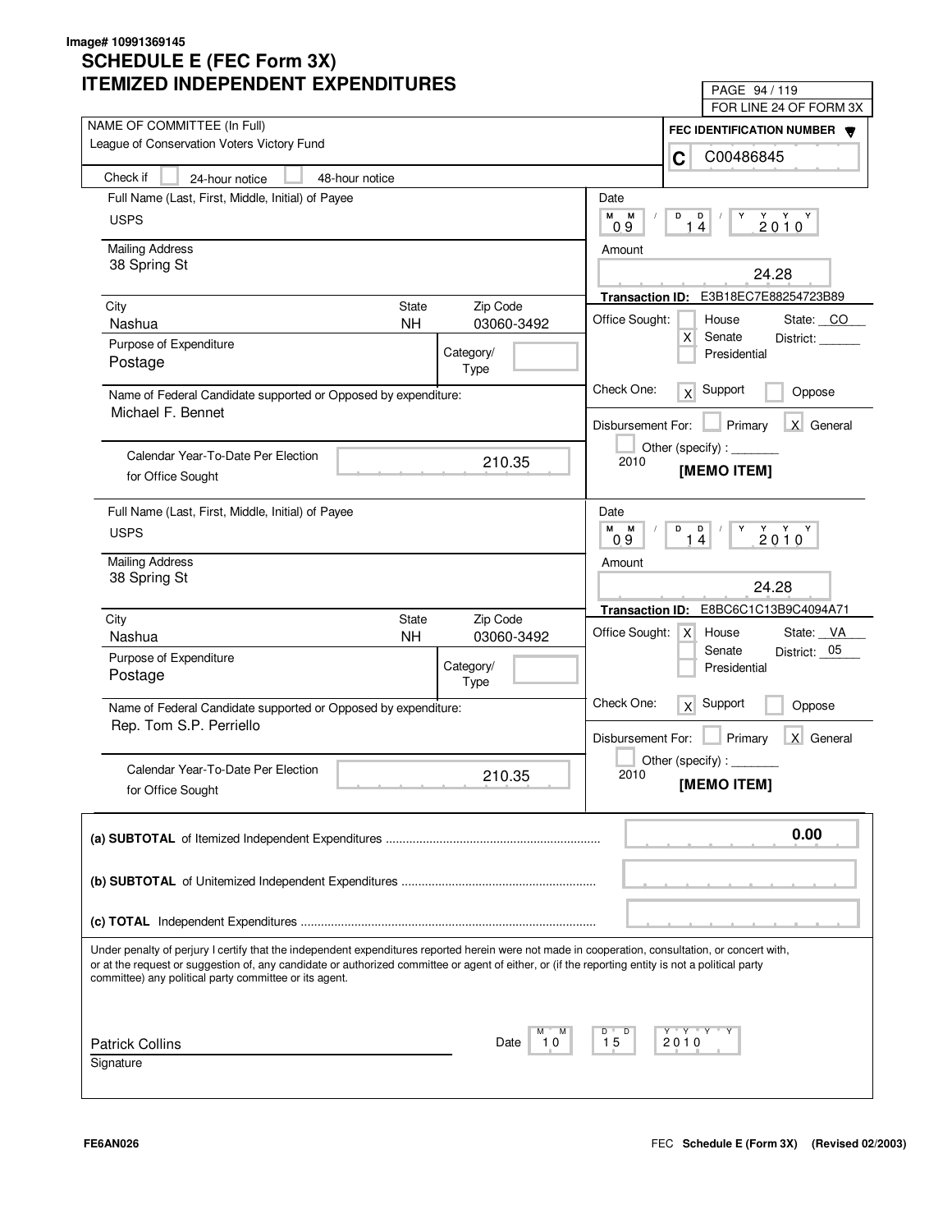Image# 10991369145

# SCHEDULE E (FEC Form 3X)
# ITEMIZED INDEPENDENT EXPENDITURES

PAGE 94 / 119
FOR LINE 24 OF FORM 3X

NAME OF COMMITTEE (In Full)
League of Conservation Voters Victory Fund

FEC IDENTIFICATION NUMBER
C C00486845

Check if [ ] 24-hour notice [ ] 48-hour notice

---

Full Name (Last, First, Middle, Initial) of Payee
USPS

Date: 09 / 14 / 2010

Mailing Address
38 Spring St

Amount: 24.28

Transaction ID: E3B18EC7E88254723B89

| City | State | Zip Code |
|---|---|---|
| Nashua | NH | 03060-3492 |

Office Sought: [ ] House [X] Senate [ ] Presidential — State: CO District: ______

Purpose of Expenditure
Postage

Category/Type:

Check One: [X] Support [ ] Oppose

Name of Federal Candidate supported or Opposed by expenditure:
Michael F. Bennet

Disbursement For: [ ] Primary [X] General [ ] Other (specify) : _______ 2010

Calendar Year-To-Date Per Election for Office Sought: 210.35

**[MEMO ITEM]**

---

Full Name (Last, First, Middle, Initial) of Payee
USPS

Date: 09 / 14 / 2010

Mailing Address
38 Spring St

Amount: 24.28

Transaction ID: E8BC6C1C13B9C4094A71

| City | State | Zip Code |
|---|---|---|
| Nashua | NH | 03060-3492 |

Office Sought: [X] House [ ] Senate [ ] Presidential — State: VA District: 05

Purpose of Expenditure
Postage

Category/Type:

Check One: [X] Support [ ] Oppose

Name of Federal Candidate supported or Opposed by expenditure:
Rep. Tom S.P. Perriello

Disbursement For: [ ] Primary [X] General [ ] Other (specify) : _______ 2010

Calendar Year-To-Date Per Election for Office Sought: 210.35

**[MEMO ITEM]**

---

**(a) SUBTOTAL** of Itemized Independent Expenditures .......... 0.00

**(b) SUBTOTAL** of Unitemized Independent Expenditures ..........

**(c) TOTAL** Independent Expenditures ..........

Under penalty of perjury I certify that the independent expenditures reported herein were not made in cooperation, consultation, or concert with, or at the request or suggestion of, any candidate or authorized committee or agent of either, or (if the reporting entity is not a political party committee) any political party committee or its agent.

Patrick Collins
Signature

Date: 10 / 15 / 2010

FE6AN026

FEC **Schedule E (Form 3X)** **(Revised 02/2003)**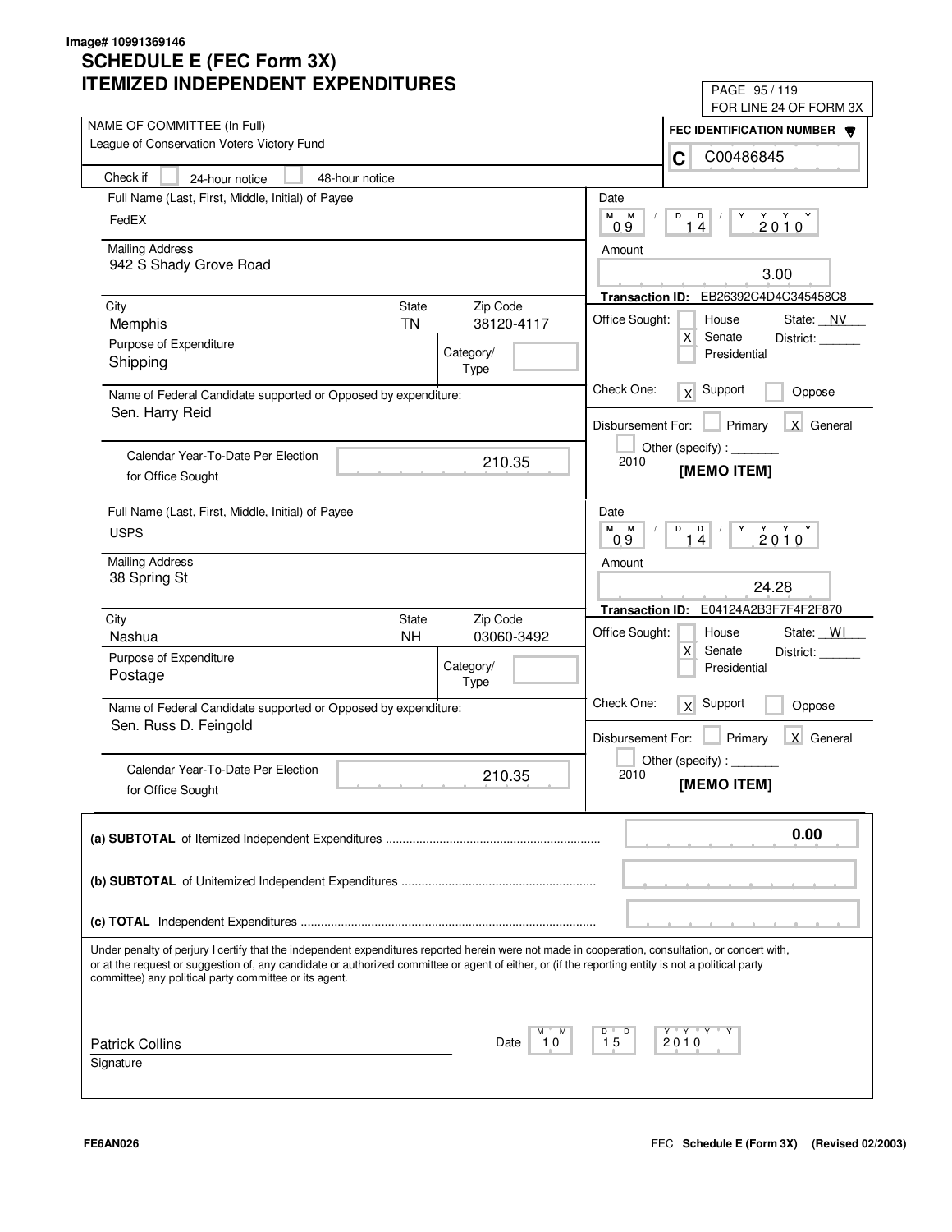Image# 10991369146

# SCHEDULE E (FEC Form 3X)
# ITEMIZED INDEPENDENT EXPENDITURES

PAGE 95 / 119
FOR LINE 24 OF FORM 3X

**NAME OF COMMITTEE (In Full)**
League of Conservation Voters Victory Fund

**FEC IDENTIFICATION NUMBER**
C C00486845

Check if [ ] 24-hour notice [ ] 48-hour notice

---

**Full Name (Last, First, Middle, Initial) of Payee:** FedEX

**Mailing Address:** 942 S Shady Grove Road

| City | State | Zip Code |
|---|---|---|
| Memphis | TN | 38120-4117 |

**Purpose of Expenditure:** Shipping

**Category/Type:**

**Name of Federal Candidate supported or Opposed by expenditure:** Sen. Harry Reid

**Calendar Year-To-Date Per Election for Office Sought:** 210.35

**Date:** 09 / 14 / 2010

**Amount:** 3.00

**Transaction ID:** EB26392C4D4C345458C8

**Office Sought:** [ ] House [X] Senate [ ] Presidential — State: NV District:

**Check One:** [X] Support [ ] Oppose

**Disbursement For:** [ ] Primary [X] General [ ] Other (specify): 2010

**[MEMO ITEM]**

---

**Full Name (Last, First, Middle, Initial) of Payee:** USPS

**Mailing Address:** 38 Spring St

| City | State | Zip Code |
|---|---|---|
| Nashua | NH | 03060-3492 |

**Purpose of Expenditure:** Postage

**Category/Type:**

**Name of Federal Candidate supported or Opposed by expenditure:** Sen. Russ D. Feingold

**Calendar Year-To-Date Per Election for Office Sought:** 210.35

**Date:** 09 / 14 / 2010

**Amount:** 24.28

**Transaction ID:** E04124A2B3F7F4F2F870

**Office Sought:** [ ] House [X] Senate [ ] Presidential — State: WI District:

**Check One:** [X] Support [ ] Oppose

**Disbursement For:** [ ] Primary [X] General [ ] Other (specify): 2010

**[MEMO ITEM]**

---

| | |
|---|---|
| **(a) SUBTOTAL** of Itemized Independent Expenditures | 0.00 |
| **(b) SUBTOTAL** of Unitemized Independent Expenditures | |
| **(c) TOTAL** Independent Expenditures | |

Under penalty of perjury I certify that the independent expenditures reported herein were not made in cooperation, consultation, or concert with, or at the request or suggestion of, any candidate or authorized committee or agent of either, or (if the reporting entity is not a political party committee) any political party committee or its agent.

Patrick Collins
Signature

Date: 10 / 15 / 2010

FE6AN026

FEC **Schedule E (Form 3X)** (Revised 02/2003)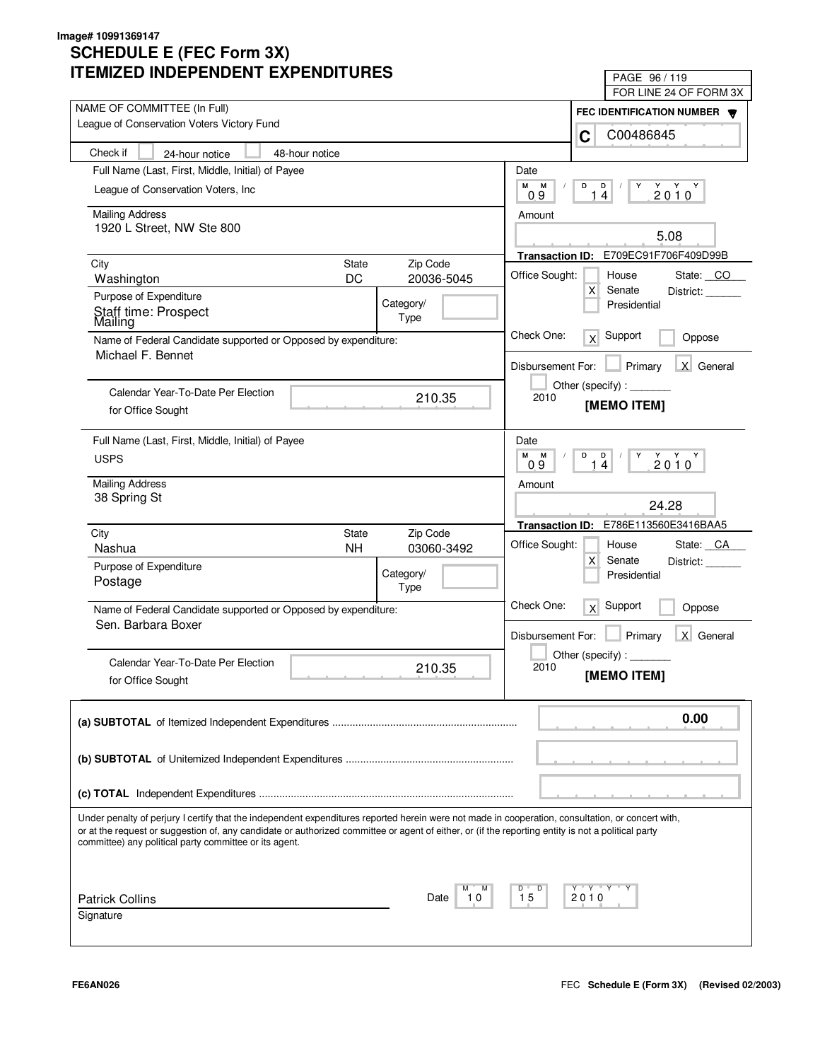Image# 10991369147

# SCHEDULE E (FEC Form 3X)
# ITEMIZED INDEPENDENT EXPENDITURES

PAGE 96 / 119
FOR LINE 24 OF FORM 3X

NAME OF COMMITTEE (In Full)
League of Conservation Voters Victory Fund

FEC IDENTIFICATION NUMBER
C C00486845

Check if [ ] 24-hour notice [ ] 48-hour notice

---

Full Name (Last, First, Middle, Initial) of Payee
League of Conservation Voters, Inc

Mailing Address
1920 L Street, NW Ste 800

| City | State | Zip Code |
|---|---|---|
| Washington | DC | 20036-5045 |

Purpose of Expenditure
Staff time: Prospect Mailing

Category/Type:

Name of Federal Candidate supported or Opposed by expenditure:
Michael F. Bennet

Calendar Year-To-Date Per Election for Office Sought: 210.35

Date: 09 / 14 / 2010

Amount: 5.08

Transaction ID: E709EC91F706F409D99B

Office Sought: [ ] House [X] Senate [ ] Presidential — State: CO District:

Check One: [X] Support [ ] Oppose

Disbursement For: [ ] Primary [X] General [ ] Other (specify): 2010

[MEMO ITEM]

---

Full Name (Last, First, Middle, Initial) of Payee
USPS

Mailing Address
38 Spring St

| City | State | Zip Code |
|---|---|---|
| Nashua | NH | 03060-3492 |

Purpose of Expenditure
Postage

Category/Type:

Name of Federal Candidate supported or Opposed by expenditure:
Sen. Barbara Boxer

Calendar Year-To-Date Per Election for Office Sought: 210.35

Date: 09 / 14 / 2010

Amount: 24.28

Transaction ID: E786E113560E3416BAA5

Office Sought: [ ] House [X] Senate [ ] Presidential — State: CA District:

Check One: [X] Support [ ] Oppose

Disbursement For: [ ] Primary [X] General [ ] Other (specify): 2010

[MEMO ITEM]

---

(a) **SUBTOTAL** of Itemized Independent Expenditures .................. 0.00

(b) **SUBTOTAL** of Unitemized Independent Expenditures ..................

(c) **TOTAL** Independent Expenditures ..................

Under penalty of perjury I certify that the independent expenditures reported herein were not made in cooperation, consultation, or concert with, or at the request or suggestion of, any candidate or authorized committee or agent of either, or (if the reporting entity is not a political party committee) any political party committee or its agent.

Patrick Collins
Signature

Date: 10 / 15 / 2010

FE6AN026

FEC **Schedule E (Form 3X)** (Revised 02/2003)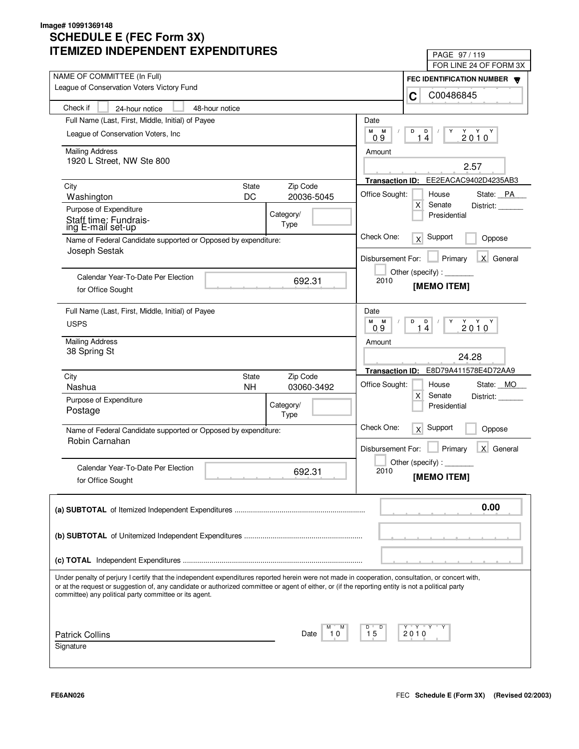Image# 10991369148

# SCHEDULE E (FEC Form 3X)
# ITEMIZED INDEPENDENT EXPENDITURES

PAGE 97 / 119
FOR LINE 24 OF FORM 3X

**NAME OF COMMITTEE (In Full)**
League of Conservation Voters Victory Fund

**FEC IDENTIFICATION NUMBER**
C C00486845

Check if: [ ] 24-hour notice [ ] 48-hour notice

---

**Full Name (Last, First, Middle, Initial) of Payee**
League of Conservation Voters, Inc

**Mailing Address**
1920 L Street, NW Ste 800

| City | State | Zip Code |
|---|---|---|
| Washington | DC | 20036-5045 |

**Purpose of Expenditure**
Staff time: Fundraising E-mail set-up

Category/Type:

**Name of Federal Candidate supported or Opposed by expenditure:**
Joseph Sestak

Calendar Year-To-Date Per Election for Office Sought: 692.31

Date: 09 / 14 / 2010

Amount: 2.57

Transaction ID: EE2EACAC9402D4235AB3

Office Sought: [ ] House [X] Senate [ ] Presidential — State: PA District:

Check One: [X] Support [ ] Oppose

Disbursement For: [ ] Primary [X] General [ ] Other (specify): 2010

**[MEMO ITEM]**

---

**Full Name (Last, First, Middle, Initial) of Payee**
USPS

**Mailing Address**
38 Spring St

| City | State | Zip Code |
|---|---|---|
| Nashua | NH | 03060-3492 |

**Purpose of Expenditure**
Postage

Category/Type:

**Name of Federal Candidate supported or Opposed by expenditure:**
Robin Carnahan

Calendar Year-To-Date Per Election for Office Sought: 692.31

Date: 09 / 14 / 2010

Amount: 24.28

Transaction ID: E8D79A411578E4D72AA9

Office Sought: [ ] House [X] Senate [ ] Presidential — State: MO District:

Check One: [X] Support [ ] Oppose

Disbursement For: [ ] Primary [X] General [ ] Other (specify): 2010

**[MEMO ITEM]**

---

| | |
|---|---|
| **(a) SUBTOTAL** of Itemized Independent Expenditures | 0.00 |
| **(b) SUBTOTAL** of Unitemized Independent Expenditures | |
| **(c) TOTAL** Independent Expenditures | |

Under penalty of perjury I certify that the independent expenditures reported herein were not made in cooperation, consultation, or concert with, or at the request or suggestion of, any candidate or authorized committee or agent of either, or (if the reporting entity is not a political party committee) any political party committee or its agent.

Patrick Collins
Signature

Date: 10 / 15 / 2010

FE6AN026

FEC **Schedule E (Form 3X)** **(Revised 02/2003)**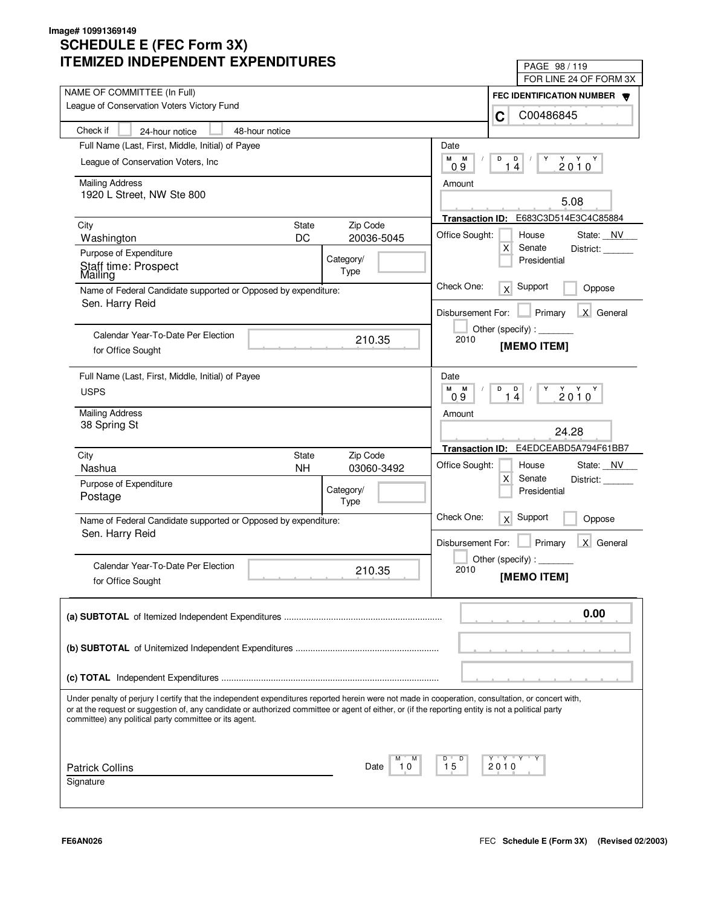Image# 10991369149

# SCHEDULE E (FEC Form 3X)
# ITEMIZED INDEPENDENT EXPENDITURES

PAGE 98 / 119
FOR LINE 24 OF FORM 3X

NAME OF COMMITTEE (In Full)
League of Conservation Voters Victory Fund

FEC IDENTIFICATION NUMBER
C C00486845

Check if [ ] 24-hour notice [ ] 48-hour notice

---

Full Name (Last, First, Middle, Initial) of Payee
League of Conservation Voters, Inc

Mailing Address
1920 L Street, NW Ste 800

| City | State | Zip Code |
|---|---|---|
| Washington | DC | 20036-5045 |

Purpose of Expenditure
Staff time: Prospect Mailing

Category/Type:

Name of Federal Candidate supported or Opposed by expenditure:
Sen. Harry Reid

Calendar Year-To-Date Per Election for Office Sought: 210.35

Date: 09 / 14 / 2010

Amount: 5.08

Transaction ID: E683C3D514E3C4C85884

Office Sought: [ ] House [X] Senate [ ] Presidential — State: NV District:

Check One: [X] Support [ ] Oppose

Disbursement For: [ ] Primary [X] General [ ] Other (specify): 2010

[MEMO ITEM]

---

Full Name (Last, First, Middle, Initial) of Payee
USPS

Mailing Address
38 Spring St

| City | State | Zip Code |
|---|---|---|
| Nashua | NH | 03060-3492 |

Purpose of Expenditure
Postage

Category/Type:

Name of Federal Candidate supported or Opposed by expenditure:
Sen. Harry Reid

Calendar Year-To-Date Per Election for Office Sought: 210.35

Date: 09 / 14 / 2010

Amount: 24.28

Transaction ID: E4EDCEABD5A794F61BB7

Office Sought: [ ] House [X] Senate [ ] Presidential — State: NV District:

Check One: [X] Support [ ] Oppose

Disbursement For: [ ] Primary [X] General [ ] Other (specify): 2010

[MEMO ITEM]

---

**(a) SUBTOTAL** of Itemized Independent Expenditures: **0.00**

**(b) SUBTOTAL** of Unitemized Independent Expenditures:

**(c) TOTAL** Independent Expenditures:

Under penalty of perjury I certify that the independent expenditures reported herein were not made in cooperation, consultation, or concert with, or at the request or suggestion of, any candidate or authorized committee or agent of either, or (if the reporting entity is not a political party committee) any political party committee or its agent.

Patrick Collins
Signature

Date: 10 / 15 / 2010

FE6AN026

FEC **Schedule E (Form 3X) (Revised 02/2003)**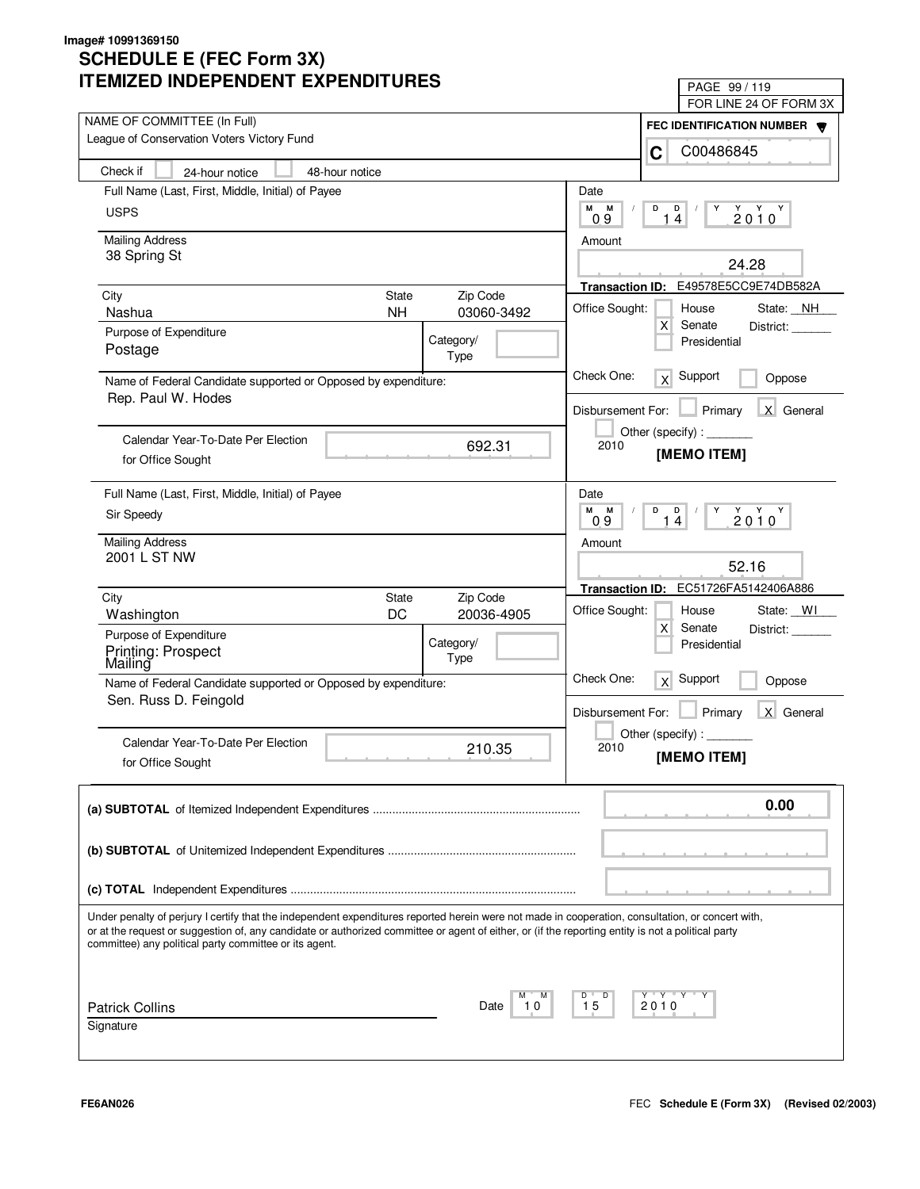Image# 10991369150

# SCHEDULE E (FEC Form 3X)
# ITEMIZED INDEPENDENT EXPENDITURES

PAGE 99 / 119
FOR LINE 24 OF FORM 3X

NAME OF COMMITTEE (In Full)
League of Conservation Voters Victory Fund

FEC IDENTIFICATION NUMBER
C C00486845

Check if [ ] 24-hour notice [ ] 48-hour notice

---

Full Name (Last, First, Middle, Initial) of Payee
USPS

Mailing Address
38 Spring St

City: Nashua | State: NH | Zip Code: 03060-3492

Purpose of Expenditure
Postage

Category/Type:

Name of Federal Candidate supported or Opposed by expenditure:
Rep. Paul W. Hodes

Calendar Year-To-Date Per Election for Office Sought: 692.31

Date: 09 / 14 / 2010

Amount: 24.28

Transaction ID: E49578E5CC9E74DB582A

Office Sought: [ ] House [X] Senate [ ] Presidential — State: NH District: ______

Check One: [X] Support [ ] Oppose

Disbursement For: [ ] Primary [X] General [ ] Other (specify) : _______ 2010

[MEMO ITEM]

---

Full Name (Last, First, Middle, Initial) of Payee
Sir Speedy

Mailing Address
2001 L ST NW

City: Washington | State: DC | Zip Code: 20036-4905

Purpose of Expenditure
Printing: Prospect Mailing

Category/Type:

Name of Federal Candidate supported or Opposed by expenditure:
Sen. Russ D. Feingold

Calendar Year-To-Date Per Election for Office Sought: 210.35

Date: 09 / 14 / 2010

Amount: 52.16

Transaction ID: EC51726FA5142406A886

Office Sought: [ ] House [X] Senate [ ] Presidential — State: WI District: ______

Check One: [X] Support [ ] Oppose

Disbursement For: [ ] Primary [X] General [ ] Other (specify) : _______ 2010

[MEMO ITEM]

---

**(a) SUBTOTAL** of Itemized Independent Expenditures ..... 0.00

**(b) SUBTOTAL** of Unitemized Independent Expenditures .....

**(c) TOTAL** Independent Expenditures .....

Under penalty of perjury I certify that the independent expenditures reported herein were not made in cooperation, consultation, or concert with, or at the request or suggestion of, any candidate or authorized committee or agent of either, or (if the reporting entity is not a political party committee) any political party committee or its agent.

Patrick Collins
Signature

Date: 10 / 15 / 2010

FE6AN026

FEC **Schedule E (Form 3X)** **(Revised 02/2003)**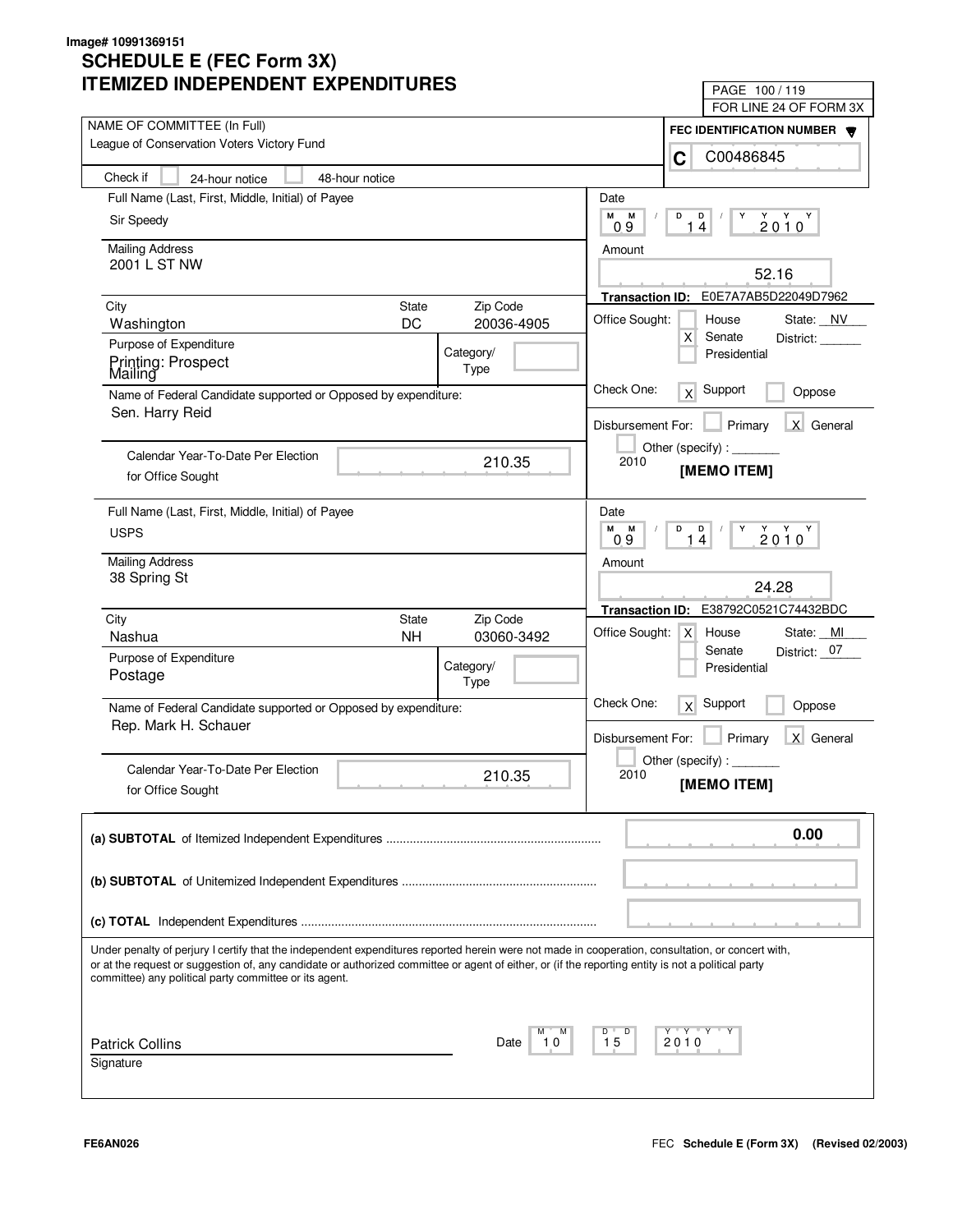Image# 10991369151

# SCHEDULE E (FEC Form 3X)
# ITEMIZED INDEPENDENT EXPENDITURES

FOR LINE 24 OF FORM 3X

**NAME OF COMMITTEE (In Full)**
League of Conservation Voters Victory Fund

**FEC IDENTIFICATION NUMBER**
C C00486845

Check if: [ ] 24-hour notice [ ] 48-hour notice

---

**Full Name (Last, First, Middle, Initial) of Payee:** Sir Speedy

**Mailing Address:** 2001 L ST NW

**City:** Washington | **State:** DC | **Zip Code:** 20036-4905

**Purpose of Expenditure:** Printing: Prospect Mailing

**Category/Type:**

**Name of Federal Candidate supported or Opposed by expenditure:** Sen. Harry Reid

**Calendar Year-To-Date Per Election for Office Sought:** 210.35

**Date:** 09/14/2010

**Amount:** 52.16

**Transaction ID:** E0E7A7AB5D22049D7962

**Office Sought:** [ ] House [X] Senate [ ] Presidential — State: NV District:

**Check One:** [X] Support [ ] Oppose

**Disbursement For:** [ ] Primary [X] General [ ] Other (specify): 2010

**[MEMO ITEM]**

---

**Full Name (Last, First, Middle, Initial) of Payee:** USPS

**Mailing Address:** 38 Spring St

**City:** Nashua | **State:** NH | **Zip Code:** 03060-3492

**Purpose of Expenditure:** Postage

**Category/Type:**

**Name of Federal Candidate supported or Opposed by expenditure:** Rep. Mark H. Schauer

**Calendar Year-To-Date Per Election for Office Sought:** 210.35

**Date:** 09/14/2010

**Amount:** 24.28

**Transaction ID:** E38792C0521C74432BDC

**Office Sought:** [X] House [ ] Senate [ ] Presidential — State: MI District: 07

**Check One:** [X] Support [ ] Oppose

**Disbursement For:** [ ] Primary [X] General [ ] Other (specify): 2010

**[MEMO ITEM]**

---

**(a) SUBTOTAL** of Itemized Independent Expenditures: 0.00

**(b) SUBTOTAL** of Unitemized Independent Expenditures:

**(c) TOTAL** Independent Expenditures:

Under penalty of perjury I certify that the independent expenditures reported herein were not made in cooperation, consultation, or concert with, or at the request or suggestion of, any candidate or authorized committee or agent of either, or (if the reporting entity is not a political party committee) any political party committee or its agent.

Patrick Collins
Signature

Date: 10/15/2010

FE6AN026

FEC **Schedule E (Form 3X)** (Revised 02/2003)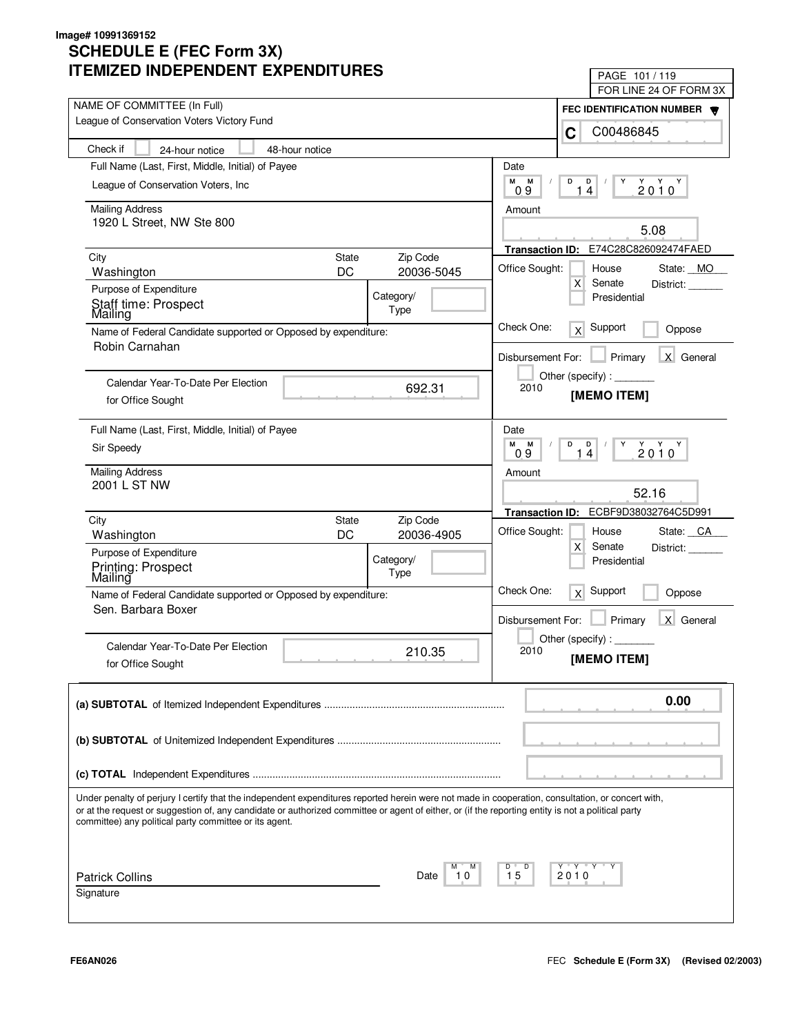Image# 10991369152

# SCHEDULE E (FEC Form 3X)
# ITEMIZED INDEPENDENT EXPENDITURES

PAGE 101 / 119
FOR LINE 24 OF FORM 3X

NAME OF COMMITTEE (In Full)
League of Conservation Voters Victory Fund

FEC IDENTIFICATION NUMBER
C C00486845

Check if [ ] 24-hour notice [ ] 48-hour notice

---

Full Name (Last, First, Middle, Initial) of Payee
League of Conservation Voters, Inc

Mailing Address
1920 L Street, NW Ste 800

| City | State | Zip Code |
|---|---|---|
| Washington | DC | 20036-5045 |

Purpose of Expenditure
Staff time: Prospect Mailing

Category/Type

Name of Federal Candidate supported or Opposed by expenditure:
Robin Carnahan

Calendar Year-To-Date Per Election for Office Sought: 692.31

Date: 09 / 14 / 2010

Amount: 5.08

Transaction ID: E74C28C826092474FAED

Office Sought: [ ] House [X] Senate [ ] Presidential — State: MO District: ______

Check One: [X] Support [ ] Oppose

Disbursement For: [ ] Primary [X] General [ ] Other (specify) : _______ 2010

**[MEMO ITEM]**

---

Full Name (Last, First, Middle, Initial) of Payee
Sir Speedy

Mailing Address
2001 L ST NW

| City | State | Zip Code |
|---|---|---|
| Washington | DC | 20036-4905 |

Purpose of Expenditure
Printing: Prospect Mailing

Category/Type

Name of Federal Candidate supported or Opposed by expenditure:
Sen. Barbara Boxer

Calendar Year-To-Date Per Election for Office Sought: 210.35

Date: 09 / 14 / 2010

Amount: 52.16

Transaction ID: ECBF9D38032764C5D991

Office Sought: [ ] House [X] Senate [ ] Presidential — State: CA District: ______

Check One: [X] Support [ ] Oppose

Disbursement For: [ ] Primary [X] General [ ] Other (specify) : _______ 2010

**[MEMO ITEM]**

---

**(a) SUBTOTAL** of Itemized Independent Expenditures .......... 0.00

**(b) SUBTOTAL** of Unitemized Independent Expenditures ..........

**(c) TOTAL** Independent Expenditures ..........

Under penalty of perjury I certify that the independent expenditures reported herein were not made in cooperation, consultation, or concert with, or at the request or suggestion of, any candidate or authorized committee or agent of either, or (if the reporting entity is not a political party committee) any political party committee or its agent.

Patrick Collins
Signature

Date: 10 / 15 / 2010

FE6AN026

FEC **Schedule E (Form 3X) (Revised 02/2003)**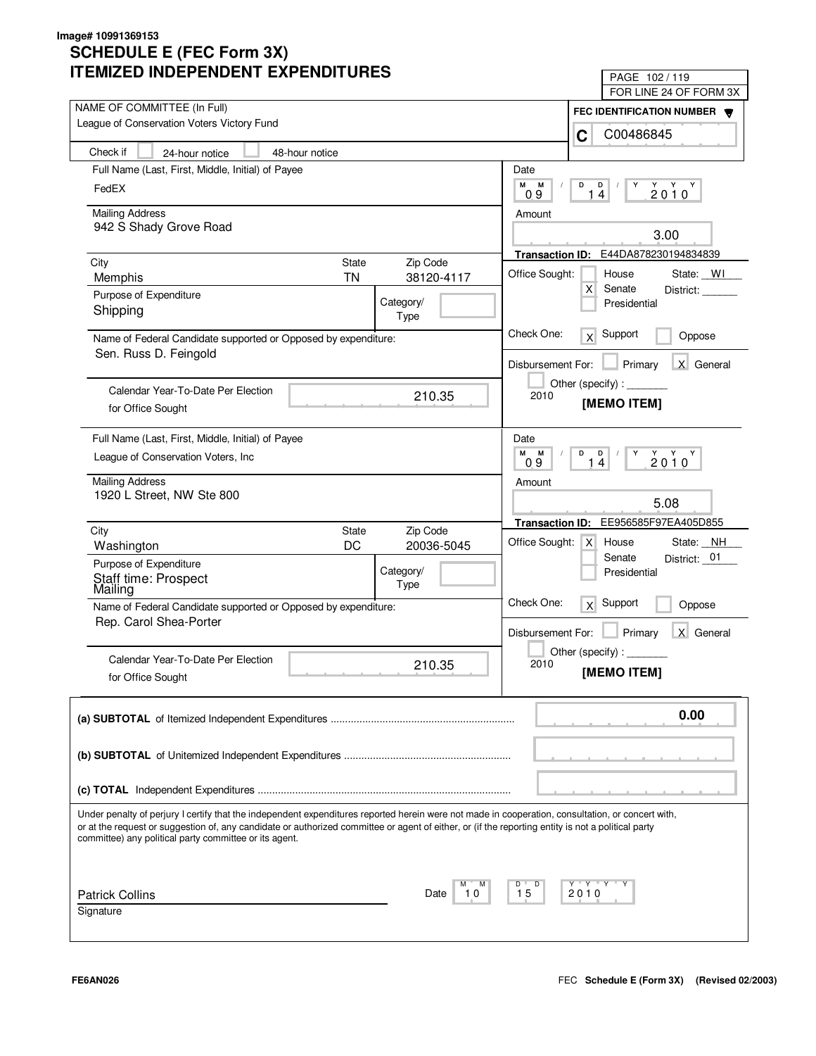Image# 10991369153

# SCHEDULE E (FEC Form 3X)
# ITEMIZED INDEPENDENT EXPENDITURES

FOR LINE 24 OF FORM 3X

NAME OF COMMITTEE (In Full)
League of Conservation Voters Victory Fund

FEC IDENTIFICATION NUMBER
C C00486845

Check if [ ] 24-hour notice [ ] 48-hour notice

---

Full Name (Last, First, Middle, Initial) of Payee
FedEX

Mailing Address
942 S Shady Grove Road

| City | State | Zip Code |
|---|---|---|
| Memphis | TN | 38120-4117 |

Purpose of Expenditure
Shipping

Category/Type:

Name of Federal Candidate supported or Opposed by expenditure:
Sen. Russ D. Feingold

Calendar Year-To-Date Per Election for Office Sought: 210.35

Date: 09 / 14 / 2010

Amount: 3.00

Transaction ID: E44DA878230194834839

Office Sought: [ ] House [X] Senate [ ] Presidential — State: WI District:

Check One: [X] Support [ ] Oppose

Disbursement For: [ ] Primary [X] General [ ] Other (specify): 2010

**[MEMO ITEM]**

---

Full Name (Last, First, Middle, Initial) of Payee
League of Conservation Voters, Inc

Mailing Address
1920 L Street, NW Ste 800

| City | State | Zip Code |
|---|---|---|
| Washington | DC | 20036-5045 |

Purpose of Expenditure
Staff time: Prospect Mailing

Category/Type:

Name of Federal Candidate supported or Opposed by expenditure:
Rep. Carol Shea-Porter

Calendar Year-To-Date Per Election for Office Sought: 210.35

Date: 09 / 14 / 2010

Amount: 5.08

Transaction ID: EE956585F97EA405D855

Office Sought: [X] House [ ] Senate [ ] Presidential — State: NH District: 01

Check One: [X] Support [ ] Oppose

Disbursement For: [ ] Primary [X] General [ ] Other (specify): 2010

**[MEMO ITEM]**

---

**(a) SUBTOTAL** of Itemized Independent Expenditures .......... **0.00**

**(b) SUBTOTAL** of Unitemized Independent Expenditures ..........

**(c) TOTAL** Independent Expenditures ..........

Under penalty of perjury I certify that the independent expenditures reported herein were not made in cooperation, consultation, or concert with, or at the request or suggestion of, any candidate or authorized committee or agent of either, or (if the reporting entity is not a political party committee) any political party committee or its agent.

Patrick Collins
Signature

Date: 10 / 15 / 2010

FE6AN026

FEC **Schedule E (Form 3X)** **(Revised 02/2003)**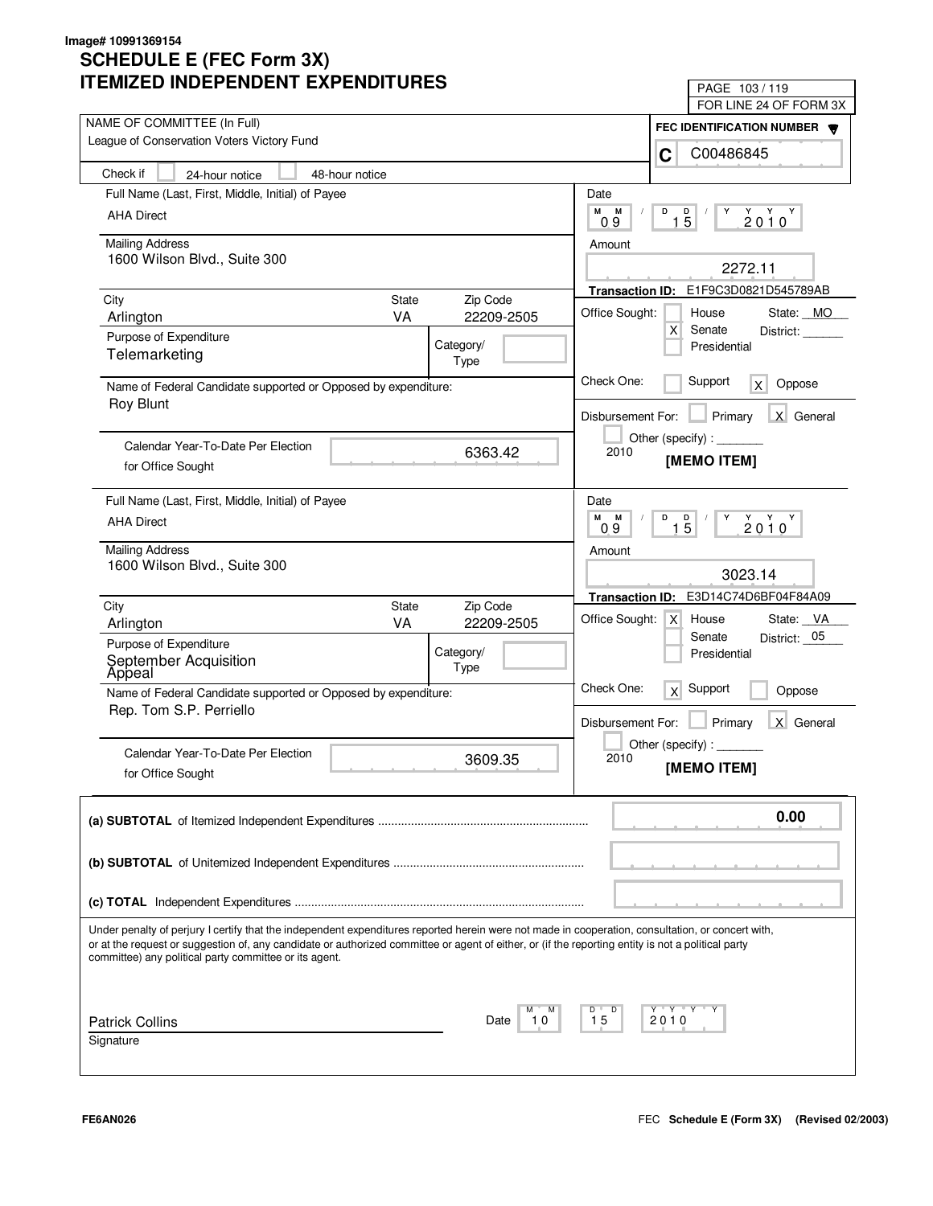Image# 10991369154

# SCHEDULE E (FEC Form 3X)
# ITEMIZED INDEPENDENT EXPENDITURES

FOR LINE 24 OF FORM 3X

**NAME OF COMMITTEE (In Full)**
League of Conservation Voters Victory Fund

**FEC IDENTIFICATION NUMBER**
C C00486845

Check if [ ] 24-hour notice [ ] 48-hour notice

---

**Full Name (Last, First, Middle, Initial) of Payee**
AHA Direct

**Mailing Address**
1600 Wilson Blvd., Suite 300

| City | State | Zip Code |
|---|---|---|
| Arlington | VA | 22209-2505 |

**Purpose of Expenditure:** Telemarketing

Category/Type:

**Name of Federal Candidate supported or Opposed by expenditure:**
Roy Blunt

**Calendar Year-To-Date Per Election for Office Sought:** 6363.42

**Date:** 09 / 15 / 2010

**Amount:** 2272.11

**Transaction ID:** E1F9C3D0821D545789AB

**Office Sought:** [ ] House [X] Senate [ ] Presidential — State: MO District:

**Check One:** [ ] Support [X] Oppose

**Disbursement For:** [ ] Primary [X] General [ ] Other (specify): 2010

**[MEMO ITEM]**

---

**Full Name (Last, First, Middle, Initial) of Payee**
AHA Direct

**Mailing Address**
1600 Wilson Blvd., Suite 300

| City | State | Zip Code |
|---|---|---|
| Arlington | VA | 22209-2505 |

**Purpose of Expenditure:** September Acquisition Appeal

Category/Type:

**Name of Federal Candidate supported or Opposed by expenditure:**
Rep. Tom S.P. Perriello

**Calendar Year-To-Date Per Election for Office Sought:** 3609.35

**Date:** 09 / 15 / 2010

**Amount:** 3023.14

**Transaction ID:** E3D14C74D6BF04F84A09

**Office Sought:** [X] House [ ] Senate [ ] Presidential — State: VA District: 05

**Check One:** [X] Support [ ] Oppose

**Disbursement For:** [ ] Primary [X] General [ ] Other (specify): 2010

**[MEMO ITEM]**

---

**(a) SUBTOTAL** of Itemized Independent Expenditures .......... 0.00

**(b) SUBTOTAL** of Unitemized Independent Expenditures ..........

**(c) TOTAL** Independent Expenditures ..........

Under penalty of perjury I certify that the independent expenditures reported herein were not made in cooperation, consultation, or concert with, or at the request or suggestion of, any candidate or authorized committee or agent of either, or (if the reporting entity is not a political party committee) any political party committee or its agent.

Patrick Collins
Signature

Date: 10 / 15 / 2010

FE6AN026

FEC **Schedule E (Form 3X)** **(Revised 02/2003)**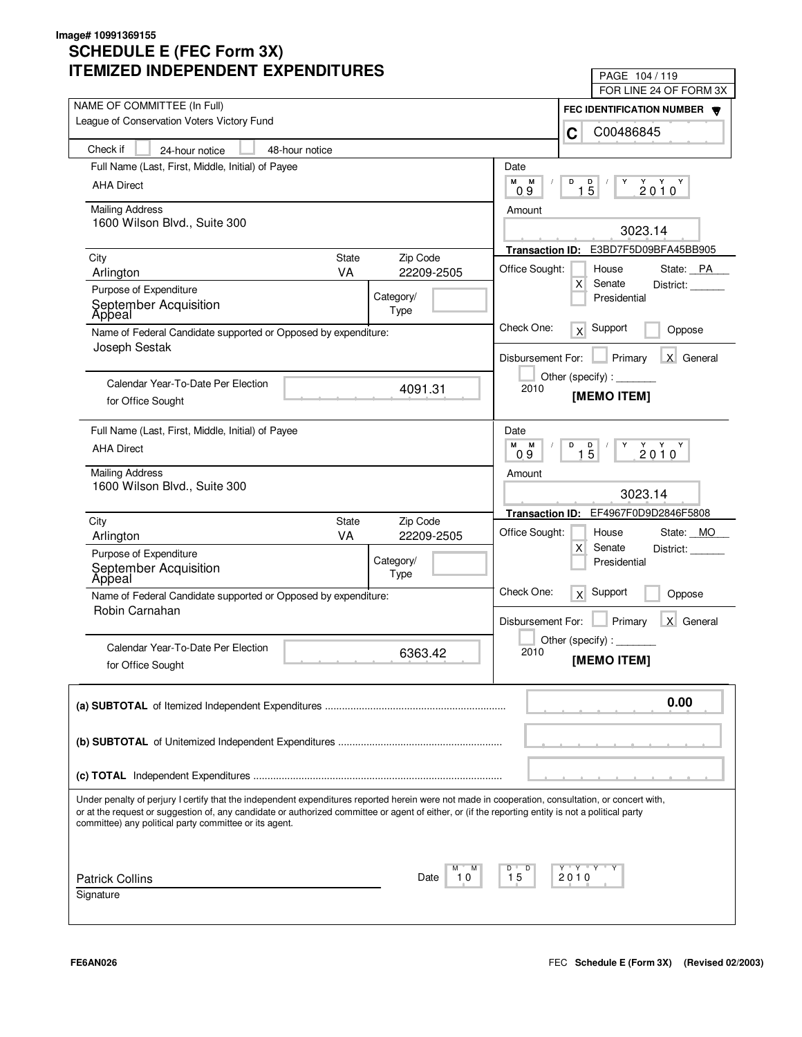Image# 10991369155

# SCHEDULE E (FEC Form 3X)
# ITEMIZED INDEPENDENT EXPENDITURES

PAGE 104 / 119
FOR LINE 24 OF FORM 3X

NAME OF COMMITTEE (In Full): League of Conservation Voters Victory Fund

FEC IDENTIFICATION NUMBER: C C00486845

Check if [ ] 24-hour notice [ ] 48-hour notice

---

**Full Name (Last, First, Middle, Initial) of Payee:** AHA Direct

**Mailing Address:** 1600 Wilson Blvd., Suite 300

**City:** Arlington **State:** VA **Zip Code:** 22209-2505

**Purpose of Expenditure:** September Acquisition Appeal

**Category/Type:**

**Name of Federal Candidate supported or Opposed by expenditure:** Joseph Sestak

**Calendar Year-To-Date Per Election for Office Sought:** 4091.31

**Date:** 09 / 15 / 2010

**Amount:** 3023.14

**Transaction ID:** E3BD7F5D09BFA45BB905

**Office Sought:** [ ] House [X] Senate [ ] Presidential — State: PA District:

**Check One:** [X] Support [ ] Oppose

**Disbursement For:** [ ] Primary [X] General [ ] Other (specify): 2010

**[MEMO ITEM]**

---

**Full Name (Last, First, Middle, Initial) of Payee:** AHA Direct

**Mailing Address:** 1600 Wilson Blvd., Suite 300

**City:** Arlington **State:** VA **Zip Code:** 22209-2505

**Purpose of Expenditure:** September Acquisition Appeal

**Category/Type:**

**Name of Federal Candidate supported or Opposed by expenditure:** Robin Carnahan

**Calendar Year-To-Date Per Election for Office Sought:** 6363.42

**Date:** 09 / 15 / 2010

**Amount:** 3023.14

**Transaction ID:** EF4967F0D9D2846F5808

**Office Sought:** [ ] House [X] Senate [ ] Presidential — State: MO District:

**Check One:** [X] Support [ ] Oppose

**Disbursement For:** [ ] Primary [X] General [ ] Other (specify): 2010

**[MEMO ITEM]**

---

**(a) SUBTOTAL** of Itemized Independent Expenditures ........ 0.00

**(b) SUBTOTAL** of Unitemized Independent Expenditures ........

**(c) TOTAL** Independent Expenditures ........

Under penalty of perjury I certify that the independent expenditures reported herein were not made in cooperation, consultation, or concert with, or at the request or suggestion of, any candidate or authorized committee or agent of either, or (if the reporting entity is not a political party committee) any political party committee or its agent.

Patrick Collins — Date: 10 / 15 / 2010

Signature

FE6AN026 — FEC Schedule E (Form 3X) (Revised 02/2003)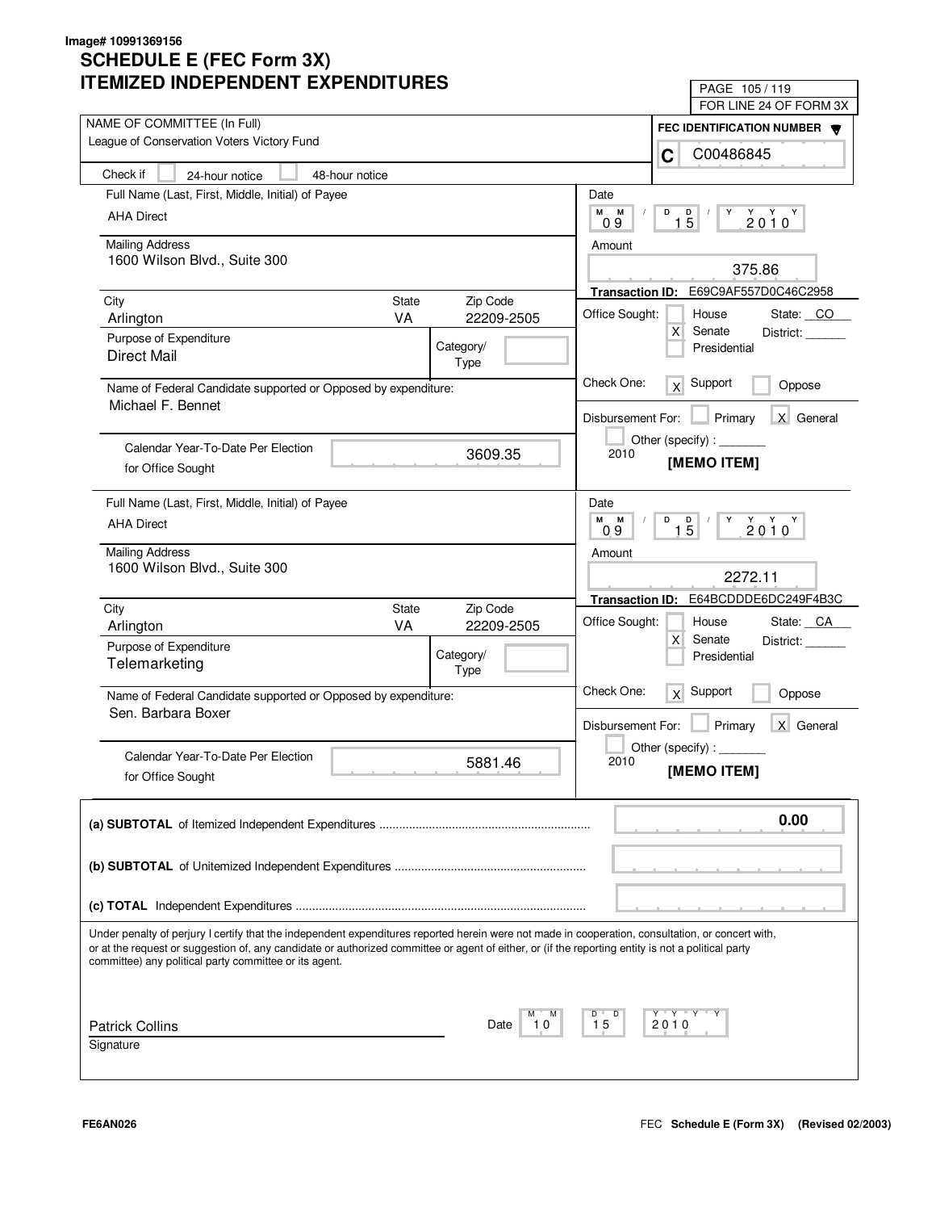Image# 10991369156

# SCHEDULE E (FEC Form 3X)
# ITEMIZED INDEPENDENT EXPENDITURES

PAGE 105 / 119
FOR LINE 24 OF FORM 3X

NAME OF COMMITTEE (In Full)
League of Conservation Voters Victory Fund

FEC IDENTIFICATION NUMBER
C00486845

Check if [ ] 24-hour notice [ ] 48-hour notice

---

Full Name (Last, First, Middle, Initial) of Payee
AHA Direct

Mailing Address
1600 Wilson Blvd., Suite 300

City: Arlington
State: VA
Zip Code: 22209-2505

Purpose of Expenditure: Direct Mail

Category/Type:

Name of Federal Candidate supported or Opposed by expenditure:
Michael F. Bennet

Calendar Year-To-Date Per Election for Office Sought: 3609.35

Date: 09 / 15 / 2010

Amount: 375.86

Transaction ID: E69C9AF557D0C46C2958

Office Sought: [ ] House [X] Senate [ ] Presidential — State: CO District:

Check One: [X] Support [ ] Oppose

Disbursement For: [ ] Primary [X] General [ ] Other (specify): 2010

[MEMO ITEM]

---

Full Name (Last, First, Middle, Initial) of Payee
AHA Direct

Mailing Address
1600 Wilson Blvd., Suite 300

City: Arlington
State: VA
Zip Code: 22209-2505

Purpose of Expenditure: Telemarketing

Category/Type:

Name of Federal Candidate supported or Opposed by expenditure:
Sen. Barbara Boxer

Calendar Year-To-Date Per Election for Office Sought: 5881.46

Date: 09 / 15 / 2010

Amount: 2272.11

Transaction ID: E64BCDDDE6DC249F4B3C

Office Sought: [ ] House [X] Senate [ ] Presidential — State: CA District:

Check One: [X] Support [ ] Oppose

Disbursement For: [ ] Primary [X] General [ ] Other (specify): 2010

[MEMO ITEM]

---

**(a) SUBTOTAL** of Itemized Independent Expenditures ........ **0.00**

**(b) SUBTOTAL** of Unitemized Independent Expenditures ........

**(c) TOTAL** Independent Expenditures ........

Under penalty of perjury I certify that the independent expenditures reported herein were not made in cooperation, consultation, or concert with, or at the request or suggestion of, any candidate or authorized committee or agent of either, or (if the reporting entity is not a political party committee) any political party committee or its agent.

Patrick Collins
Signature

Date: 10 / 15 / 2010

FE6AN026

FEC **Schedule E (Form 3X) (Revised 02/2003)**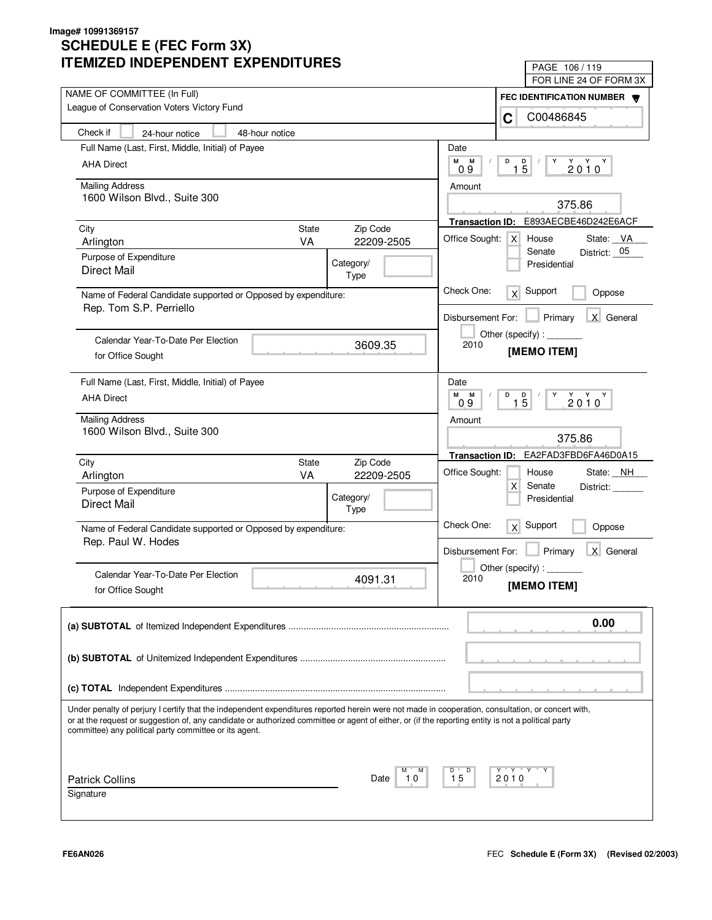Image# 10991369157

# SCHEDULE E (FEC Form 3X)
# ITEMIZED INDEPENDENT EXPENDITURES

PAGE 106 / 119
FOR LINE 24 OF FORM 3X

NAME OF COMMITTEE (In Full)
League of Conservation Voters Victory Fund

FEC IDENTIFICATION NUMBER
C C00486845

Check if [ ] 24-hour notice [ ] 48-hour notice

---

Full Name (Last, First, Middle, Initial) of Payee
AHA Direct

Mailing Address
1600 Wilson Blvd., Suite 300

| City | State | Zip Code |
|---|---|---|
| Arlington | VA | 22209-2505 |

Purpose of Expenditure
Direct Mail

Category/Type:

Name of Federal Candidate supported or Opposed by expenditure:
Rep. Tom S.P. Perriello

Calendar Year-To-Date Per Election for Office Sought: 3609.35

Date: 09 / 15 / 2010

Amount: 375.86

Transaction ID: E893AECBE46D242E6ACF

Office Sought: [X] House [ ] Senate [ ] Presidential — State: VA District: 05

Check One: [X] Support [ ] Oppose

Disbursement For: [ ] Primary [X] General [ ] Other (specify): 2010

**[MEMO ITEM]**

---

Full Name (Last, First, Middle, Initial) of Payee
AHA Direct

Mailing Address
1600 Wilson Blvd., Suite 300

| City | State | Zip Code |
|---|---|---|
| Arlington | VA | 22209-2505 |

Purpose of Expenditure
Direct Mail

Category/Type:

Name of Federal Candidate supported or Opposed by expenditure:
Rep. Paul W. Hodes

Calendar Year-To-Date Per Election for Office Sought: 4091.31

Date: 09 / 15 / 2010

Amount: 375.86

Transaction ID: EA2FAD3FBD6FA46D0A15

Office Sought: [ ] House [X] Senate [ ] Presidential — State: NH District:

Check One: [X] Support [ ] Oppose

Disbursement For: [ ] Primary [X] General [ ] Other (specify): 2010

**[MEMO ITEM]**

---

**(a) SUBTOTAL** of Itemized Independent Expenditures ........ **0.00**

**(b) SUBTOTAL** of Unitemized Independent Expenditures ........

**(c) TOTAL** Independent Expenditures ........

Under penalty of perjury I certify that the independent expenditures reported herein were not made in cooperation, consultation, or concert with, or at the request or suggestion of, any candidate or authorized committee or agent of either, or (if the reporting entity is not a political party committee) any political party committee or its agent.

Patrick Collins
Signature

Date: 10 / 15 / 2010

FE6AN026

FEC **Schedule E (Form 3X)** **(Revised 02/2003)**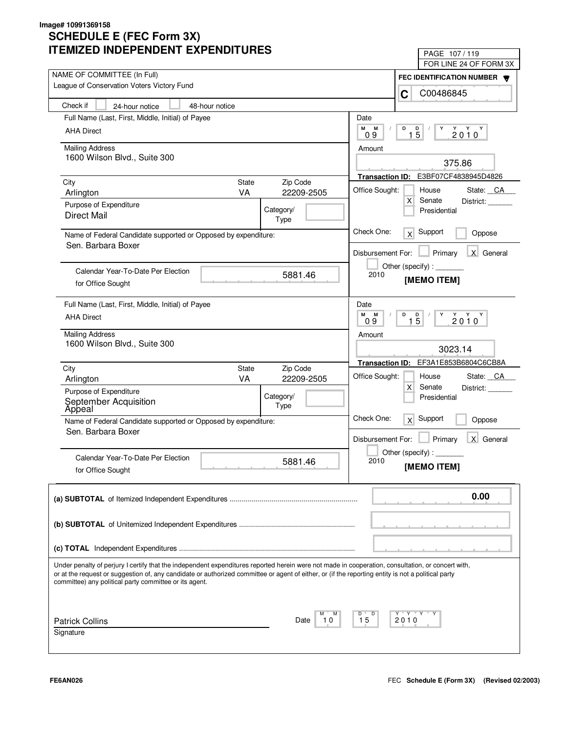Image# 10991369158

# SCHEDULE E (FEC Form 3X)
# ITEMIZED INDEPENDENT EXPENDITURES

FOR LINE 24 OF FORM 3X

**NAME OF COMMITTEE (In Full)**
League of Conservation Voters Victory Fund

**FEC IDENTIFICATION NUMBER**
C C00486845

Check if [ ] 24-hour notice [ ] 48-hour notice

---

**Full Name (Last, First, Middle, Initial) of Payee**
AHA Direct

**Mailing Address**
1600 Wilson Blvd., Suite 300

| City | State | Zip Code |
|---|---|---|
| Arlington | VA | 22209-2505 |

**Purpose of Expenditure**
Direct Mail

Category/Type:

**Name of Federal Candidate supported or Opposed by expenditure:**
Sen. Barbara Boxer

**Calendar Year-To-Date Per Election for Office Sought:** 5881.46

**Date:** 09 / 15 / 2010

**Amount:** 375.86

**Transaction ID:** E3BF07CF4838945D4826

**Office Sought:** [ ] House [X] Senate [ ] Presidential — State: CA District: ______

**Check One:** [X] Support [ ] Oppose

**Disbursement For:** [ ] Primary [X] General [ ] Other (specify): _______ 2010

**[MEMO ITEM]**

---

**Full Name (Last, First, Middle, Initial) of Payee**
AHA Direct

**Mailing Address**
1600 Wilson Blvd., Suite 300

| City | State | Zip Code |
|---|---|---|
| Arlington | VA | 22209-2505 |

**Purpose of Expenditure**
September Acquisition Appeal

Category/Type:

**Name of Federal Candidate supported or Opposed by expenditure:**
Sen. Barbara Boxer

**Calendar Year-To-Date Per Election for Office Sought:** 5881.46

**Date:** 09 / 15 / 2010

**Amount:** 3023.14

**Transaction ID:** EF3A1E853B6804C6CB8A

**Office Sought:** [ ] House [X] Senate [ ] Presidential — State: CA District: ______

**Check One:** [X] Support [ ] Oppose

**Disbursement For:** [ ] Primary [X] General [ ] Other (specify): _______ 2010

**[MEMO ITEM]**

---

| | |
|---|---|
| **(a) SUBTOTAL** of Itemized Independent Expenditures | 0.00 |
| **(b) SUBTOTAL** of Unitemized Independent Expenditures | |
| **(c) TOTAL** Independent Expenditures | |

Under penalty of perjury I certify that the independent expenditures reported herein were not made in cooperation, consultation, or concert with, or at the request or suggestion of, any candidate or authorized committee or agent of either, or (if the reporting entity is not a political party committee) any political party committee or its agent.

Patrick Collins
Signature

Date: 10 / 15 / 2010

FE6AN026

FEC **Schedule E (Form 3X)** (Revised 02/2003)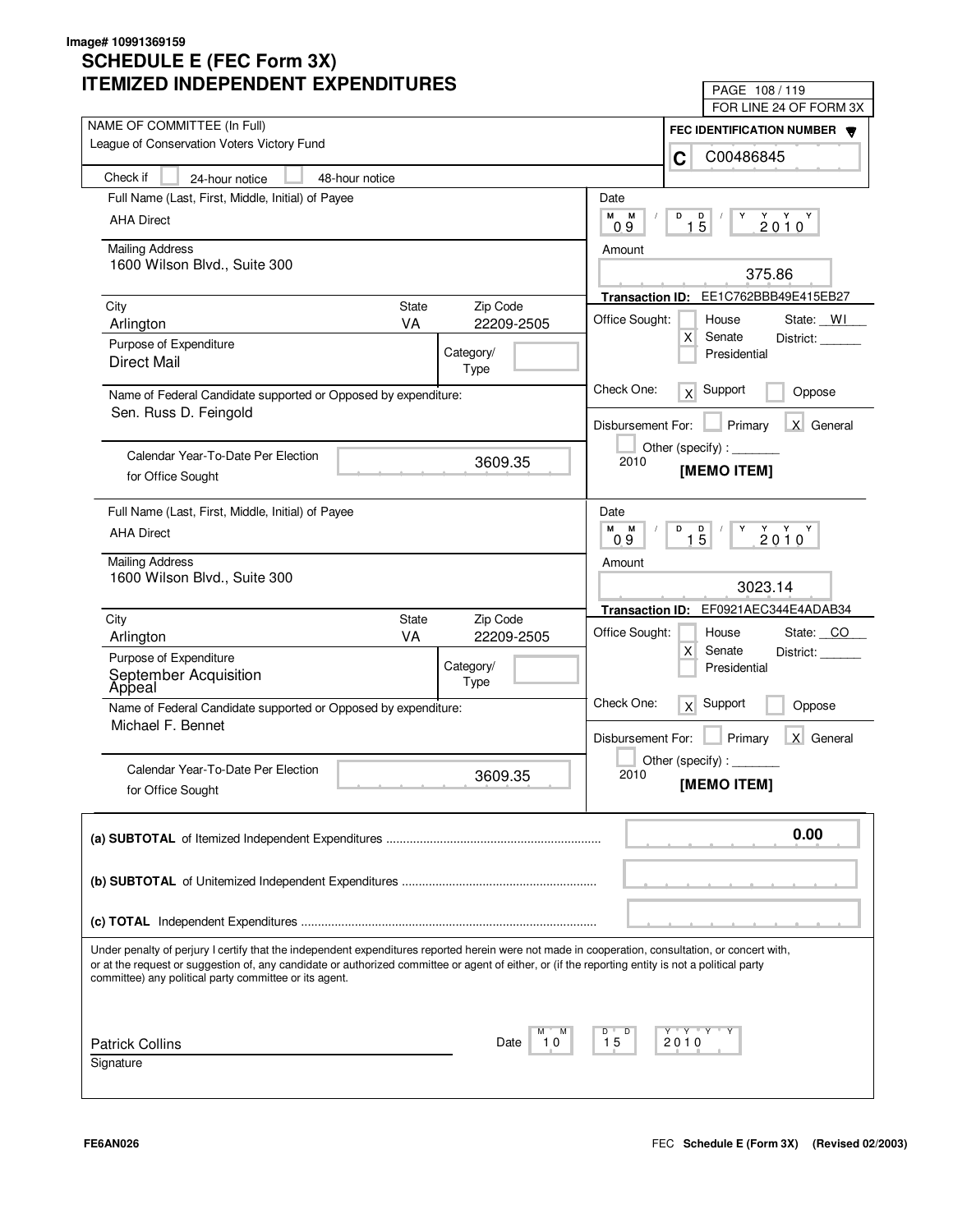Image# 10991369159

# SCHEDULE E (FEC Form 3X)
# ITEMIZED INDEPENDENT EXPENDITURES

PAGE 108 / 119
FOR LINE 24 OF FORM 3X

NAME OF COMMITTEE (In Full)
League of Conservation Voters Victory Fund

FEC IDENTIFICATION NUMBER
C C00486845

Check if [ ] 24-hour notice [ ] 48-hour notice

---

Full Name (Last, First, Middle, Initial) of Payee
AHA Direct

Mailing Address
1600 Wilson Blvd., Suite 300

| City | State | Zip Code |
|---|---|---|
| Arlington | VA | 22209-2505 |

Purpose of Expenditure
Direct Mail

Category/Type:

Name of Federal Candidate supported or Opposed by expenditure:
Sen. Russ D. Feingold

Calendar Year-To-Date Per Election for Office Sought: 3609.35

Date: 09 / 15 / 2010

Amount: 375.86

Transaction ID: EE1C762BBB49E415EB27

Office Sought: [ ] House [X] Senate [ ] Presidential — State: WI District: ______

Check One: [X] Support [ ] Oppose

Disbursement For: [ ] Primary [X] General [ ] Other (specify): _______ 2010

**[MEMO ITEM]**

---

Full Name (Last, First, Middle, Initial) of Payee
AHA Direct

Mailing Address
1600 Wilson Blvd., Suite 300

| City | State | Zip Code |
|---|---|---|
| Arlington | VA | 22209-2505 |

Purpose of Expenditure
September Acquisition Appeal

Category/Type:

Name of Federal Candidate supported or Opposed by expenditure:
Michael F. Bennet

Calendar Year-To-Date Per Election for Office Sought: 3609.35

Date: 09 / 15 / 2010

Amount: 3023.14

Transaction ID: EF0921AEC344E4ADAB34

Office Sought: [ ] House [X] Senate [ ] Presidential — State: CO District: ______

Check One: [X] Support [ ] Oppose

Disbursement For: [ ] Primary [X] General [ ] Other (specify): _______ 2010

**[MEMO ITEM]**

---

**(a) SUBTOTAL** of Itemized Independent Expenditures .......... **0.00**

**(b) SUBTOTAL** of Unitemized Independent Expenditures ..........

**(c) TOTAL** Independent Expenditures ..........

Under penalty of perjury I certify that the independent expenditures reported herein were not made in cooperation, consultation, or concert with, or at the request or suggestion of, any candidate or authorized committee or agent of either, or (if the reporting entity is not a political party committee) any political party committee or its agent.

Patrick Collins
Signature

Date: 10 / 15 / 2010

FE6AN026

FEC **Schedule E (Form 3X)** **(Revised 02/2003)**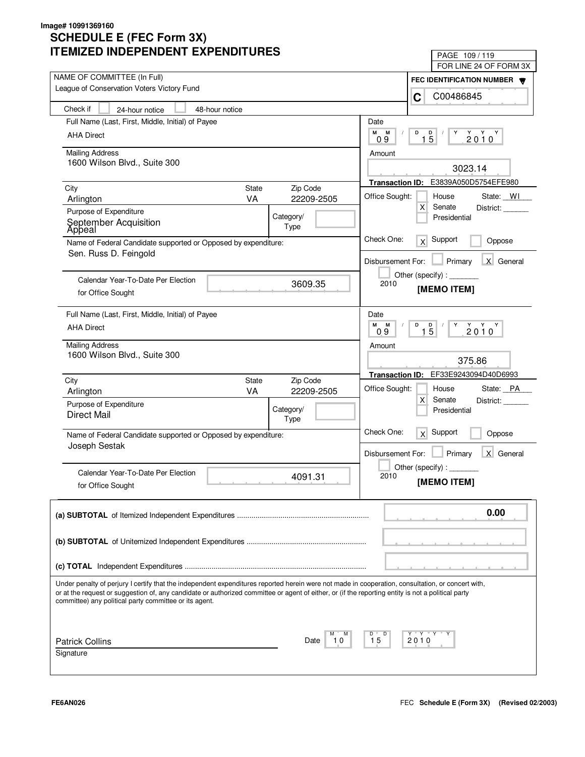Image# 10991369160

# SCHEDULE E (FEC Form 3X)
# ITEMIZED INDEPENDENT EXPENDITURES

FOR LINE 24 OF FORM 3X

NAME OF COMMITTEE (In Full): League of Conservation Voters Victory Fund

FEC IDENTIFICATION NUMBER: C C00486845

Check if: [ ] 24-hour notice [ ] 48-hour notice

---

Full Name (Last, First, Middle, Initial) of Payee: AHA Direct

Mailing Address: 1600 Wilson Blvd., Suite 300

City: Arlington | State: VA | Zip Code: 22209-2505

Purpose of Expenditure: September Acquisition Appeal

Category/Type:

Name of Federal Candidate supported or Opposed by expenditure: Sen. Russ D. Feingold

Calendar Year-To-Date Per Election for Office Sought: 3609.35

Date: 09 / 15 / 2010

Amount: 3023.14

Transaction ID: E3839A050D5754EFE980

Office Sought: [ ] House [X] Senate [ ] Presidential — State: WI District: ______

Check One: [X] Support [ ] Oppose

Disbursement For: [ ] Primary [X] General [ ] Other (specify): _______ 2010

**[MEMO ITEM]**

---

Full Name (Last, First, Middle, Initial) of Payee: AHA Direct

Mailing Address: 1600 Wilson Blvd., Suite 300

City: Arlington | State: VA | Zip Code: 22209-2505

Purpose of Expenditure: Direct Mail

Category/Type:

Name of Federal Candidate supported or Opposed by expenditure: Joseph Sestak

Calendar Year-To-Date Per Election for Office Sought: 4091.31

Date: 09 / 15 / 2010

Amount: 375.86

Transaction ID: EF33E9243094D40D6993

Office Sought: [ ] House [X] Senate [ ] Presidential — State: PA District: ______

Check One: [X] Support [ ] Oppose

Disbursement For: [ ] Primary [X] General [ ] Other (specify): _______ 2010

**[MEMO ITEM]**

---

**(a) SUBTOTAL** of Itemized Independent Expenditures ............ 0.00

**(b) SUBTOTAL** of Unitemized Independent Expenditures ............

**(c) TOTAL** Independent Expenditures ............

Under penalty of perjury I certify that the independent expenditures reported herein were not made in cooperation, consultation, or concert with, or at the request or suggestion of, any candidate or authorized committee or agent of either, or (if the reporting entity is not a political party committee) any political party committee or its agent.

Patrick Collins — Date: 10 / 15 / 2010

Signature

FE6AN026

FEC **Schedule E (Form 3X)** **(Revised 02/2003)**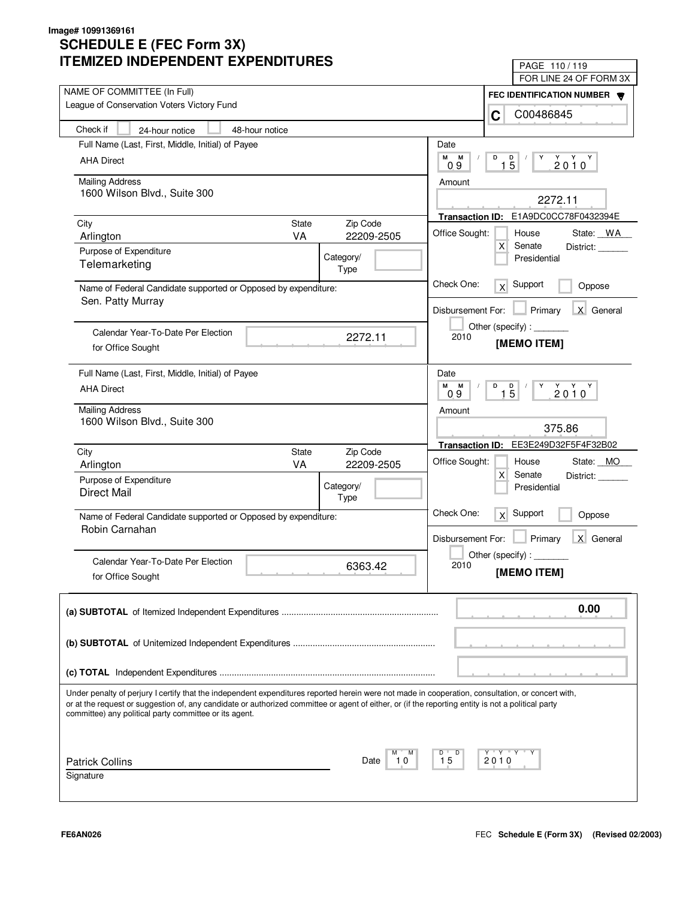Image# 10991369161

# SCHEDULE E (FEC Form 3X)
# ITEMIZED INDEPENDENT EXPENDITURES

FOR LINE 24 OF FORM 3X

**NAME OF COMMITTEE (In Full)**
League of Conservation Voters Victory Fund

**FEC IDENTIFICATION NUMBER**
C C00486845

Check if [ ] 24-hour notice [ ] 48-hour notice

---

**Full Name (Last, First, Middle, Initial) of Payee**
AHA Direct

**Mailing Address**
1600 Wilson Blvd., Suite 300

| City | State | Zip Code |
|---|---|---|
| Arlington | VA | 22209-2505 |

**Purpose of Expenditure**
Telemarketing

Category/Type:

**Name of Federal Candidate supported or Opposed by expenditure:**
Sen. Patty Murray

**Calendar Year-To-Date Per Election for Office Sought:** 2272.11

**Date:** 09 / 15 / 2010

**Amount:** 2272.11

**Transaction ID:** E1A9DC0CC78F0432394E

**Office Sought:** [ ] House [X] Senate [ ] Presidential — State: WA District: ______

**Check One:** [X] Support [ ] Oppose

**Disbursement For:** [ ] Primary [X] General [ ] Other (specify): _______ 2010

**[MEMO ITEM]**

---

**Full Name (Last, First, Middle, Initial) of Payee**
AHA Direct

**Mailing Address**
1600 Wilson Blvd., Suite 300

| City | State | Zip Code |
|---|---|---|
| Arlington | VA | 22209-2505 |

**Purpose of Expenditure**
Direct Mail

Category/Type:

**Name of Federal Candidate supported or Opposed by expenditure:**
Robin Carnahan

**Calendar Year-To-Date Per Election for Office Sought:** 6363.42

**Date:** 09 / 15 / 2010

**Amount:** 375.86

**Transaction ID:** EE3E249D32F5F4F32B02

**Office Sought:** [ ] House [X] Senate [ ] Presidential — State: MO District: ______

**Check One:** [X] Support [ ] Oppose

**Disbursement For:** [ ] Primary [X] General [ ] Other (specify): _______ 2010

**[MEMO ITEM]**

---

**(a) SUBTOTAL** of Itemized Independent Expenditures .......... 0.00

**(b) SUBTOTAL** of Unitemized Independent Expenditures ..........

**(c) TOTAL** Independent Expenditures ..........

Under penalty of perjury I certify that the independent expenditures reported herein were not made in cooperation, consultation, or concert with, or at the request or suggestion of, any candidate or authorized committee or agent of either, or (if the reporting entity is not a political party committee) any political party committee or its agent.

Patrick Collins
Signature

Date: 10 / 15 / 2010

FE6AN026

FEC **Schedule E (Form 3X)** **(Revised 02/2003)**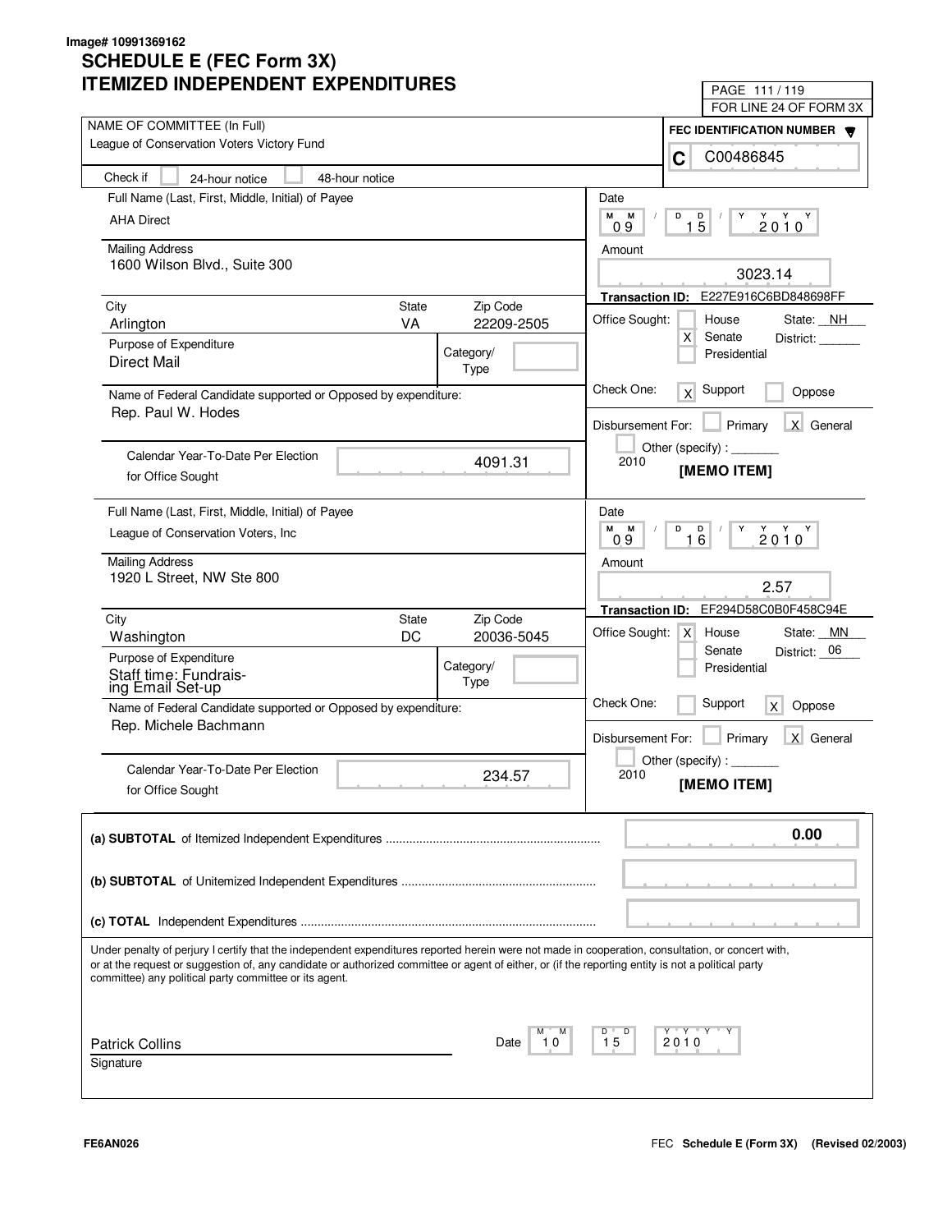Image# 10991369162

# SCHEDULE E (FEC Form 3X)
# ITEMIZED INDEPENDENT EXPENDITURES

FOR LINE 24 OF FORM 3X

**NAME OF COMMITTEE (In Full):** League of Conservation Voters Victory Fund

**FEC IDENTIFICATION NUMBER:** C00486845

Check if: [ ] 24-hour notice [ ] 48-hour notice

---

**Full Name (Last, First, Middle, Initial) of Payee:** AHA Direct

**Mailing Address:** 1600 Wilson Blvd., Suite 300

| City | State | Zip Code |
|---|---|---|
| Arlington | VA | 22209-2505 |

**Purpose of Expenditure:** Direct Mail

**Category/Type:**

**Name of Federal Candidate supported or Opposed by expenditure:** Rep. Paul W. Hodes

**Calendar Year-To-Date Per Election for Office Sought:** 4091.31

**Date:** 09 / 15 / 2010

**Amount:** 3023.14

**Transaction ID:** E227E916C6BD848698FF

**Office Sought:** [ ] House [X] Senate [ ] Presidential — State: NH District:

**Check One:** [X] Support [ ] Oppose

**Disbursement For:** [ ] Primary [X] General [ ] Other (specify): 2010

**[MEMO ITEM]**

---

**Full Name (Last, First, Middle, Initial) of Payee:** League of Conservation Voters, Inc

**Mailing Address:** 1920 L Street, NW Ste 800

| City | State | Zip Code |
|---|---|---|
| Washington | DC | 20036-5045 |

**Purpose of Expenditure:** Staff time: Fundraising Email Set-up

**Category/Type:**

**Name of Federal Candidate supported or Opposed by expenditure:** Rep. Michele Bachmann

**Calendar Year-To-Date Per Election for Office Sought:** 234.57

**Date:** 09 / 16 / 2010

**Amount:** 2.57

**Transaction ID:** EF294D58C0B0F458C94E

**Office Sought:** [X] House [ ] Senate [ ] Presidential — State: MN District: 06

**Check One:** [ ] Support [X] Oppose

**Disbursement For:** [ ] Primary [X] General [ ] Other (specify): 2010

**[MEMO ITEM]**

---

**(a) SUBTOTAL** of Itemized Independent Expenditures ............ 0.00

**(b) SUBTOTAL** of Unitemized Independent Expenditures ............

**(c) TOTAL** Independent Expenditures ............

Under penalty of perjury I certify that the independent expenditures reported herein were not made in cooperation, consultation, or concert with, or at the request or suggestion of, any candidate or authorized committee or agent of either, or (if the reporting entity is not a political party committee) any political party committee or its agent.

Patrick Collins — Date: 10 / 15 / 2010

Signature

FE6AN026 — FEC Schedule E (Form 3X) (Revised 02/2003)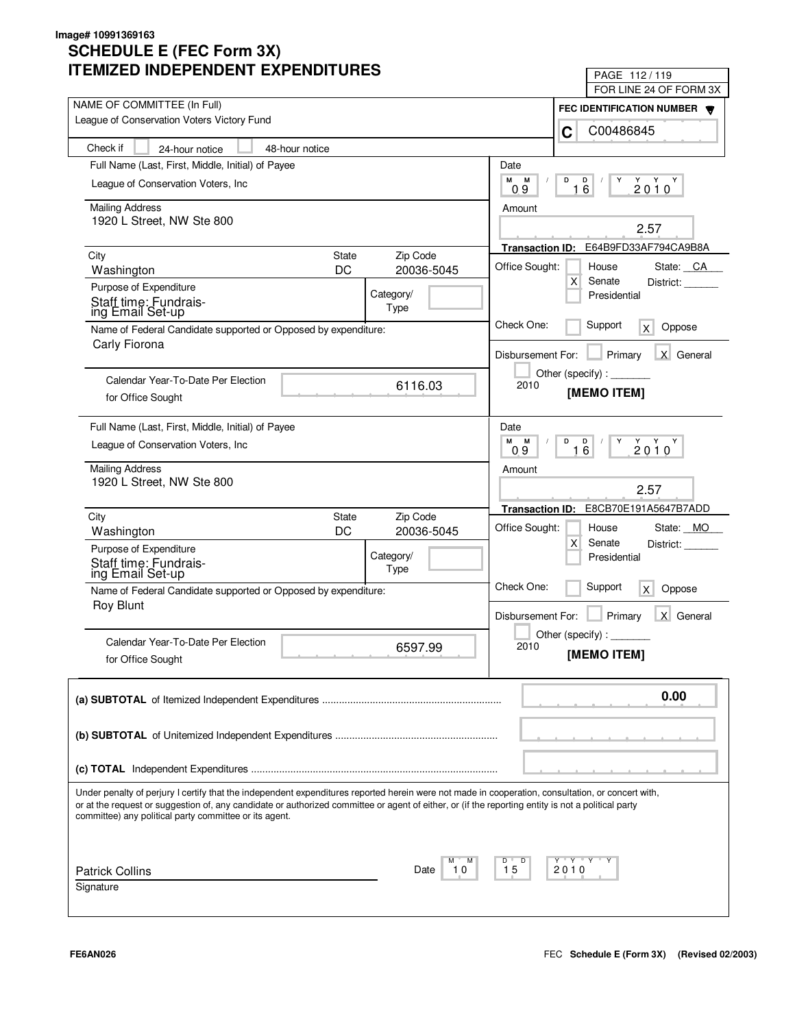Image# 10991369163

# SCHEDULE E (FEC Form 3X)
# ITEMIZED INDEPENDENT EXPENDITURES

PAGE 112 / 119
FOR LINE 24 OF FORM 3X

**NAME OF COMMITTEE (In Full)**
League of Conservation Voters Victory Fund

**FEC IDENTIFICATION NUMBER**
C C00486845

Check if [ ] 24-hour notice [ ] 48-hour notice

---

**Full Name (Last, First, Middle, Initial) of Payee:** League of Conservation Voters, Inc

**Mailing Address:** 1920 L Street, NW Ste 800

| City | State | Zip Code |
|---|---|---|
| Washington | DC | 20036-5045 |

**Purpose of Expenditure:** Staff time: Fundraising Email Set-up

**Category/Type:**

**Name of Federal Candidate supported or Opposed by expenditure:** Carly Fiorona

**Calendar Year-To-Date Per Election for Office Sought:** 6116.03

**Date:** 09 / 16 / 2010

**Amount:** 2.57

**Transaction ID:** E64B9FD33AF794CA9B8A

**Office Sought:** [ ] House [X] Senate [ ] Presidential — State: CA District:

**Check One:** [ ] Support [X] Oppose

**Disbursement For:** [ ] Primary [X] General [ ] Other (specify): 2010

**[MEMO ITEM]**

---

**Full Name (Last, First, Middle, Initial) of Payee:** League of Conservation Voters, Inc

**Mailing Address:** 1920 L Street, NW Ste 800

| City | State | Zip Code |
|---|---|---|
| Washington | DC | 20036-5045 |

**Purpose of Expenditure:** Staff time: Fundraising Email Set-up

**Category/Type:**

**Name of Federal Candidate supported or Opposed by expenditure:** Roy Blunt

**Calendar Year-To-Date Per Election for Office Sought:** 6597.99

**Date:** 09 / 16 / 2010

**Amount:** 2.57

**Transaction ID:** E8CB70E191A5647B7ADD

**Office Sought:** [ ] House [X] Senate [ ] Presidential — State: MO District:

**Check One:** [ ] Support [X] Oppose

**Disbursement For:** [ ] Primary [X] General [ ] Other (specify): 2010

**[MEMO ITEM]**

---

| | |
|---|---|
| **(a) SUBTOTAL** of Itemized Independent Expenditures | 0.00 |
| **(b) SUBTOTAL** of Unitemized Independent Expenditures | |
| **(c) TOTAL** Independent Expenditures | |

Under penalty of perjury I certify that the independent expenditures reported herein were not made in cooperation, consultation, or concert with, or at the request or suggestion of, any candidate or authorized committee or agent of either, or (if the reporting entity is not a political party committee) any political party committee or its agent.

Patrick Collins
Signature

Date: 10 / 15 / 2010

FE6AN026

FEC **Schedule E (Form 3X) (Revised 02/2003)**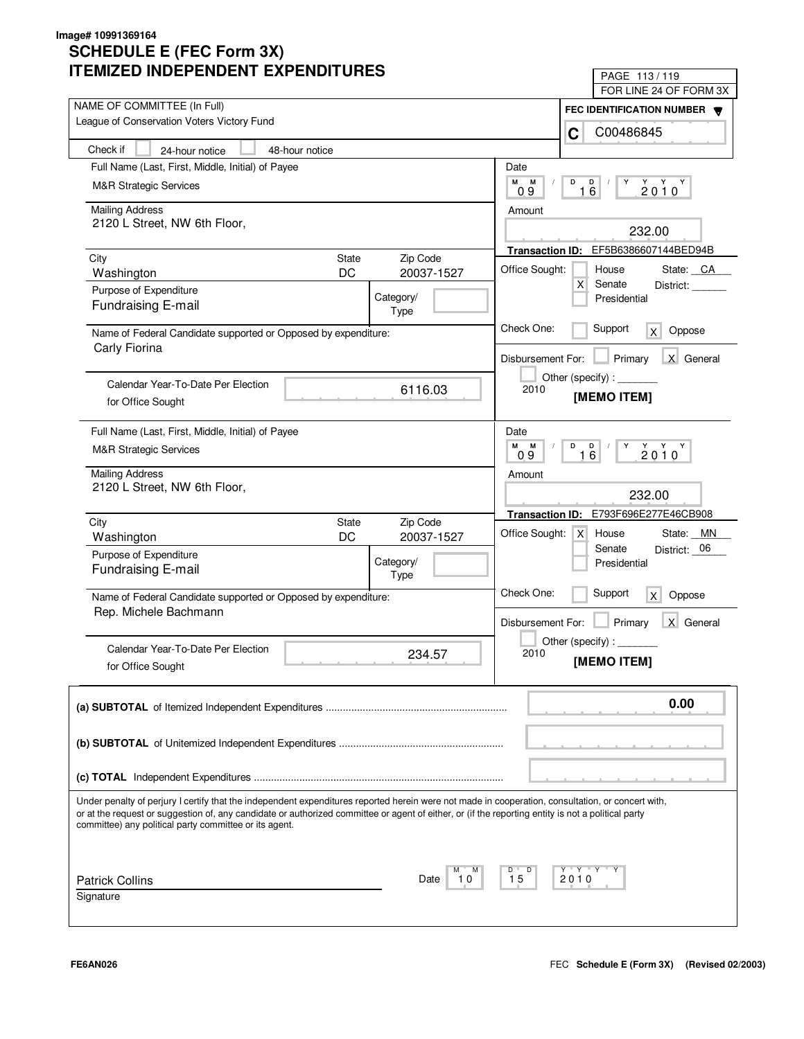Image# 10991369164

# SCHEDULE E (FEC Form 3X)
# ITEMIZED INDEPENDENT EXPENDITURES

FOR LINE 24 OF FORM 3X

NAME OF COMMITTEE (In Full)
League of Conservation Voters Victory Fund

FEC IDENTIFICATION NUMBER
C C00486845

Check if [ ] 24-hour notice [ ] 48-hour notice

---

Full Name (Last, First, Middle, Initial) of Payee
M&R Strategic Services

Mailing Address
2120 L Street, NW 6th Floor,

| City | State | Zip Code |
|---|---|---|
| Washington | DC | 20037-1527 |

Purpose of Expenditure
Fundraising E-mail

Category/Type:

Name of Federal Candidate supported or Opposed by expenditure:
Carly Fiorina

Calendar Year-To-Date Per Election for Office Sought: 6116.03

Date: 09 / 16 / 2010

Amount: 232.00

Transaction ID: EF5B6386607144BED94B

Office Sought: [ ] House [X] Senate [ ] Presidential — State: CA District:

Check One: [ ] Support [X] Oppose

Disbursement For: [ ] Primary [X] General [ ] Other (specify): 2010

[MEMO ITEM]

---

Full Name (Last, First, Middle, Initial) of Payee
M&R Strategic Services

Mailing Address
2120 L Street, NW 6th Floor,

| City | State | Zip Code |
|---|---|---|
| Washington | DC | 20037-1527 |

Purpose of Expenditure
Fundraising E-mail

Category/Type:

Name of Federal Candidate supported or Opposed by expenditure:
Rep. Michele Bachmann

Calendar Year-To-Date Per Election for Office Sought: 234.57

Date: 09 / 16 / 2010

Amount: 232.00

Transaction ID: E793F696E277E46CB908

Office Sought: [X] House [ ] Senate [ ] Presidential — State: MN District: 06

Check One: [ ] Support [X] Oppose

Disbursement For: [ ] Primary [X] General [ ] Other (specify): 2010

[MEMO ITEM]

---

**(a) SUBTOTAL** of Itemized Independent Expenditures ........ **0.00**

**(b) SUBTOTAL** of Unitemized Independent Expenditures ........

**(c) TOTAL** Independent Expenditures ........

Under penalty of perjury I certify that the independent expenditures reported herein were not made in cooperation, consultation, or concert with, or at the request or suggestion of, any candidate or authorized committee or agent of either, or (if the reporting entity is not a political party committee) any political party committee or its agent.

Patrick Collins
Signature

Date: 10 / 15 / 2010

FE6AN026

FEC **Schedule E (Form 3X)** **(Revised 02/2003)**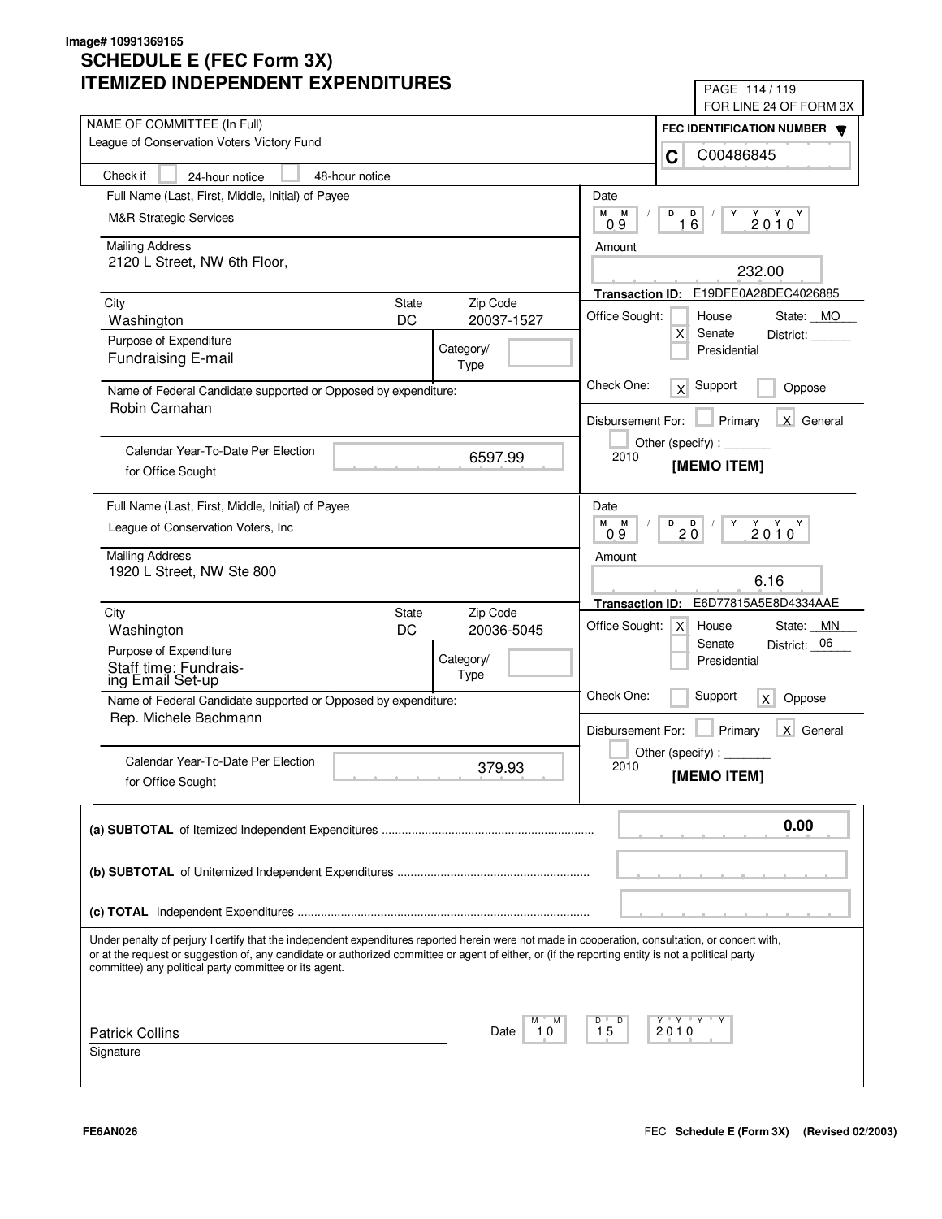Image# 10991369165

# SCHEDULE E (FEC Form 3X)
# ITEMIZED INDEPENDENT EXPENDITURES

FOR LINE 24 OF FORM 3X

**NAME OF COMMITTEE (In Full):** League of Conservation Voters Victory Fund

**FEC IDENTIFICATION NUMBER:** C C00486845

Check if: [ ] 24-hour notice [ ] 48-hour notice

---

**Full Name (Last, First, Middle, Initial) of Payee:** M&R Strategic Services

**Mailing Address:** 2120 L Street, NW 6th Floor,

| City | State | Zip Code |
|---|---|---|
| Washington | DC | 20037-1527 |

**Purpose of Expenditure:** Fundraising E-mail

**Category/Type:**

**Name of Federal Candidate supported or Opposed by expenditure:** Robin Carnahan

**Calendar Year-To-Date Per Election for Office Sought:** 6597.99

**Date:** 09/16/2010

**Amount:** 232.00

**Transaction ID:** E19DFE0A28DEC4026885

**Office Sought:** [ ] House [X] Senate [ ] Presidential — State: MO District: ______

**Check One:** [X] Support [ ] Oppose

**Disbursement For:** [ ] Primary [X] General [ ] Other (specify): _______ 2010

**[MEMO ITEM]**

---

**Full Name (Last, First, Middle, Initial) of Payee:** League of Conservation Voters, Inc

**Mailing Address:** 1920 L Street, NW Ste 800

| City | State | Zip Code |
|---|---|---|
| Washington | DC | 20036-5045 |

**Purpose of Expenditure:** Staff time: Fundraising Email Set-up

**Category/Type:**

**Name of Federal Candidate supported or Opposed by expenditure:** Rep. Michele Bachmann

**Calendar Year-To-Date Per Election for Office Sought:** 379.93

**Date:** 09/20/2010

**Amount:** 6.16

**Transaction ID:** E6D77815A5E8D4334AAE

**Office Sought:** [X] House [ ] Senate [ ] Presidential — State: MN District: 06

**Check One:** [ ] Support [X] Oppose

**Disbursement For:** [ ] Primary [X] General [ ] Other (specify): _______ 2010

**[MEMO ITEM]**

---

**(a) SUBTOTAL** of Itemized Independent Expenditures ........ 0.00

**(b) SUBTOTAL** of Unitemized Independent Expenditures ........

**(c) TOTAL** Independent Expenditures ........

Under penalty of perjury I certify that the independent expenditures reported herein were not made in cooperation, consultation, or concert with, or at the request or suggestion of, any candidate or authorized committee or agent of either, or (if the reporting entity is not a political party committee) any political party committee or its agent.

Patrick Collins
Signature

Date: 10/15/2010

FE6AN026

FEC Schedule E (Form 3X) (Revised 02/2003)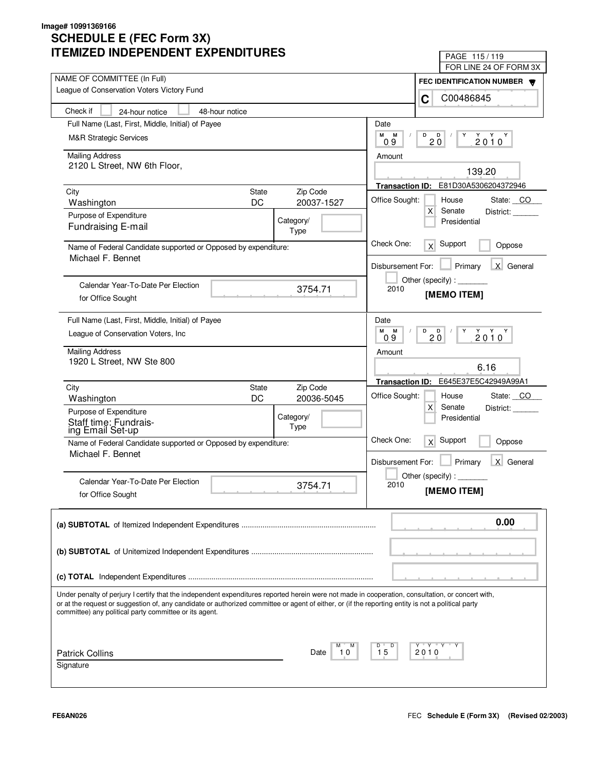Image# 10991369166

# SCHEDULE E (FEC Form 3X)
# ITEMIZED INDEPENDENT EXPENDITURES

PAGE 115 / 119
FOR LINE 24 OF FORM 3X

NAME OF COMMITTEE (In Full)
League of Conservation Voters Victory Fund

FEC IDENTIFICATION NUMBER
C C00486845

Check if [ ] 24-hour notice [ ] 48-hour notice

---

Full Name (Last, First, Middle, Initial) of Payee
M&R Strategic Services

Mailing Address
2120 L Street, NW 6th Floor,

| City | State | Zip Code |
|---|---|---|
| Washington | DC | 20037-1527 |

Purpose of Expenditure
Fundraising E-mail

Category/Type:

Name of Federal Candidate supported or Opposed by expenditure:
Michael F. Bennet

Calendar Year-To-Date Per Election for Office Sought: 3754.71

Date: 09 / 20 / 2010

Amount: 139.20

Transaction ID: E81D30A5306204372946

Office Sought: [ ] House [X] Senate [ ] Presidential State: CO District: ______

Check One: [X] Support [ ] Oppose

Disbursement For: [ ] Primary [X] General [ ] Other (specify) : _______ 2010

[MEMO ITEM]

---

Full Name (Last, First, Middle, Initial) of Payee
League of Conservation Voters, Inc

Mailing Address
1920 L Street, NW Ste 800

| City | State | Zip Code |
|---|---|---|
| Washington | DC | 20036-5045 |

Purpose of Expenditure
Staff time: Fundraising Email Set-up

Category/Type:

Name of Federal Candidate supported or Opposed by expenditure:
Michael F. Bennet

Calendar Year-To-Date Per Election for Office Sought: 3754.71

Date: 09 / 20 / 2010

Amount: 6.16

Transaction ID: E645E37E5C42949A99A1

Office Sought: [ ] House [X] Senate [ ] Presidential State: CO District: ______

Check One: [X] Support [ ] Oppose

Disbursement For: [ ] Primary [X] General [ ] Other (specify) : _______ 2010

[MEMO ITEM]

---

**(a) SUBTOTAL** of Itemized Independent Expenditures ........ 0.00

**(b) SUBTOTAL** of Unitemized Independent Expenditures ........

**(c) TOTAL** Independent Expenditures ........

Under penalty of perjury I certify that the independent expenditures reported herein were not made in cooperation, consultation, or concert with, or at the request or suggestion of, any candidate or authorized committee or agent of either, or (if the reporting entity is not a political party committee) any political party committee or its agent.

Patrick Collins
Signature

Date: 10 / 15 / 2010

FE6AN026

FEC **Schedule E (Form 3X)** **(Revised 02/2003)**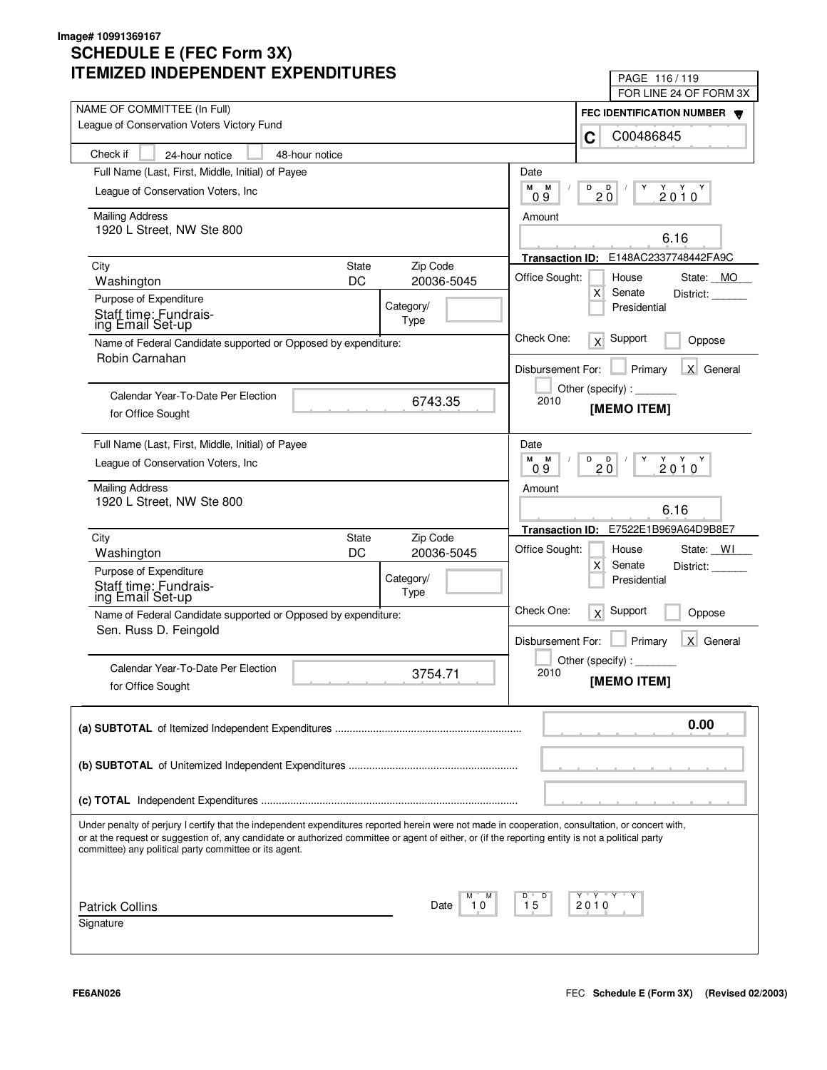Image# 10991369167

# SCHEDULE E (FEC Form 3X)
# ITEMIZED INDEPENDENT EXPENDITURES

PAGE 116 / 119
FOR LINE 24 OF FORM 3X

**NAME OF COMMITTEE (In Full)**
League of Conservation Voters Victory Fund

**FEC IDENTIFICATION NUMBER**
C C00486845

Check if [ ] 24-hour notice [ ] 48-hour notice

---

**Full Name (Last, First, Middle, Initial) of Payee**
League of Conservation Voters, Inc

**Mailing Address**
1920 L Street, NW Ste 800

| City | State | Zip Code |
|---|---|---|
| Washington | DC | 20036-5045 |

**Purpose of Expenditure**
Staff time: Fundraising Email Set-up

Category/Type:

**Name of Federal Candidate supported or Opposed by expenditure:**
Robin Carnahan

**Calendar Year-To-Date Per Election for Office Sought:** 6743.35

**Date:** 09 / 20 / 2010

**Amount:** 6.16

**Transaction ID:** E148AC2337748442FA9C

**Office Sought:** [ ] House [X] Senate [ ] Presidential — State: MO District:

**Check One:** [X] Support [ ] Oppose

**Disbursement For:** [ ] Primary [X] General [ ] Other (specify) : 2010

**[MEMO ITEM]**

---

**Full Name (Last, First, Middle, Initial) of Payee**
League of Conservation Voters, Inc

**Mailing Address**
1920 L Street, NW Ste 800

| City | State | Zip Code |
|---|---|---|
| Washington | DC | 20036-5045 |

**Purpose of Expenditure**
Staff time: Fundraising Email Set-up

Category/Type:

**Name of Federal Candidate supported or Opposed by expenditure:**
Sen. Russ D. Feingold

**Calendar Year-To-Date Per Election for Office Sought:** 3754.71

**Date:** 09 / 20 / 2010

**Amount:** 6.16

**Transaction ID:** E7522E1B969A64D9B8E7

**Office Sought:** [ ] House [X] Senate [ ] Presidential — State: WI District:

**Check One:** [X] Support [ ] Oppose

**Disbursement For:** [ ] Primary [X] General [ ] Other (specify) : 2010

**[MEMO ITEM]**

---

| | |
|---|---|
| **(a) SUBTOTAL** of Itemized Independent Expenditures | 0.00 |
| **(b) SUBTOTAL** of Unitemized Independent Expenditures | |
| **(c) TOTAL** Independent Expenditures | |

Under penalty of perjury I certify that the independent expenditures reported herein were not made in cooperation, consultation, or concert with, or at the request or suggestion of, any candidate or authorized committee or agent of either, or (if the reporting entity is not a political party committee) any political party committee or its agent.

Patrick Collins
Signature

Date: 10 / 15 / 2010

FE6AN026

FEC **Schedule E (Form 3X)** **(Revised 02/2003)**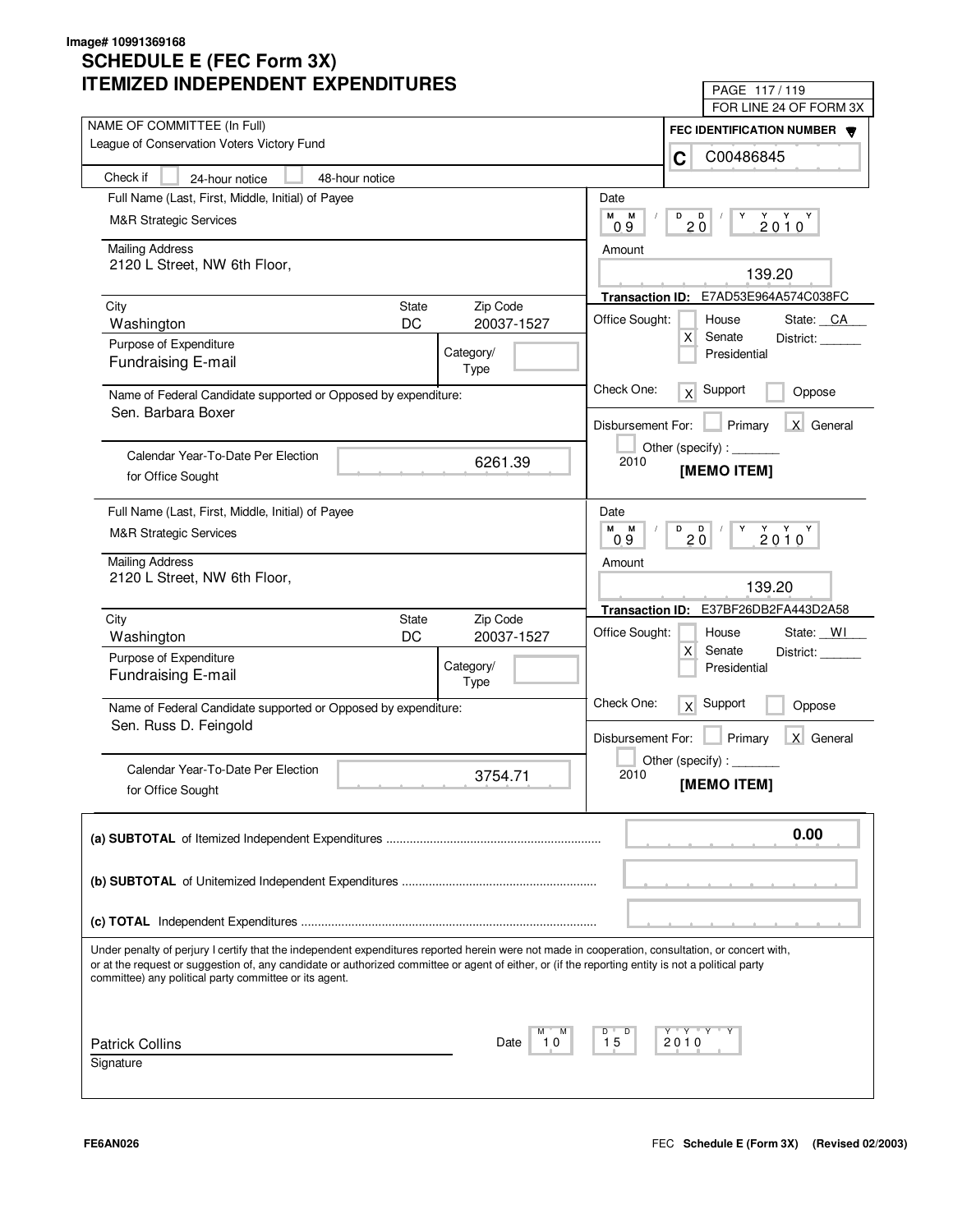Image# 10991369168

# SCHEDULE E (FEC Form 3X)
# ITEMIZED INDEPENDENT EXPENDITURES

PAGE 117 / 119
FOR LINE 24 OF FORM 3X

NAME OF COMMITTEE (In Full)
League of Conservation Voters Victory Fund

FEC IDENTIFICATION NUMBER
C C00486845

Check if [ ] 24-hour notice [ ] 48-hour notice

---

Full Name (Last, First, Middle, Initial) of Payee
M&R Strategic Services

Mailing Address
2120 L Street, NW 6th Floor,

| City | State | Zip Code |
|---|---|---|
| Washington | DC | 20037-1527 |

Purpose of Expenditure
Fundraising E-mail

Category/Type:

Name of Federal Candidate supported or Opposed by expenditure:
Sen. Barbara Boxer

Calendar Year-To-Date Per Election for Office Sought: 6261.39

Date: 09 / 20 / 2010

Amount: 139.20

Transaction ID: E7AD53E964A574C038FC

Office Sought: [ ] House [X] Senate [ ] Presidential — State: CA District:

Check One: [X] Support [ ] Oppose

Disbursement For: [ ] Primary [X] General [ ] Other (specify): 2010

[MEMO ITEM]

---

Full Name (Last, First, Middle, Initial) of Payee
M&R Strategic Services

Mailing Address
2120 L Street, NW 6th Floor,

| City | State | Zip Code |
|---|---|---|
| Washington | DC | 20037-1527 |

Purpose of Expenditure
Fundraising E-mail

Category/Type:

Name of Federal Candidate supported or Opposed by expenditure:
Sen. Russ D. Feingold

Calendar Year-To-Date Per Election for Office Sought: 3754.71

Date: 09 / 20 / 2010

Amount: 139.20

Transaction ID: E37BF26DB2FA443D2A58

Office Sought: [ ] House [X] Senate [ ] Presidential — State: WI District:

Check One: [X] Support [ ] Oppose

Disbursement For: [ ] Primary [X] General [ ] Other (specify): 2010

[MEMO ITEM]

---

**(a) SUBTOTAL** of Itemized Independent Expenditures: 0.00

**(b) SUBTOTAL** of Unitemized Independent Expenditures:

**(c) TOTAL** Independent Expenditures:

Under penalty of perjury I certify that the independent expenditures reported herein were not made in cooperation, consultation, or concert with, or at the request or suggestion of, any candidate or authorized committee or agent of either, or (if the reporting entity is not a political party committee) any political party committee or its agent.

Patrick Collins
Signature

Date: 10 / 15 / 2010

FE6AN026

FEC **Schedule E (Form 3X)** **(Revised 02/2003)**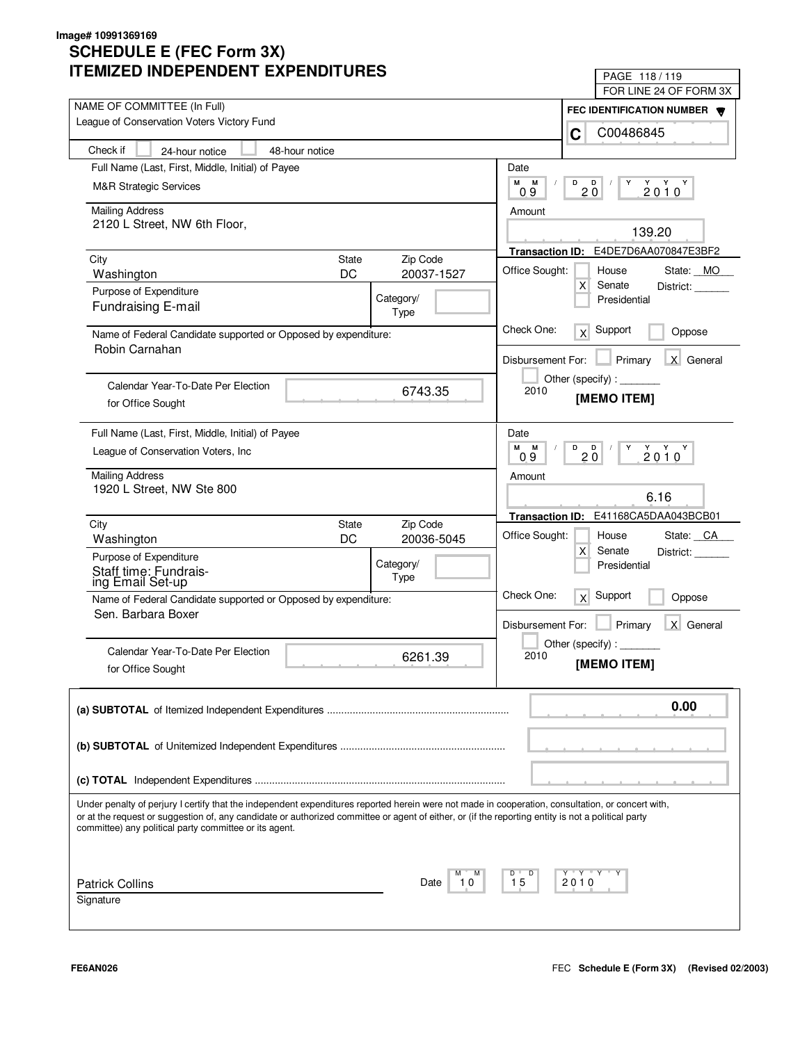Image# 10991369169

# SCHEDULE E (FEC Form 3X)
# ITEMIZED INDEPENDENT EXPENDITURES

PAGE 118 / 119
FOR LINE 24 OF FORM 3X

NAME OF COMMITTEE (In Full)
League of Conservation Voters Victory Fund

FEC IDENTIFICATION NUMBER
C C00486845

Check if [ ] 24-hour notice [ ] 48-hour notice

---

Full Name (Last, First, Middle, Initial) of Payee
M&R Strategic Services

Mailing Address
2120 L Street, NW 6th Floor,

| City | State | Zip Code |
|---|---|---|
| Washington | DC | 20037-1527 |

Purpose of Expenditure
Fundraising E-mail

Category/Type:

Name of Federal Candidate supported or Opposed by expenditure:
Robin Carnahan

Calendar Year-To-Date Per Election for Office Sought: 6743.35

Date: 09 / 20 / 2010

Amount: 139.20

Transaction ID: E4DE7D6AA070847E3BF2

Office Sought: [ ] House [X] Senate [ ] Presidential State: MO District: ______

Check One: [X] Support [ ] Oppose

Disbursement For: [ ] Primary [X] General [ ] Other (specify) : _______ 2010

**[MEMO ITEM]**

---

Full Name (Last, First, Middle, Initial) of Payee
League of Conservation Voters, Inc

Mailing Address
1920 L Street, NW Ste 800

| City | State | Zip Code |
|---|---|---|
| Washington | DC | 20036-5045 |

Purpose of Expenditure
Staff time: Fundraising Email Set-up

Category/Type:

Name of Federal Candidate supported or Opposed by expenditure:
Sen. Barbara Boxer

Calendar Year-To-Date Per Election for Office Sought: 6261.39

Date: 09 / 20 / 2010

Amount: 6.16

Transaction ID: E41168CA5DAA043BCB01

Office Sought: [ ] House [X] Senate [ ] Presidential State: CA District: ______

Check One: [X] Support [ ] Oppose

Disbursement For: [ ] Primary [X] General [ ] Other (specify) : _______ 2010

**[MEMO ITEM]**

---

**(a) SUBTOTAL** of Itemized Independent Expenditures ........ 0.00

**(b) SUBTOTAL** of Unitemized Independent Expenditures ........

**(c) TOTAL** Independent Expenditures ........

Under penalty of perjury I certify that the independent expenditures reported herein were not made in cooperation, consultation, or concert with, or at the request or suggestion of, any candidate or authorized committee or agent of either, or (if the reporting entity is not a political party committee) any political party committee or its agent.

Patrick Collins
Signature

Date: 10 / 15 / 2010

FE6AN026

FEC **Schedule E (Form 3X) (Revised 02/2003)**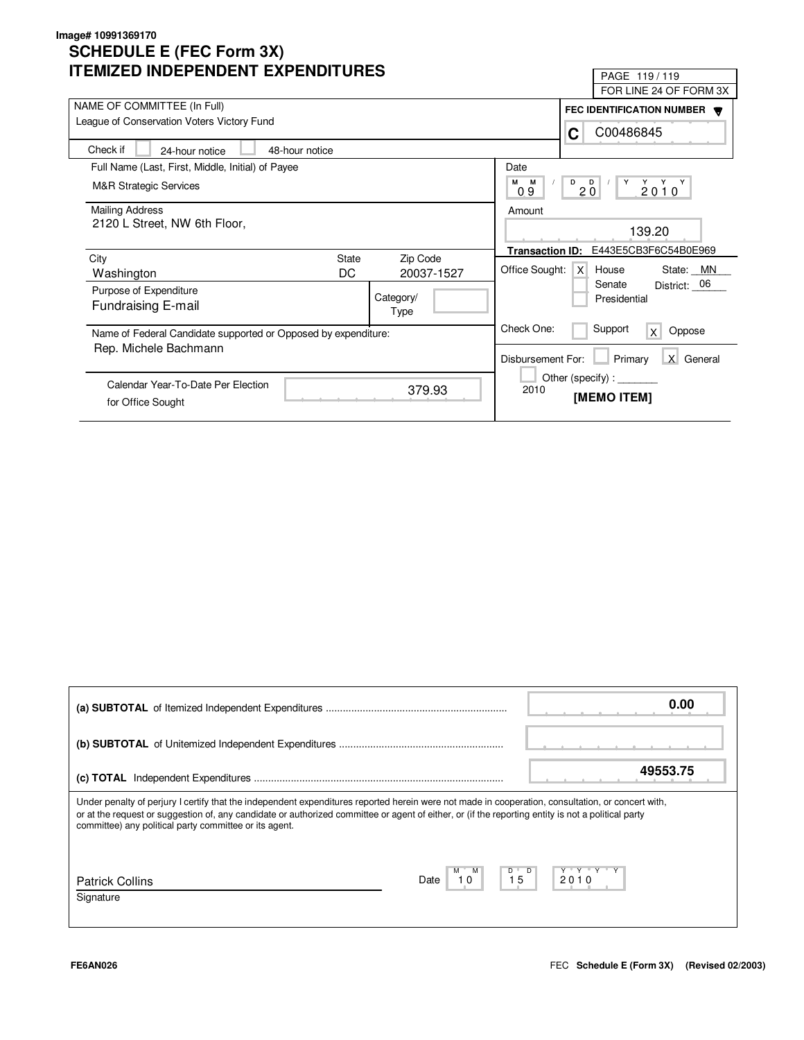Image# 10991369170

# SCHEDULE E (FEC Form 3X)
# ITEMIZED INDEPENDENT EXPENDITURES

PAGE 119 / 119
FOR LINE 24 OF FORM 3X

NAME OF COMMITTEE (In Full)
League of Conservation Voters Victory Fund

FEC IDENTIFICATION NUMBER
C C00486845

Check if [ ] 24-hour notice [ ] 48-hour notice

Full Name (Last, First, Middle, Initial) of Payee
M&R Strategic Services

Date: 09 / 20 / 2010

Mailing Address
2120 L Street, NW 6th Floor,

Amount: 139.20

Transaction ID: E443E5CB3F6C54B0E969

| City | State | Zip Code |
|---|---|---|
| Washington | DC | 20037-1527 |

Office Sought: [X] House [ ] Senate [ ] Presidential
State: MN District: 06

Purpose of Expenditure
Fundraising E-mail

Category/Type:

Name of Federal Candidate supported or Opposed by expenditure:
Rep. Michele Bachmann

Check One: [ ] Support [X] Oppose

Disbursement For: [ ] Primary [X] General [ ] Other (specify) : 2010

Calendar Year-To-Date Per Election for Office Sought: 379.93

**[MEMO ITEM]**

| | |
|---|---|
| **(a) SUBTOTAL** of Itemized Independent Expenditures | **0.00** |
| **(b) SUBTOTAL** of Unitemized Independent Expenditures | |
| **(c) TOTAL** Independent Expenditures | **49553.75** |

Under penalty of perjury I certify that the independent expenditures reported herein were not made in cooperation, consultation, or concert with, or at the request or suggestion of, any candidate or authorized committee or agent of either, or (if the reporting entity is not a political party committee) any political party committee or its agent.

Patrick Collins
Signature

Date: 10 / 15 / 2010

FE6AN026

FEC **Schedule E (Form 3X) (Revised 02/2003)**